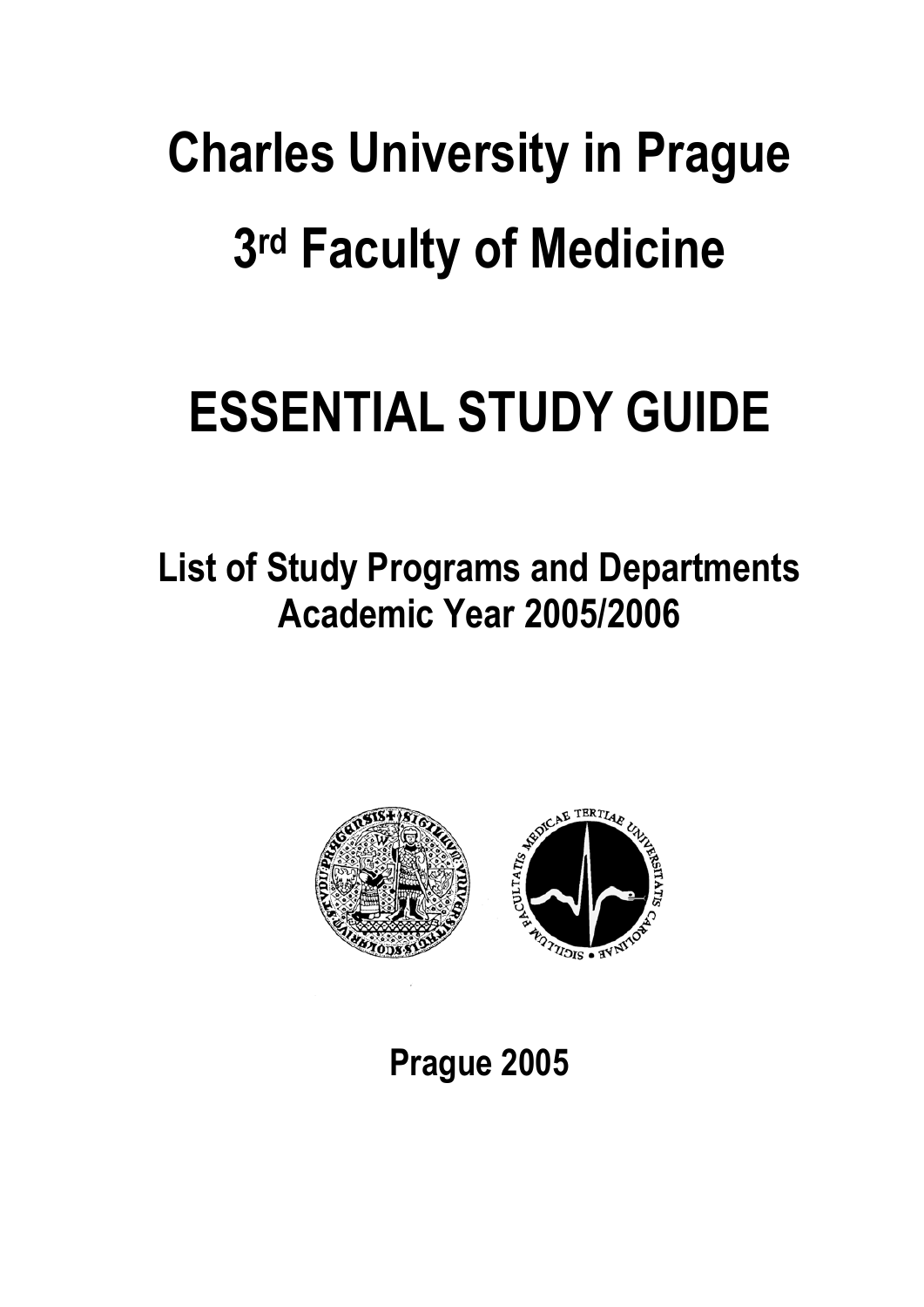# Charles University in Prague

# 3rd Faculty of Medicine

# ESSENTIAL STUDY GUIDE

## List of Study Programs and Departments
## Academic Year 2005/2006

**Prague 2005**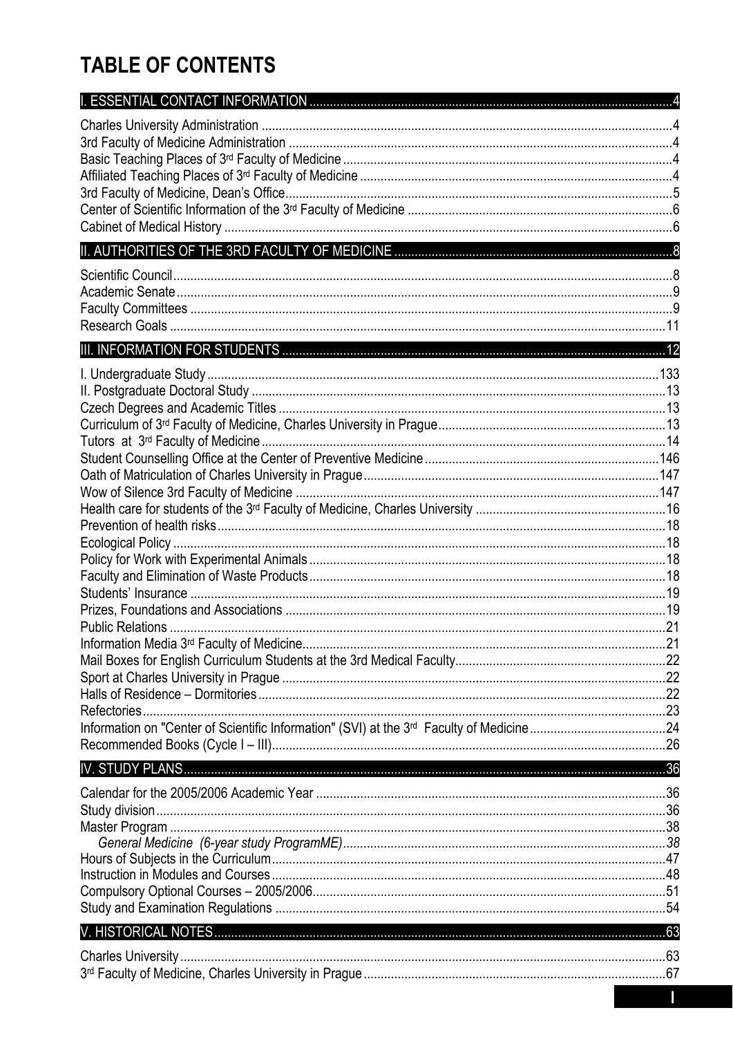# TABLE OF CONTENTS

**I. ESSENTIAL CONTACT INFORMATION ........................................................ 4**

Charles University Administration ........................................................ 4
3rd Faculty of Medicine Administration ........................................................ 4
Basic Teaching Places of 3rd Faculty of Medicine ........................................................ 4
Affiliated Teaching Places of 3rd Faculty of Medicine ........................................................ 4
3rd Faculty of Medicine, Dean's Office ........................................................ 5
Center of Scientific Information of the 3rd Faculty of Medicine ........................................................ 6
Cabinet of Medical History ........................................................ 6

**II. AUTHORITIES OF THE 3RD FACULTY OF MEDICINE ........................................................ 8**

Scientific Council ........................................................ 8
Academic Senate ........................................................ 9
Faculty Committees ........................................................ 9
Research Goals ........................................................ 11

**III. INFORMATION FOR STUDENTS ........................................................ 12**

I. Undergraduate Study ........................................................ 133
II. Postgraduate Doctoral Study ........................................................ 13
Czech Degrees and Academic Titles ........................................................ 13
Curriculum of 3rd Faculty of Medicine, Charles University in Prague ........................................................ 13
Tutors at 3rd Faculty of Medicine ........................................................ 14
Student Counselling Office at the Center of Preventive Medicine ........................................................ 146
Oath of Matriculation of Charles University in Prague ........................................................ 147
Wow of Silence 3rd Faculty of Medicine ........................................................ 147
Health care for students of the 3rd Faculty of Medicine, Charles University ........................................................ 16
Prevention of health risks ........................................................ 18
Ecological Policy ........................................................ 18
Policy for Work with Experimental Animals ........................................................ 18
Faculty and Elimination of Waste Products ........................................................ 18
Students' Insurance ........................................................ 19
Prizes, Foundations and Associations ........................................................ 19
Public Relations ........................................................ 21
Information Media 3rd Faculty of Medicine ........................................................ 21
Mail Boxes for English Curriculum Students at the 3rd Medical Faculty ........................................................ 22
Sport at Charles University in Prague ........................................................ 22
Halls of Residence – Dormitories ........................................................ 22
Refectories ........................................................ 23
Information on "Center of Scientific Information" (SVI) at the 3rd Faculty of Medicine ........................................................ 24
Recommended Books (Cycle I – III) ........................................................ 26

**IV. STUDY PLANS ........................................................ 36**

Calendar for the 2005/2006 Academic Year ........................................................ 36
Study division ........................................................ 36
Master Program ........................................................ 38
*General Medicine (6-year study ProgramME) ........................................................ 38*
Hours of Subjects in the Curriculum ........................................................ 47
Instruction in Modules and Courses ........................................................ 48
Compulsory Optional Courses – 2005/2006 ........................................................ 51
Study and Examination Regulations ........................................................ 54

**V. HISTORICAL NOTES ........................................................ 63**

Charles University ........................................................ 63
3rd Faculty of Medicine, Charles University in Prague ........................................................ 67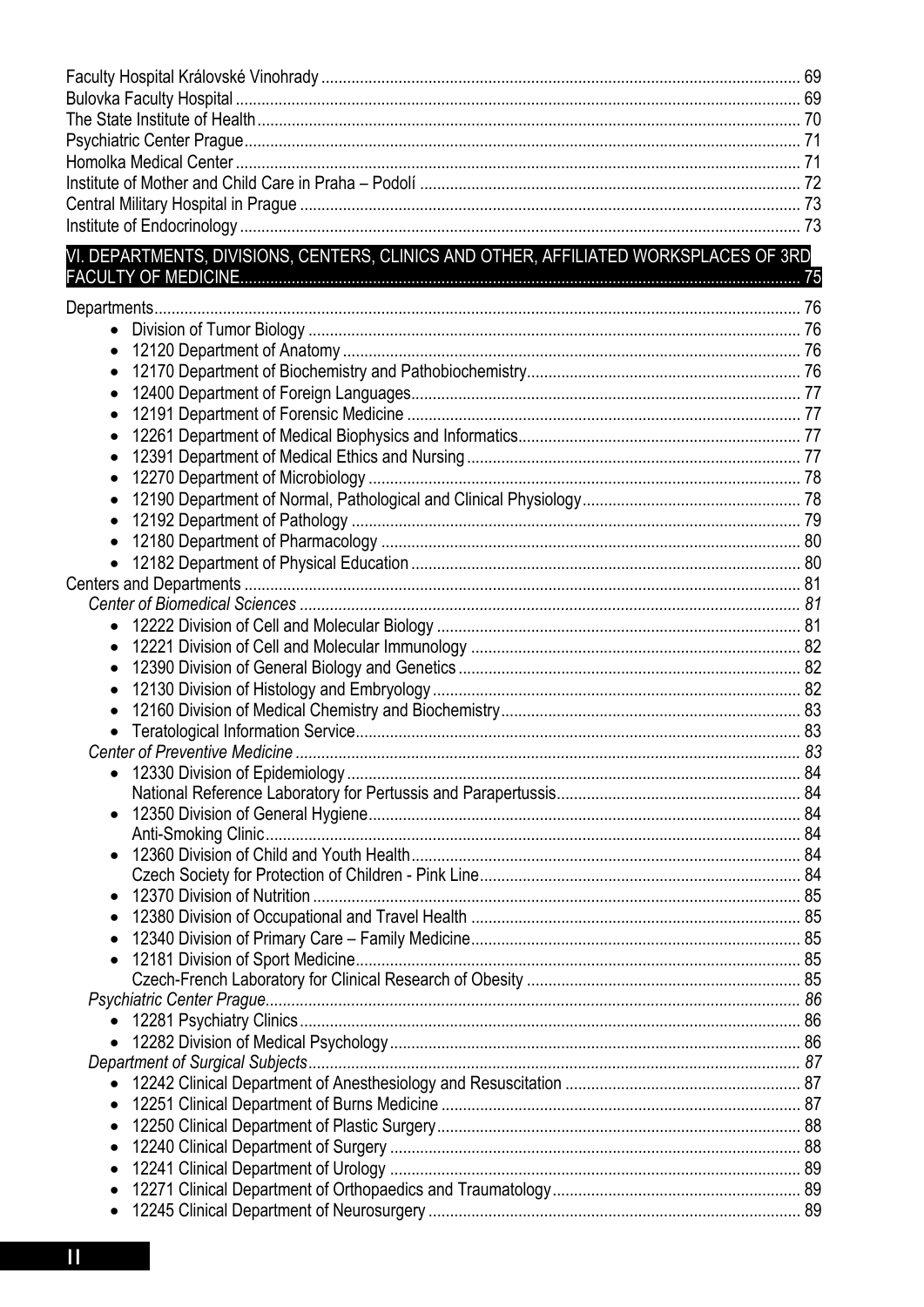Faculty Hospital Královské Vinohrady ..... 69
Bulovka Faculty Hospital ..... 69
The State Institute of Health ..... 70
Psychiatric Center Prague ..... 71
Homolka Medical Center ..... 71
Institute of Mother and Child Care in Praha – Podolí ..... 72
Central Military Hospital in Prague ..... 73
Institute of Endocrinology ..... 73

**VI. DEPARTMENTS, DIVISIONS, CENTERS, CLINICS AND OTHER, AFFILIATED WORKSPLACES OF 3RD FACULTY OF MEDICINE ..... 75**

Departments ..... 76
- Division of Tumor Biology ..... 76
- 12120 Department of Anatomy ..... 76
- 12170 Department of Biochemistry and Pathobiochemistry ..... 76
- 12400 Department of Foreign Languages ..... 77
- 12191 Department of Forensic Medicine ..... 77
- 12261 Department of Medical Biophysics and Informatics ..... 77
- 12391 Department of Medical Ethics and Nursing ..... 77
- 12270 Department of Microbiology ..... 78
- 12190 Department of Normal, Pathological and Clinical Physiology ..... 78
- 12192 Department of Pathology ..... 79
- 12180 Department of Pharmacology ..... 80
- 12182 Department of Physical Education ..... 80

Centers and Departments ..... 81

*Center of Biomedical Sciences ..... 81*
- 12222 Division of Cell and Molecular Biology ..... 81
- 12221 Division of Cell and Molecular Immunology ..... 82
- 12390 Division of General Biology and Genetics ..... 82
- 12130 Division of Histology and Embryology ..... 82
- 12160 Division of Medical Chemistry and Biochemistry ..... 83
- Teratological Information Service ..... 83

*Center of Preventive Medicine ..... 83*
- 12330 Division of Epidemiology ..... 84
  National Reference Laboratory for Pertussis and Parapertussis ..... 84
- 12350 Division of General Hygiene ..... 84
  Anti-Smoking Clinic ..... 84
- 12360 Division of Child and Youth Health ..... 84
  Czech Society for Protection of Children - Pink Line ..... 84
- 12370 Division of Nutrition ..... 85
- 12380 Division of Occupational and Travel Health ..... 85
- 12340 Division of Primary Care – Family Medicine ..... 85
- 12181 Division of Sport Medicine ..... 85
  Czech-French Laboratory for Clinical Research of Obesity ..... 85

*Psychiatric Center Prague ..... 86*
- 12281 Psychiatry Clinics ..... 86
- 12282 Division of Medical Psychology ..... 86

*Department of Surgical Subjects ..... 87*
- 12242 Clinical Department of Anesthesiology and Resuscitation ..... 87
- 12251 Clinical Department of Burns Medicine ..... 87
- 12250 Clinical Department of Plastic Surgery ..... 88
- 12240 Clinical Department of Surgery ..... 88
- 12241 Clinical Department of Urology ..... 89
- 12271 Clinical Department of Orthopaedics and Traumatology ..... 89
- 12245 Clinical Department of Neurosurgery ..... 89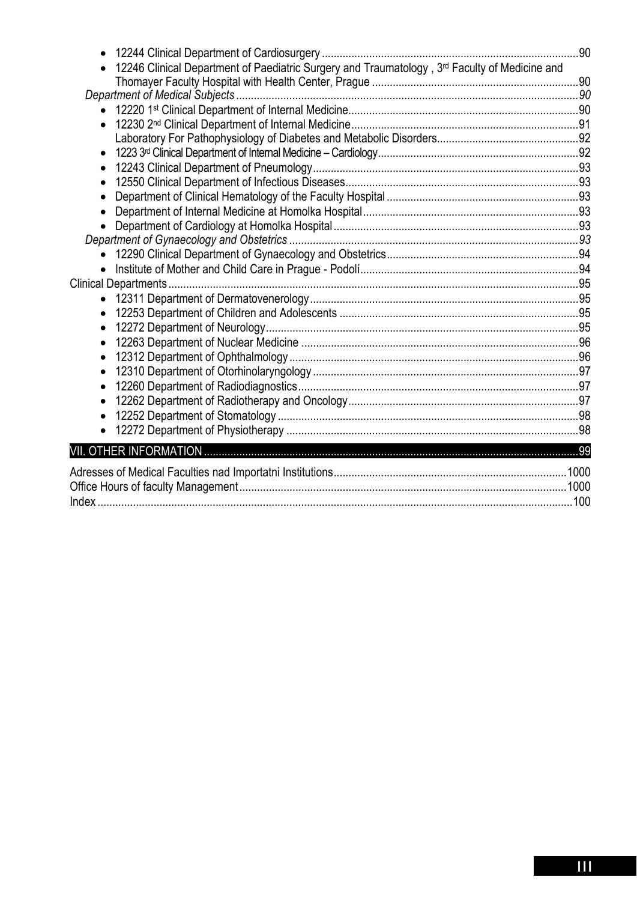- 12244 Clinical Department of Cardiosurgery ....................................................................................90
- 12246 Clinical Department of Paediatric Surgery and Traumatology , 3rd Faculty of Medicine and Thomayer Faculty Hospital with Health Center, Prague ....................................................................90

*Department of Medical Subjects* ..................................................................................................................*90*

- 12220 1st Clinical Department of Internal Medicine............................................................................90
- 12230 2nd Clinical Department of Internal Medicine...........................................................................91

  Laboratory For Pathophysiology of Diabetes and Metabolic Disorders...............................................92
- 1223 3rd Clinical Department of Internal Medicine – Cardiology...................................................................92
- 12243 Clinical Department of Pneumology........................................................................................93
- 12550 Clinical Department of Infectious Diseases.............................................................................93
- Department of Clinical Hematology of the Faculty Hospital ................................................................93
- Department of Internal Medicine at Homolka Hospital........................................................................93
- Department of Cardiology at Homolka Hospital.................................................................................93

*Department of Gynaecology and Obstetrics* ................................................................................................*93*

- 12290 Clinical Department of Gynaecology and Obstetrics................................................................94
- Institute of Mother and Child Care in Prague - Podolí.........................................................................94

Clinical Departments........................................................................................................................................95

- 12311 Department of Dermatovenerology..........................................................................................95
- 12253 Department of Children and Adolescents ................................................................................95
- 12272 Department of Neurology........................................................................................................95
- 12263 Department of Nuclear Medicine ............................................................................................96
- 12312 Department of Ophthalmology................................................................................................96
- 12310 Department of Otorhinolaryngology ........................................................................................97
- 12260 Department of Radiodiagnostics.............................................................................................97
- 12262 Department of Radiotherapy and Oncology.............................................................................97
- 12252 Department of Stomatology ....................................................................................................98
- 12272 Department of Physiotherapy .................................................................................................98

VII. OTHER INFORMATION .............................................................................................................................99

Adresses of Medical Faculties nad Importatni Institutions..............................................................................1000
Office Hours of faculty Management.............................................................................................................1000
Index ..............................................................................................................................................................100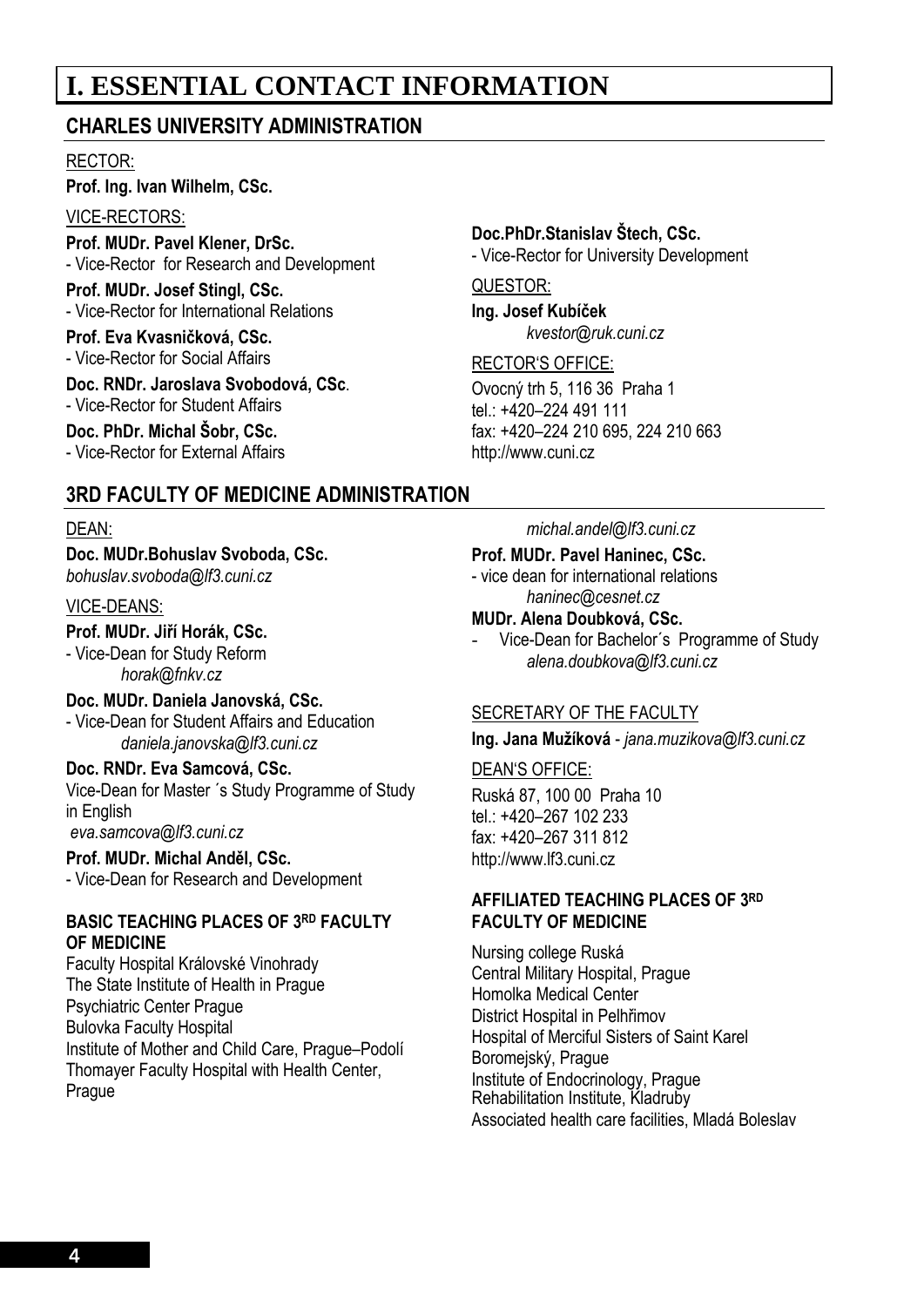# I. ESSENTIAL CONTACT INFORMATION

## CHARLES UNIVERSITY ADMINISTRATION

RECTOR:

**Prof. Ing. Ivan Wilhelm, CSc.**

VICE-RECTORS:

**Prof. MUDr. Pavel Klener, DrSc.**
- Vice-Rector for Research and Development

**Prof. MUDr. Josef Stingl, CSc.**
- Vice-Rector for International Relations

**Prof. Eva Kvasničková, CSc.**
- Vice-Rector for Social Affairs

**Doc. RNDr. Jaroslava Svobodová, CSc**.
- Vice-Rector for Student Affairs

**Doc. PhDr. Michal Šobr, CSc.**
- Vice-Rector for External Affairs

**Doc.PhDr.Stanislav Štech, CSc.**
- Vice-Rector for University Development

QUESTOR:

**Ing. Josef Kubíček**
*kvestor@ruk.cuni.cz*

RECTOR'S OFFICE:

Ovocný trh 5, 116 36 Praha 1
tel.: +420–224 491 111
fax: +420–224 210 695, 224 210 663
http://www.cuni.cz

## 3RD FACULTY OF MEDICINE ADMINISTRATION

DEAN:

**Doc. MUDr.Bohuslav Svoboda, CSc.**
*bohuslav.svoboda@lf3.cuni.cz*

VICE-DEANS:

**Prof. MUDr. Jiří Horák, CSc.**
- Vice-Dean for Study Reform
*horak@fnkv.cz*

**Doc. MUDr. Daniela Janovská, CSc.**
- Vice-Dean for Student Affairs and Education
*daniela.janovska@lf3.cuni.cz*

**Doc. RNDr. Eva Samcová, CSc.**
Vice-Dean for Master ´s Study Programme of Study in English
*eva.samcova@lf3.cuni.cz*

**Prof. MUDr. Michal Anděl, CSc.**
- Vice-Dean for Research and Development
*michal.andel@lf3.cuni.cz*

**Prof. MUDr. Pavel Haninec, CSc.**
- vice dean for international relations
*haninec@cesnet.cz*

**MUDr. Alena Doubková, CSc.**
- Vice-Dean for Bachelor´s Programme of Study
*alena.doubkova@lf3.cuni.cz*

SECRETARY OF THE FACULTY

**Ing. Jana Mužíková** - *jana.muzikova@lf3.cuni.cz*

DEAN'S OFFICE:

Ruská 87, 100 00 Praha 10
tel.: +420–267 102 233
fax: +420–267 311 812
http://www.lf3.cuni.cz

### BASIC TEACHING PLACES OF 3RD FACULTY OF MEDICINE

Faculty Hospital Královské Vinohrady
The State Institute of Health in Prague
Psychiatric Center Prague
Bulovka Faculty Hospital
Institute of Mother and Child Care, Prague–Podolí
Thomayer Faculty Hospital with Health Center, Prague

### AFFILIATED TEACHING PLACES OF 3RD FACULTY OF MEDICINE

Nursing college Ruská
Central Military Hospital, Prague
Homolka Medical Center
District Hospital in Pelhřimov
Hospital of Merciful Sisters of Saint Karel Boromejský, Prague
Institute of Endocrinology, Prague
Rehabilitation Institute, Kladruby
Associated health care facilities, Mladá Boleslav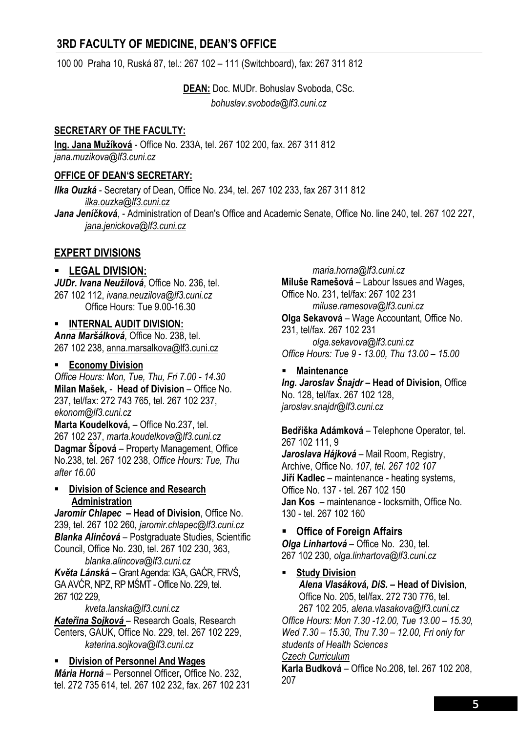## 3RD FACULTY OF MEDICINE, DEAN'S OFFICE

100 00 Praha 10, Ruská 87, tel.: 267 102 – 111 (Switchboard), fax: 267 311 812

**DEAN:** Doc. MUDr. Bohuslav Svoboda, CSc.
*bohuslav.svoboda@lf3.cuni.cz*

**SECRETARY OF THE FACULTY:**

**Ing. Jana Mužíková** - Office No. 233A, tel. 267 102 200, fax. 267 311 812
*jana.muzikova@lf3.cuni.cz*

**OFFICE OF DEAN'S SECRETARY:**

***Ilka Ouzká*** - Secretary of Dean, Office No. 234, tel. 267 102 233, fax 267 311 812
*ilka.ouzka@lf3.cuni.cz*

***Jana Jeníčková***, - Administration of Dean's Office and Academic Senate, Office No. line 240, tel. 267 102 227,
*jana.jenickova@lf3.cuni.cz*

### EXPERT DIVISIONS

- **LEGAL DIVISION:**

***JUDr. Ivana Neužilová***, Office No. 236, tel. 267 102 112, *ivana.neuzilova@lf3.cuni.cz*
Office Hours: Tue 9.00-16.30

- **INTERNAL AUDIT DIVISION:**

***Anna Maršálková***, Office No. 238, tel. 267 102 238, anna.marsalkova@lf3.cuni.cz

- **Economy Division**

*Office Hours: Mon, Tue, Thu, Fri 7.00 - 14.30*
**Milan Mašek,** - **Head of Division** – Office No. 237, tel/fax: 272 743 765, tel. 267 102 237, *ekonom@lf3.cuni.cz*
**Marta Koudelková,** – Office No.237, tel. 267 102 237, *marta.koudelkova@lf3.cuni.cz*
**Dagmar Šípová** – Property Management, Office No.238, tel. 267 102 238, *Office Hours: Tue, Thu after 16.00*

- **Division of Science and Research Administration**

***Jaromír Chlapec*** **– Head of Division**, Office No. 239, tel. 267 102 260, *jaromir.chlapec@lf3.cuni.cz*
***Blanka Alinčová*** – Postgraduate Studies, Scientific Council, Office No. 230, tel. 267 102 230, 363,
*blanka.alincova@lf3.cuni.cz*
***Květa Lánská*** – Grant Agenda: IGA, GAČR, FRVŠ, GA AVČR, NPZ, RP MŠMT - Office No. 229, tel. 267 102 229,
*kveta.lanska@lf3.cuni.cz*
***Kateřina Sojková*** – Research Goals, Research Centers, GAUK, Office No. 229, tel. 267 102 229,
*katerina.sojkova@lf3.cuni.cz*

- **Division of Personnel And Wages**

***Mária Horná*** – Personnel Officer**,** Office No. 232, tel. 272 735 614, tel. 267 102 232, fax. 267 102 231
*maria.horna@lf3.cuni.cz*
**Miluše Ramešová** – Labour Issues and Wages, Office No. 231, tel/fax: 267 102 231
*miluse.ramesova@lf3.cuni.cz*
**Olga Sekavová** – Wage Accountant, Office No. 231, tel/fax. 267 102 231
*olga.sekavova@lf3.cuni.cz*
*Office Hours: Tue 9 - 13.00, Thu 13.00 – 15.00*

- **Maintenance**

***Ing. Jaroslav Šnajdr*** **– Head of Division,** Office No. 128, tel/fax. 267 102 128, *jaroslav.snajdr@lf3.cuni.cz*

**Bedřiška Adámková** – Telephone Operator, tel. 267 102 111, 9
***Jaroslava Hájková*** – Mail Room, Registry, Archive, Office No. *107, tel. 267 102 107*
**Jiří Kadlec** – maintenance - heating systems, Office No. 137 - tel. 267 102 150
**Jan Kos** – maintenance - locksmith, Office No. 130 - tel. 267 102 160

- **Office of Foreign Affairs**

***Olga Linhartová*** – Office No. 230, tel. 267 102 230, *olga.linhartova@lf3.cuni.cz*

- **Study Division**

***Alena Vlasáková, DiS.*** **– Head of Division**, Office No. 205, tel/fax. 272 730 776, tel. 267 102 205, *alena.vlasakova@lf3.cuni.cz*
*Office Hours: Mon 7.30 -12.00, Tue 13.00 – 15.30, Wed 7.30 – 15.30, Thu 7.30 – 12.00, Fri only for students of Health Sciences*

*Czech Curriculum*
**Karla Budková** – Office No.208, tel. 267 102 208, 207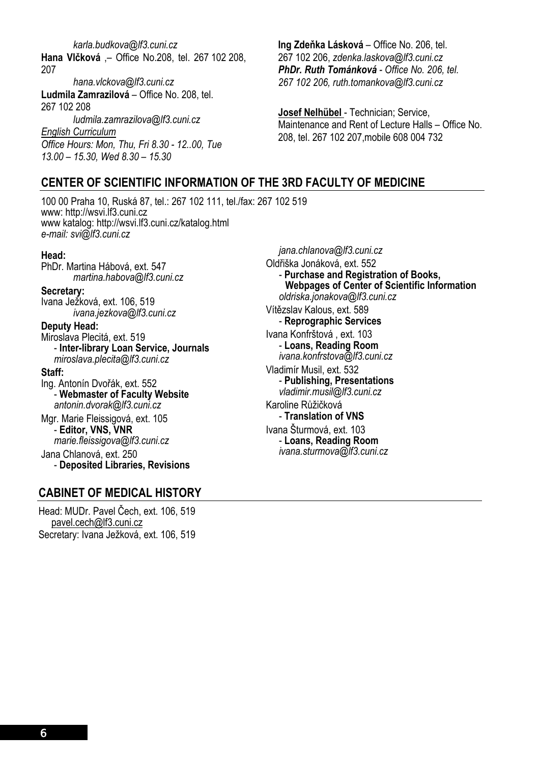*karla.budkova@lf3.cuni.cz*

**Hana Vlčková** ,– Office No.208, tel. 267 102 208, 207

*hana.vlckova@lf3.cuni.cz*

**Ludmila Zamrazilová** – Office No. 208, tel. 267 102 208

*ludmila.zamrazilova@lf3.cuni.cz*

*English Curriculum*

*Office Hours: Mon, Thu, Fri 8.30 - 12..00, Tue 13.00 – 15.30, Wed 8.30 – 15.30*

**Ing Zdeňka Lásková** – Office No. 206, tel. 267 102 206, *zdenka.laskova@lf3.cuni.cz*

***PhDr. Ruth Tománková*** *- Office No. 206, tel. 267 102 206, ruth.tomankova@lf3.cuni.cz*

**Josef Nelhübel** - Technician; Service, Maintenance and Rent of Lecture Halls – Office No. 208, tel. 267 102 207,mobile 608 004 732

## CENTER OF SCIENTIFIC INFORMATION OF THE 3RD FACULTY OF MEDICINE

100 00 Praha 10, Ruská 87, tel.: 267 102 111, tel./fax: 267 102 519
www: http://wsvi.lf3.cuni.cz
www katalog: http://wsvi.lf3.cuni.cz/katalog.html
*e-mail: svi@lf3.cuni.cz*

**Head:**
PhDr. Martina Hábová, ext. 547
*martina.habova@lf3.cuni.cz*

**Secretary:**
Ivana Ježková, ext. 106, 519
*ivana.jezkova@lf3.cuni.cz*

**Deputy Head:**
Miroslava Plecitá, ext. 519
- **Inter-library Loan Service, Journals**

*miroslava.plecita@lf3.cuni.cz*

**Staff:**

Ing. Antonín Dvořák, ext. 552
- **Webmaster of Faculty Website**

*antonin.dvorak@lf3.cuni.cz*

Mgr. Marie Fleissigová, ext. 105
- **Editor, VNS, VNR**

*marie.fleissigova@lf3.cuni.cz*

Jana Chlanová, ext. 250
- **Deposited Libraries, Revisions**

*jana.chlanova@lf3.cuni.cz*

Oldřiška Jonáková, ext. 552
- **Purchase and Registration of Books, Webpages of Center of Scientific Information**

*oldriska.jonakova@lf3.cuni.cz*

Vítězslav Kalous, ext. 589
- **Reprographic Services**

Ivana Konfrštová , ext. 103
- **Loans, Reading Room**

*ivana.konfrstova@lf3.cuni.cz*

Vladimír Musil, ext. 532
- **Publishing, Presentations**

*vladimir.musil@lf3.cuni.cz*

Karoline Růžičková
- **Translation of VNS**

Ivana Šturmová, ext. 103
- **Loans, Reading Room**

*ivana.sturmova@lf3.cuni.cz*

## CABINET OF MEDICAL HISTORY

Head: MUDr. Pavel Čech, ext. 106, 519
pavel.cech@lf3.cuni.cz
Secretary: Ivana Ježková, ext. 106, 519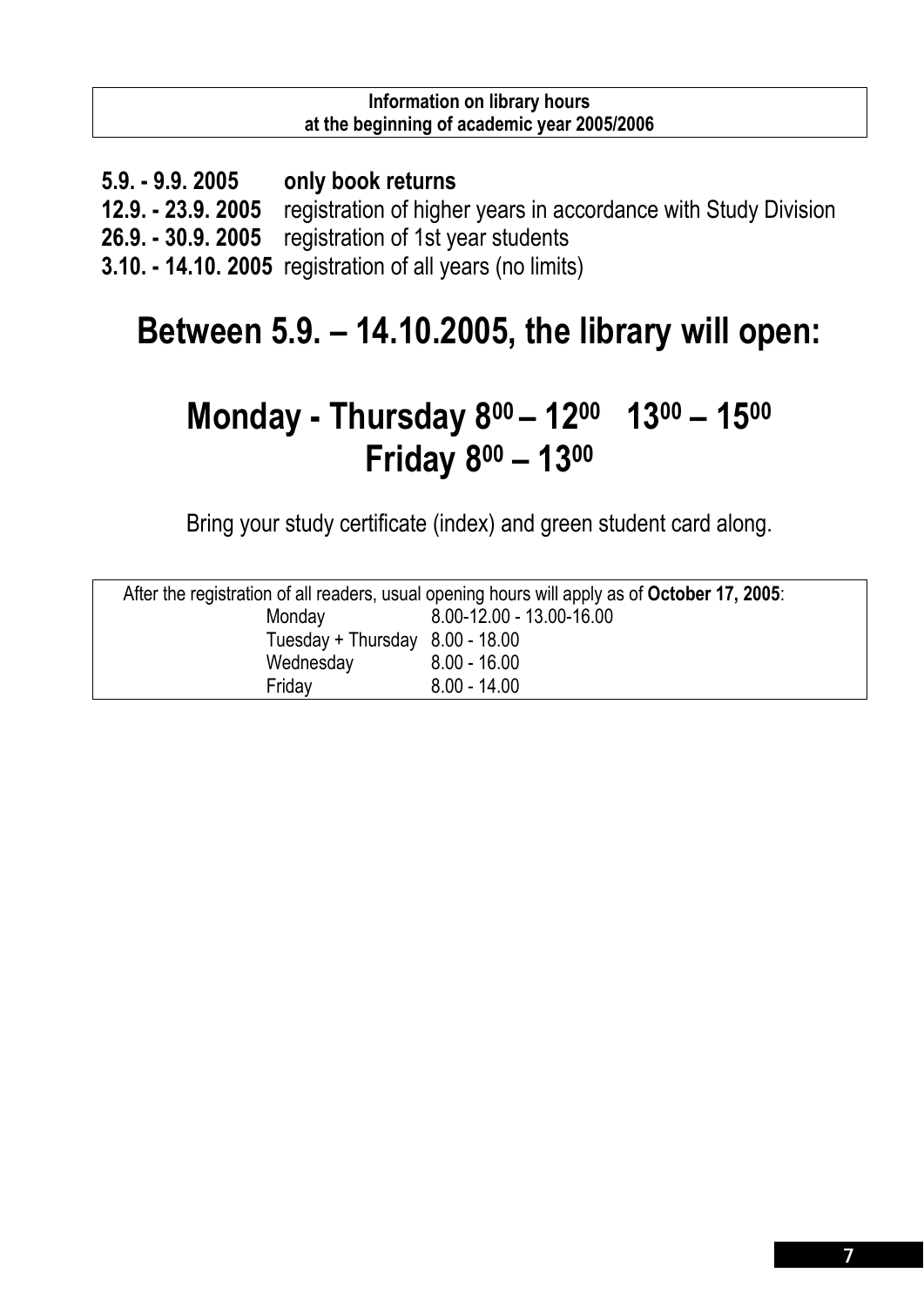**Information on library hours**
**at the beginning of academic year 2005/2006**

**5.9. - 9.9. 2005** **only book returns**
**12.9. - 23.9. 2005** registration of higher years in accordance with Study Division
**26.9. - 30.9. 2005** registration of 1st year students
**3.10. - 14.10. 2005** registration of all years (no limits)

# Between 5.9. – 14.10.2005, the library will open:

# Monday - Thursday $8^{00} – 12^{00}$ $13^{00} – 15^{00}$
# Friday $8^{00} – 13^{00}$

Bring your study certificate (index) and green student card along.

After the registration of all readers, usual opening hours will apply as of **October 17, 2005**:

| Day | Hours |
|---|---|
| Monday | 8.00-12.00 - 13.00-16.00 |
| Tuesday + Thursday | 8.00 - 18.00 |
| Wednesday | 8.00 - 16.00 |
| Friday | 8.00 - 14.00 |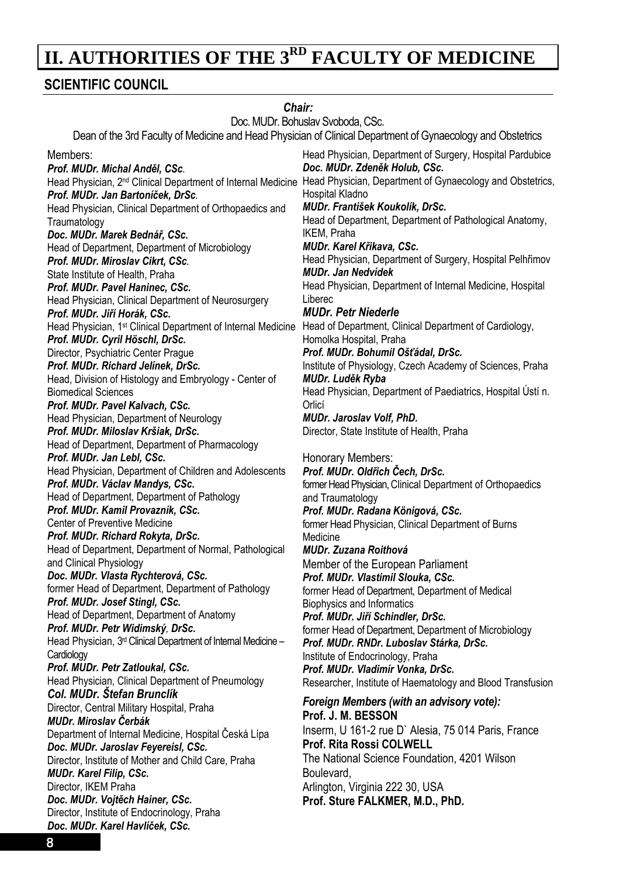# II. AUTHORITIES OF THE 3RD FACULTY OF MEDICINE

## SCIENTIFIC COUNCIL

***Chair:***
Doc. MUDr. Bohuslav Svoboda, CSc.
Dean of the 3rd Faculty of Medicine and Head Physician of Clinical Department of Gynaecology and Obstetrics

Members:

***Prof. MUDr. Michal Anděl, CSc.***
Head Physician, 2nd Clinical Department of Internal Medicine

***Prof. MUDr. Jan Bartoníček, DrSc.***
Head Physician, Clinical Department of Orthopaedics and Traumatology

***Doc. MUDr. Marek Bednář, CSc.***
Head of Department, Department of Microbiology

***Prof. MUDr. Miroslav Cikrt, CSc.***
State Institute of Health, Praha

***Prof. MUDr. Pavel Haninec, CSc.***
Head Physician, Clinical Department of Neurosurgery

***Prof. MUDr. Jiří Horák, CSc.***
Head Physician, 1st Clinical Department of Internal Medicine

***Prof. MUDr. Cyril Höschl, DrSc.***
Director, Psychiatric Center Prague

***Prof. MUDr. Richard Jelínek, DrSc.***
Head, Division of Histology and Embryology - Center of Biomedical Sciences

***Prof. MUDr. Pavel Kalvach, CSc.***
Head Physician, Department of Neurology

***Prof. MUDr. Miloslav Kršiak, DrSc.***
Head of Department, Department of Pharmacology

***Prof. MUDr. Jan Lebl, CSc.***
Head Physician, Department of Children and Adolescents

***Prof. MUDr. Václav Mandys, CSc.***
Head of Department, Department of Pathology

***Prof. MUDr. Kamil Provazník, CSc.***
Center of Preventive Medicine

***Prof. MUDr. Richard Rokyta, DrSc.***
Head of Department, Department of Normal, Pathological and Clinical Physiology

***Doc. MUDr. Vlasta Rychterová, CSc.***
former Head of Department, Department of Pathology

***Prof. MUDr. Josef Stingl, CSc.***
Head of Department, Department of Anatomy

***Prof. MUDr. Petr Widimský, DrSc.***
Head Physician, 3rd Clinical Department of Internal Medicine – Cardiology

***Prof. MUDr. Petr Zatloukal, CSc.***
Head Physician, Clinical Department of Pneumology

***Col. MUDr. Štefan Brunclík***
Director, Central Military Hospital, Praha

***MUDr. Miroslav Čerbák***
Department of Internal Medicine, Hospital Česká Lípa

***Doc. MUDr. Jaroslav Feyereisl, CSc.***
Director, Institute of Mother and Child Care, Praha

***MUDr. Karel Filip, CSc.***
Director, IKEM Praha

***Doc. MUDr. Vojtěch Hainer, CSc.***
Director, Institute of Endocrinology, Praha

***Doc. MUDr. Karel Havlíček, CSc.***
Head Physician, Department of Surgery, Hospital Pardubice

***Doc. MUDr. Zdeněk Holub, CSc.***
Head Physician, Department of Gynaecology and Obstetrics, Hospital Kladno

***MUDr. František Koukolík, DrSc.***
Head of Department, Department of Pathological Anatomy, IKEM, Praha

***MUDr. Karel Křikava, CSc.***
Head Physician, Department of Surgery, Hospital Pelhřimov

***MUDr. Jan Nedvídek***
Head Physician, Department of Internal Medicine, Hospital Liberec

***MUDr. Petr Niederle***
Head of Department, Clinical Department of Cardiology, Homolka Hospital, Praha

***Prof. MUDr. Bohumil Ošťádal, DrSc.***
Institute of Physiology, Czech Academy of Sciences, Praha

***MUDr. Luděk Ryba***
Head Physician, Department of Paediatrics, Hospital Ústí n. Orlicí

***MUDr. Jaroslav Volf, PhD.***
Director, State Institute of Health, Praha

Honorary Members:

***Prof. MUDr. Oldřich Čech, DrSc.***
former Head Physician, Clinical Department of Orthopaedics and Traumatology

***Prof. MUDr. Radana Königová, CSc.***
former Head Physician, Clinical Department of Burns Medicine

***MUDr. Zuzana Roithová***
Member of the European Parliament

***Prof. MUDr. Vlastimil Slouka, CSc.***
former Head of Department, Department of Medical Biophysics and Informatics

***Prof. MUDr. Jiří Schindler, DrSc.***
former Head of Department, Department of Microbiology

***Prof. MUDr. RNDr. Luboslav Stárka, DrSc.***
Institute of Endocrinology, Praha

***Prof. MUDr. Vladimír Vonka, DrSc.***
Researcher, Institute of Haematology and Blood Transfusion

***Foreign Members (with an advisory vote):***

**Prof. J. M. BESSON**
Inserm, U 161-2 rue D` Alesia, 75 014 Paris, France

**Prof. Rita Rossi COLWELL**
The National Science Foundation, 4201 Wilson Boulevard,
Arlington, Virginia 222 30, USA

**Prof. Sture FALKMER, M.D., PhD.**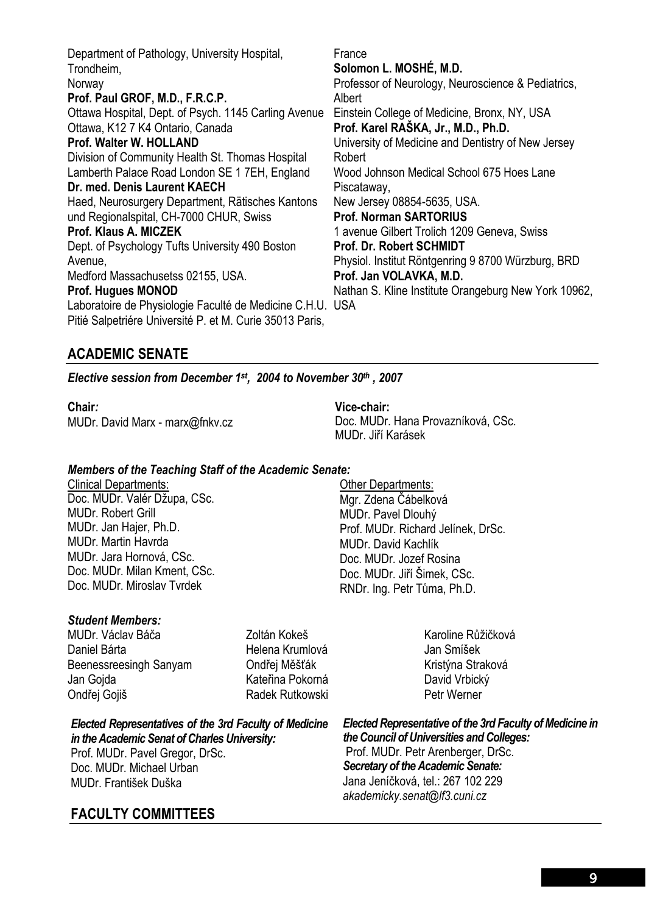Department of Pathology, University Hospital, Trondheim, Norway

**Prof. Paul GROF, M.D., F.R.C.P.**
Ottawa Hospital, Dept. of Psych. 1145 Carling Avenue Ottawa, K12 7 K4 Ontario, Canada

**Prof. Walter W. HOLLAND**
Division of Community Health St. Thomas Hospital Lamberth Palace Road London SE 1 7EH, England

**Dr. med. Denis Laurent KAECH**
Haed, Neurosurgery Department, Rätisches Kantons und Regionalspital, CH-7000 CHUR, Swiss

**Prof. Klaus A. MICZEK**
Dept. of Psychology Tufts University 490 Boston Avenue, Medford Massachusetss 02155, USA.

**Prof. Hugues MONOD**
Laboratoire de Physiologie Faculté de Medicine C.H.U. Pitié Salpetriére Université P. et M. Curie 35013 Paris, France

**Solomon L. MOSHÉ, M.D.**
Professor of Neurology, Neuroscience & Pediatrics, Albert Einstein College of Medicine, Bronx, NY, USA

**Prof. Karel RAŠKA, Jr., M.D., Ph.D.**
University of Medicine and Dentistry of New Jersey Robert Wood Johnson Medical School 675 Hoes Lane Piscataway, New Jersey 08854-5635, USA.

**Prof. Norman SARTORIUS**
1 avenue Gilbert Trolich 1209 Geneva, Swiss

**Prof. Dr. Robert SCHMIDT**
Physiol. Institut Röntgenring 9 8700 Würzburg, BRD

**Prof. Jan VOLAVKA, M.D.**
Nathan S. Kline Institute Orangeburg New York 10962, USA

## ACADEMIC SENATE

***Elective session from December 1st, 2004 to November 30th, 2007***

**Chair:**
MUDr. David Marx - marx@fnkv.cz

**Vice-chair:**
Doc. MUDr. Hana Provazníková, CSc.
MUDr. Jiří Karásek

***Members of the Teaching Staff of the Academic Senate:***

Clinical Departments:
Doc. MUDr. Valér Džupa, CSc.
MUDr. Robert Grill
MUDr. Jan Hajer, Ph.D.
MUDr. Martin Havrda
MUDr. Jara Hornová, CSc.
Doc. MUDr. Milan Kment, CSc.
Doc. MUDr. Miroslav Tvrdek

Other Departments:
Mgr. Zdena Čábelková
MUDr. Pavel Dlouhý
Prof. MUDr. Richard Jelínek, DrSc.
MUDr. David Kachlík
Doc. MUDr. Jozef Rosina
Doc. MUDr. Jiří Šimek, CSc.
RNDr. Ing. Petr Tůma, Ph.D.

***Student Members:***

MUDr. Václav Báča
Daniel Bárta
Beenessreesingh Sanyam
Jan Gojda
Ondřej Gojiš
Zoltán Kokeš
Helena Krumlová
Ondřej Měšťák
Kateřina Pokorná
Radek Rutkowski
Karoline Růžičková
Jan Smíšek
Kristýna Straková
David Vrbický
Petr Werner

***Elected Representatives of the 3rd Faculty of Medicine in the Academic Senat of Charles University:***
Prof. MUDr. Pavel Gregor, DrSc.
Doc. MUDr. Michael Urban
MUDr. František Duška

***Elected Representative of the 3rd Faculty of Medicine in the Council of Universities and Colleges:***
Prof. MUDr. Petr Arenberger, DrSc.

***Secretary of the Academic Senate:***
Jana Jeníčková, tel.: 267 102 229
*akademicky.senat@lf3.cuni.cz*

## FACULTY COMMITTEES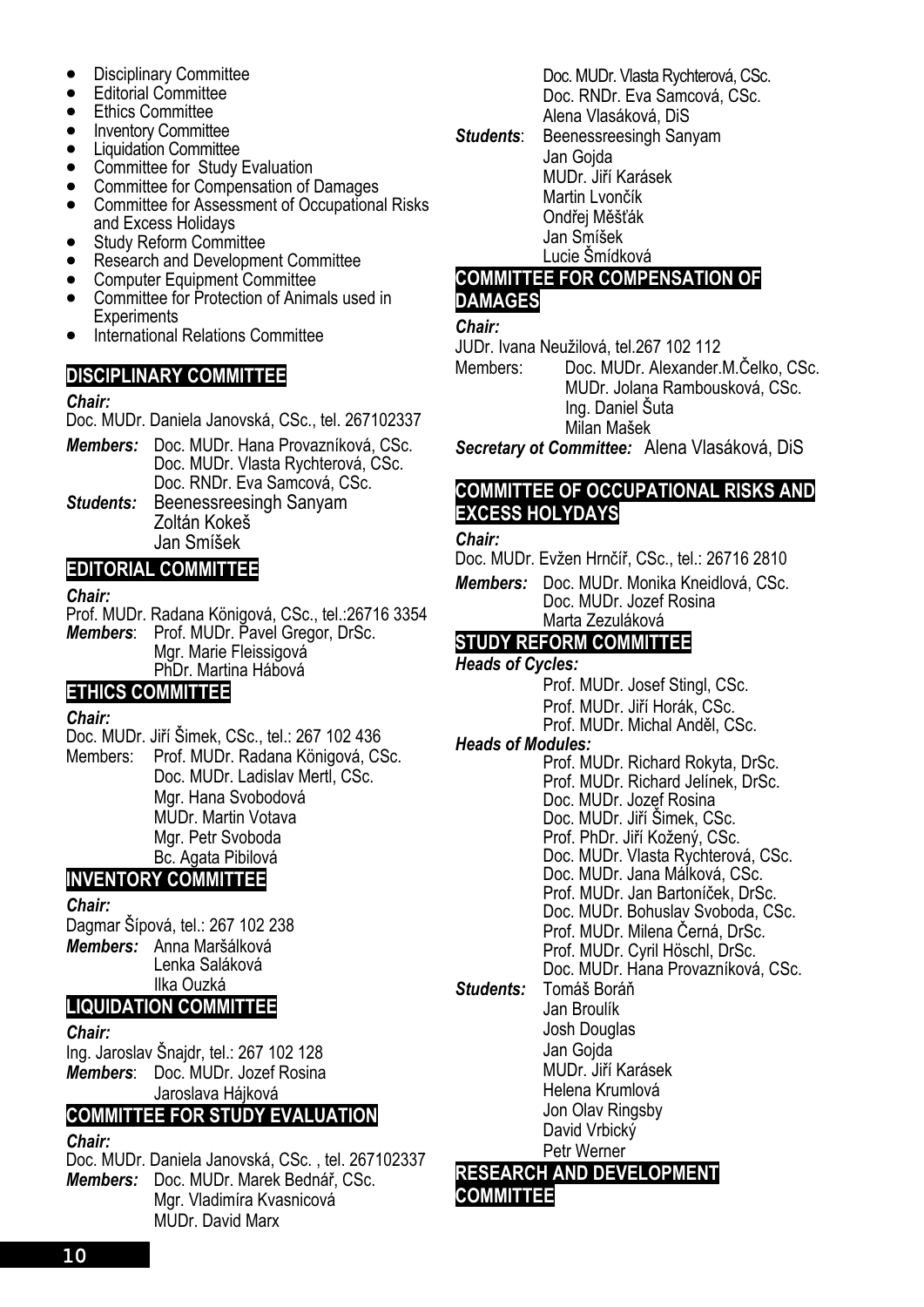- Disciplinary Committee
- Editorial Committee
- Ethics Committee
- Inventory Committee
- Liquidation Committee
- Committee for Study Evaluation
- Committee for Compensation of Damages
- Committee for Assessment of Occupational Risks and Excess Holidays
- Study Reform Committee
- Research and Development Committee
- Computer Equipment Committee
- Committee for Protection of Animals used in Experiments
- International Relations Committee

## DISCIPLINARY COMMITTEE

***Chair:***

Doc. MUDr. Daniela Janovská, CSc., tel. 267102337

***Members:*** Doc. MUDr. Hana Provazníková, CSc.
Doc. MUDr. Vlasta Rychterová, CSc.
Doc. RNDr. Eva Samcová, CSc.

***Students:*** Beenessreesingh Sanyam
Zoltán Kokeš
Jan Smíšek

## EDITORIAL COMMITTEE

***Chair:***

Prof. MUDr. Radana Königová, CSc., tel.:26716 3354

***Members***: Prof. MUDr. Pavel Gregor, DrSc.
Mgr. Marie Fleissigová
PhDr. Martina Hábová

## ETHICS COMMITTEE

***Chair:***

Doc. MUDr. Jiří Šimek, CSc., tel.: 267 102 436

Members: Prof. MUDr. Radana Königová, CSc.
Doc. MUDr. Ladislav Mertl, CSc.
Mgr. Hana Svobodová
MUDr. Martin Votava
Mgr. Petr Svoboda
Bc. Agata Pibilová

## INVENTORY COMMITTEE

***Chair:***

Dagmar Šípová, tel.: 267 102 238

***Members:*** Anna Maršálková
Lenka Saláková
Ilka Ouzká

## LIQUIDATION COMMITTEE

***Chair:***

Ing. Jaroslav Šnajdr, tel.: 267 102 128

***Members***: Doc. MUDr. Jozef Rosina
Jaroslava Hájková

## COMMITTEE FOR STUDY EVALUATION

***Chair:***

Doc. MUDr. Daniela Janovská, CSc. , tel. 267102337

***Members:*** Doc. MUDr. Marek Bednář, CSc.
Mgr. Vladimíra Kvasnicová
MUDr. David Marx
Doc. MUDr. Vlasta Rychterová, CSc.
Doc. RNDr. Eva Samcová, CSc.
Alena Vlasáková, DiS

***Students***: Beenessreesingh Sanyam
Jan Gojda
MUDr. Jiří Karásek
Martin Lvončík
Ondřej Měšťák
Jan Smíšek
Lucie Šmídková

## COMMITTEE FOR COMPENSATION OF DAMAGES

***Chair:***

JUDr. Ivana Neužilová, tel.267 102 112

Members: Doc. MUDr. Alexander.M.Čelko, CSc.
MUDr. Jolana Rambousková, CSc.
Ing. Daniel Šuta
Milan Mašek

***Secretary ot Committee:*** Alena Vlasáková, DiS

## COMMITTEE OF OCCUPATIONAL RISKS AND EXCESS HOLYDAYS

***Chair:***

Doc. MUDr. Evžen Hrnčíř, CSc., tel.: 26716 2810

***Members:*** Doc. MUDr. Monika Kneidlová, CSc.
Doc. MUDr. Jozef Rosina
Marta Zezuláková

## STUDY REFORM COMMITTEE

***Heads of Cycles:***

Prof. MUDr. Josef Stingl, CSc.
Prof. MUDr. Jiří Horák, CSc.
Prof. MUDr. Michal Anděl, CSc.

***Heads of Modules:***

Prof. MUDr. Richard Rokyta, DrSc.
Prof. MUDr. Richard Jelínek, DrSc.
Doc. MUDr. Jozef Rosina
Doc. MUDr. Jiří Šimek, CSc.
Prof. PhDr. Jiří Kožený, CSc.
Doc. MUDr. Vlasta Rychterová, CSc.
Doc. MUDr. Jana Málková, CSc.
Prof. MUDr. Jan Bartoníček, DrSc.
Doc. MUDr. Bohuslav Svoboda, CSc.
Prof. MUDr. Milena Černá, DrSc.
Prof. MUDr. Cyril Höschl, DrSc.
Doc. MUDr. Hana Provazníková, CSc.

***Students:*** Tomáš Boráň
Jan Broulík
Josh Douglas
Jan Gojda
MUDr. Jiří Karásek
Helena Krumlová
Jon Olav Ringsby
David Vrbický
Petr Werner

## RESEARCH AND DEVELOPMENT COMMITTEE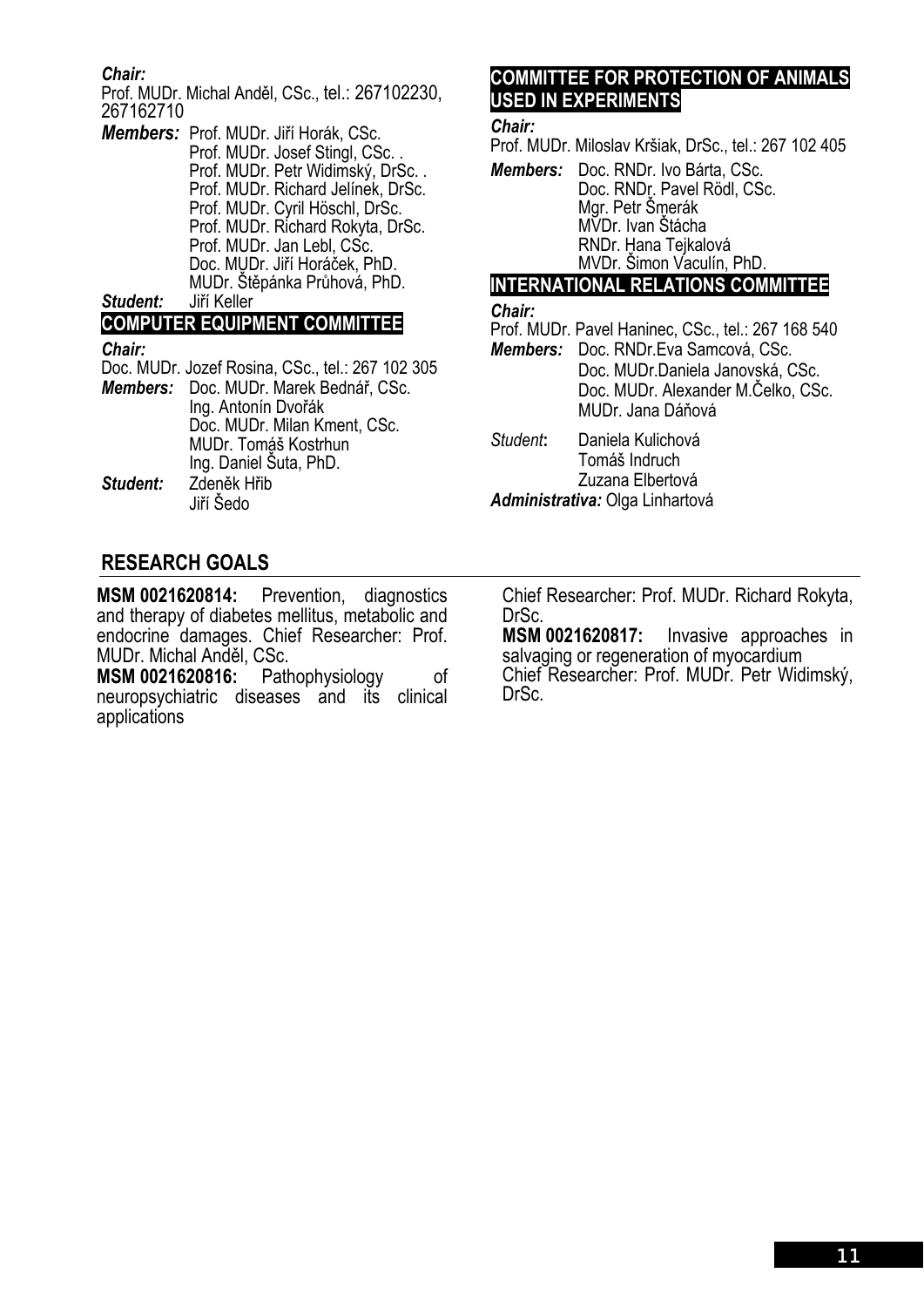***Chair:***
Prof. MUDr. Michal Anděl, CSc., tel.: 267102230, 267162710

***Members:*** Prof. MUDr. Jiří Horák, CSc.
Prof. MUDr. Josef Stingl, CSc. .
Prof. MUDr. Petr Widimský, DrSc. .
Prof. MUDr. Richard Jelínek, DrSc.
Prof. MUDr. Cyril Höschl, DrSc.
Prof. MUDr. Richard Rokyta, DrSc.
Prof. MUDr. Jan Lebl, CSc.
Doc. MUDr. Jiří Horáček, PhD.
MUDr. Štěpánka Průhová, PhD.

***Student:*** Jiří Keller

## COMPUTER EQUIPMENT COMMITTEE

***Chair:***
Doc. MUDr. Jozef Rosina, CSc., tel.: 267 102 305

***Members:*** Doc. MUDr. Marek Bednář, CSc.
Ing. Antonín Dvořák
Doc. MUDr. Milan Kment, CSc.
MUDr. Tomáš Kostrhun
Ing. Daniel Šuta, PhD.

***Student:*** Zdeněk Hřib
Jiří Šedo

## COMMITTEE FOR PROTECTION OF ANIMALS USED IN EXPERIMENTS

***Chair:***
Prof. MUDr. Miloslav Kršiak, DrSc., tel.: 267 102 405

***Members:*** Doc. RNDr. Ivo Bárta, CSc.
Doc. RNDr. Pavel Rödl, CSc.
Mgr. Petr Šmerák
MVDr. Ivan Štácha
RNDr. Hana Tejkalová
MVDr. Šimon Vaculín, PhD.

## INTERNATIONAL RELATIONS COMMITTEE

***Chair:***
Prof. MUDr. Pavel Haninec, CSc., tel.: 267 168 540

***Members:*** Doc. RNDr.Eva Samcová, CSc.
Doc. MUDr.Daniela Janovská, CSc.
Doc. MUDr. Alexander M.Čelko, CSc.
MUDr. Jana Dáňová

*Student***:** Daniela Kulichová
Tomáš Indruch
Zuzana Elbertová

***Administrativa:*** Olga Linhartová

## RESEARCH GOALS

**MSM 0021620814:** Prevention, diagnostics and therapy of diabetes mellitus, metabolic and endocrine damages. Chief Researcher: Prof. MUDr. Michal Anděl, CSc.

**MSM 0021620816:** Pathophysiology of neuropsychiatric diseases and its clinical applications
Chief Researcher: Prof. MUDr. Richard Rokyta, DrSc.

**MSM 0021620817:** Invasive approaches in salvaging or regeneration of myocardium
Chief Researcher: Prof. MUDr. Petr Widimský, DrSc.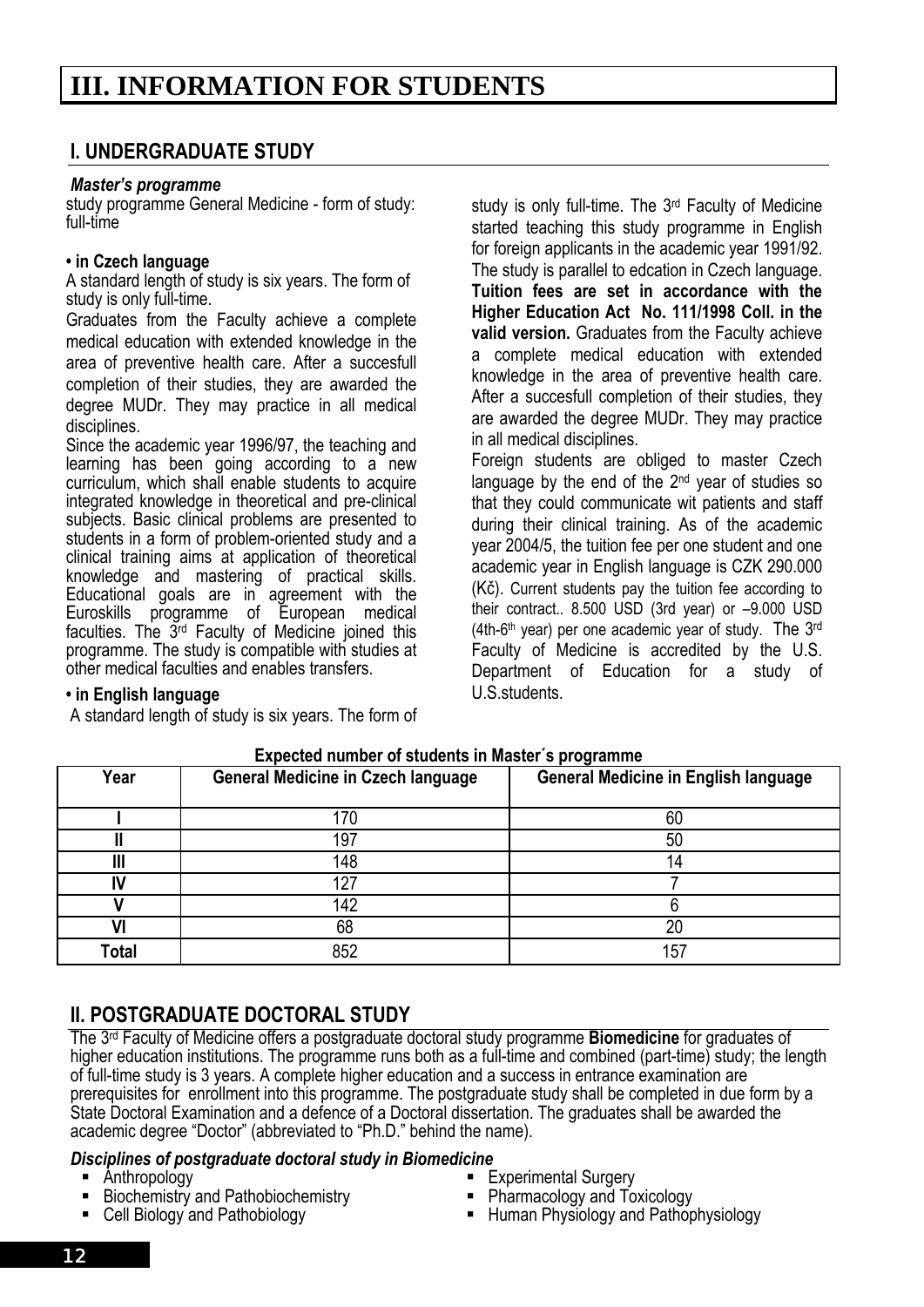# III. INFORMATION FOR STUDENTS

## I. UNDERGRADUATE STUDY

***Master's programme***

study programme General Medicine - form of study: full-time

**• in Czech language**

A standard length of study is six years. The form of study is only full-time.

Graduates from the Faculty achieve a complete medical education with extended knowledge in the area of preventive health care. After a succesfull completion of their studies, they are awarded the degree MUDr. They may practice in all medical disciplines.

Since the academic year 1996/97, the teaching and learning has been going according to a new curriculum, which shall enable students to acquire integrated knowledge in theoretical and pre-clinical subjects. Basic clinical problems are presented to students in a form of problem-oriented study and a clinical training aims at application of theoretical knowledge and mastering of practical skills. Educational goals are in agreement with the Euroskills programme of European medical faculties. The 3rd Faculty of Medicine joined this programme. The study is compatible with studies at other medical faculties and enables transfers.

**• in English language**

A standard length of study is six years. The form of study is only full-time. The 3rd Faculty of Medicine started teaching this study programme in English for foreign applicants in the academic year 1991/92. The study is parallel to edcation in Czech language. **Tuition fees are set in accordance with the Higher Education Act No. 111/1998 Coll. in the valid version.** Graduates from the Faculty achieve a complete medical education with extended knowledge in the area of preventive health care. After a succesfull completion of their studies, they are awarded the degree MUDr. They may practice in all medical disciplines.

Foreign students are obliged to master Czech language by the end of the 2nd year of studies so that they could communicate wit patients and staff during their clinical training. As of the academic year 2004/5, the tuition fee per one student and one academic year in English language is CZK 290.000 (Kč). Current students pay the tuition fee according to their contract.. 8.500 USD (3rd year) or –9.000 USD (4th-6th year) per one academic year of study. The 3rd Faculty of Medicine is accredited by the U.S. Department of Education for a study of U.S.students.

**Expected number of students in Master´s programme**

| Year | General Medicine in Czech language | General Medicine in English language |
|---|---|---|
| I | 170 | 60 |
| II | 197 | 50 |
| III | 148 | 14 |
| IV | 127 | 7 |
| V | 142 | 6 |
| VI | 68 | 20 |
| Total | 852 | 157 |

## II. POSTGRADUATE DOCTORAL STUDY

The 3rd Faculty of Medicine offers a postgraduate doctoral study programme **Biomedicine** for graduates of higher education institutions. The programme runs both as a full-time and combined (part-time) study; the length of full-time study is 3 years. A complete higher education and a success in entrance examination are prerequisites for enrollment into this programme. The postgraduate study shall be completed in due form by a State Doctoral Examination and a defence of a Doctoral dissertation. The graduates shall be awarded the academic degree "Doctor" (abbreviated to "Ph.D." behind the name).

***Disciplines of postgraduate doctoral study in Biomedicine***

- Anthropology
- Biochemistry and Pathobiochemistry
- Cell Biology and Pathobiology
- Experimental Surgery
- Pharmacology and Toxicology
- Human Physiology and Pathophysiology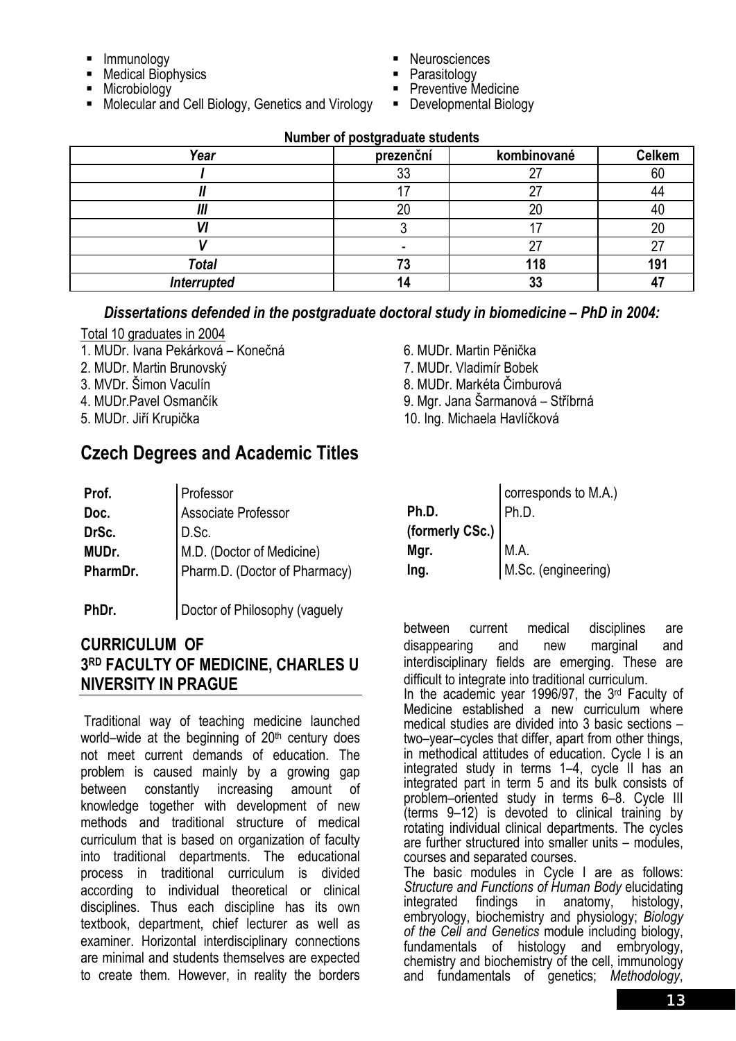- Immunology
- Medical Biophysics
- Microbiology
- Molecular and Cell Biology, Genetics and Virology
- Neurosciences
- Parasitology
- Preventive Medicine
- Developmental Biology

**Number of postgraduate students**

| *Year* | prezenční | kombinované | Celkem |
|---|---|---|---|
| *I* | 33 | 27 | 60 |
| *II* | 17 | 27 | 44 |
| *III* | 20 | 20 | 40 |
| *VI* | 3 | 17 | 20 |
| *V* | - | 27 | 27 |
| ***Total*** | **73** | **118** | **191** |
| ***Interrupted*** | **14** | **33** | **47** |

***Dissertations defended in the postgraduate doctoral study in biomedicine – PhD in 2004:***

Total 10 graduates in 2004

1. MUDr. Ivana Pekárková – Konečná
2. MUDr. Martin Brunovský
3. MVDr. Šimon Vaculín
4. MUDr.Pavel Osmančík
5. MUDr. Jiří Krupička
6. MUDr. Martin Pěnička
7. MUDr. Vladimír Bobek
8. MUDr. Markéta Čimburová
9. Mgr. Jana Šarmanová – Stříbrná
10. Ing. Michaela Havlíčková

## Czech Degrees and Academic Titles

| | |
|---|---|
| **Prof.** | Professor |
| **Doc.** | Associate Professor |
| **DrSc.** | D.Sc. |
| **MUDr.** | M.D. (Doctor of Medicine) |
| **PharmDr.** | Pharm.D. (Doctor of Pharmacy) |
| **PhDr.** | Doctor of Philosophy (vaguely corresponds to M.A.) |
| **Ph.D. (formerly CSc.)** | Ph.D. |
| **Mgr.** | M.A. |
| **Ing.** | M.Sc. (engineering) |

## CURRICULUM OF 3RD FACULTY OF MEDICINE, CHARLES UNIVERSITY IN PRAGUE

Traditional way of teaching medicine launched world–wide at the beginning of 20th century does not meet current demands of education. The problem is caused mainly by a growing gap between constantly increasing amount of knowledge together with development of new methods and traditional structure of medical curriculum that is based on organization of faculty into traditional departments. The educational process in traditional curriculum is divided according to individual theoretical or clinical disciplines. Thus each discipline has its own textbook, department, chief lecturer as well as examiner. Horizontal interdisciplinary connections are minimal and students themselves are expected to create them. However, in reality the borders between current medical disciplines are disappearing and new marginal and interdisciplinary fields are emerging. These are difficult to integrate into traditional curriculum.

In the academic year 1996/97, the 3rd Faculty of Medicine established a new curriculum where medical studies are divided into 3 basic sections – two–year–cycles that differ, apart from other things, in methodical attitudes of education. Cycle I is an integrated study in terms 1–4, cycle II has an integrated part in term 5 and its bulk consists of problem–oriented study in terms 6–8. Cycle III (terms 9–12) is devoted to clinical training by rotating individual clinical departments. The cycles are further structured into smaller units – modules, courses and separated courses.

The basic modules in Cycle I are as follows: *Structure and Functions of Human Body* elucidating integrated findings in anatomy, histology, embryology, biochemistry and physiology; *Biology of the Cell and Genetics* module including biology, fundamentals of histology and embryology, chemistry and biochemistry of the cell, immunology and fundamentals of genetics; *Methodology*,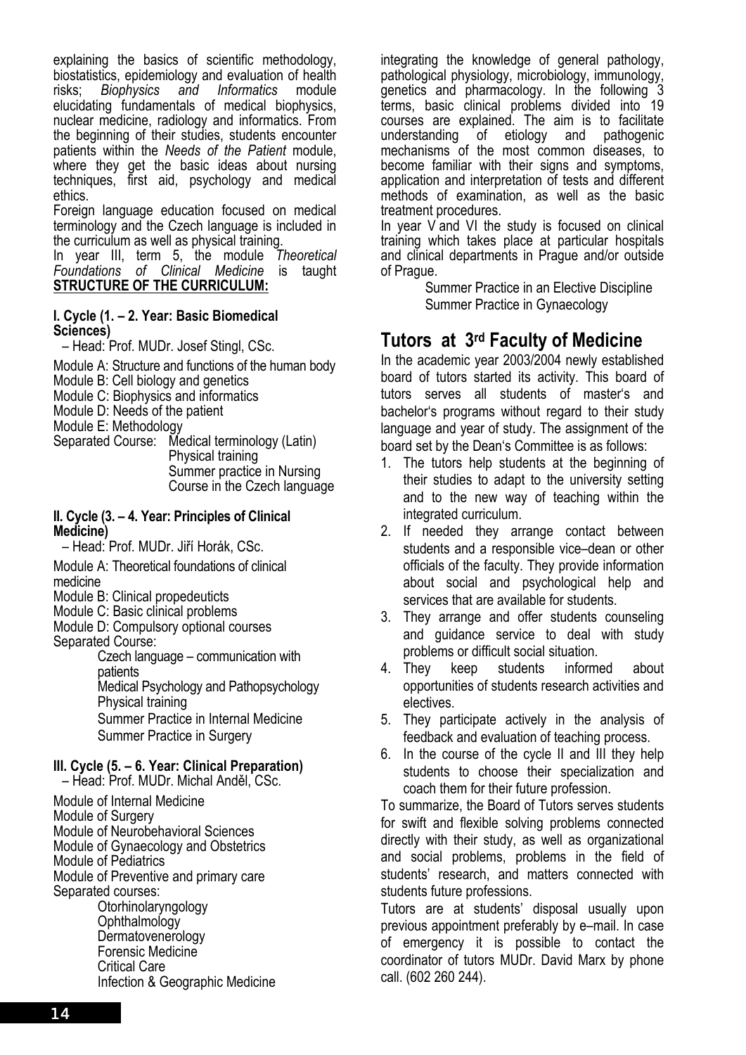explaining the basics of scientific methodology, biostatistics, epidemiology and evaluation of health risks; *Biophysics and Informatics* module elucidating fundamentals of medical biophysics, nuclear medicine, radiology and informatics. From the beginning of their studies, students encounter patients within the *Needs of the Patient* module, where they get the basic ideas about nursing techniques, first aid, psychology and medical ethics.

Foreign language education focused on medical terminology and the Czech language is included in the curriculum as well as physical training.

In year III, term 5, the module *Theoretical Foundations of Clinical Medicine* is taught

**STRUCTURE OF THE CURRICULUM:**

**I. Cycle (1. – 2. Year: Basic Biomedical Sciences)**

– Head: Prof. MUDr. Josef Stingl, CSc.

Module A: Structure and functions of the human body
Module B: Cell biology and genetics
Module C: Biophysics and informatics
Module D: Needs of the patient
Module E: Methodology
Separated Course: Medical terminology (Latin)
Physical training
Summer practice in Nursing
Course in the Czech language

**II. Cycle (3. – 4. Year: Principles of Clinical Medicine)**

– Head: Prof. MUDr. Jiří Horák, CSc.

Module A: Theoretical foundations of clinical medicine
Module B: Clinical propedeuticts
Module C: Basic clinical problems
Module D: Compulsory optional courses
Separated Course:
Czech language – communication with patients
Medical Psychology and Pathopsychology
Physical training
Summer Practice in Internal Medicine
Summer Practice in Surgery

**III. Cycle (5. – 6. Year: Clinical Preparation)**

– Head: Prof. MUDr. Michal Anděl, CSc.

Module of Internal Medicine
Module of Surgery
Module of Neurobehavioral Sciences
Module of Gynaecology and Obstetrics
Module of Pediatrics
Module of Preventive and primary care
Separated courses:
Otorhinolaryngology
Ophthalmology
Dermatovenerology
Forensic Medicine
Critical Care
Infection & Geographic Medicine

integrating the knowledge of general pathology, pathological physiology, microbiology, immunology, genetics and pharmacology. In the following 3 terms, basic clinical problems divided into 19 courses are explained. The aim is to facilitate understanding of etiology and pathogenic mechanisms of the most common diseases, to become familiar with their signs and symptoms, application and interpretation of tests and different methods of examination, as well as the basic treatment procedures.

In year V and VI the study is focused on clinical training which takes place at particular hospitals and clinical departments in Prague and/or outside of Prague.

Summer Practice in an Elective Discipline
Summer Practice in Gynaecology

## Tutors at 3rd Faculty of Medicine

In the academic year 2003/2004 newly established board of tutors started its activity. This board of tutors serves all students of master's and bachelor's programs without regard to their study language and year of study. The assignment of the board set by the Dean's Committee is as follows:

1. The tutors help students at the beginning of their studies to adapt to the university setting and to the new way of teaching within the integrated curriculum.
2. If needed they arrange contact between students and a responsible vice–dean or other officials of the faculty. They provide information about social and psychological help and services that are available for students.
3. They arrange and offer students counseling and guidance service to deal with study problems or difficult social situation.
4. They keep students informed about opportunities of students research activities and electives.
5. They participate actively in the analysis of feedback and evaluation of teaching process.
6. In the course of the cycle II and III they help students to choose their specialization and coach them for their future profession.

To summarize, the Board of Tutors serves students for swift and flexible solving problems connected directly with their study, as well as organizational and social problems, problems in the field of students' research, and matters connected with students future professions.

Tutors are at students' disposal usually upon previous appointment preferably by e–mail. In case of emergency it is possible to contact the coordinator of tutors MUDr. David Marx by phone call. (602 260 244).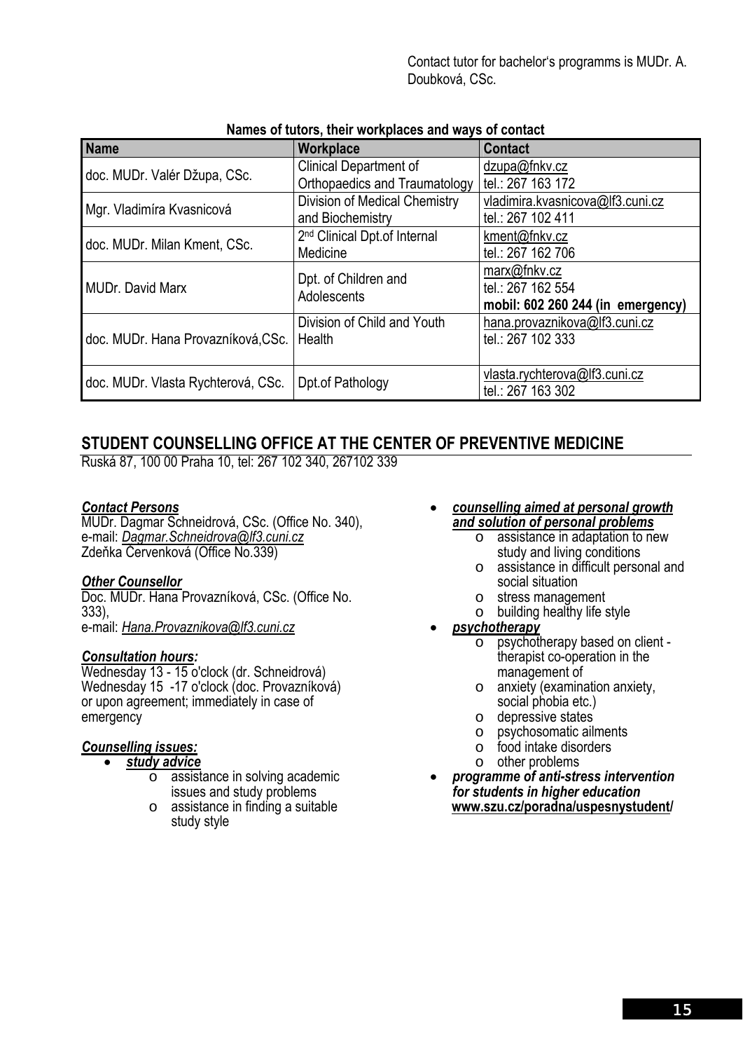Contact tutor for bachelor's programms is MUDr. A. Doubková, CSc.

**Names of tutors, their workplaces and ways of contact**

| Name | Workplace | Contact |
|---|---|---|
| doc. MUDr. Valér Džupa, CSc. | Clinical Department of Orthopaedics and Traumatology | dzupa@fnkv.cz<br>tel.: 267 163 172 |
| Mgr. Vladimíra Kvasnicová | Division of Medical Chemistry and Biochemistry | vladimira.kvasnicova@lf3.cuni.cz<br>tel.: 267 102 411 |
| doc. MUDr. Milan Kment, CSc. | 2nd Clinical Dpt.of Internal Medicine | kment@fnkv.cz<br>tel.: 267 162 706 |
| MUDr. David Marx | Dpt. of Children and Adolescents | marx@fnkv.cz<br>tel.: 267 162 554<br>**mobil: 602 260 244 (in emergency)** |
| doc. MUDr. Hana Provazníková,CSc. | Division of Child and Youth Health | hana.provaznikova@lf3.cuni.cz<br>tel.: 267 102 333 |
| doc. MUDr. Vlasta Rychterová, CSc. | Dpt.of Pathology | vlasta.rychterova@lf3.cuni.cz<br>tel.: 267 163 302 |

## STUDENT COUNSELLING OFFICE AT THE CENTER OF PREVENTIVE MEDICINE

Ruská 87, 100 00 Praha 10, tel: 267 102 340, 267102 339

***Contact Persons***

MUDr. Dagmar Schneidrová, CSc. (Office No. 340),
e-mail: *Dagmar.Schneidrova@lf3.cuni.cz*
Zdeňka Červenková (Office No.339)

***Other Counsellor***

Doc. MUDr. Hana Provazníková, CSc. (Office No. 333),
e-mail: *Hana.Provaznikova@lf3.cuni.cz*

***Consultation hours:***

Wednesday 13 - 15 o'clock (dr. Schneidrová)
Wednesday 15 -17 o'clock (doc. Provazníková)
or upon agreement; immediately in case of emergency

***Counselling issues:***

- ***study advice***
  - assistance in solving academic issues and study problems
  - assistance in finding a suitable study style
- ***counselling aimed at personal growth and solution of personal problems***
  - assistance in adaptation to new study and living conditions
  - assistance in difficult personal and social situation
  - stress management
  - building healthy life style
- ***psychotherapy***
  - psychotherapy based on client - therapist co-operation in the management of
  - anxiety (examination anxiety, social phobia etc.)
  - depressive states
  - psychosomatic ailments
  - food intake disorders
  - other problems
- ***programme of anti-stress intervention for students in higher education*** **www.szu.cz/poradna/uspesnystudent/**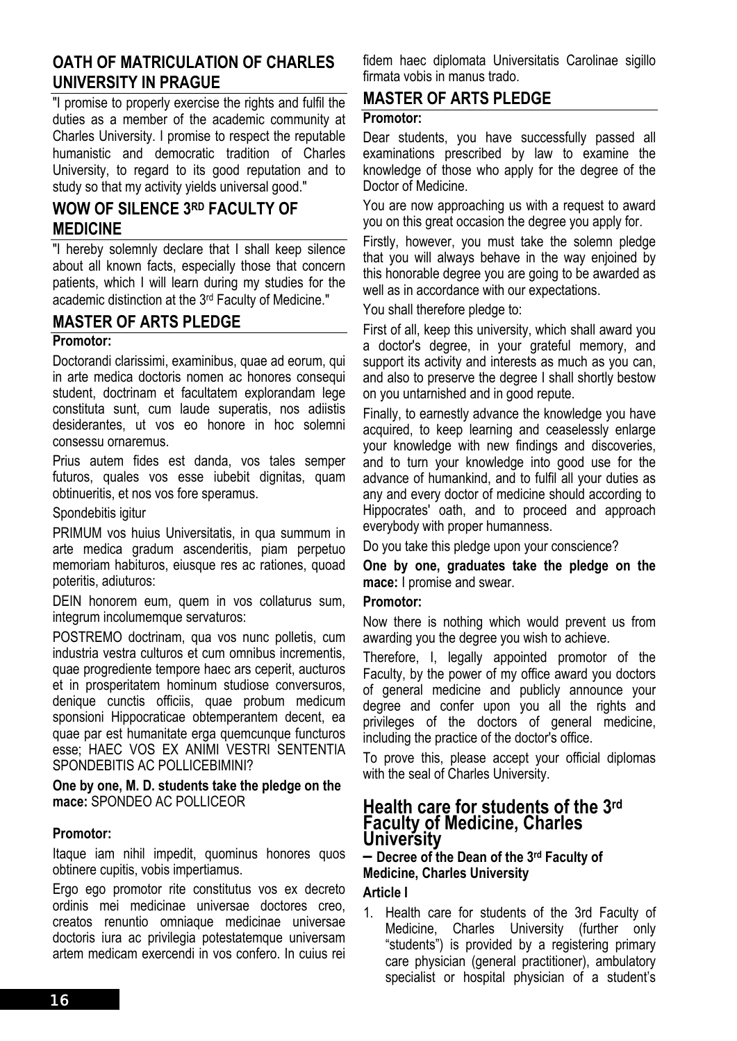## OATH OF MATRICULATION OF CHARLES UNIVERSITY IN PRAGUE

"I promise to properly exercise the rights and fulfil the duties as a member of the academic community at Charles University. I promise to respect the reputable humanistic and democratic tradition of Charles University, to regard to its good reputation and to study so that my activity yields universal good."

## WOW OF SILENCE 3RD FACULTY OF MEDICINE

"I hereby solemnly declare that I shall keep silence about all known facts, especially those that concern patients, which I will learn during my studies for the academic distinction at the 3rd Faculty of Medicine."

## MASTER OF ARTS PLEDGE

**Promotor:**

Doctorandi clarissimi, examinibus, quae ad eorum, qui in arte medica doctoris nomen ac honores consequi student, doctrinam et facultatem explorandam lege constituta sunt, cum laude superatis, nos adiistis desiderantes, ut vos eo honore in hoc solemni consessu ornaremus.

Prius autem fides est danda, vos tales semper futuros, quales vos esse iubebit dignitas, quam obtinueritis, et nos vos fore speramus.

Spondebitis igitur

PRIMUM vos huius Universitatis, in qua summum in arte medica gradum ascenderitis, piam perpetuo memoriam habituros, eiusque res ac rationes, quoad poteritis, adiuturos:

DEIN honorem eum, quem in vos collaturus sum, integrum incolumemque servaturos:

POSTREMO doctrinam, qua vos nunc polletis, cum industria vestra culturos et cum omnibus incrementis, quae progrediente tempore haec ars ceperit, aucturos et in prosperitatem hominum studiose conversuros, denique cunctis officiis, quae probum medicum sponsioni Hippocraticae obtemperantem decent, ea quae par est humanitate erga quemcunque functuros esse; HAEC VOS EX ANIMI VESTRI SENTENTIA SPONDEBITIS AC POLLICEBIMINI?

**One by one, M. D. students take the pledge on the mace:** SPONDEO AC POLLICEOR

**Promotor:**

Itaque iam nihil impedit, quominus honores quos obtinere cupitis, vobis impertiamus.

Ergo ego promotor rite constitutus vos ex decreto ordinis mei medicinae universae doctores creo, creatos renuntio omniaque medicinae universae doctoris iura ac privilegia potestatemque universam artem medicam exercendi in vos confero. In cuius rei fidem haec diplomata Universitatis Carolinae sigillo firmata vobis in manus trado.

## MASTER OF ARTS PLEDGE

**Promotor:**

Dear students, you have successfully passed all examinations prescribed by law to examine the knowledge of those who apply for the degree of the Doctor of Medicine.

You are now approaching us with a request to award you on this great occasion the degree you apply for.

Firstly, however, you must take the solemn pledge that you will always behave in the way enjoined by this honorable degree you are going to be awarded as well as in accordance with our expectations.

You shall therefore pledge to:

First of all, keep this university, which shall award you a doctor's degree, in your grateful memory, and support its activity and interests as much as you can, and also to preserve the degree I shall shortly bestow on you untarnished and in good repute.

Finally, to earnestly advance the knowledge you have acquired, to keep learning and ceaselessly enlarge your knowledge with new findings and discoveries, and to turn your knowledge into good use for the advance of humankind, and to fulfil all your duties as any and every doctor of medicine should according to Hippocrates' oath, and to proceed and approach everybody with proper humanness.

Do you take this pledge upon your conscience?

**One by one, graduates take the pledge on the mace:** I promise and swear.

**Promotor:**

Now there is nothing which would prevent us from awarding you the degree you wish to achieve.

Therefore, I, legally appointed promotor of the Faculty, by the power of my office award you doctors of general medicine and publicly announce your degree and confer upon you all the rights and privileges of the doctors of general medicine, including the practice of the doctor's office.

To prove this, please accept your official diplomas with the seal of Charles University.

# Health care for students of the 3rd Faculty of Medicine, Charles University

**– Decree of the Dean of the 3rd Faculty of Medicine, Charles University**

**Article I**

1. Health care for students of the 3rd Faculty of Medicine, Charles University (further only "students") is provided by a registering primary care physician (general practitioner), ambulatory specialist or hospital physician of a student's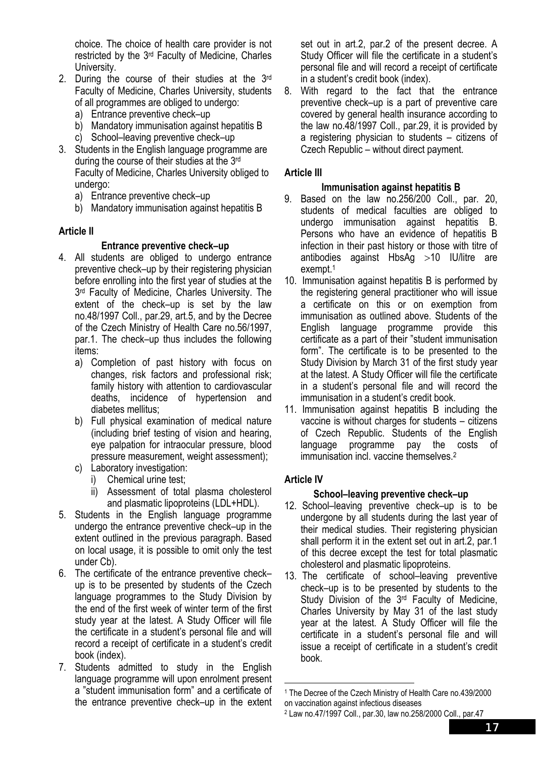choice. The choice of health care provider is not restricted by the 3rd Faculty of Medicine, Charles University.

2. During the course of their studies at the 3rd Faculty of Medicine, Charles University, students of all programmes are obliged to undergo:
   a) Entrance preventive check–up
   b) Mandatory immunisation against hepatitis B
   c) School–leaving preventive check–up
3. Students in the English language programme are during the course of their studies at the 3rd Faculty of Medicine, Charles University obliged to undergo:
   a) Entrance preventive check–up
   b) Mandatory immunisation against hepatitis B

**Article II**

**Entrance preventive check–up**

4. All students are obliged to undergo entrance preventive check–up by their registering physician before enrolling into the first year of studies at the 3rd Faculty of Medicine, Charles University. The extent of the check–up is set by the law no.48/1997 Coll., par.29, art.5, and by the Decree of the Czech Ministry of Health Care no.56/1997, par.1. The check–up thus includes the following items:
   a) Completion of past history with focus on changes, risk factors and professional risk; family history with attention to cardiovascular deaths, incidence of hypertension and diabetes mellitus;
   b) Full physical examination of medical nature (including brief testing of vision and hearing, eye palpation for intraocular pressure, blood pressure measurement, weight assessment);
   c) Laboratory investigation:
      i) Chemical urine test;
      ii) Assessment of total plasma cholesterol and plasmatic lipoproteins (LDL+HDL).
5. Students in the English language programme undergo the entrance preventive check–up in the extent outlined in the previous paragraph. Based on local usage, it is possible to omit only the test under Cb).
6. The certificate of the entrance preventive check–up is to be presented by students of the Czech language programmes to the Study Division by the end of the first week of winter term of the first study year at the latest. A Study Officer will file the certificate in a student's personal file and will record a receipt of certificate in a student's credit book (index).
7. Students admitted to study in the English language programme will upon enrolment present a "student immunisation form" and a certificate of the entrance preventive check–up in the extent set out in art.2, par.2 of the present decree. A Study Officer will file the certificate in a student's personal file and will record a receipt of certificate in a student's credit book (index).
8. With regard to the fact that the entrance preventive check–up is a part of preventive care covered by general health insurance according to the law no.48/1997 Coll., par.29, it is provided by a registering physician to students – citizens of Czech Republic – without direct payment.

**Article III**

**Immunisation against hepatitis B**

9. Based on the law no.256/200 Coll., par. 20, students of medical faculties are obliged to undergo immunisation against hepatitis B. Persons who have an evidence of hepatitis B infection in their past history or those with titre of antibodies against HbsAg >10 IU/litre are exempt.[1]
10. Immunisation against hepatitis B is performed by the registering general practitioner who will issue a certificate on this or on exemption from immunisation as outlined above. Students of the English language programme provide this certificate as a part of their "student immunisation form". The certificate is to be presented to the Study Division by March 31 of the first study year at the latest. A Study Officer will file the certificate in a student's personal file and will record the immunisation in a student's credit book.
11. Immunisation against hepatitis B including the vaccine is without charges for students – citizens of Czech Republic. Students of the English language programme pay the costs of immunisation incl. vaccine themselves.[2]

**Article IV**

**School–leaving preventive check–up**

12. School–leaving preventive check–up is to be undergone by all students during the last year of their medical studies. Their registering physician shall perform it in the extent set out in art.2, par.1 of this decree except the test for total plasmatic cholesterol and plasmatic lipoproteins.
13. The certificate of school–leaving preventive check–up is to be presented by students to the Study Division of the 3rd Faculty of Medicine, Charles University by May 31 of the last study year at the latest. A Study Officer will file the certificate in a student's personal file and will issue a receipt of certificate in a student's credit book.

---

[1] The Decree of the Czech Ministry of Health Care no.439/2000 on vaccination against infectious diseases

[2] Law no.47/1997 Coll., par.30, law no.258/2000 Coll., par.47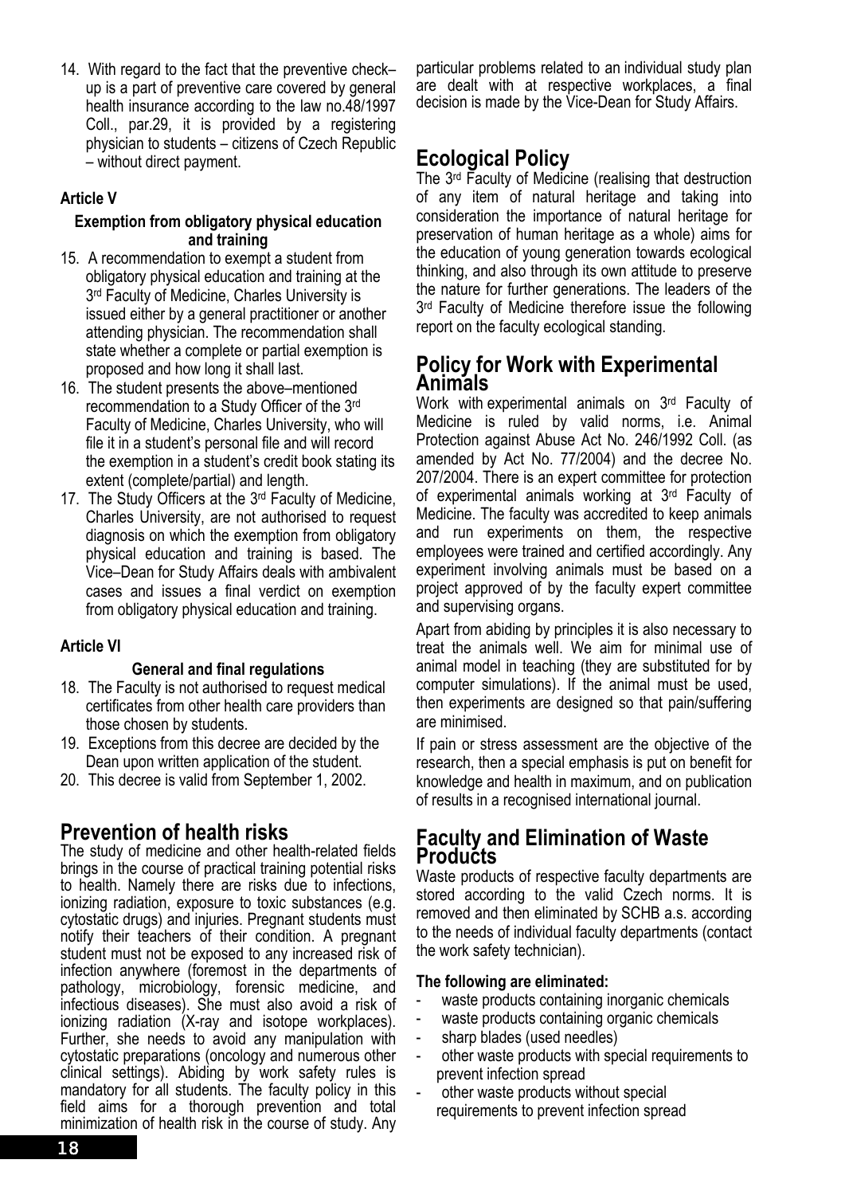14. With regard to the fact that the preventive check–up is a part of preventive care covered by general health insurance according to the law no.48/1997 Coll., par.29, it is provided by a registering physician to students – citizens of Czech Republic – without direct payment.

**Article V**

**Exemption from obligatory physical education and training**

15. A recommendation to exempt a student from obligatory physical education and training at the 3rd Faculty of Medicine, Charles University is issued either by a general practitioner or another attending physician. The recommendation shall state whether a complete or partial exemption is proposed and how long it shall last.
16. The student presents the above–mentioned recommendation to a Study Officer of the 3rd Faculty of Medicine, Charles University, who will file it in a student's personal file and will record the exemption in a student's credit book stating its extent (complete/partial) and length.
17. The Study Officers at the 3rd Faculty of Medicine, Charles University, are not authorised to request diagnosis on which the exemption from obligatory physical education and training is based. The Vice–Dean for Study Affairs deals with ambivalent cases and issues a final verdict on exemption from obligatory physical education and training.

**Article VI**

**General and final regulations**

18. The Faculty is not authorised to request medical certificates from other health care providers than those chosen by students.
19. Exceptions from this decree are decided by the Dean upon written application of the student.
20. This decree is valid from September 1, 2002.

## Prevention of health risks

The study of medicine and other health-related fields brings in the course of practical training potential risks to health. Namely there are risks due to infections, ionizing radiation, exposure to toxic substances (e.g. cytostatic drugs) and injuries. Pregnant students must notify their teachers of their condition. A pregnant student must not be exposed to any increased risk of infection anywhere (foremost in the departments of pathology, microbiology, forensic medicine, and infectious diseases). She must also avoid a risk of ionizing radiation (X-ray and isotope workplaces). Further, she needs to avoid any manipulation with cytostatic preparations (oncology and numerous other clinical settings). Abiding by work safety rules is mandatory for all students. The faculty policy in this field aims for a thorough prevention and total minimization of health risk in the course of study. Any particular problems related to an individual study plan are dealt with at respective workplaces, a final decision is made by the Vice-Dean for Study Affairs.

## Ecological Policy

The 3rd Faculty of Medicine (realising that destruction of any item of natural heritage and taking into consideration the importance of natural heritage for preservation of human heritage as a whole) aims for the education of young generation towards ecological thinking, and also through its own attitude to preserve the nature for further generations. The leaders of the 3rd Faculty of Medicine therefore issue the following report on the faculty ecological standing.

## Policy for Work with Experimental Animals

Work with experimental animals on 3rd Faculty of Medicine is ruled by valid norms, i.e. Animal Protection against Abuse Act No. 246/1992 Coll. (as amended by Act No. 77/2004) and the decree No. 207/2004. There is an expert committee for protection of experimental animals working at 3rd Faculty of Medicine. The faculty was accredited to keep animals and run experiments on them, the respective employees were trained and certified accordingly. Any experiment involving animals must be based on a project approved of by the faculty expert committee and supervising organs.

Apart from abiding by principles it is also necessary to treat the animals well. We aim for minimal use of animal model in teaching (they are substituted for by computer simulations). If the animal must be used, then experiments are designed so that pain/suffering are minimised.

If pain or stress assessment are the objective of the research, then a special emphasis is put on benefit for knowledge and health in maximum, and on publication of results in a recognised international journal.

## Faculty and Elimination of Waste Products

Waste products of respective faculty departments are stored according to the valid Czech norms. It is removed and then eliminated by SCHB a.s. according to the needs of individual faculty departments (contact the work safety technician).

**The following are eliminated:**

- waste products containing inorganic chemicals
- waste products containing organic chemicals
- sharp blades (used needles)
- other waste products with special requirements to prevent infection spread
- other waste products without special requirements to prevent infection spread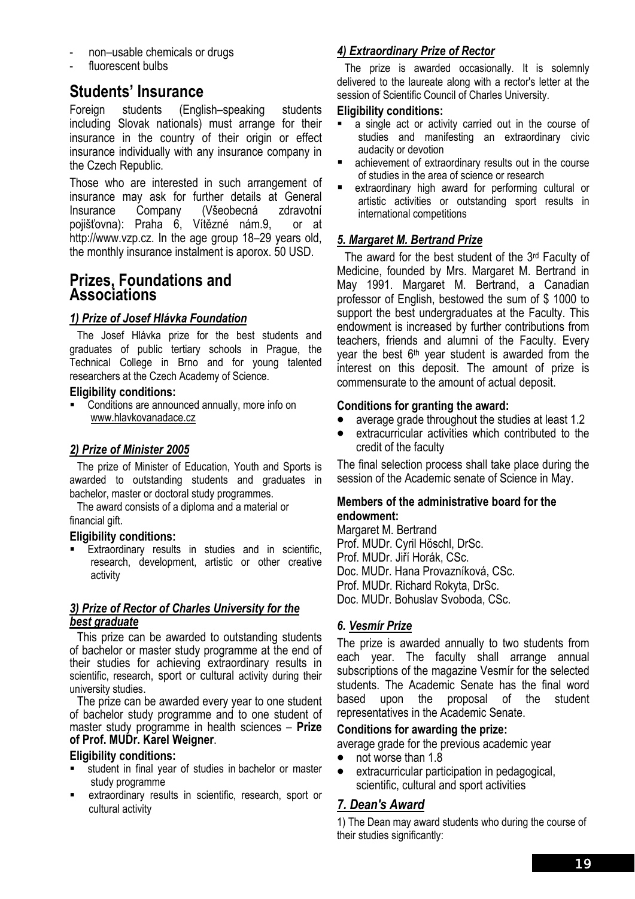- non–usable chemicals or drugs
- fluorescent bulbs

## Students' Insurance

Foreign students (English–speaking students including Slovak nationals) must arrange for their insurance in the country of their origin or effect insurance individually with any insurance company in the Czech Republic.

Those who are interested in such arrangement of insurance may ask for further details at General Insurance Company (Všeobecná zdravotní pojišťovna): Praha 6, Vítězné nám.9, or at http://www.vzp.cz. In the age group 18–29 years old, the monthly insurance instalment is aporox. 50 USD.

## Prizes, Foundations and Associations

### *1) Prize of Josef Hlávka Foundation*

The Josef Hlávka prize for the best students and graduates of public tertiary schools in Prague, the Technical College in Brno and for young talented researchers at the Czech Academy of Science.

**Eligibility conditions:**

- Conditions are announced annually, more info on www.hlavkovanadace.cz

### *2) Prize of Minister 2005*

The prize of Minister of Education, Youth and Sports is awarded to outstanding students and graduates in bachelor, master or doctoral study programmes.

The award consists of a diploma and a material or financial gift.

**Eligibility conditions:**

- Extraordinary results in studies and in scientific, research, development, artistic or other creative activity

### *3) Prize of Rector of Charles University for the best graduate*

This prize can be awarded to outstanding students of bachelor or master study programme at the end of their studies for achieving extraordinary results in scientific, research, sport or cultural activity during their university studies.

The prize can be awarded every year to one student of bachelor study programme and to one student of master study programme in health sciences – **Prize of Prof. MUDr. Karel Weigner**.

**Eligibility conditions:**

- student in final year of studies in bachelor or master study programme
- extraordinary results in scientific, research, sport or cultural activity

### *4) Extraordinary Prize of Rector*

The prize is awarded occasionally. It is solemnly delivered to the laureate along with a rector's letter at the session of Scientific Council of Charles University.

**Eligibility conditions:**

- a single act or activity carried out in the course of studies and manifesting an extraordinary civic audacity or devotion
- achievement of extraordinary results out in the course of studies in the area of science or research
- extraordinary high award for performing cultural or artistic activities or outstanding sport results in international competitions

### *5. Margaret M. Bertrand Prize*

The award for the best student of the 3rd Faculty of Medicine, founded by Mrs. Margaret M. Bertrand in May 1991. Margaret M. Bertrand, a Canadian professor of English, bestowed the sum of $ 1000 to support the best undergraduates at the Faculty. This endowment is increased by further contributions from teachers, friends and alumni of the Faculty. Every year the best 6th year student is awarded from the interest on this deposit. The amount of prize is commensurate to the amount of actual deposit.

**Conditions for granting the award:**

- average grade throughout the studies at least 1.2
- extracurricular activities which contributed to the credit of the faculty

The final selection process shall take place during the session of the Academic senate of Science in May.

**Members of the administrative board for the endowment:**

Margaret M. Bertrand
Prof. MUDr. Cyril Höschl, DrSc.
Prof. MUDr. Jiří Horák, CSc.
Doc. MUDr. Hana Provazníková, CSc.
Prof. MUDr. Richard Rokyta, DrSc.
Doc. MUDr. Bohuslav Svoboda, CSc.

### *6. Vesmír Prize*

The prize is awarded annually to two students from each year. The faculty shall arrange annual subscriptions of the magazine Vesmír for the selected students. The Academic Senate has the final word based upon the proposal of the student representatives in the Academic Senate.

**Conditions for awarding the prize:**

average grade for the previous academic year

- not worse than 1.8
- extracurricular participation in pedagogical, scientific, cultural and sport activities

### *7. Dean's Award*

1) The Dean may award students who during the course of their studies significantly: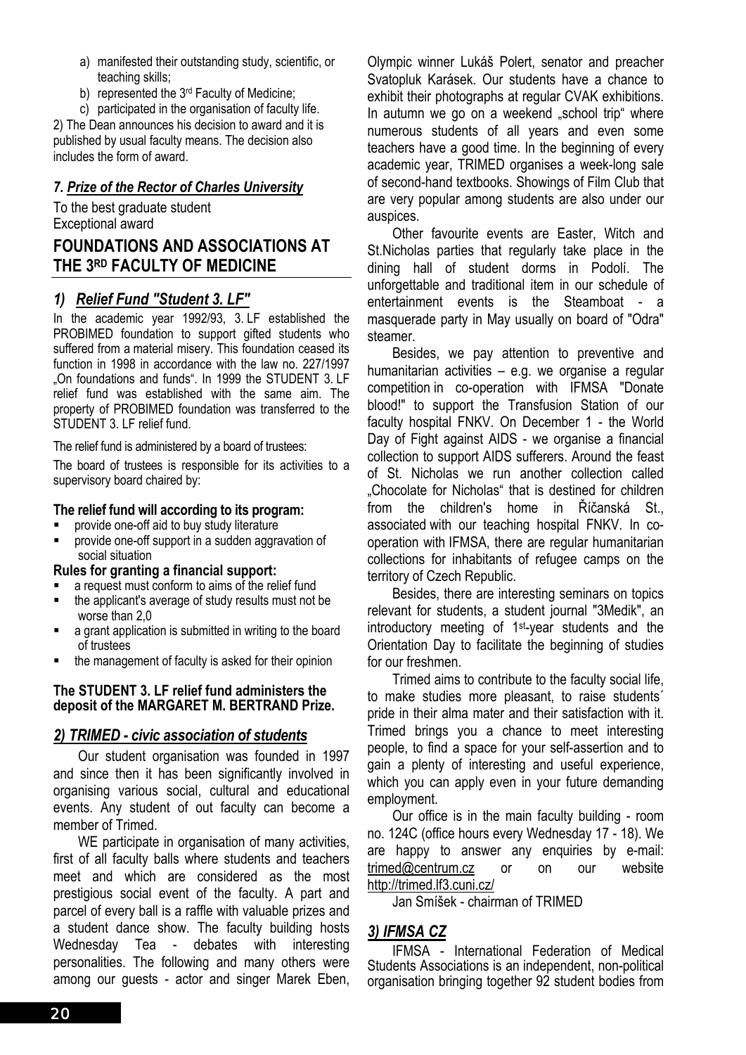a) manifested their outstanding study, scientific, or teaching skills;
b) represented the 3rd Faculty of Medicine;
c) participated in the organisation of faculty life.

2) The Dean announces his decision to award and it is published by usual faculty means. The decision also includes the form of award.

### *7. Prize of the Rector of Charles University*

To the best graduate student
Exceptional award

## FOUNDATIONS AND ASSOCIATIONS AT THE 3RD FACULTY OF MEDICINE

### *1) Relief Fund "Student 3. LF"*

In the academic year 1992/93, 3. LF established the PROBIMED foundation to support gifted students who suffered from a material misery. This foundation ceased its function in 1998 in accordance with the law no. 227/1997 „On foundations and funds". In 1999 the STUDENT 3. LF relief fund was established with the same aim. The property of PROBIMED foundation was transferred to the STUDENT 3. LF relief fund.

The relief fund is administered by a board of trustees:

The board of trustees is responsible for its activities to a supervisory board chaired by:

**The relief fund will according to its program:**

- provide one-off aid to buy study literature
- provide one-off support in a sudden aggravation of social situation

**Rules for granting a financial support:**

- a request must conform to aims of the relief fund
- the applicant's average of study results must not be worse than 2,0
- a grant application is submitted in writing to the board of trustees
- the management of faculty is asked for their opinion

**The STUDENT 3. LF relief fund administers the deposit of the MARGARET M. BERTRAND Prize.**

### *2) TRIMED - civic association of students*

Our student organisation was founded in 1997 and since then it has been significantly involved in organising various social, cultural and educational events. Any student of out faculty can become a member of Trimed.

WE participate in organisation of many activities, first of all faculty balls where students and teachers meet and which are considered as the most prestigious social event of the faculty. A part and parcel of every ball is a raffle with valuable prizes and a student dance show. The faculty building hosts Wednesday Tea - debates with interesting personalities. The following and many others were among our guests - actor and singer Marek Eben, Olympic winner Lukáš Polert, senator and preacher Svatopluk Karásek. Our students have a chance to exhibit their photographs at regular CVAK exhibitions. In autumn we go on a weekend „school trip" where numerous students of all years and even some teachers have a good time. In the beginning of every academic year, TRIMED organises a week-long sale of second-hand textbooks. Showings of Film Club that are very popular among students are also under our auspices.

Other favourite events are Easter, Witch and St.Nicholas parties that regularly take place in the dining hall of student dorms in Podolí. The unforgettable and traditional item in our schedule of entertainment events is the Steamboat - a masquerade party in May usually on board of "Odra" steamer.

Besides, we pay attention to preventive and humanitarian activities – e.g. we organise a regular competition in co-operation with IFMSA "Donate blood!" to support the Transfusion Station of our faculty hospital FNKV. On December 1 - the World Day of Fight against AIDS - we organise a financial collection to support AIDS sufferers. Around the feast of St. Nicholas we run another collection called „Chocolate for Nicholas" that is destined for children from the children's home in Říčanská St., associated with our teaching hospital FNKV. In co-operation with IFMSA, there are regular humanitarian collections for inhabitants of refugee camps on the territory of Czech Republic.

Besides, there are interesting seminars on topics relevant for students, a student journal "3Medik", an introductory meeting of 1st-year students and the Orientation Day to facilitate the beginning of studies for our freshmen.

Trimed aims to contribute to the faculty social life, to make studies more pleasant, to raise students´ pride in their alma mater and their satisfaction with it. Trimed brings you a chance to meet interesting people, to find a space for your self-assertion and to gain a plenty of interesting and useful experience, which you can apply even in your future demanding employment.

Our office is in the main faculty building - room no. 124C (office hours every Wednesday 17 - 18). We are happy to answer any enquiries by e-mail: trimed@centrum.cz or on our website http://trimed.lf3.cuni.cz/

Jan Smíšek - chairman of TRIMED

### *3) IFMSA CZ*

IFMSA - International Federation of Medical Students Associations is an independent, non-political organisation bringing together 92 student bodies from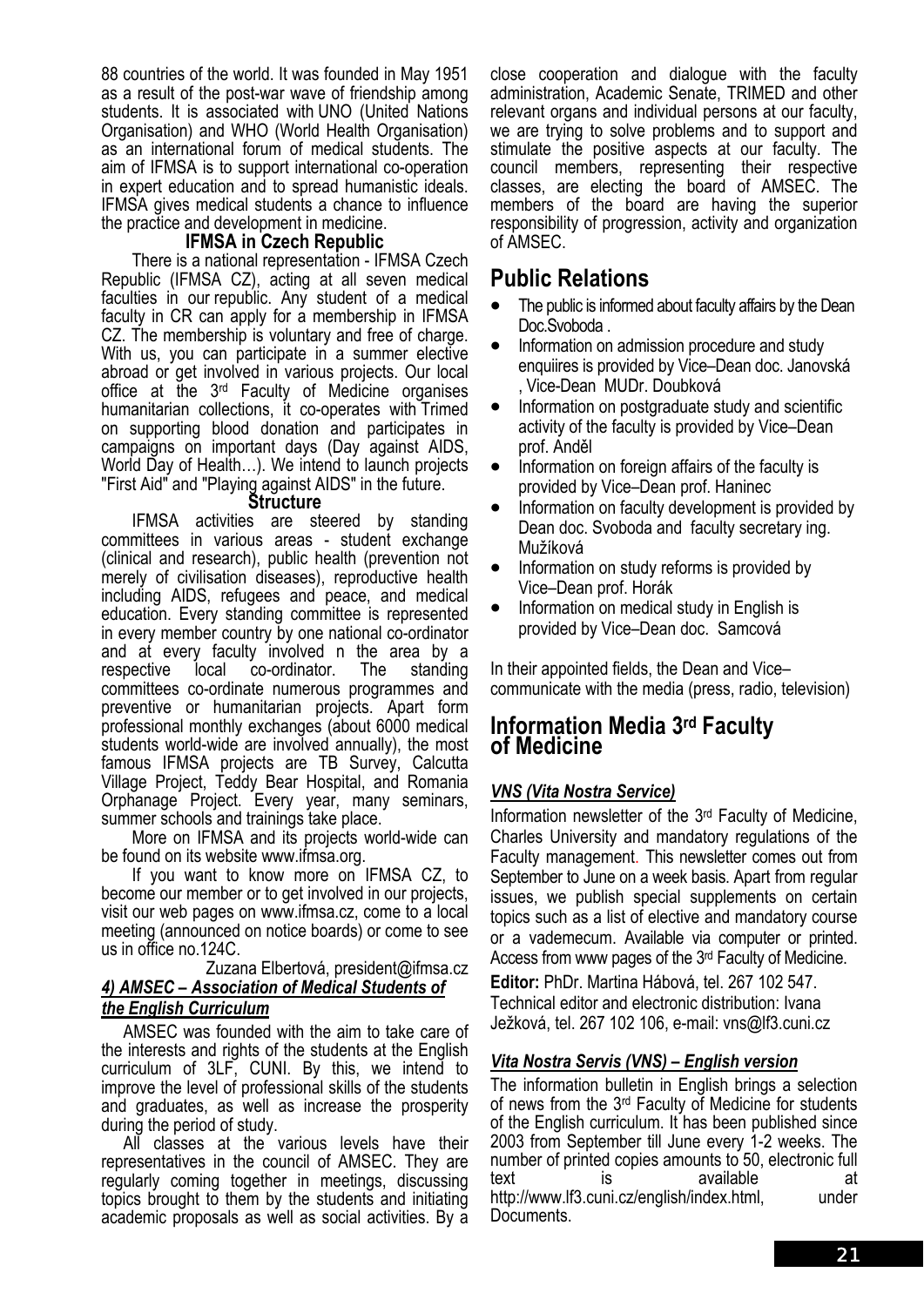88 countries of the world. It was founded in May 1951 as a result of the post-war wave of friendship among students. It is associated with UNO (United Nations Organisation) and WHO (World Health Organisation) as an international forum of medical students. The aim of IFMSA is to support international co-operation in expert education and to spread humanistic ideals. IFMSA gives medical students a chance to influence the practice and development in medicine.

### IFMSA in Czech Republic

There is a national representation - IFMSA Czech Republic (IFMSA CZ), acting at all seven medical faculties in our republic. Any student of a medical faculty in CR can apply for a membership in IFMSA CZ. The membership is voluntary and free of charge. With us, you can participate in a summer elective abroad or get involved in various projects. Our local office at the 3rd Faculty of Medicine organises humanitarian collections, it co-operates with Trimed on supporting blood donation and participates in campaigns on important days (Day against AIDS, World Day of Health…). We intend to launch projects "First Aid" and "Playing against AIDS" in the future.

### Structure

IFMSA activities are steered by standing committees in various areas - student exchange (clinical and research), public health (prevention not merely of civilisation diseases), reproductive health including AIDS, refugees and peace, and medical education. Every standing committee is represented in every member country by one national co-ordinator and at every faculty involved n the area by a respective local co-ordinator. The standing committees co-ordinate numerous programmes and preventive or humanitarian projects. Apart form professional monthly exchanges (about 6000 medical students world-wide are involved annually), the most famous IFMSA projects are TB Survey, Calcutta Village Project, Teddy Bear Hospital, and Romania Orphanage Project. Every year, many seminars, summer schools and trainings take place.

More on IFMSA and its projects world-wide can be found on its website www.ifmsa.org.

If you want to know more on IFMSA CZ, to become our member or to get involved in our projects, visit our web pages on www.ifmsa.cz, come to a local meeting (announced on notice boards) or come to see us in office no.124C.

Zuzana Elbertová, president@ifmsa.cz

### *4) AMSEC – Association of Medical Students of the English Curriculum*

AMSEC was founded with the aim to take care of the interests and rights of the students at the English curriculum of 3LF, CUNI. By this, we intend to improve the level of professional skills of the students and graduates, as well as increase the prosperity during the period of study.

All classes at the various levels have their representatives in the council of AMSEC. They are regularly coming together in meetings, discussing topics brought to them by the students and initiating academic proposals as well as social activities. By a close cooperation and dialogue with the faculty administration, Academic Senate, TRIMED and other relevant organs and individual persons at our faculty, we are trying to solve problems and to support and stimulate the positive aspects at our faculty. The council members, representing their respective classes, are electing the board of AMSEC. The members of the board are having the superior responsibility of progression, activity and organization of AMSEC.

## Public Relations

- The public is informed about faculty affairs by the Dean Doc.Svoboda .
- Information on admission procedure and study enquiires is provided by Vice–Dean doc. Janovská , Vice-Dean MUDr. Doubková
- Information on postgraduate study and scientific activity of the faculty is provided by Vice–Dean prof. Anděl
- Information on foreign affairs of the faculty is provided by Vice–Dean prof. Haninec
- Information on faculty development is provided by Dean doc. Svoboda and faculty secretary ing. Mužíková
- Information on study reforms is provided by Vice–Dean prof. Horák
- Information on medical study in English is provided by Vice–Dean doc. Samcová

In their appointed fields, the Dean and Vice–communicate with the media (press, radio, television)

## Information Media 3rd Faculty of Medicine

### *VNS (Vita Nostra Service)*

Information newsletter of the 3rd Faculty of Medicine, Charles University and mandatory regulations of the Faculty management. This newsletter comes out from September to June on a week basis. Apart from regular issues, we publish special supplements on certain topics such as a list of elective and mandatory course or a vademecum. Available via computer or printed. Access from www pages of the 3rd Faculty of Medicine.

**Editor:** PhDr. Martina Hábová, tel. 267 102 547. Technical editor and electronic distribution: Ivana Ježková, tel. 267 102 106, e-mail: vns@lf3.cuni.cz

### *Vita Nostra Servis (VNS) – English version*

The information bulletin in English brings a selection of news from the 3rd Faculty of Medicine for students of the English curriculum. It has been published since 2003 from September till June every 1-2 weeks. The number of printed copies amounts to 50, electronic full text is available at http://www.lf3.cuni.cz/english/index.html, under Documents.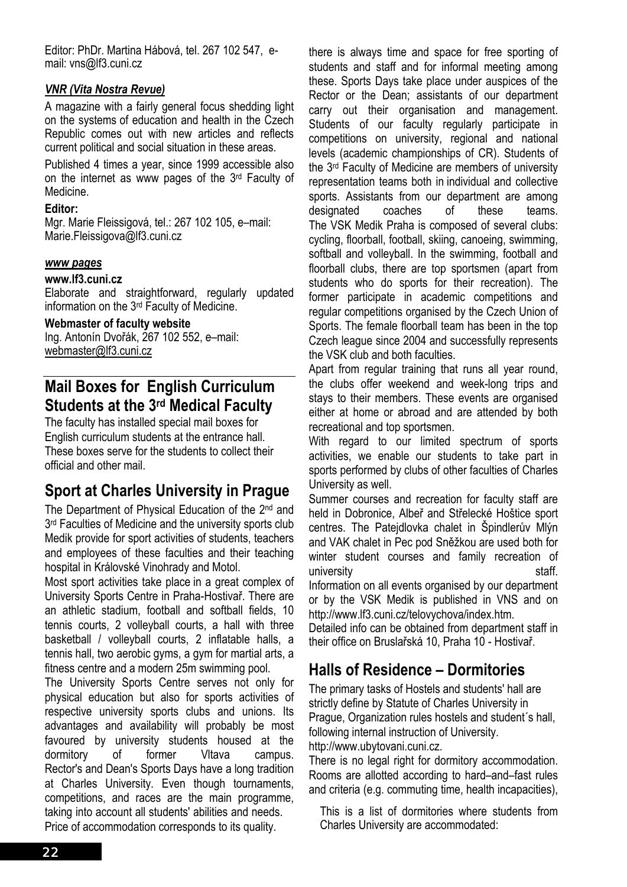Editor: PhDr. Martina Hábová, tel. 267 102 547, e-mail: vns@lf3.cuni.cz

***VNR (Vita Nostra Revue)***

A magazine with a fairly general focus shedding light on the systems of education and health in the Czech Republic comes out with new articles and reflects current political and social situation in these areas.

Published 4 times a year, since 1999 accessible also on the internet as www pages of the 3rd Faculty of Medicine.

**Editor:**
Mgr. Marie Fleissigová, tel.: 267 102 105, e–mail: Marie.Fleissigova@lf3.cuni.cz

***www pages***

**www.lf3.cuni.cz**
Elaborate and straightforward, regularly updated information on the 3rd Faculty of Medicine.

**Webmaster of faculty website**
Ing. Antonín Dvořák, 267 102 552, e–mail: webmaster@lf3.cuni.cz

## Mail Boxes for English Curriculum Students at the 3rd Medical Faculty

The faculty has installed special mail boxes for English curriculum students at the entrance hall. These boxes serve for the students to collect their official and other mail.

## Sport at Charles University in Prague

The Department of Physical Education of the 2nd and 3rd Faculties of Medicine and the university sports club Medik provide for sport activities of students, teachers and employees of these faculties and their teaching hospital in Královské Vinohrady and Motol.

Most sport activities take place in a great complex of University Sports Centre in Praha-Hostivař. There are an athletic stadium, football and softball fields, 10 tennis courts, 2 volleyball courts, a hall with three basketball / volleyball courts, 2 inflatable halls, a tennis hall, two aerobic gyms, a gym for martial arts, a fitness centre and a modern 25m swimming pool.

The University Sports Centre serves not only for physical education but also for sports activities of respective university sports clubs and unions. Its advantages and availability will probably be most favoured by university students housed at the dormitory of former Vltava campus. Rector's and Dean's Sports Days have a long tradition at Charles University. Even though tournaments, competitions, and races are the main programme, there is always time and space for free sporting of students and staff and for informal meeting among these. Sports Days take place under auspices of the Rector or the Dean; assistants of our department carry out their organisation and management. Students of our faculty regularly participate in competitions on university, regional and national levels (academic championships of CR). Students of the 3rd Faculty of Medicine are members of university representation teams both in individual and collective sports. Assistants from our department are among designated coaches of these teams.
The VSK Medik Praha is composed of several clubs: cycling, floorball, football, skiing, canoeing, swimming, softball and volleyball. In the swimming, football and floorball clubs, there are top sportsmen (apart from students who do sports for their recreation). The former participate in academic competitions and regular competitions organised by the Czech Union of Sports. The female floorball team has been in the top Czech league since 2004 and successfully represents the VSK club and both faculties.

Apart from regular training that runs all year round, the clubs offer weekend and week-long trips and stays to their members. These events are organised either at home or abroad and are attended by both recreational and top sportsmen.

With regard to our limited spectrum of sports activities, we enable our students to take part in sports performed by clubs of other faculties of Charles University as well.

Summer courses and recreation for faculty staff are held in Dobronice, Albeř and Střelecké Hoštice sport centres. The Patejdlovka chalet in Špindlerův Mlýn and VAK chalet in Pec pod Sněžkou are used both for winter student courses and family recreation of university staff.

Information on all events organised by our department or by the VSK Medik is published in VNS and on http://www.lf3.cuni.cz/telovychova/index.htm.

Detailed info can be obtained from department staff in their office on Bruslařská 10, Praha 10 - Hostivař.

## Halls of Residence – Dormitories

The primary tasks of Hostels and students' hall are strictly define by Statute of Charles University in Prague, Organization rules hostels and student´s hall, following internal instruction of University. http://www.ubytovani.cuni.cz.

There is no legal right for dormitory accommodation. Rooms are allotted according to hard–and–fast rules and criteria (e.g. commuting time, health incapacities), Price of accommodation corresponds to its quality.

This is a list of dormitories where students from Charles University are accommodated: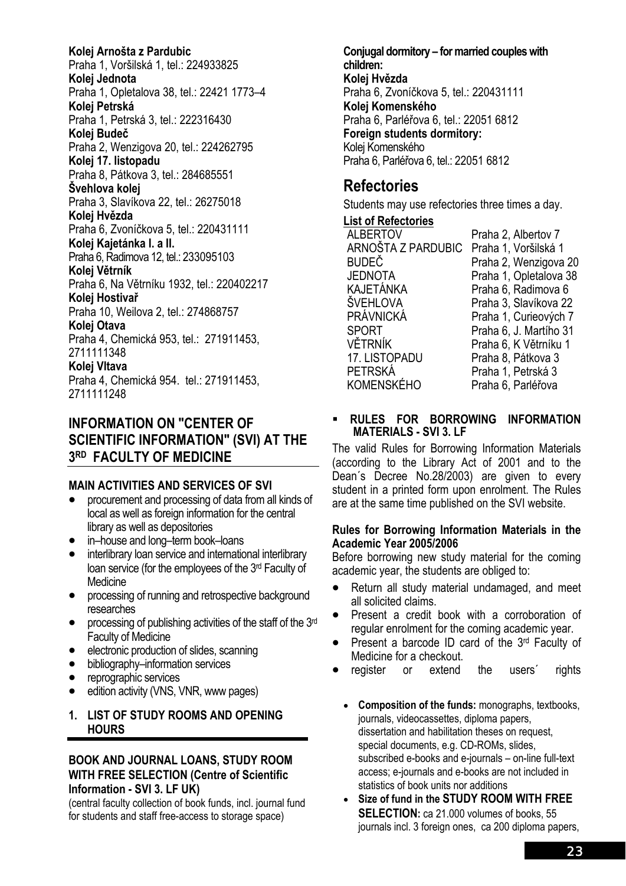**Kolej Arnošta z Pardubic**
Praha 1, Voršilská 1, tel.: 224933825
**Kolej Jednota**
Praha 1, Opletalova 38, tel.: 22421 1773–4
**Kolej Petrská**
Praha 1, Petrská 3, tel.: 222316430
**Kolej Budeč**
Praha 2, Wenzigova 20, tel.: 224262795
**Kolej 17. listopadu**
Praha 8, Pátkova 3, tel.: 284685551
**Švehlova kolej**
Praha 3, Slavíkova 22, tel.: 26275018
**Kolej Hvězda**
Praha 6, Zvoníčkova 5, tel.: 220431111
**Kolej Kajetánka I. a II.**
Praha 6, Radimova 12, tel.: 233095103
**Kolej Větrník**
Praha 6, Na Větrníku 1932, tel.: 220402217
**Kolej Hostivař**
Praha 10, Weilova 2, tel.: 274868757
**Kolej Otava**
Praha 4, Chemická 953, tel.: 271911453, 2711111348
**Kolej Vltava**
Praha 4, Chemická 954. tel.: 271911453, 2711111248

## INFORMATION ON "CENTER OF SCIENTIFIC INFORMATION" (SVI) AT THE 3RD FACULTY OF MEDICINE

### MAIN ACTIVITIES AND SERVICES OF SVI

- procurement and processing of data from all kinds of local as well as foreign information for the central library as well as depositories
- in–house and long–term book–loans
- interlibrary loan service and international interlibrary loan service (for the employees of the 3rd Faculty of Medicine
- processing of running and retrospective background researches
- processing of publishing activities of the staff of the 3rd Faculty of Medicine
- electronic production of slides, scanning
- bibliography–information services
- reprographic services
- edition activity (VNS, VNR, www pages)

### 1. LIST OF STUDY ROOMS AND OPENING HOURS

#### BOOK AND JOURNAL LOANS, STUDY ROOM WITH FREE SELECTION (Centre of Scientific Information - SVI 3. LF UK)

(central faculty collection of book funds, incl. journal fund for students and staff free-access to storage space)

**Conjugal dormitory – for married couples with children:**
**Kolej Hvězda**
Praha 6, Zvoníčkova 5, tel.: 220431111
**Kolej Komenského**
Praha 6, Parléřova 6, tel.: 22051 6812
**Foreign students dormitory:**
Kolej Komenského
Praha 6, Parléřova 6, tel.: 22051 6812

## Refectories

Students may use refectories three times a day.

**List of Refectories**

| | |
|---|---|
| ALBERTOV | Praha 2, Albertov 7 |
| ARNOŠTA Z PARDUBIC | Praha 1, Voršilská 1 |
| BUDEČ | Praha 2, Wenzigova 20 |
| JEDNOTA | Praha 1, Opletalova 38 |
| KAJETÁNKA | Praha 6, Radimova 6 |
| ŠVEHLOVA | Praha 3, Slavíkova 22 |
| PRÁVNICKÁ | Praha 1, Curieových 7 |
| SPORT | Praha 6, J. Martího 31 |
| VĚTRNÍK | Praha 6, K Větrníku 1 |
| 17. LISTOPADU | Praha 8, Pátkova 3 |
| PETRSKÁ | Praha 1, Petrská 3 |
| KOMENSKÉHO | Praha 6, Parléřova |

- **RULES FOR BORROWING INFORMATION MATERIALS - SVI 3. LF**

The valid Rules for Borrowing Information Materials (according to the Library Act of 2001 and to the Dean´s Decree No.28/2003) are given to every student in a printed form upon enrolment. The Rules are at the same time published on the SVI website.

**Rules for Borrowing Information Materials in the Academic Year 2005/2006**

Before borrowing new study material for the coming academic year, the students are obliged to:

- Return all study material undamaged, and meet all solicited claims.
- Present a credit book with a corroboration of regular enrolment for the coming academic year.
- Present a barcode ID card of the 3rd Faculty of Medicine for a checkout.
- register or extend the users´ rights

  - **Composition of the funds:** monographs, textbooks, journals, videocassettes, diploma papers, dissertation and habilitation theses on request, special documents, e.g. CD-ROMs, slides, subscribed e-books and e-journals – on-line full-text access; e-journals and e-books are not included in statistics of book units nor additions
  - **Size of fund in the STUDY ROOM WITH FREE SELECTION:** ca 21.000 volumes of books, 55 journals incl. 3 foreign ones, ca 200 diploma papers,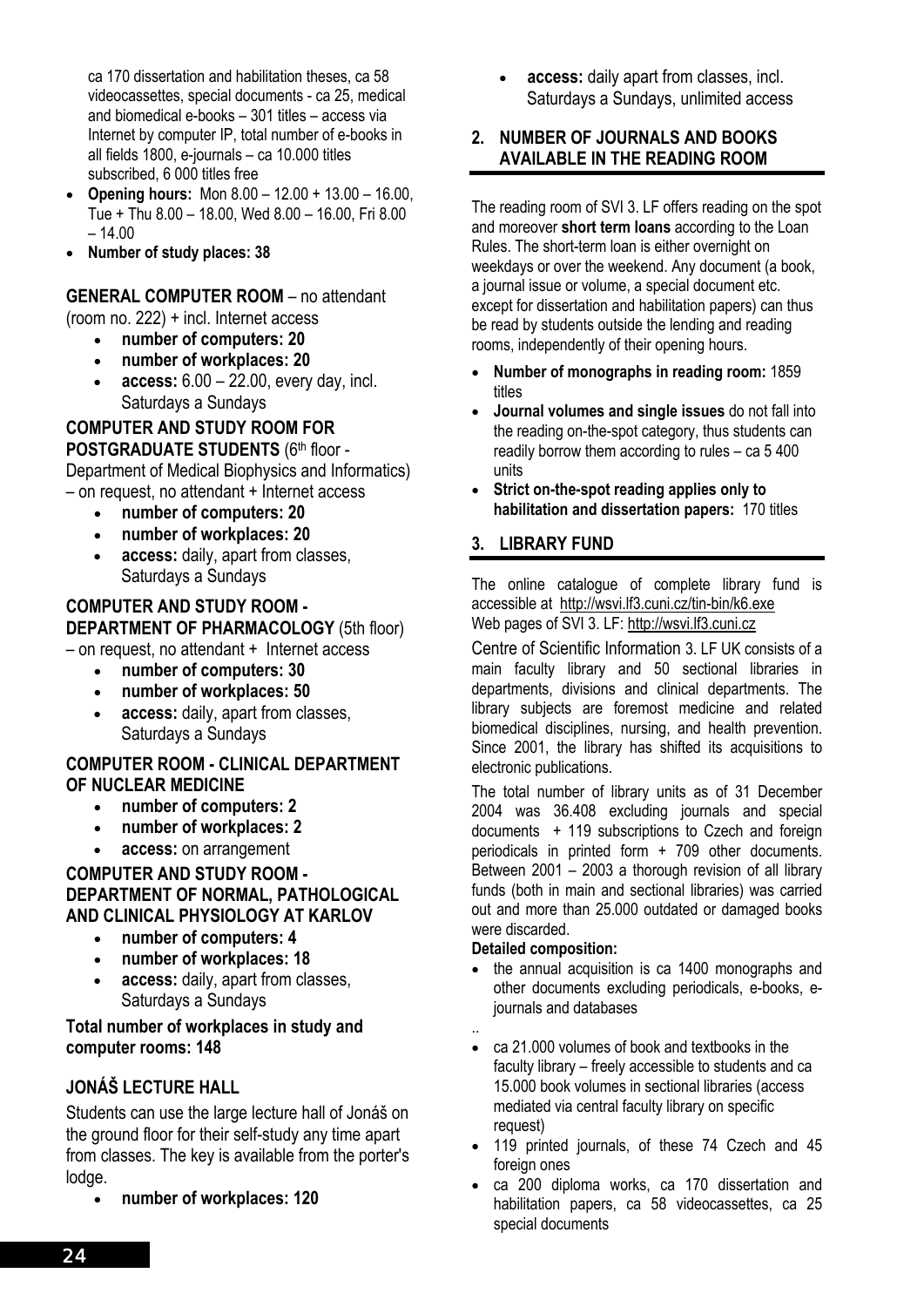ca 170 dissertation and habilitation theses, ca 58 videocassettes, special documents - ca 25, medical and biomedical e-books – 301 titles – access via Internet by computer IP, total number of e-books in all fields 1800, e-journals – ca 10.000 titles subscribed, 6 000 titles free

- **Opening hours:** Mon 8.00 – 12.00 + 13.00 – 16.00, Tue + Thu 8.00 – 18.00, Wed 8.00 – 16.00, Fri 8.00 – 14.00
- **Number of study places: 38**

**GENERAL COMPUTER ROOM** – no attendant (room no. 222) + incl. Internet access

- **number of computers: 20**
- **number of workplaces: 20**
- **access:** 6.00 – 22.00, every day, incl. Saturdays a Sundays

**COMPUTER AND STUDY ROOM FOR POSTGRADUATE STUDENTS** (6th floor - Department of Medical Biophysics and Informatics) – on request, no attendant + Internet access

- **number of computers: 20**
- **number of workplaces: 20**
- **access:** daily, apart from classes, Saturdays a Sundays

**COMPUTER AND STUDY ROOM - DEPARTMENT OF PHARMACOLOGY** (5th floor) – on request, no attendant + Internet access

- **number of computers: 30**
- **number of workplaces: 50**
- **access:** daily, apart from classes, Saturdays a Sundays

**COMPUTER ROOM - CLINICAL DEPARTMENT OF NUCLEAR MEDICINE**

- **number of computers: 2**
- **number of workplaces: 2**
- **access:** on arrangement

**COMPUTER AND STUDY ROOM - DEPARTMENT OF NORMAL, PATHOLOGICAL AND CLINICAL PHYSIOLOGY AT KARLOV**

- **number of computers: 4**
- **number of workplaces: 18**
- **access:** daily, apart from classes, Saturdays a Sundays

**Total number of workplaces in study and computer rooms: 148**

**JONÁŠ LECTURE HALL**

Students can use the large lecture hall of Jonáš on the ground floor for their self-study any time apart from classes. The key is available from the porter's lodge.

- **number of workplaces: 120**
- **access:** daily apart from classes, incl. Saturdays a Sundays, unlimited access

## 2. NUMBER OF JOURNALS AND BOOKS AVAILABLE IN THE READING ROOM

The reading room of SVI 3. LF offers reading on the spot and moreover **short term loans** according to the Loan Rules. The short-term loan is either overnight on weekdays or over the weekend. Any document (a book, a journal issue or volume, a special document etc. except for dissertation and habilitation papers) can thus be read by students outside the lending and reading rooms, independently of their opening hours.

- **Number of monographs in reading room:** 1859 titles
- **Journal volumes and single issues** do not fall into the reading on-the-spot category, thus students can readily borrow them according to rules – ca 5 400 units
- **Strict on-the-spot reading applies only to habilitation and dissertation papers:** 170 titles

## 3. LIBRARY FUND

The online catalogue of complete library fund is accessible at http://wsvi.lf3.cuni.cz/tin-bin/k6.exe
Web pages of SVI 3. LF: http://wsvi.lf3.cuni.cz

Centre of Scientific Information 3. LF UK consists of a main faculty library and 50 sectional libraries in departments, divisions and clinical departments. The library subjects are foremost medicine and related biomedical disciplines, nursing, and health prevention. Since 2001, the library has shifted its acquisitions to electronic publications.

The total number of library units as of 31 December 2004 was 36.408 excluding journals and special documents + 119 subscriptions to Czech and foreign periodicals in printed form + 709 other documents. Between 2001 – 2003 a thorough revision of all library funds (both in main and sectional libraries) was carried out and more than 25.000 outdated or damaged books were discarded.

**Detailed composition:**

- the annual acquisition is ca 1400 monographs and other documents excluding periodicals, e-books, e-journals and databases

..

- ca 21.000 volumes of book and textbooks in the faculty library – freely accessible to students and ca 15.000 book volumes in sectional libraries (access mediated via central faculty library on specific request)
- 119 printed journals, of these 74 Czech and 45 foreign ones
- ca 200 diploma works, ca 170 dissertation and habilitation papers, ca 58 videocassettes, ca 25 special documents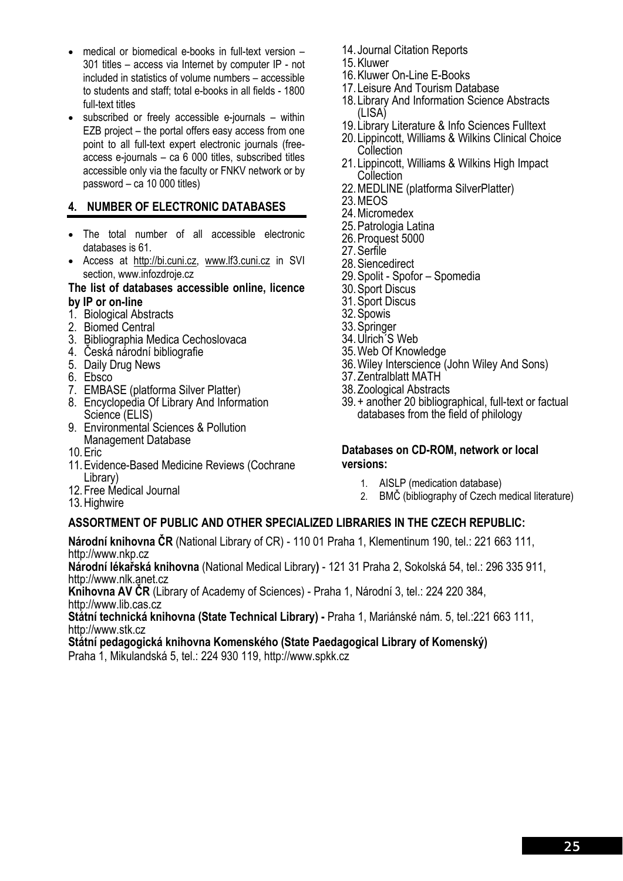- medical or biomedical e-books in full-text version – 301 titles – access via Internet by computer IP - not included in statistics of volume numbers – accessible to students and staff; total e-books in all fields - 1800 full-text titles
- subscribed or freely accessible e-journals – within EZB project – the portal offers easy access from one point to all full-text expert electronic journals (free-access e-journals – ca 6 000 titles, subscribed titles accessible only via the faculty or FNKV network or by password – ca 10 000 titles)

## 4. NUMBER OF ELECTRONIC DATABASES

- The total number of all accessible electronic databases is 61.
- Access at http://bi.cuni.cz, www.lf3.cuni.cz in SVI section, www.infozdroje.cz

**The list of databases accessible online, licence by IP or on-line**

1. Biological Abstracts
2. Biomed Central
3. Bibliographia Medica Cechoslovaca
4. Česká národní bibliografie
5. Daily Drug News
6. Ebsco
7. EMBASE (platforma Silver Platter)
8. Encyclopedia Of Library And Information Science (ELIS)
9. Environmental Sciences & Pollution Management Database
10. Eric
11. Evidence-Based Medicine Reviews (Cochrane Library)
12. Free Medical Journal
13. Highwire
14. Journal Citation Reports
15. Kluwer
16. Kluwer On-Line E-Books
17. Leisure And Tourism Database
18. Library And Information Science Abstracts (LISA)
19. Library Literature & Info Sciences Fulltext
20. Lippincott, Williams & Wilkins Clinical Choice Collection
21. Lippincott, Williams & Wilkins High Impact Collection
22. MEDLINE (platforma SilverPlatter)
23. MEOS
24. Micromedex
25. Patrologia Latina
26. Proquest 5000
27. Serfile
28. Siencedirect
29. Spolit - Spofor – Spomedia
30. Sport Discus
31. Sport Discus
32. Spowis
33. Springer
34. Ulrich´S Web
35. Web Of Knowledge
36. Wiley Interscience (John Wiley And Sons)
37. Zentralblatt MATH
38. Zoological Abstracts
39. + another 20 bibliographical, full-text or factual databases from the field of philology

**Databases on CD-ROM, network or local versions:**

1. AISLP (medication database)
2. BMČ (bibliography of Czech medical literature)

**ASSORTMENT OF PUBLIC AND OTHER SPECIALIZED LIBRARIES IN THE CZECH REPUBLIC:**

**Národní knihovna ČR** (National Library of CR) - 110 01 Praha 1, Klementinum 190, tel.: 221 663 111, http://www.nkp.cz

**Národní lékařská knihovna** (National Medical Library**)** - 121 31 Praha 2, Sokolská 54, tel.: 296 335 911, http://www.nlk.anet.cz

**Knihovna AV ČR** (Library of Academy of Sciences) - Praha 1, Národní 3, tel.: 224 220 384, http://www.lib.cas.cz

**Státní technická knihovna (State Technical Library) -** Praha 1, Mariánské nám. 5, tel.:221 663 111, http://www.stk.cz

**Státní pedagogická knihovna Komenského (State Paedagogical Library of Komenský)**
Praha 1, Mikulandská 5, tel.: 224 930 119, http://www.spkk.cz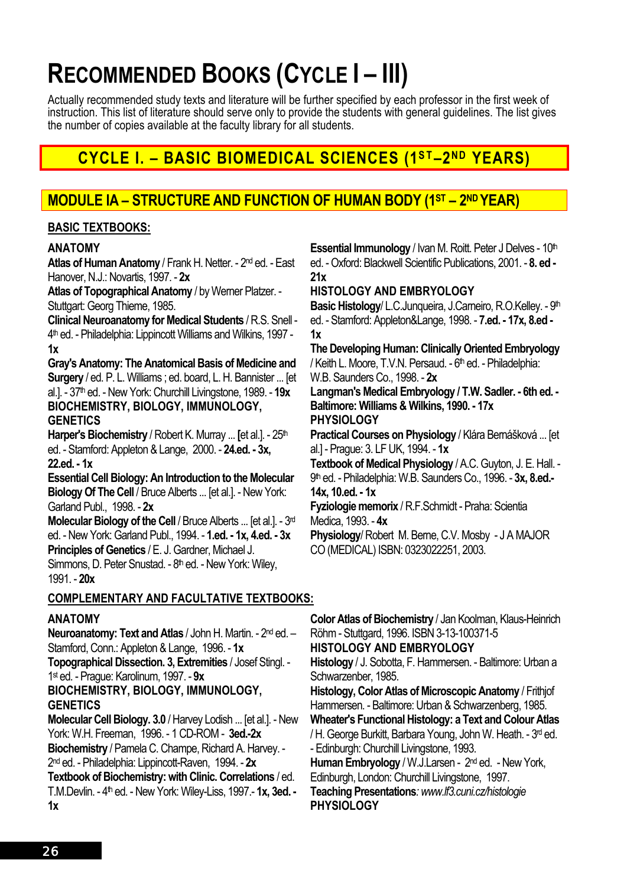# RECOMMENDED BOOKS (CYCLE I – III)

Actually recommended study texts and literature will be further specified by each professor in the first week of instruction. This list of literature should serve only to provide the students with general guidelines. The list gives the number of copies available at the faculty library for all students.

## CYCLE I. – BASIC BIOMEDICAL SCIENCES (1ST–2ND YEARS)

### MODULE IA – STRUCTURE AND FUNCTION OF HUMAN BODY (1ST – 2ND YEAR)

#### BASIC TEXTBOOKS:

**ANATOMY**

**Atlas of Human Anatomy** / Frank H. Netter. - 2nd ed. - East Hanover, N.J.: Novartis, 1997. - **2x**

**Atlas of Topographical Anatomy** / by Werner Platzer. - Stuttgart: Georg Thieme, 1985.

**Clinical Neuroanatomy for Medical Students** / R.S. Snell - 4th ed. - Philadelphia: Lippincott Williams and Wilkins, 1997 - **1x**

**Gray's Anatomy: The Anatomical Basis of Medicine and Surgery** / ed. P. L. Williams ; ed. board, L. H. Bannister ... [et al.]. - 37th ed. - New York: Churchill Livingstone, 1989. - **19x**

**BIOCHEMISTRY, BIOLOGY, IMMUNOLOGY, GENETICS**

**Harper's Biochemistry** / Robert K. Murray ... [et al.]. - 25th ed. - Stamford: Appleton & Lange, 2000. - **24.ed. - 3x, 22.ed. - 1x**

**Essential Cell Biology: An Introduction to the Molecular Biology Of The Cell** / Bruce Alberts ... [et al.]. - New York: Garland Publ., 1998. - **2x**

**Molecular Biology of the Cell** / Bruce Alberts ... [et al.]. - 3rd ed. - New York: Garland Publ., 1994. - **1.ed. - 1x, 4.ed. - 3x**

**Principles of Genetics** / E. J. Gardner, Michael J. Simmons, D. Peter Snustad. - 8th ed. - New York: Wiley, 1991. - **20x**

**Essential Immunology** / Ivan M. Roitt. Peter J Delves - 10th ed. - Oxford: Blackwell Scientific Publications, 2001. - **8. ed - 21x**

**HISTOLOGY AND EMBRYOLOGY**

**Basic Histology**/ L.C.Junqueira, J.Carneiro, R.O.Kelley. - 9th ed. - Stamford: Appleton&Lange, 1998. - **7.ed. - 17x, 8.ed - 1x**

**The Developing Human: Clinically Oriented Embryology** / Keith L. Moore, T.V.N. Persaud. - 6th ed. - Philadelphia: W.B. Saunders Co., 1998. - **2x**

**Langman's Medical Embryology / T.W. Sadler. - 6th ed. - Baltimore: Williams & Wilkins, 1990. - 17x**

**PHYSIOLOGY**

**Practical Courses on Physiology** / Klára Bernášková ... [et al.] - Prague: 3. LF UK, 1994. - **1x**

**Textbook of Medical Physiology** / A.C. Guyton, J. E. Hall. - 9th ed. - Philadelphia: W.B. Saunders Co., 1996. - **3x, 8.ed.- 14x, 10.ed. - 1x**

**Fyziologie memorix** / R.F.Schmidt - Praha: Scientia Medica, 1993. - **4x**

**Physiology**/ Robert M. Berne, C.V. Mosby - J A MAJOR CO (MEDICAL) ISBN: 0323022251, 2003.

#### COMPLEMENTARY AND FACULTATIVE TEXTBOOKS:

**ANATOMY**

**Neuroanatomy: Text and Atlas** / John H. Martin. - 2nd ed. – Stamford, Conn.: Appleton & Lange, 1996. - **1x**

**Topographical Dissection. 3, Extremities** / Josef Stingl. - 1st ed. - Prague: Karolinum, 1997. - **9x**

**BIOCHEMISTRY, BIOLOGY, IMMUNOLOGY, GENETICS**

**Molecular Cell Biology. 3.0** / Harvey Lodish ... [et al.]. - New York: W.H. Freeman, 1996. - 1 CD-ROM - **3ed.-2x**

**Biochemistry** / Pamela C. Champe, Richard A. Harvey. - 2nd ed. - Philadelphia: Lippincott-Raven, 1994. - **2x**

**Textbook of Biochemistry: with Clinic. Correlations** / ed. T.M.Devlin. - 4th ed. - New York: Wiley-Liss, 1997.- **1x, 3ed. - 1x**

**Color Atlas of Biochemistry** / Jan Koolman, Klaus-Heinrich Röhm - Stuttgart, 1996. ISBN 3-13-100371-5

**HISTOLOGY AND EMBRYOLOGY**

**Histology** / J. Sobotta, F. Hammersen. - Baltimore: Urban a Schwarzenber, 1985.

**Histology, Color Atlas of Microscopic Anatomy** / Frithjof Hammersen. - Baltimore: Urban & Schwarzenberg, 1985.

**Wheater's Functional Histology: a Text and Colour Atlas** / H. George Burkitt, Barbara Young, John W. Heath. - 3rd ed. - Edinburgh: Churchill Livingstone, 1993.

**Human Embryology** / W.J.Larsen - 2nd ed. - New York, Edinburgh, London: Churchill Livingstone, 1997.

**Teaching Presentations**: *www.lf3.cuni.cz/histologie*

**PHYSIOLOGY**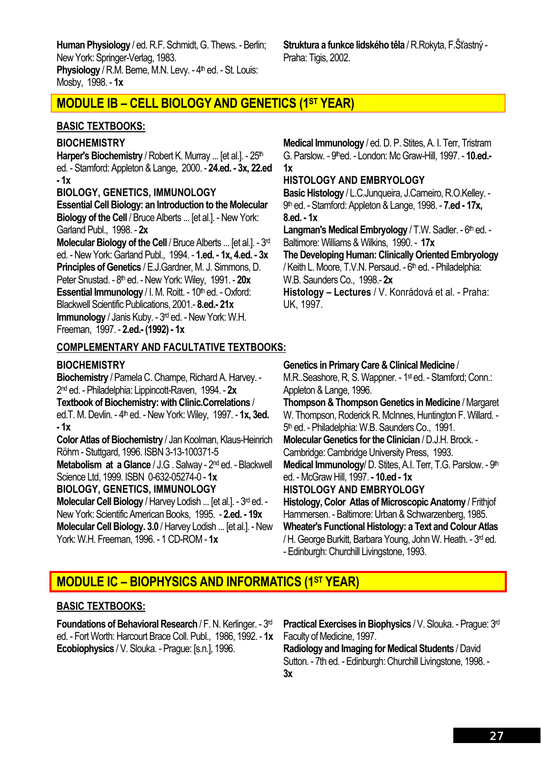**Human Physiology** / ed. R.F. Schmidt, G. Thews. - Berlin; New York: Springer-Verlag, 1983.
**Physiology** / R.M. Berne, M.N. Levy. - 4th ed. - St. Louis: Mosby, 1998. - **1x**

**Struktura a funkce lidského těla** / R.Rokyta, F.Šťastný - Praha: Tigis, 2002.

## MODULE IB – CELL BIOLOGY AND GENETICS (1ST YEAR)

### BASIC TEXTBOOKS:

**BIOCHEMISTRY**

**Harper's Biochemistry** / Robert K. Murray ... [et al.]. - 25th ed. - Stamford: Appleton & Lange, 2000. - **24.ed. - 3x, 22.ed - 1x**

**BIOLOGY, GENETICS, IMMUNOLOGY**

**Essential Cell Biology: an Introduction to the Molecular Biology of the Cell** / Bruce Alberts ... [et al.]. - New York: Garland Publ., 1998. - **2x**
**Molecular Biology of the Cell** / Bruce Alberts ... [et al.]. - 3rd ed. - New York: Garland Publ., 1994. - **1.ed. - 1x, 4.ed. - 3x**
**Principles of Genetics** / E.J.Gardner, M. J. Simmons, D. Peter Snustad. - 8th ed. - New York: Wiley, 1991. - **20x**
**Essential Immunology** / I. M. Roitt. - 10th ed. - Oxford: Blackwell Scientific Publications, 2001.- **8.ed.- 21x**
**Immunology** / Janis Kuby. - 3rd ed. - New York: W.H. Freeman, 1997. - **2.ed.- (1992) - 1x**
**Medical Immunology** / ed. D. P. Stites, A. I. Terr, Tristram G. Parslow. - 9thed. - London: Mc Graw-Hill, 1997. - **10.ed.- 1x**

**HISTOLOGY AND EMBRYOLOGY**

**Basic Histology** / L.C.Junqueira, J.Carneiro, R.O.Kelley. - 9th ed. - Stamford: Appleton & Lange, 1998. - **7.ed - 17x, 8.ed. - 1x**
**Langman's Medical Embryology** / T.W. Sadler. - 6th ed. - Baltimore: Williams & Wilkins, 1990. - **17x**
**The Developing Human: Clinically Oriented Embryology** / Keith L. Moore, T.V.N. Persaud. - 6th ed. - Philadelphia: W.B. Saunders Co., 1998.- **2x**
**Histology – Lectures** / V. Konrádová et al. - Praha: UK, 1997.

### COMPLEMENTARY AND FACULTATIVE TEXTBOOKS:

**BIOCHEMISTRY**

**Biochemistry** / Pamela C. Champe, Richard A. Harvey. - 2nd ed. - Philadelphia: Lippincott-Raven, 1994. - **2x**
**Textbook of Biochemistry: with Clinic.Correlations** / ed.T. M. Devlin. - 4th ed. - New York: Wiley, 1997. - **1x, 3ed. - 1x**
**Color Atlas of Biochemistry** / Jan Koolman, Klaus-Heinrich Röhm - Stuttgart, 1996. ISBN 3-13-100371-5
**Metabolism at a Glance** / J.G . Salway - 2nd ed. - Blackwell Science Ltd, 1999. ISBN 0-632-05274-0 - **1x**

**BIOLOGY, GENETICS, IMMUNOLOGY**

**Molecular Cell Biology** / Harvey Lodish ... [et al.]. - 3rd ed. - New York: Scientific American Books, 1995. - **2.ed. - 19x**
**Molecular Cell Biology. 3.0** / Harvey Lodish ... [et al.]. - New York: W.H. Freeman, 1996. - 1 CD-ROM - **1x**
**Genetics in Primary Care & Clinical Medicine** / M.R..Seashore, R, S. Wappner. - 1st ed. - Stamford; Conn.: Appleton & Lange, 1996.
**Thompson & Thompson Genetics in Medicine** / Margaret W. Thompson, Roderick R. McInnes, Huntington F. Willard. - 5th ed. - Philadelphia: W.B. Saunders Co., 1991.
**Molecular Genetics for the Clinician** / D.J.H. Brock. - Cambridge: Cambridge University Press, 1993.
**Medical Immunology**/ D. Stites, A.I. Terr, T.G. Parslow. - 9th ed. - McGraw Hill, 1997. **- 10.ed - 1x**

**HISTOLOGY AND EMBRYOLOGY**

**Histology, Color Atlas of Microscopic Anatomy** / Frithjof Hammersen. - Baltimore: Urban & Schwarzenberg, 1985.
**Wheater's Functional Histology: a Text and Colour Atlas** / H. George Burkitt, Barbara Young, John W. Heath. - 3rd ed. - Edinburgh: Churchill Livingstone, 1993.

## MODULE IC – BIOPHYSICS AND INFORMATICS (1ST YEAR)

### BASIC TEXTBOOKS:

**Foundations of Behavioral Research** / F. N. Kerlinger. - 3rd ed. - Fort Worth: Harcourt Brace Coll. Publ., 1986, 1992. - **1x**
**Ecobiophysics** / V. Slouka. - Prague: [s.n.], 1996.
**Practical Exercises in Biophysics** / V. Slouka. - Prague: 3rd Faculty of Medicine, 1997.
**Radiology and Imaging for Medical Students** / David Sutton. - 7th ed. - Edinburgh: Churchill Livingstone, 1998. - **3x**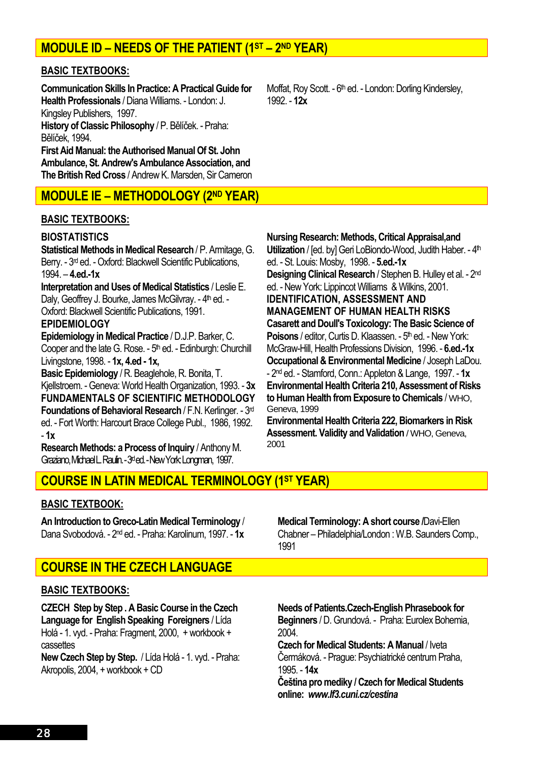## MODULE ID – NEEDS OF THE PATIENT (1ST – 2ND YEAR)

**BASIC TEXTBOOKS:**

**Communication Skills In Practice: A Practical Guide for Health Professionals** / Diana Williams. - London: J. Kingsley Publishers, 1997.

**History of Classic Philosophy** / P. Bělíček. - Praha: Bělíček, 1994.

**First Aid Manual: the Authorised Manual Of St. John Ambulance, St. Andrew's Ambulance Association, and The British Red Cross** / Andrew K. Marsden, Sir Cameron Moffat, Roy Scott. - 6th ed. - London: Dorling Kindersley, 1992. - **12x**

## MODULE IE – METHODOLOGY (2ND YEAR)

**BASIC TEXTBOOKS:**

**BIOSTATISTICS**

**Statistical Methods in Medical Research** / P. Armitage, G. Berry. - 3rd ed. - Oxford: Blackwell Scientific Publications, 1994. – **4.ed.-1x**

**Interpretation and Uses of Medical Statistics** / Leslie E. Daly, Geoffrey J. Bourke, James McGilvray. - 4th ed. - Oxford: Blackwell Scientific Publications, 1991.

**EPIDEMIOLOGY**

**Epidemiology in Medical Practice** / D.J.P. Barker, C. Cooper and the late G. Rose. - 5th ed. - Edinburgh: Churchill Livingstone, 1998. - **1x, 4.ed - 1x,**

**Basic Epidemiology** / R. Beaglehole, R. Bonita, T. Kjellstroem. - Geneva: World Health Organization, 1993. - **3x**

**FUNDAMENTALS OF SCIENTIFIC METHODOLOGY**

**Foundations of Behavioral Research** / F.N. Kerlinger. - 3rd ed. - Fort Worth: Harcourt Brace College Publ., 1986, 1992. - **1x**

**Research Methods: a Process of Inquiry** / Anthony M. Graziano, Michael L. Raulin. - 3rd ed. - New York: Longman, 1997.

**Nursing Research: Methods, Critical Appraisal,and Utilization** / [ed. by] Geri LoBiondo-Wood, Judith Haber. - 4th ed. - St. Louis: Mosby, 1998. - **5.ed.-1x**

**Designing Clinical Research** / Stephen B. Hulley et al. - 2nd ed. - New York: Lippincot Williams & Wilkins, 2001.

**IDENTIFICATION, ASSESSMENT AND MANAGEMENT OF HUMAN HEALTH RISKS**

**Casarett and Doull's Toxicology: The Basic Science of Poisons** / editor, Curtis D. Klaassen. - 5th ed. - New York: McGraw-Hill, Health Professions Division, 1996. - **6.ed.-1x**

**Occupational & Environmental Medicine** / Joseph LaDou. - 2nd ed. - Stamford, Conn.: Appleton & Lange, 1997. - **1x**

**Environmental Health Criteria 210, Assessment of Risks to Human Health from Exposure to Chemicals** / WHO, Geneva, 1999

**Environmental Health Criteria 222, Biomarkers in Risk Assessment. Validity and Validation** / WHO, Geneva, 2001

## COURSE IN LATIN MEDICAL TERMINOLOGY (1ST YEAR)

**BASIC TEXTBOOK:**

**An Introduction to Greco-Latin Medical Terminology** / Dana Svobodová. - 2nd ed. - Praha: Karolinum, 1997. - **1x**

**Medical Terminology: A short course** /Davi-Ellen Chabner – Philadelphia/London : W.B. Saunders Comp., 1991

## COURSE IN THE CZECH LANGUAGE

**BASIC TEXTBOOKS:**

**CZECH Step by Step . A Basic Course in the Czech Language for English Speaking Foreigners** / Lída Holá - 1. vyd. - Praha: Fragment, 2000, + workbook + cassettes

**New Czech Step by Step.** / Lída Holá - 1. vyd. - Praha: Akropolis, 2004, + workbook + CD

**Needs of Patients.Czech-English Phrasebook for Beginners** / D. Grundová. - Praha: Eurolex Bohemia, 2004.

**Czech for Medical Students: A Manual** / Iveta Čermáková. - Prague: Psychiatrické centrum Praha, 1995. - **14x**

**Čeština pro mediky / Czech for Medical Students online:** ***www.lf3.cuni.cz/cestina***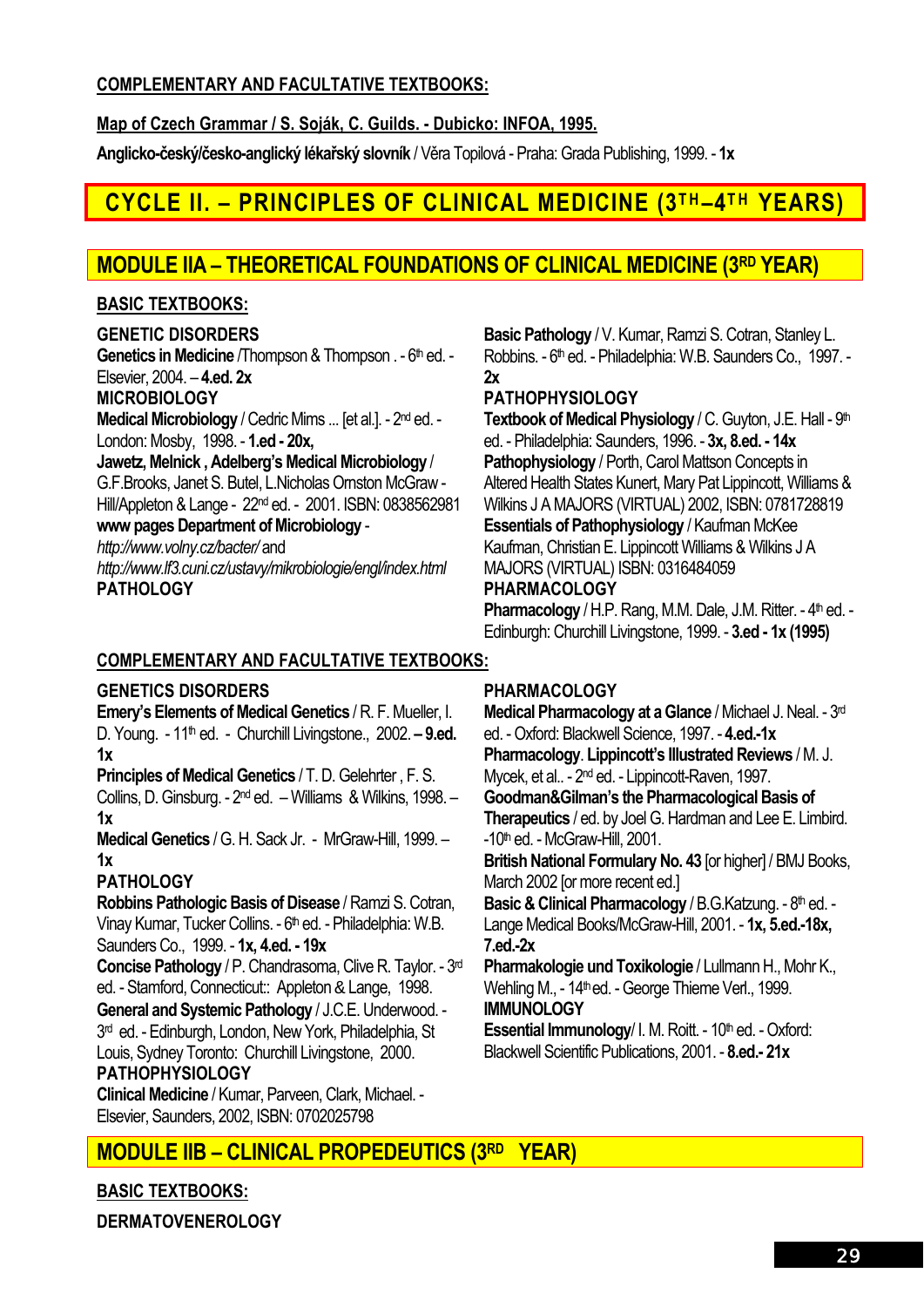**COMPLEMENTARY AND FACULTATIVE TEXTBOOKS:**

**Map of Czech Grammar / S. Soják, C. Guilds. - Dubicko: INFOA, 1995.**

**Anglicko-český/česko-anglický lékařský slovník** / Věra Topilová - Praha: Grada Publishing, 1999. - **1x**

# CYCLE II. – PRINCIPLES OF CLINICAL MEDICINE (3TH–4TH YEARS)

## MODULE IIA – THEORETICAL FOUNDATIONS OF CLINICAL MEDICINE (3RD YEAR)

**BASIC TEXTBOOKS:**

**GENETIC DISORDERS**

**Genetics in Medicine** /Thompson & Thompson . - 6th ed. - Elsevier, 2004. – **4.ed. 2x**

**MICROBIOLOGY**

**Medical Microbiology** / Cedric Mims ... [et al.]. - 2nd ed. - London: Mosby, 1998. - **1.ed - 20x,**

**Jawetz, Melnick , Adelberg's Medical Microbiology** / G.F.Brooks, Janet S. Butel, L.Nicholas Ornston McGraw - Hill/Appleton & Lange - 22nd ed. - 2001. ISBN: 0838562981

**www pages Department of Microbiology** - *http://www.volny.cz/bacter/* and *http://www.lf3.cuni.cz/ustavy/mikrobiologie/engl/index.html*

**PATHOLOGY**

**Basic Pathology** / V. Kumar, Ramzi S. Cotran, Stanley L. Robbins. - 6th ed. - Philadelphia: W.B. Saunders Co., 1997. - **2x**

**PATHOPHYSIOLOGY**

**Textbook of Medical Physiology** / C. Guyton, J.E. Hall - 9th ed. - Philadelphia: Saunders, 1996. - **3x, 8.ed. - 14x**

**Pathophysiology** / Porth, Carol Mattson Concepts in Altered Health States Kunert, Mary Pat Lippincott, Williams & Wilkins J A MAJORS (VIRTUAL) 2002, ISBN: 0781728819

**Essentials of Pathophysiology** / Kaufman McKee Kaufman, Christian E. Lippincott Williams & Wilkins J A MAJORS (VIRTUAL) ISBN: 0316484059

**PHARMACOLOGY**

**Pharmacology** / H.P. Rang, M.M. Dale, J.M. Ritter. - 4th ed. - Edinburgh: Churchill Livingstone, 1999. - **3.ed - 1x (1995)**

**COMPLEMENTARY AND FACULTATIVE TEXTBOOKS:**

**GENETICS DISORDERS**

**Emery's Elements of Medical Genetics** / R. F. Mueller, I. D. Young. - 11th ed. - Churchill Livingstone., 2002. **– 9.ed. 1x**

**Principles of Medical Genetics** / T. D. Gelehrter , F. S. Collins, D. Ginsburg. - 2nd ed. – Williams & Wilkins, 1998. – **1x**

**Medical Genetics** / G. H. Sack Jr. - MrGraw-Hill, 1999. – **1x**

**PATHOLOGY**

**Robbins Pathologic Basis of Disease** / Ramzi S. Cotran, Vinay Kumar, Tucker Collins. - 6th ed. - Philadelphia: W.B. Saunders Co., 1999. - **1x, 4.ed. - 19x**

**Concise Pathology** / P. Chandrasoma, Clive R. Taylor. - 3rd ed. - Stamford, Connecticut:: Appleton & Lange, 1998.

**General and Systemic Pathology** / J.C.E. Underwood. - 3rd ed. - Edinburgh, London, New York, Philadelphia, St Louis, Sydney Toronto: Churchill Livingstone, 2000.

**PATHOPHYSIOLOGY**

**Clinical Medicine** / Kumar, Parveen, Clark, Michael. - Elsevier, Saunders, 2002, ISBN: 0702025798

**PHARMACOLOGY**

**Medical Pharmacology at a Glance** / Michael J. Neal. - 3rd ed. - Oxford: Blackwell Science, 1997. - **4.ed.-1x**

**Pharmacology**. **Lippincott's Illustrated Reviews** / M. J. Mycek, et al.. - 2nd ed. - Lippincott-Raven, 1997.

**Goodman&Gilman's the Pharmacological Basis of Therapeutics** / ed. by Joel G. Hardman and Lee E. Limbird. -10th ed. - McGraw-Hill, 2001.

**British National Formulary No. 43** [or higher] / BMJ Books, March 2002 [or more recent ed.]

**Basic & Clinical Pharmacology** / B.G.Katzung. - 8th ed. - Lange Medical Books/McGraw-Hill, 2001. - **1x, 5.ed.-18x, 7.ed.-2x**

**Pharmakologie und Toxikologie** / Lullmann H., Mohr K., Wehling M., - 14th ed. - George Thieme Verl., 1999.

**IMMUNOLOGY**

**Essential Immunology**/ I. M. Roitt. - 10th ed. - Oxford: Blackwell Scientific Publications, 2001. - **8.ed.- 21x**

## MODULE IIB – CLINICAL PROPEDEUTICS (3RD YEAR)

**BASIC TEXTBOOKS:**

**DERMATOVENEROLOGY**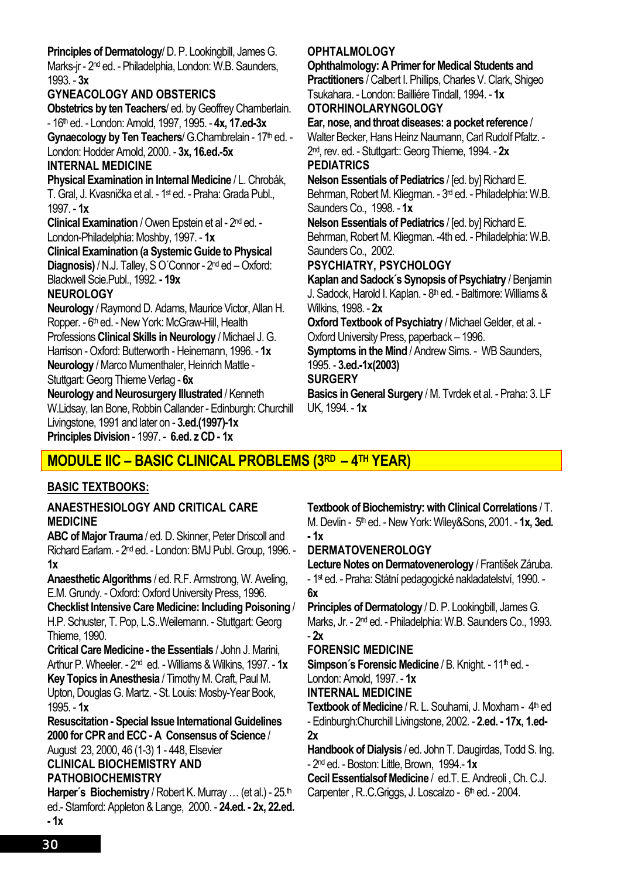**Principles of Dermatology**/ D. P. Lookingbill, James G. Marks-jr - 2nd ed. - Philadelphia, London: W.B. Saunders, 1993. - **3x**

### GYNEACOLOGY AND OBSTERICS

**Obstetrics by ten Teachers**/ ed. by Geoffrey Chamberlain. - 16th ed. - London: Arnold, 1997, 1995. - **4x, 17.ed-3x**

**Gynaecology by Ten Teachers**/ G.Chambrelain - 17th ed. - London: Hodder Arnold, 2000. - **3x, 16.ed.-5x**

### INTERNAL MEDICINE

**Physical Examination in Internal Medicine** / L. Chrobák, T. Gral, J. Kvasnička et al. - 1st ed. - Praha: Grada Publ., 1997. - **1x**

**Clinical Examination** / Owen Epstein et al - 2nd ed. - London-Philadelphia: Moshby, 1997. - **1x**

**Clinical Examination (a Systemic Guide to Physical Diagnosis)** / N.J. Talley, S O´Connor - 2nd ed – Oxford: Blackwell Scie.Publ., 1992. **- 19x**

### NEUROLOGY

**Neurology** / Raymond D. Adams, Maurice Victor, Allan H. Ropper. - 6th ed. - New York: McGraw-Hill, Health Professions **Clinical Skills in Neurology** / Michael J. G. Harrison - Oxford: Butterworth - Heinemann, 1996. - **1x**

**Neurology** / Marco Mumenthaler, Heinrich Mattle - Stuttgart: Georg Thieme Verlag - **6x**

**Neurology and Neurosurgery Illustrated** / Kenneth W.Lidsay, Ian Bone, Robbin Callander - Edinburgh: Churchill Livingstone, 1991 and later on - **3.ed.(1997)-1x**

**Principles Division** - 1997. - **6.ed. z CD - 1x**

### OPHTALMOLOGY

**Ophthalmology: A Primer for Medical Students and Practitioners** / Calbert I. Phillips, Charles V. Clark, Shigeo Tsukahara. - London: Bailliére Tindall, 1994. - **1x**

### OTORHINOLARYNGOLOGY

**Ear, nose, and throat diseases: a pocket reference** / Walter Becker, Hans Heinz Naumann, Carl Rudolf Pfaltz. - 2nd, rev. ed. - Stuttgart:: Georg Thieme, 1994. - **2x**

### PEDIATRICS

**Nelson Essentials of Pediatrics** / [ed. by] Richard E. Behrman, Robert M. Kliegman. - 3rd ed. - Philadelphia: W.B. Saunders Co., 1998. - **1x**

**Nelson Essentials of Pediatrics** / [ed. by] Richard E. Behrman, Robert M. Kliegman. -4th ed. - Philadelphia: W.B. Saunders Co., 2002.

### PSYCHIATRY, PSYCHOLOGY

**Kaplan and Sadock´s Synopsis of Psychiatry** / Benjamin J. Sadock, Harold I. Kaplan. - 8th ed. - Baltimore: Williams & Wilkins, 1998. - **2x**

**Oxford Textbook of Psychiatry** / Michael Gelder, et al. - Oxford University Press, paperback – 1996.

**Symptoms in the Mind** / Andrew Sims. - WB Saunders, 1995. - **3.ed.-1x(2003)**

### SURGERY

**Basics in General Surgery** / M. Tvrdek et al. - Praha: 3. LF UK, 1994. - **1x**

## MODULE IIC – BASIC CLINICAL PROBLEMS (3RD – 4TH YEAR)

### BASIC TEXTBOOKS:

### ANAESTHESIOLOGY AND CRITICAL CARE MEDICINE

**ABC of Major Trauma** / ed. D. Skinner, Peter Driscoll and Richard Earlam. - 2nd ed. - London: BMJ Publ. Group, 1996. - **1x**

**Anaesthetic Algorithms** / ed. R.F. Armstrong, W. Aveling, E.M. Grundy. - Oxford: Oxford University Press, 1996.

**Checklist Intensive Care Medicine: Including Poisoning** / H.P. Schuster, T. Pop, L.S..Weilemann. - Stuttgart: Georg Thieme, 1990.

**Critical Care Medicine - the Essentials** / John J. Marini, Arthur P. Wheeler. - 2nd ed. - Williams & Wilkins, 1997. - **1x**

**Key Topics in Anesthesia** / Timothy M. Craft, Paul M. Upton, Douglas G. Martz. - St. Louis: Mosby-Year Book, 1995. - **1x**

**Resuscitation - Special Issue International Guidelines 2000 for CPR and ECC - A Consensus of Science** / August 23, 2000, 46 (1-3) 1 - 448, Elsevier

### CLINICAL BIOCHEMISTRY AND PATHOBIOCHEMISTRY

**Harper´s Biochemistry** / Robert K. Murray … (et al.) - 25.th ed.- Stamford: Appleton & Lange, 2000. - **24.ed. - 2x, 22.ed. - 1x**

**Textbook of Biochemistry: with Clinical Correlations** / T. M. Devlin - 5th ed. - New York: Wiley&Sons, 2001. - **1x, 3ed. - 1x**

### DERMATOVENEROLOGY

**Lecture Notes on Dermatovenerology** / František Záruba. - 1st ed. - Praha: Státní pedagogické nakladatelství, 1990. - **6x**

**Principles of Dermatology** / D. P. Lookingbill, James G. Marks, Jr. - 2nd ed. - Philadelphia: W.B. Saunders Co., 1993. - **2x**

### FORENSIC MEDICINE

**Simpson´s Forensic Medicine** / B. Knight. - 11th ed. - London: Arnold, 1997. - **1x**

### INTERNAL MEDICINE

**Textbook of Medicine** / R. L. Souhami, J. Moxham - 4th ed - Edinburgh:Churchill Livingstone, 2002. - **2.ed. - 17x, 1.ed-2x**

**Handbook of Dialysis** / ed. John T. Daugirdas, Todd S. Ing. - 2nd ed. - Boston: Little, Brown, 1994.- **1x**

**Cecil Essentialsof Medicine** / ed.T. E. Andreoli , Ch. C.J. Carpenter , R..C.Griggs, J. Loscalzo - 6th ed. - 2004.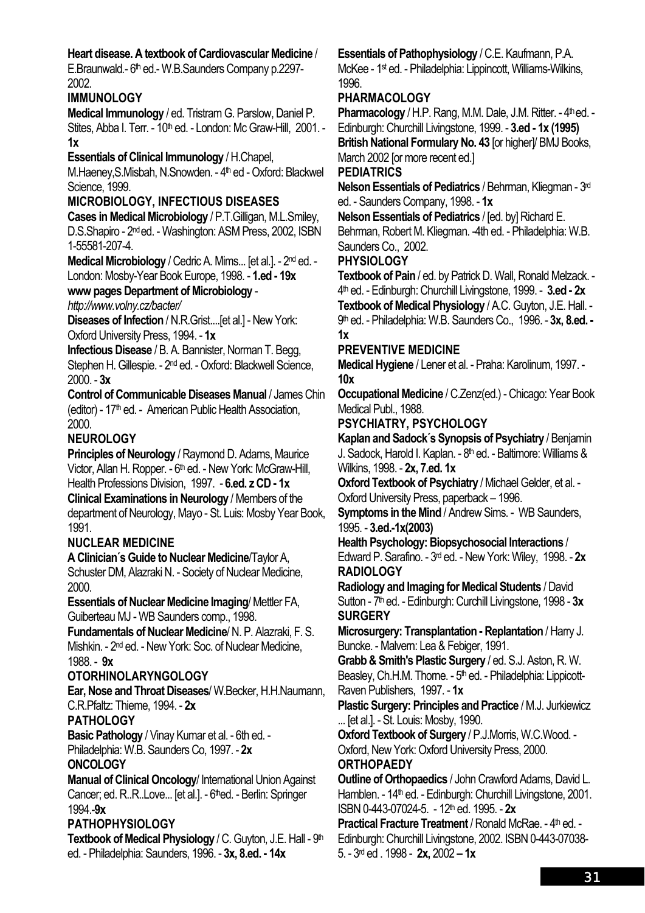**Heart disease. A textbook of Cardiovascular Medicine** / E.Braunwald.- 6th ed.- W.B.Saunders Company p.2297-2002.

## IMMUNOLOGY

**Medical Immunology** / ed. Tristram G. Parslow, Daniel P. Stites, Abba I. Terr. - 10th ed. - London: Mc Graw-Hill, 2001. - **1x**

**Essentials of Clinical Immunology** / H.Chapel, M.Haeney,S.Misbah, N.Snowden. - 4th ed - Oxford: Blackwel Science, 1999.

## MICROBIOLOGY, INFECTIOUS DISEASES

**Cases in Medical Microbiology** / P.T.Gilligan, M.L.Smiley, D.S.Shapiro - 2nd ed. - Washington: ASM Press, 2002, ISBN 1-55581-207-4.

**Medical Microbiology** / Cedric A. Mims... [et al.]. - 2nd ed. - London: Mosby-Year Book Europe, 1998. - **1.ed - 19x**

**www pages Department of Microbiology** - *http://www.volny.cz/bacter/*

**Diseases of Infection** / N.R.Grist....[et al.] - New York: Oxford University Press, 1994. - **1x**

**Infectious Disease** / B. A. Bannister, Norman T. Begg, Stephen H. Gillespie. - 2nd ed. - Oxford: Blackwell Science, 2000. - **3x**

**Control of Communicable Diseases Manual** / James Chin (editor) - 17th ed. - American Public Health Association, 2000.

## NEUROLOGY

**Principles of Neurology** / Raymond D. Adams, Maurice Victor, Allan H. Ropper. - 6th ed. - New York: McGraw-Hill, Health Professions Division, 1997. - **6.ed. z CD - 1x**

**Clinical Examinations in Neurology** / Members of the department of Neurology, Mayo - St. Luis: Mosby Year Book, 1991.

## NUCLEAR MEDICINE

**A Clinician´s Guide to Nuclear Medicine**/Taylor A, Schuster DM, Alazraki N. - Society of Nuclear Medicine, 2000.

**Essentials of Nuclear Medicine Imaging**/ Mettler FA, Guiberteau MJ - WB Saunders comp., 1998.

**Fundamentals of Nuclear Medicine**/ N. P. Alazraki, F. S. Mishkin. - 2nd ed. - New York: Soc. of Nuclear Medicine, 1988. - **9x**

## OTORHINOLARYNGOLOGY

**Ear, Nose and Throat Diseases**/ W.Becker, H.H.Naumann, C.R.Pfaltz: Thieme, 1994. - **2x**

## PATHOLOGY

**Basic Pathology** / Vinay Kumar et al. - 6th ed. - Philadelphia: W.B. Saunders Co, 1997. - **2x**

## ONCOLOGY

**Manual of Clinical Oncology**/ International Union Against Cancer; ed. R..R..Love... [et al.]. - 6thed. - Berlin: Springer 1994.-**9x**

## PATHOPHYSIOLOGY

**Textbook of Medical Physiology** / C. Guyton, J.E. Hall - 9th ed. - Philadelphia: Saunders, 1996. - **3x, 8.ed. - 14x**

**Essentials of Pathophysiology** / C.E. Kaufmann, P.A. McKee - 1st ed. - Philadelphia: Lippincott, Williams-Wilkins, 1996.

## PHARMACOLOGY

**Pharmacology** / H.P. Rang, M.M. Dale, J.M. Ritter. - 4th ed. - Edinburgh: Churchill Livingstone, 1999. - **3.ed - 1x (1995)**

**British National Formulary No. 43** [or higher]/ BMJ Books, March 2002 [or more recent ed.]

## PEDIATRICS

**Nelson Essentials of Pediatrics** / Behrman, Kliegman - 3rd ed. - Saunders Company, 1998. - **1x**

**Nelson Essentials of Pediatrics** / [ed. by] Richard E. Behrman, Robert M. Kliegman. -4th ed. - Philadelphia: W.B. Saunders Co., 2002.

## PHYSIOLOGY

**Textbook of Pain** / ed. by Patrick D. Wall, Ronald Melzack. - 4th ed. - Edinburgh: Churchill Livingstone, 1999. - **3.ed - 2x**

**Textbook of Medical Physiology** / A.C. Guyton, J.E. Hall. - 9th ed. - Philadelphia: W.B. Saunders Co., 1996. - **3x, 8.ed. - 1x**

## PREVENTIVE MEDICINE

**Medical Hygiene** / Lener et al. - Praha: Karolinum, 1997. - **10x**

**Occupational Medicine** / C.Zenz(ed.) - Chicago: Year Book Medical Publ., 1988.

## PSYCHIATRY, PSYCHOLOGY

**Kaplan and Sadock´s Synopsis of Psychiatry** / Benjamin J. Sadock, Harold I. Kaplan. - 8th ed. - Baltimore: Williams & Wilkins, 1998. - **2x, 7.ed. 1x**

**Oxford Textbook of Psychiatry** / Michael Gelder, et al. - Oxford University Press, paperback – 1996.

**Symptoms in the Mind** / Andrew Sims. - WB Saunders, 1995. - **3.ed.-1x(2003)**

**Health Psychology: Biopsychosocial Interactions** / Edward P. Sarafino. - 3rd ed. - New York: Wiley, 1998. - **2x**

## RADIOLOGY

**Radiology and Imaging for Medical Students** / David Sutton - 7th ed. - Edinburgh: Curchill Livingstone, 1998 - **3x**

## SURGERY

**Microsurgery: Transplantation - Replantation** / Harry J. Buncke. - Malvern: Lea & Febiger, 1991.

**Grabb & Smith's Plastic Surgery** / ed. S.J. Aston, R. W. Beasley, Ch.H.M. Thorne. - 5th ed. - Philadelphia: Lippicott-Raven Publishers, 1997. - **1x**

**Plastic Surgery: Principles and Practice** / M.J. Jurkiewicz ... [et al.]. - St. Louis: Mosby, 1990.

**Oxford Textbook of Surgery** / P.J.Morris, W.C.Wood. - Oxford, New York: Oxford University Press, 2000.

## ORTHOPAEDY

**Outline of Orthopaedics** / John Crawford Adams, David L. Hamblen. - 14th ed. - Edinburgh: Churchill Livingstone, 2001. ISBN 0-443-07024-5. - 12th ed. 1995. - **2x**

**Practical Fracture Treatment** / Ronald McRae. - 4th ed. - Edinburgh: Churchill Livingstone, 2002. ISBN 0-443-07038-5. - 3rd ed . 1998 - **2x,** 2002 **– 1x**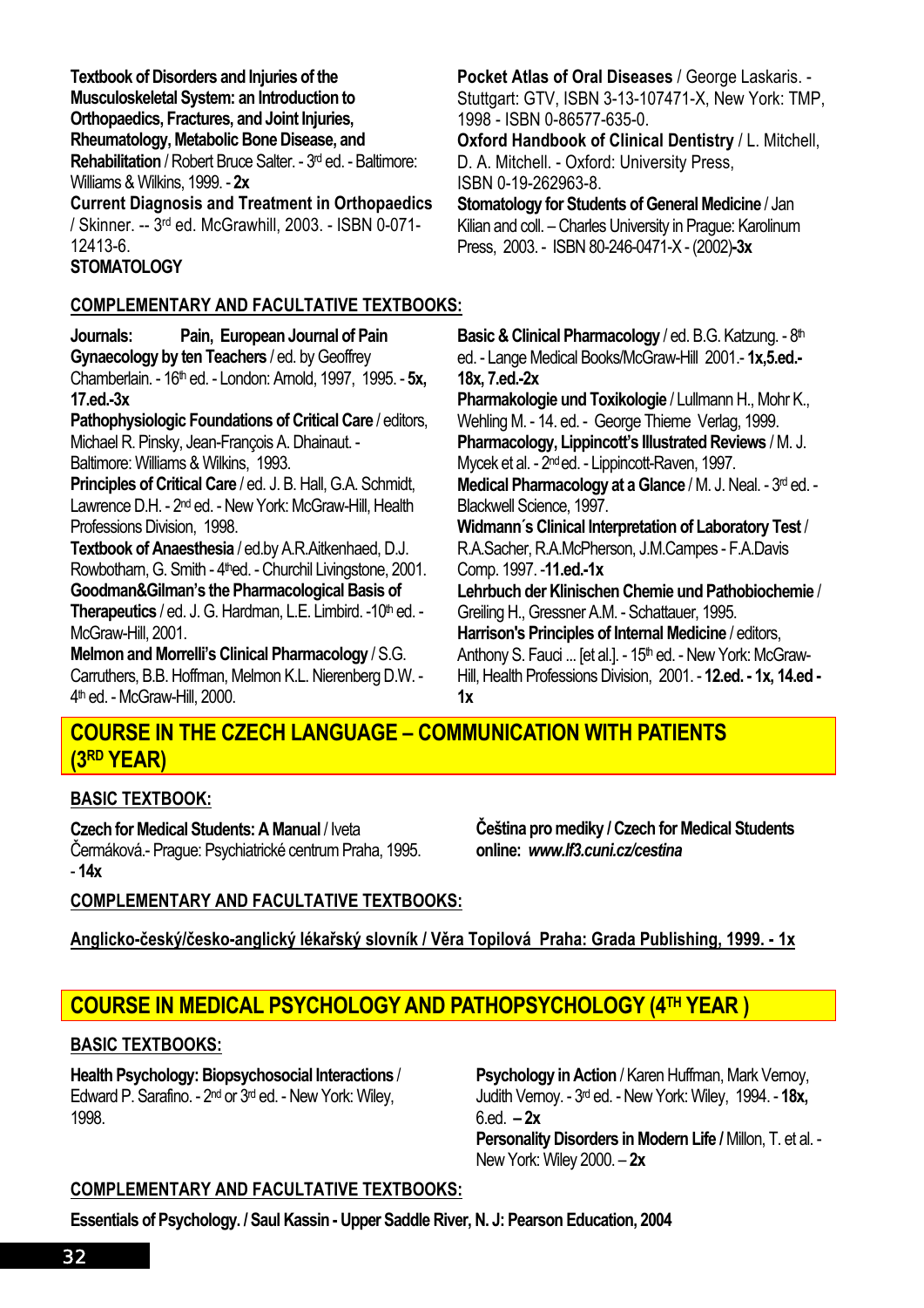**Textbook of Disorders and Injuries of the Musculoskeletal System: an Introduction to Orthopaedics, Fractures, and Joint Injuries, Rheumatology, Metabolic Bone Disease, and Rehabilitation** / Robert Bruce Salter. - 3rd ed. - Baltimore: Williams & Wilkins, 1999. - **2x**

**Current Diagnosis and Treatment in Orthopaedics** / Skinner. -- 3rd ed. McGrawhill, 2003. - ISBN 0-071-12413-6.

**STOMATOLOGY**

**Pocket Atlas of Oral Diseases** / George Laskaris. - Stuttgart: GTV, ISBN 3-13-107471-X, New York: TMP, 1998 - ISBN 0-86577-635-0.

**Oxford Handbook of Clinical Dentistry** / L. Mitchell, D. A. Mitchell. - Oxford: University Press, ISBN 0-19-262963-8.

**Stomatology for Students of General Medicine** / Jan Kilian and coll. – Charles University in Prague: Karolinum Press, 2003. - ISBN 80-246-0471-X - (2002)**-3x**

**COMPLEMENTARY AND FACULTATIVE TEXTBOOKS:**

**Journals: Pain, European Journal of Pain**

**Gynaecology by ten Teachers** / ed. by Geoffrey Chamberlain. - 16th ed. - London: Arnold, 1997, 1995. - **5x, 17.ed.-3x**

**Pathophysiologic Foundations of Critical Care** / editors, Michael R. Pinsky, Jean-François A. Dhainaut. - Baltimore: Williams & Wilkins, 1993.

**Principles of Critical Care** / ed. J. B. Hall, G.A. Schmidt, Lawrence D.H. - 2nd ed. - New York: McGraw-Hill, Health Professions Division, 1998.

**Textbook of Anaesthesia** / ed.by A.R.Aitkenhaed, D.J. Rowbotham, G. Smith - 4thed. - Churchil Livingstone, 2001.

**Goodman&Gilman's the Pharmacological Basis of Therapeutics** / ed. J. G. Hardman, L.E. Limbird. -10th ed. - McGraw-Hill, 2001.

**Melmon and Morrelli's Clinical Pharmacology** / S.G. Carruthers, B.B. Hoffman, Melmon K.L. Nierenberg D.W. - 4th ed. - McGraw-Hill, 2000.

**Basic & Clinical Pharmacology** / ed. B.G. Katzung. - 8th ed. - Lange Medical Books/McGraw-Hill 2001.- **1x,5.ed.-18x, 7.ed.-2x**

**Pharmakologie und Toxikologie** / Lullmann H., Mohr K., Wehling M. - 14. ed. - George Thieme Verlag, 1999.

**Pharmacology, Lippincott's Illustrated Reviews** / M. J. Mycek et al. - 2nd ed. - Lippincott-Raven, 1997.

**Medical Pharmacology at a Glance** / M. J. Neal. - 3rd ed. - Blackwell Science, 1997.

**Widmann´s Clinical Interpretation of Laboratory Test** / R.A.Sacher, R.A.McPherson, J.M.Campes - F.A.Davis Comp. 1997. **-11.ed.-1x**

**Lehrbuch der Klinischen Chemie und Pathobiochemie** / Greiling H., Gressner A.M. - Schattauer, 1995.

**Harrison's Principles of Internal Medicine** / editors, Anthony S. Fauci ... [et al.]. - 15th ed. - New York: McGraw-Hill, Health Professions Division, 2001. - **12.ed. - 1x, 14.ed - 1x**

## COURSE IN THE CZECH LANGUAGE – COMMUNICATION WITH PATIENTS (3RD YEAR)

**BASIC TEXTBOOK:**

**Czech for Medical Students: A Manual** / Iveta Čermáková.- Prague: Psychiatrické centrum Praha, 1995. - **14x**

**Čeština pro mediky / Czech for Medical Students online:** ***www.lf3.cuni.cz/cestina***

**COMPLEMENTARY AND FACULTATIVE TEXTBOOKS:**

**Anglicko-český/česko-anglický lékařský slovník / Věra Topilová Praha: Grada Publishing, 1999. - 1x**

## COURSE IN MEDICAL PSYCHOLOGY AND PATHOPSYCHOLOGY (4TH YEAR )

**BASIC TEXTBOOKS:**

**Health Psychology: Biopsychosocial Interactions** / Edward P. Sarafino. - 2nd or 3rd ed. - New York: Wiley, 1998.

**Psychology in Action** / Karen Huffman, Mark Vernoy, Judith Vernoy. - 3rd ed. - New York: Wiley, 1994. - **18x, 6.ed. – 2x**

**Personality Disorders in Modern Life /** Millon, T. et al. - New York: Wiley 2000. – **2x**

**COMPLEMENTARY AND FACULTATIVE TEXTBOOKS:**

**Essentials of Psychology. / Saul Kassin - Upper Saddle River, N. J: Pearson Education, 2004**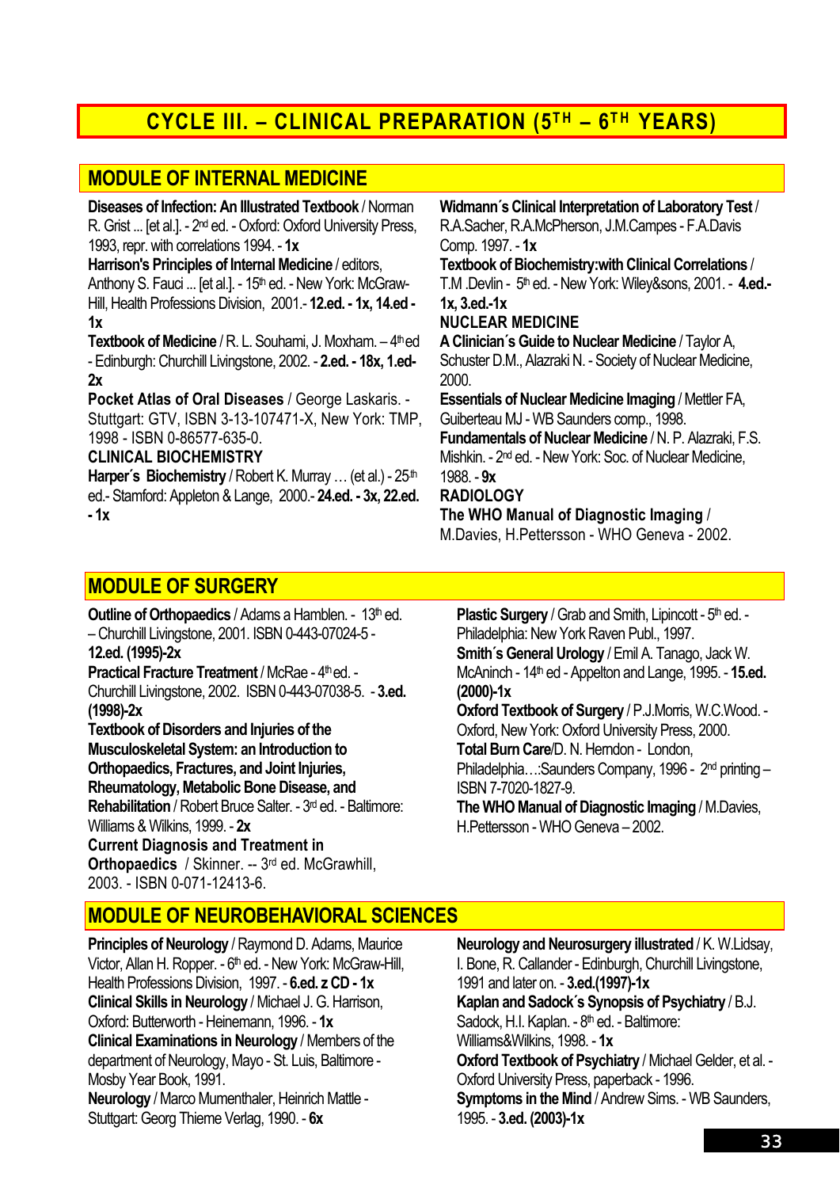# CYCLE III. – CLINICAL PREPARATION (5TH – 6TH YEARS)

## MODULE OF INTERNAL MEDICINE

**Diseases of Infection: An Illustrated Textbook** / Norman R. Grist ... [et al.]. - 2nd ed. - Oxford: Oxford University Press, 1993, repr. with correlations 1994. - **1x**

**Harrison's Principles of Internal Medicine** / editors, Anthony S. Fauci ... [et al.]. - 15th ed. - New York: McGraw-Hill, Health Professions Division, 2001.- **12.ed. - 1x, 14.ed - 1x**

**Textbook of Medicine** / R. L. Souhami, J. Moxham. – 4th ed - Edinburgh: Churchill Livingstone, 2002. - **2.ed. - 18x, 1.ed- 2x**

**Pocket Atlas of Oral Diseases** / George Laskaris. - Stuttgart: GTV, ISBN 3-13-107471-X, New York: TMP, 1998 - ISBN 0-86577-635-0.

**CLINICAL BIOCHEMISTRY**

**Harper´s Biochemistry** / Robert K. Murray … (et al.) - 25th ed.- Stamford: Appleton & Lange, 2000.- **24.ed. - 3x, 22.ed. - 1x**

**Widmann´s Clinical Interpretation of Laboratory Test** / R.A.Sacher, R.A.McPherson, J.M.Campes - F.A.Davis Comp. 1997. - **1x**

**Textbook of Biochemistry:with Clinical Correlations** / T.M .Devlin - 5th ed. - New York: Wiley&sons, 2001. - **4.ed.- 1x, 3.ed.-1x**

**NUCLEAR MEDICINE**

**A Clinician´s Guide to Nuclear Medicine** / Taylor A, Schuster D.M., Alazraki N. - Society of Nuclear Medicine, 2000.

**Essentials of Nuclear Medicine Imaging** / Mettler FA, Guiberteau MJ - WB Saunders comp., 1998.

**Fundamentals of Nuclear Medicine** / N. P. Alazraki, F.S. Mishkin. - 2nd ed. - New York: Soc. of Nuclear Medicine, 1988. - **9x**

**RADIOLOGY**

**The WHO Manual of Diagnostic Imaging** / M.Davies, H.Pettersson - WHO Geneva - 2002.

## MODULE OF SURGERY

**Outline of Orthopaedics** / Adams a Hamblen. - 13th ed. – Churchill Livingstone, 2001. ISBN 0-443-07024-5 - **12.ed. (1995)-2x**

**Practical Fracture Treatment** / McRae - 4th ed. - Churchill Livingstone, 2002. ISBN 0-443-07038-5. - **3.ed. (1998)-2x**

**Textbook of Disorders and Injuries of the Musculoskeletal System: an Introduction to Orthopaedics, Fractures, and Joint Injuries, Rheumatology, Metabolic Bone Disease, and Rehabilitation** / Robert Bruce Salter. - 3rd ed. - Baltimore: Williams & Wilkins, 1999. - **2x**

**Current Diagnosis and Treatment in Orthopaedics** / Skinner. -- 3rd ed. McGrawhill, 2003. - ISBN 0-071-12413-6.

**Plastic Surgery** / Grab and Smith, Lipincott - 5th ed. - Philadelphia: New York Raven Publ., 1997.

**Smith´s General Urology** / Emil A. Tanago, Jack W. McAninch - 14th ed - Appelton and Lange, 1995. - **15.ed. (2000)-1x**

**Oxford Textbook of Surgery** / P.J.Morris, W.C.Wood. - Oxford, New York: Oxford University Press, 2000.

**Total Burn Care**/D. N. Herndon - London, Philadelphia…:Saunders Company, 1996 - 2nd printing – ISBN 7-7020-1827-9.

**The WHO Manual of Diagnostic Imaging** / M.Davies, H.Pettersson - WHO Geneva – 2002.

## MODULE OF NEUROBEHAVIORAL SCIENCES

**Principles of Neurology** / Raymond D. Adams, Maurice Victor, Allan H. Ropper. - 6th ed. - New York: McGraw-Hill, Health Professions Division, 1997. - **6.ed. z CD - 1x**

**Clinical Skills in Neurology** / Michael J. G. Harrison, Oxford: Butterworth - Heinemann, 1996. - **1x**

**Clinical Examinations in Neurology** / Members of the department of Neurology, Mayo - St. Luis, Baltimore - Mosby Year Book, 1991.

**Neurology** / Marco Mumenthaler, Heinrich Mattle - Stuttgart: Georg Thieme Verlag, 1990. - **6x**

**Neurology and Neurosurgery illustrated** / K. W.Lidsay, I. Bone, R. Callander - Edinburgh, Churchill Livingstone, 1991 and later on. - **3.ed.(1997)-1x**

**Kaplan and Sadock´s Synopsis of Psychiatry** / B.J. Sadock, H.I. Kaplan. - 8th ed. - Baltimore: Williams&Wilkins, 1998. - **1x**

**Oxford Textbook of Psychiatry** / Michael Gelder, et al. - Oxford University Press, paperback - 1996.

**Symptoms in the Mind** / Andrew Sims. - WB Saunders, 1995. - **3.ed. (2003)-1x**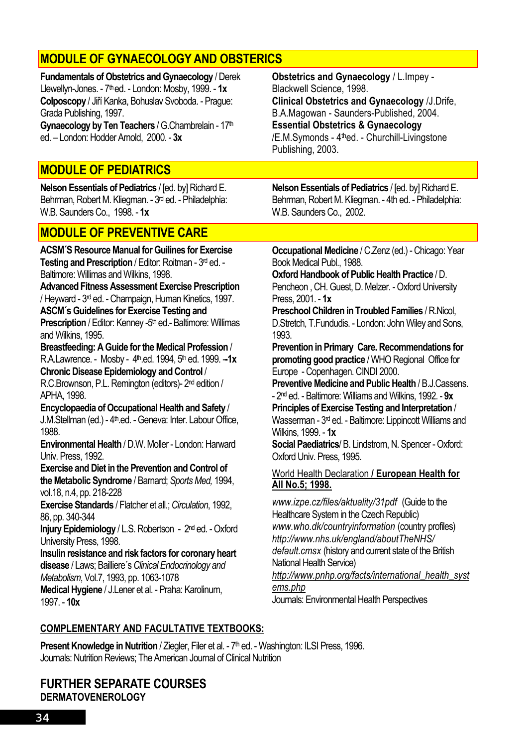## MODULE OF GYNAECOLOGY AND OBSTERICS

**Fundamentals of Obstetrics and Gynaecology** / Derek Llewellyn-Jones. - 7th ed. - London: Mosby, 1999. - **1x**
**Colposcopy** / Jiří Kanka, Bohuslav Svoboda. - Prague: Grada Publishing, 1997.
**Gynaecology by Ten Teachers** / G.Chambrelain - 17th ed. – London: Hodder Arnold, 2000. - **3x**
**Obstetrics and Gynaecology** / L.Impey - Blackwell Science, 1998.
**Clinical Obstetrics and Gynaecology** /J.Drife, B.A.Magowan - Saunders-Published, 2004.
**Essential Obstetrics & Gynaecology** /E.M.Symonds - 4thed. - Churchill-Livingstone Publishing, 2003.

## MODULE OF PEDIATRICS

**Nelson Essentials of Pediatrics** / [ed. by] Richard E. Behrman, Robert M. Kliegman. - 3rd ed. - Philadelphia: W.B. Saunders Co., 1998. - **1x**
**Nelson Essentials of Pediatrics** / [ed. by] Richard E. Behrman, Robert M. Kliegman. - 4th ed. - Philadelphia: W.B. Saunders Co., 2002.

## MODULE OF PREVENTIVE CARE

**ACSM´S Resource Manual for Guilines for Exercise Testing and Prescription** / Editor: Roitman - 3rd ed. - Baltimore: Willimas and Wilkins, 1998.
**Advanced Fitness Assessment Exercise Prescription** / Heyward - 3rd ed. - Champaign, Human Kinetics, 1997.
**ASCM´s Guidelines for Exercise Testing and Prescription** / Editor: Kenney -5th ed.- Baltimore: Willimas and Wilkins, 1995.
**Breastfeeding: A Guide for the Medical Profession** / R.A.Lawrence. - Mosby - 4th.ed. 1994, 5th ed. 1999. **–1x**
**Chronic Disease Epidemiology and Control** / R.C.Brownson, P.L. Remington (editors)- 2nd edition / APHA, 1998.
**Encyclopaedia of Occupational Health and Safety** / J.M.Stellman (ed.) - 4th.ed. - Geneva: Inter. Labour Office, 1988.
**Environmental Health** / D.W. Moller - London: Harward Univ. Press, 1992.
**Exercise and Diet in the Prevention and Control of the Metabolic Syndrome** / Barnard; *Sports Med,* 1994, vol.18, n.4, pp. 218-228
**Exercise Standards** / Flatcher et all.; *Circulation*, 1992, 86, pp. 340-344
**Injury Epidemiology** / L.S. Robertson - 2nd ed. - Oxford University Press, 1998.
**Insulin resistance and risk factors for coronary heart disease** / Laws; Bailliere´s *Clinical Endocrinology and Metabolism*, Vol.7, 1993, pp. 1063-1078
**Medical Hygiene** / J.Lener et al. - Praha: Karolinum, 1997. - **10x**
**Occupational Medicine** / C.Zenz (ed.) - Chicago: Year Book Medical Publ., 1988.
**Oxford Handbook of Public Health Practice** / D. Pencheon , CH. Guest, D. Melzer. - Oxford University Press, 2001. - **1x**
**Preschool Children in Troubled Families** / R.Nicol, D.Stretch, T.Fundudis. - London: John Wiley and Sons, 1993.
**Prevention in Primary Care. Recommendations for promoting good practice** / WHO Regional Office for Europe - Copenhagen. CINDI 2000.
**Preventive Medicine and Public Health** / B.J.Cassens. - 2nd ed. - Baltimore: Williams and Wilkins, 1992. - **9x**
**Principles of Exercise Testing and Interpretation** / Wasserman - 3rd ed. - Baltimore: Lippincott Williams and Wilkins, 1999. - **1x**
**Social Paediatrics**/ B. Lindstrom, N. Spencer - Oxford: Oxford Univ. Press, 1995.

World Health Declaration **/ European Health for All No.5; 1998.**

*www.izpe.cz/files/aktuality/31pdf* (Guide to the Healthcare System in the Czech Republic)
*www.who.dk/countryinformation* (country profiles)
*http://www.nhs.uk/england/aboutTheNHS/default.cmsx* (history and current state of the British National Health Service)
*http://www.pnhp.org/facts/international_health_systems.php*
Journals: Environmental Health Perspectives

**COMPLEMENTARY AND FACULTATIVE TEXTBOOKS:**

**Present Knowledge in Nutrition** / Ziegler, Filer et al. - 7th ed. - Washington: ILSI Press, 1996.
Journals: Nutrition Reviews; The American Journal of Clinical Nutrition

## FURTHER SEPARATE COURSES

**DERMATOVENEROLOGY**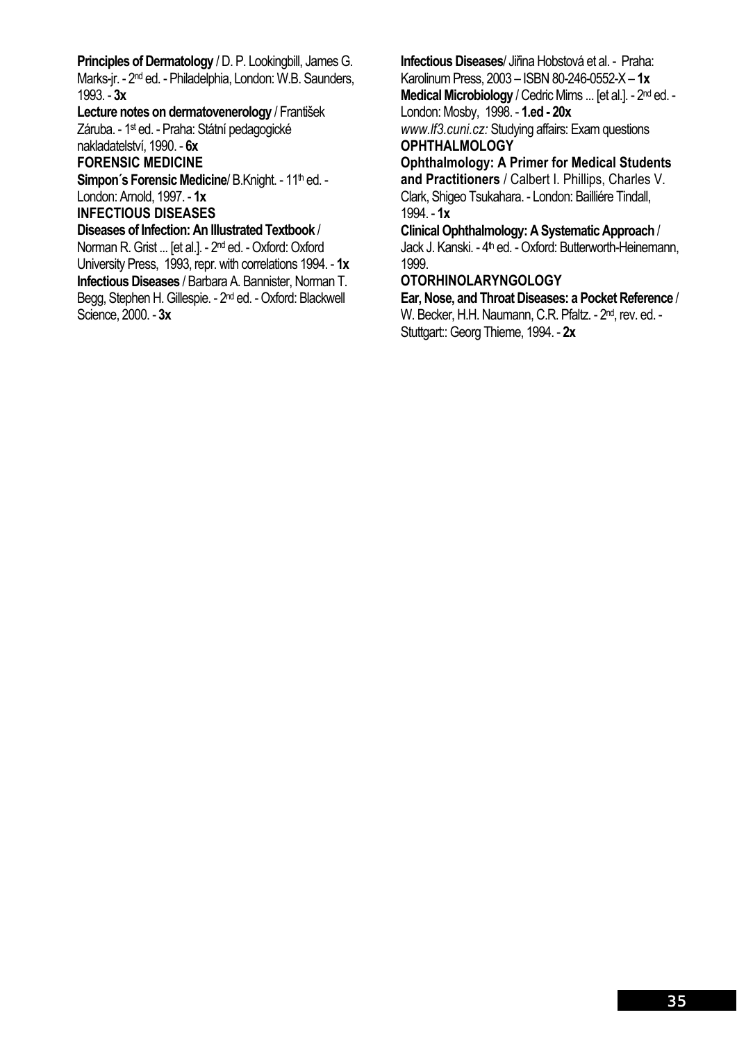**Principles of Dermatology** / D. P. Lookingbill, James G. Marks-jr. - 2nd ed. - Philadelphia, London: W.B. Saunders, 1993. - **3x**

**Lecture notes on dermatovenerology** / František Záruba. - 1st ed. - Praha: Státní pedagogické nakladatelství, 1990. - **6x**

## FORENSIC MEDICINE

**Simpon´s Forensic Medicine**/ B.Knight. - 11th ed. - London: Arnold, 1997. - **1x**

## INFECTIOUS DISEASES

**Diseases of Infection: An Illustrated Textbook** / Norman R. Grist ... [et al.]. - 2nd ed. - Oxford: Oxford University Press, 1993, repr. with correlations 1994. - **1x**

**Infectious Diseases** / Barbara A. Bannister, Norman T. Begg, Stephen H. Gillespie. - 2nd ed. - Oxford: Blackwell Science, 2000. - **3x**

**Infectious Diseases**/ Jiřina Hobstová et al. - Praha: Karolinum Press, 2003 – ISBN 80-246-0552-X – **1x**

**Medical Microbiology** / Cedric Mims ... [et al.]. - 2nd ed. - London: Mosby, 1998. - **1.ed - 20x**

*www.lf3.cuni.cz:* Studying affairs: Exam questions

## OPHTHALMOLOGY

**Ophthalmology: A Primer for Medical Students and Practitioners** / Calbert I. Phillips, Charles V. Clark, Shigeo Tsukahara. - London: Bailliére Tindall, 1994. - **1x**

**Clinical Ophthalmology: A Systematic Approach** / Jack J. Kanski. - 4th ed. - Oxford: Butterworth-Heinemann, 1999.

## OTORHINOLARYNGOLOGY

**Ear, Nose, and Throat Diseases: a Pocket Reference** / W. Becker, H.H. Naumann, C.R. Pfaltz. - 2nd, rev. ed. - Stuttgart:: Georg Thieme, 1994. - **2x**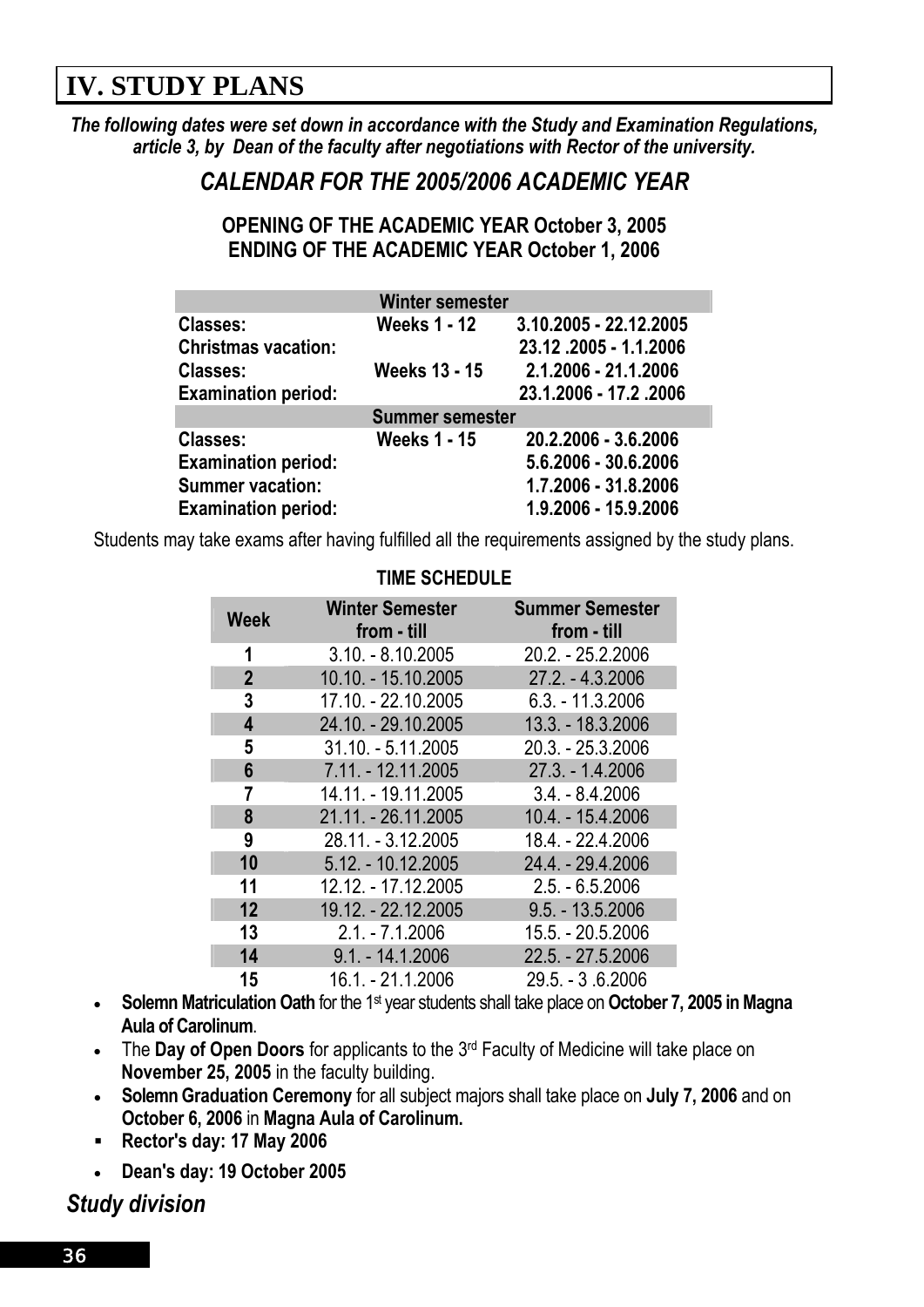# IV. STUDY PLANS

***The following dates were set down in accordance with the Study and Examination Regulations, article 3, by Dean of the faculty after negotiations with Rector of the university.***

## *CALENDAR FOR THE 2005/2006 ACADEMIC YEAR*

**OPENING OF THE ACADEMIC YEAR October 3, 2005**
**ENDING OF THE ACADEMIC YEAR October 1, 2006**

| Winter semester | | |
|---|---|---|
| **Classes:** | **Weeks 1 - 12** | **3.10.2005 - 22.12.2005** |
| **Christmas vacation:** | | **23.12 .2005 - 1.1.2006** |
| **Classes:** | **Weeks 13 - 15** | **2.1.2006 - 21.1.2006** |
| **Examination period:** | | **23.1.2006 - 17.2 .2006** |
| **Summer semester** | | |
| **Classes:** | **Weeks 1 - 15** | **20.2.2006 - 3.6.2006** |
| **Examination period:** | | **5.6.2006 - 30.6.2006** |
| **Summer vacation:** | | **1.7.2006 - 31.8.2006** |
| **Examination period:** | | **1.9.2006 - 15.9.2006** |

Students may take exams after having fulfilled all the requirements assigned by the study plans.

**TIME SCHEDULE**

| Week | Winter Semester from - till | Summer Semester from - till |
|---|---|---|
| 1 | 3.10. - 8.10.2005 | 20.2. - 25.2.2006 |
| 2 | 10.10. - 15.10.2005 | 27.2. - 4.3.2006 |
| 3 | 17.10. - 22.10.2005 | 6.3. - 11.3.2006 |
| 4 | 24.10. - 29.10.2005 | 13.3. - 18.3.2006 |
| 5 | 31.10. - 5.11.2005 | 20.3. - 25.3.2006 |
| 6 | 7.11. - 12.11.2005 | 27.3. - 1.4.2006 |
| 7 | 14.11. - 19.11.2005 | 3.4. - 8.4.2006 |
| 8 | 21.11. - 26.11.2005 | 10.4. - 15.4.2006 |
| 9 | 28.11. - 3.12.2005 | 18.4. - 22.4.2006 |
| 10 | 5.12. - 10.12.2005 | 24.4. - 29.4.2006 |
| 11 | 12.12. - 17.12.2005 | 2.5. - 6.5.2006 |
| 12 | 19.12. - 22.12.2005 | 9.5. - 13.5.2006 |
| 13 | 2.1. - 7.1.2006 | 15.5. - 20.5.2006 |
| 14 | 9.1. - 14.1.2006 | 22.5. - 27.5.2006 |
| 15 | 16.1. - 21.1.2006 | 29.5. - 3 .6.2006 |

- **Solemn Matriculation Oath** for the 1st year students shall take place on **October 7, 2005 in Magna Aula of Carolinum**.
- The **Day of Open Doors** for applicants to the 3rd Faculty of Medicine will take place on **November 25, 2005** in the faculty building.
- **Solemn Graduation Ceremony** for all subject majors shall take place on **July 7, 2006** and on **October 6, 2006** in **Magna Aula of Carolinum.**
- **Rector's day: 17 May 2006**
- **Dean's day: 19 October 2005**

*Study division*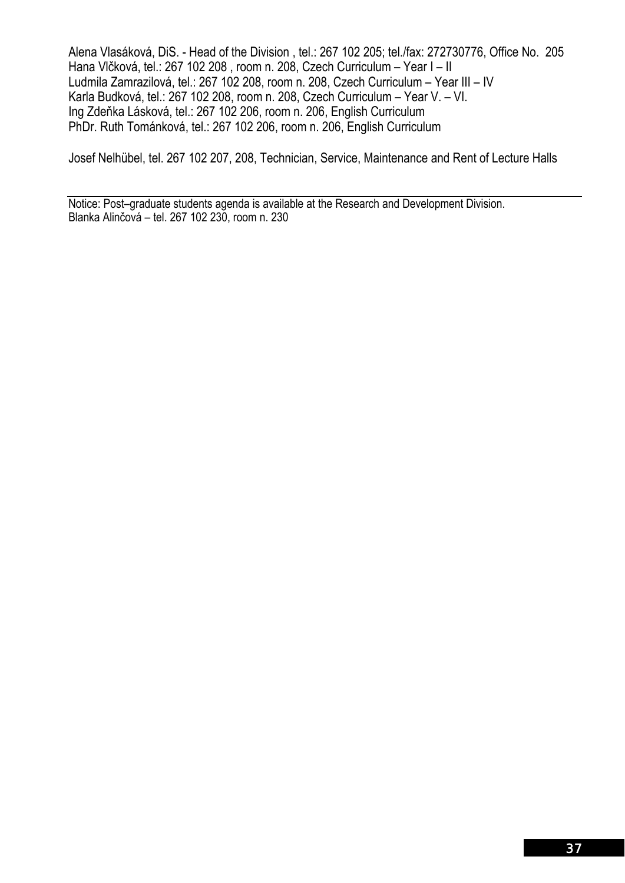Alena Vlasáková, DiS. - Head of the Division , tel.: 267 102 205; tel./fax: 272730776, Office No. 205
Hana Vlčková, tel.: 267 102 208 , room n. 208, Czech Curriculum – Year I – II
Ludmila Zamrazilová, tel.: 267 102 208, room n. 208, Czech Curriculum – Year III – IV
Karla Budková, tel.: 267 102 208, room n. 208, Czech Curriculum – Year V. – VI.
Ing Zdeňka Lásková, tel.: 267 102 206, room n. 206, English Curriculum
PhDr. Ruth Tománková, tel.: 267 102 206, room n. 206, English Curriculum

Josef Nelhübel, tel. 267 102 207, 208, Technician, Service, Maintenance and Rent of Lecture Halls

---

Notice: Post–graduate students agenda is available at the Research and Development Division.
Blanka Alinčová – tel. 267 102 230, room n. 230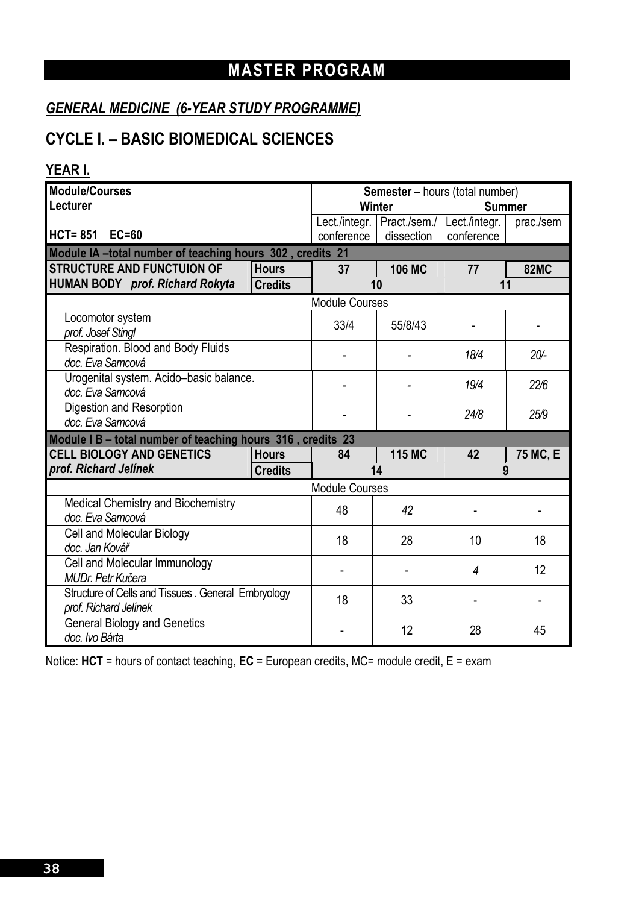# MASTER PROGRAM

## *GENERAL MEDICINE (6-YEAR STUDY PROGRAMME)*

## CYCLE I. – BASIC BIOMEDICAL SCIENCES

### YEAR I.

| **Module/Courses** | | **Semester** – hours (total number) | | | |
|---|---|---|---|---|---|
| **Lecturer** | | **Winter** | | **Summer** | |
| **HCT= 851 EC=60** | | Lect./integr. conference | Pract./sem./ dissection | Lect./integr. conference | prac./sem |
| **Module IA –total number of teaching hours 302 , credits 21** | | | | | |
| **STRUCTURE AND FUNCTUION OF HUMAN BODY** ***prof. Richard Rokyta*** | **Hours** | **37** | **106 MC** | **77** | **82MC** |
| | **Credits** | 10 | | 11 | |
| Module Courses | | | | | |
| Locomotor system *prof. Josef Stingl* | | 33/4 | 55/8/43 | - | - |
| Respiration. Blood and Body Fluids *doc. Eva Samcová* | | - | - | *18/4* | *20/-* |
| Urogenital system. Acido–basic balance. *doc. Eva Samcová* | | - | - | *19/4* | *22/6* |
| Digestion and Resorption *doc. Eva Samcová* | | - | - | *24/8* | *25/9* |
| **Module I B – total number of teaching hours 316 , credits 23** | | | | | |
| **CELL BIOLOGY AND GENETICS** ***prof. Richard Jelínek*** | **Hours** | **84** | **115 MC** | **42** | **75 MC, E** |
| | **Credits** | 14 | | 9 | |
| Module Courses | | | | | |
| Medical Chemistry and Biochemistry *doc. Eva Samcová* | | 48 | *42* | - | - |
| Cell and Molecular Biology *doc. Jan Kovář* | | 18 | 28 | 10 | 18 |
| Cell and Molecular Immunology *MUDr. Petr Kučera* | | - | - | *4* | 12 |
| Structure of Cells and Tissues . General Embryology *prof. Richard Jelínek* | | 18 | 33 | - | - |
| General Biology and Genetics *doc. Ivo Bárta* | | - | 12 | 28 | 45 |

Notice: **HCT** = hours of contact teaching, **EC** = European credits, MC= module credit, E = exam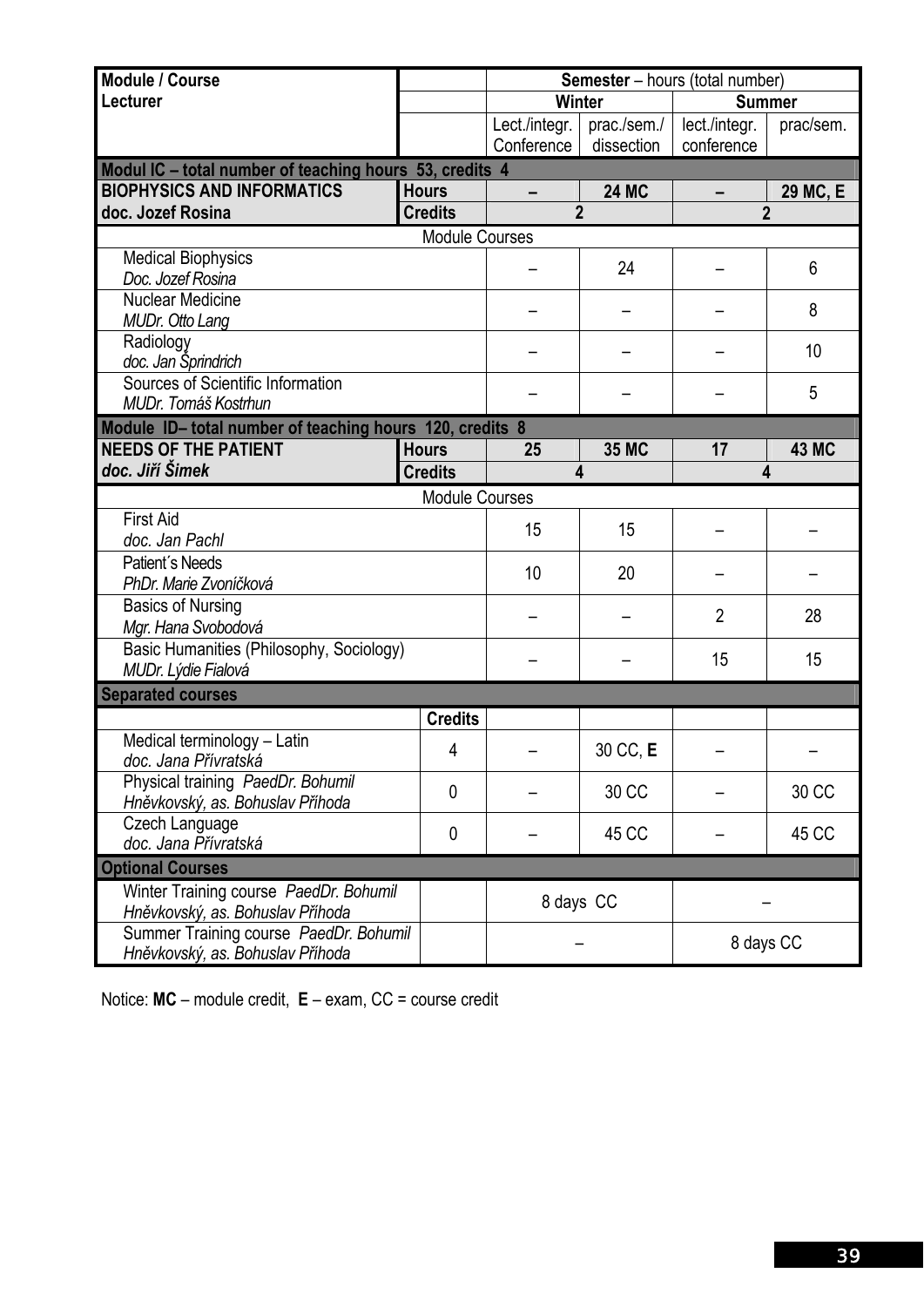| Module / Course<br>Lecturer | | Semester – hours (total number) | | | |
|---|---|---|---|---|---|
| | | Winter | | Summer | |
| | | Lect./integr. Conference | prac./sem./ dissection | lect./integr. conference | prac/sem. |
| **Modul IC – total number of teaching hours 53, credits 4** | | | | | |
| **BIOPHYSICS AND INFORMATICS** | **Hours** | **–** | **24 MC** | **–** | **29 MC, E** |
| **doc. Jozef Rosina** | **Credits** | **2** | | **2** | |
| Module Courses | | | | | |
| Medical Biophysics<br>*Doc. Jozef Rosina* | | – | 24 | – | 6 |
| Nuclear Medicine<br>*MUDr. Otto Lang* | | – | – | – | 8 |
| Radiology<br>*doc. Jan Šprindrich* | | – | – | – | 10 |
| Sources of Scientific Information<br>*MUDr. Tomáš Kostrhun* | | – | – | – | 5 |
| **Module ID– total number of teaching hours 120, credits 8** | | | | | |
| **NEEDS OF THE PATIENT** | **Hours** | **25** | **35 MC** | **17** | **43 MC** |
| ***doc. Jiří Šimek*** | **Credits** | **4** | | **4** | |
| Module Courses | | | | | |
| First Aid<br>*doc. Jan Pachl* | | 15 | 15 | – | – |
| Patient´s Needs<br>*PhDr. Marie Zvoníčková* | | 10 | 20 | – | – |
| Basics of Nursing<br>*Mgr. Hana Svobodová* | | – | – | 2 | 28 |
| Basic Humanities (Philosophy, Sociology)<br>*MUDr. Lýdie Fialová* | | – | – | 15 | 15 |
| **Separated courses** | | | | | |
| | **Credits** | | | | |
| Medical terminology – Latin<br>*doc. Jana Přívratská* | 4 | – | 30 CC, **E** | – | – |
| Physical training *PaedDr. Bohumil Hněvkovský, as. Bohuslav Příhoda* | 0 | – | 30 CC | – | 30 CC |
| Czech Language<br>*doc. Jana Přívratská* | 0 | – | 45 CC | – | 45 CC |
| **Optional Courses** | | | | | |
| Winter Training course *PaedDr. Bohumil Hněvkovský, as. Bohuslav Příhoda* | | 8 days CC | | – | |
| Summer Training course *PaedDr. Bohumil Hněvkovský, as. Bohuslav Příhoda* | | – | | 8 days CC | |

Notice: **MC** – module credit, **E** – exam, CC = course credit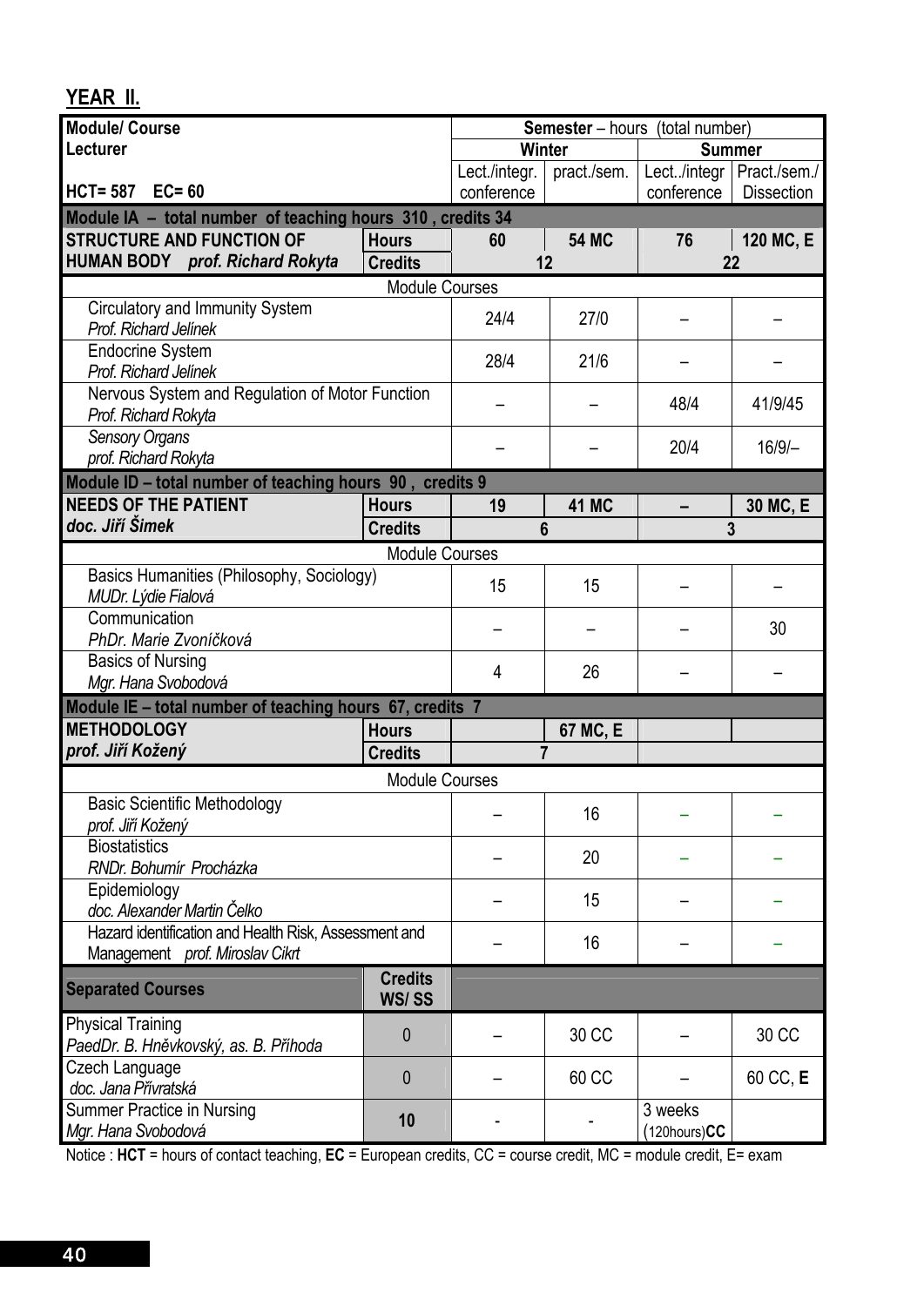## YEAR II.

| Module/ Course<br>Lecturer<br><br>HCT= 587 EC= 60 | | Semester – hours (total number) | | | |
|---|---|---|---|---|---|
| | | Winter | | Summer | |
| | | Lect./integr. conference | pract./sem. | Lect../integr conference | Pract./sem./ Dissection |
| **Module IA – total number of teaching hours 310 , credits 34** | | | | | |
| **STRUCTURE AND FUNCTION OF HUMAN BODY** ***prof. Richard Rokyta*** | **Hours** | **60** | **54 MC** | **76** | **120 MC, E** |
| | **Credits** | **12** | | **22** | |
| Module Courses | | | | | |
| Circulatory and Immunity System<br>*Prof. Richard Jelínek* | | 24/4 | 27/0 | – | – |
| Endocrine System<br>*Prof. Richard Jelínek* | | 28/4 | 21/6 | – | – |
| Nervous System and Regulation of Motor Function<br>*Prof. Richard Rokyta* | | – | – | 48/4 | 41/9/45 |
| *Sensory Organs*<br>*prof. Richard Rokyta* | | – | – | 20/4 | 16/9/– |
| **Module ID – total number of teaching hours 90 , credits 9** | | | | | |
| **NEEDS OF THE PATIENT** ***doc. Jiří Šimek*** | **Hours** | **19** | **41 MC** | **–** | **30 MC, E** |
| | **Credits** | **6** | | **3** | |
| Module Courses | | | | | |
| Basics Humanities (Philosophy, Sociology)<br>*MUDr. Lýdie Fialová* | | 15 | 15 | – | – |
| Communication<br>*PhDr. Marie Zvoníčková* | | – | – | – | 30 |
| Basics of Nursing<br>*Mgr. Hana Svobodová* | | 4 | 26 | – | – |
| **Module IE – total number of teaching hours 67, credits 7** | | | | | |
| **METHODOLOGY** ***prof. Jiří Kožený*** | **Hours** | | **67 MC, E** | | |
| | **Credits** | **7** | | | |
| Module Courses | | | | | |
| Basic Scientific Methodology<br>*prof. Jiří Kožený* | | – | 16 | – | – |
| Biostatistics<br>*RNDr. Bohumír Procházka* | | – | 20 | – | – |
| Epidemiology<br>*doc. Alexander Martin Čelko* | | – | 15 | – | – |
| Hazard identification and Health Risk, Assessment and Management *prof. Miroslav Cikrt* | | – | 16 | – | – |
| **Separated Courses** | **Credits WS/ SS** | | | | |
| Physical Training<br>*PaedDr. B. Hněvkovský, as. B. Příhoda* | 0 | – | 30 CC | – | 30 CC |
| Czech Language<br>*doc. Jana Přívratská* | 0 | – | 60 CC | – | 60 CC, **E** |
| Summer Practice in Nursing<br>*Mgr. Hana Svobodová* | **10** | - | - | 3 weeks (120hours)**CC** | |

Notice : **HCT** = hours of contact teaching, **EC** = European credits, CC = course credit, MC = module credit, E= exam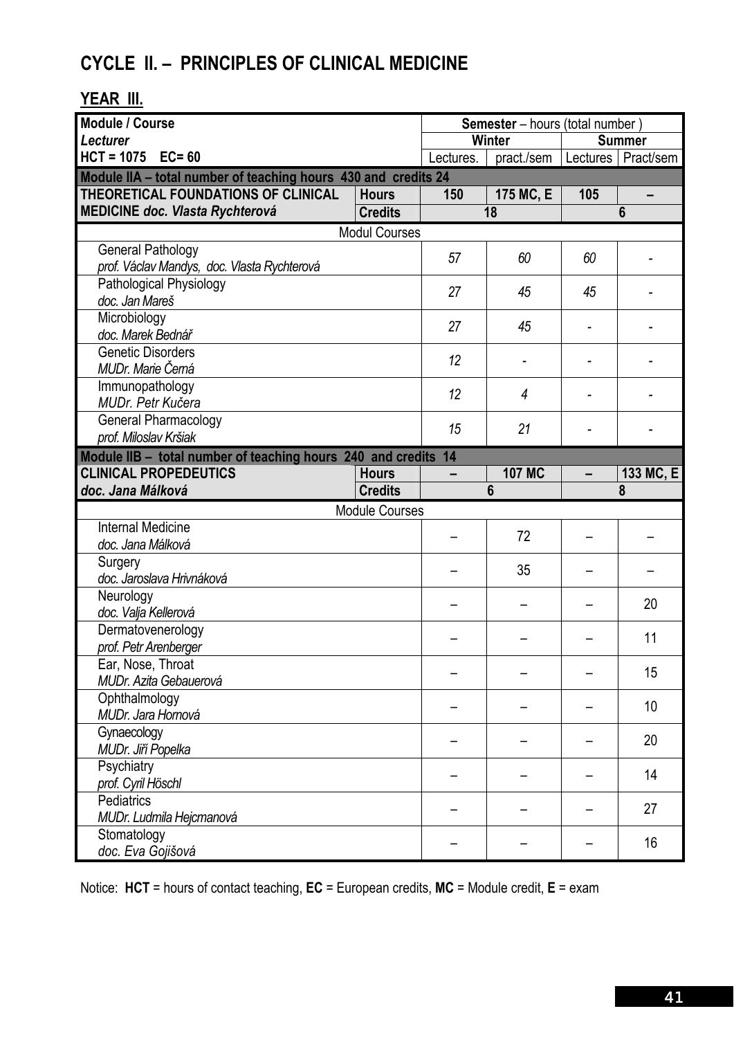# CYCLE II. – PRINCIPLES OF CLINICAL MEDICINE

## YEAR III.

| **Module / Course** *Lecturer* **HCT = 1075 EC= 60** | | **Semester** – hours (total number ) | | | |
|---|---|---|---|---|---|
| | | **Winter** | | **Summer** | |
| | | Lectures. | pract./sem | Lectures | Pract/sem |
| **Module IIA – total number of teaching hours 430 and credits 24** | | | | | |
| **THEORETICAL FOUNDATIONS OF CLINICAL MEDICINE** ***doc. Vlasta Rychterová*** | **Hours** | **150** | **175 MC, E** | **105** | **–** |
| | **Credits** | **18** | | **6** | |
| Modul Courses | | | | | |
| General Pathology *prof. Václav Mandys, doc. Vlasta Rychterová* | | *57* | *60* | *60* | - |
| Pathological Physiology *doc. Jan Mareš* | | *27* | *45* | *45* | - |
| Microbiology *doc. Marek Bednář* | | *27* | *45* | - | - |
| Genetic Disorders *MUDr. Marie Černá* | | *12* | - | - | - |
| Immunopathology *MUDr. Petr Kučera* | | *12* | *4* | - | - |
| General Pharmacology *prof. Miloslav Kršiak* | | *15* | *21* | - | - |
| **Module IIB – total number of teaching hours 240 and credits 14** | | | | | |
| **CLINICAL PROPEDEUTICS** ***doc. Jana Málková*** | **Hours** | **–** | **107 MC** | **–** | **133 MC, E** |
| | **Credits** | **6** | | **8** | |
| Module Courses | | | | | |
| Internal Medicine *doc. Jana Málková* | | – | 72 | – | – |
| Surgery *doc. Jaroslava Hrivnáková* | | – | 35 | – | – |
| Neurology *doc. Valja Kellerová* | | – | – | – | 20 |
| Dermatovenerology *prof. Petr Arenberger* | | – | – | – | 11 |
| Ear, Nose, Throat *MUDr. Azita Gebauerová* | | – | – | – | 15 |
| Ophthalmology *MUDr. Jara Hornová* | | – | – | – | 10 |
| Gynaecology *MUDr. Jiří Popelka* | | – | – | – | 20 |
| Psychiatry *prof. Cyril Höschl* | | – | – | – | 14 |
| Pediatrics *MUDr. Ludmila Hejcmanová* | | – | – | – | 27 |
| Stomatology *doc. Eva Gojišová* | | – | – | – | 16 |

Notice: **HCT** = hours of contact teaching, **EC** = European credits, **MC** = Module credit, **E** = exam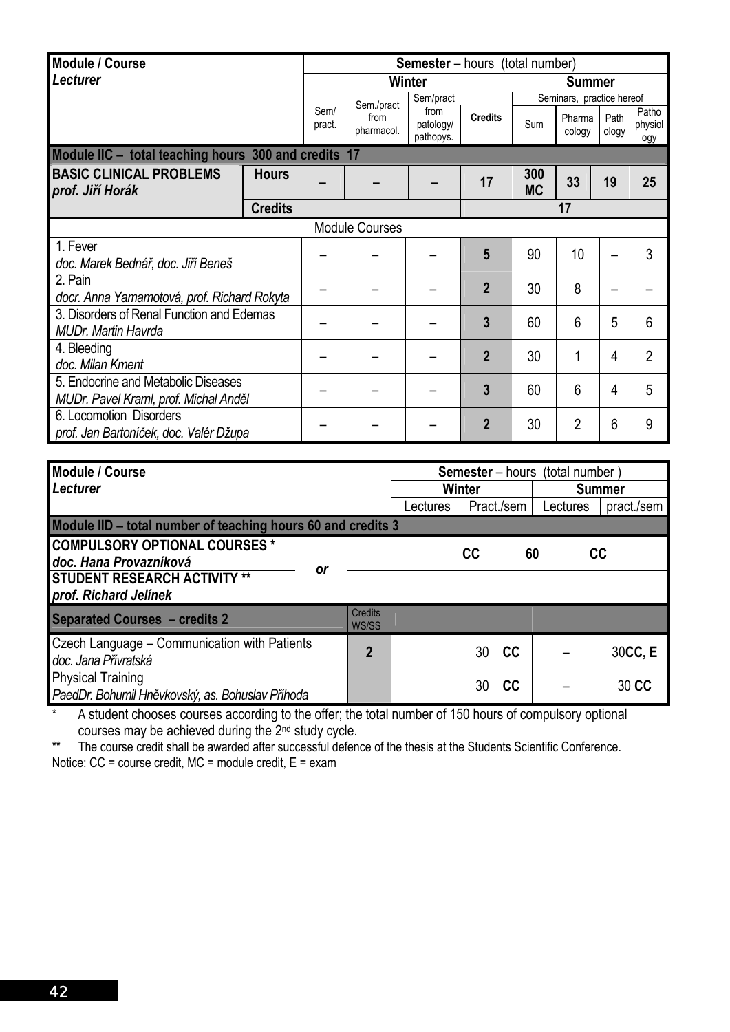| Module / Course *Lecturer* | | Semester – hours (total number) | | | | | | | |
|---|---|---|---|---|---|---|---|---|---|
| | | Winter | | | | Summer | | | |
| | | | | | | Seminars, practice hereof | | | |
| | | Sem/ pract. | Sem./pract from pharmacol. | Sem/pract from patology/ pathopys. | Credits | Sum | Pharma cology | Path ology | Patho physiol ogy |
| **Module IIC – total teaching hours 300 and credits 17** | | | | | | | | | |
| **BASIC CLINICAL PROBLEMS** *prof. Jiří Horák* | **Hours** | **–** | **–** | **–** | **17** | **300 MC** | **33** | **19** | **25** |
| | **Credits** | | | | | **17** | | | |
| Module Courses | | | | | | | | | |
| 1. Fever *doc. Marek Bednář, doc. Jiří Beneš* | | – | – | – | **5** | 90 | 10 | – | 3 |
| 2. Pain *docr. Anna Yamamotová, prof. Richard Rokyta* | | – | – | – | **2** | 30 | 8 | – | – |
| 3. Disorders of Renal Function and Edemas *MUDr. Martin Havrda* | | – | – | – | **3** | 60 | 6 | 5 | 6 |
| 4. Bleeding *doc. Milan Kment* | | – | – | – | **2** | 30 | 1 | 4 | 2 |
| 5. Endocrine and Metabolic Diseases *MUDr. Pavel Kraml, prof. Michal Anděl* | | – | – | – | **3** | 60 | 6 | 4 | 5 |
| 6. Locomotion Disorders *prof. Jan Bartoníček, doc. Valér Džupa* | | – | – | – | **2** | 30 | 2 | 6 | 9 |

| Module / Course *Lecturer* | | Semester – hours (total number) | | | |
|---|---|---|---|---|---|
| | | Winter | | Summer | |
| | | Lectures | Pract./sem | Lectures | pract./sem |
| **Module IID – total number of teaching hours 60 and credits 3** | | | | | |
| **COMPULSORY OPTIONAL COURSES \*** *doc. Hana Provazníková* ***or*** **STUDENT RESEARCH ACTIVITY \*\*** *prof. Richard Jelínek* | | CC | 60 | CC | |
| **Separated Courses – credits 2** | Credits WS/SS | | | | |
| Czech Language – Communication with Patients *doc. Jana Přívratská* | **2** | | 30 **CC** | – | 30**CC, E** |
| Physical Training *PaedDr. Bohumil Hněvkovský, as. Bohuslav Příhoda* | | | 30 **CC** | – | 30 **CC** |

\* A student chooses courses according to the offer; the total number of 150 hours of compulsory optional courses may be achieved during the 2nd study cycle.

\*\* The course credit shall be awarded after successful defence of the thesis at the Students Scientific Conference.

Notice: CC = course credit, MC = module credit, E = exam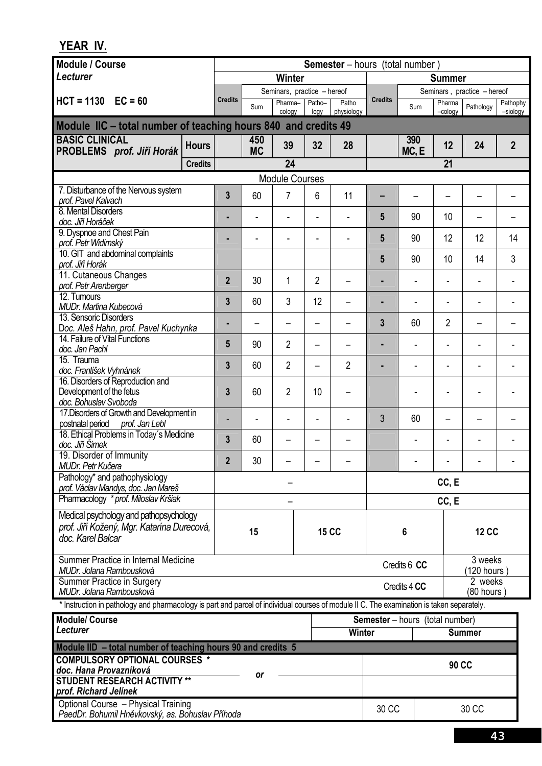## YEAR IV.

| Module / Course | | Semester – hours (total number) | | | | | | | | | |
|---|---|---|---|---|---|---|---|---|---|---|---|
| *Lecturer* | | Winter | | | | | Summer | | | | |
| **HCT = 1130 EC = 60** | | Credits | Sum | Seminars, practice – hereof Pharma–cology | Patho–logy | Patho physiology | Credits | Sum | Seminars, practice – hereof Pharma–cology | Pathology | Pathophy–siology |
| **Module IIC – total number of teaching hours 840 and credits 49** | | | | | | | | | | | |
| **BASIC CLINICAL PROBLEMS** *prof. Jiří Horák* | **Hours** | | **450 MC** | **39** | **32** | **28** | | **390 MC, E** | **12** | **24** | **2** |
| | **Credits** | **24** | | | | | **21** | | | | |
| Module Courses | | | | | | | | | | | |
| 7. Disturbance of the Nervous system *prof. Pavel Kalvach* | | **3** | 60 | 7 | 6 | 11 | – | – | – | – | – |
| 8. Mental Disorders *doc. Jiří Horáček* | | - | - | - | - | - | **5** | 90 | 10 | – | – |
| 9. Dyspnoe and Chest Pain *prof. Petr Widimský* | | - | - | - | - | - | **5** | 90 | 12 | 12 | 14 |
| 10. GIT and abdominal complaints *prof. Jiří Horák* | | | | | | | **5** | 90 | 10 | 14 | 3 |
| 11. Cutaneous Changes *prof. Petr Arenberger* | | **2** | 30 | 1 | 2 | – | - | - | - | - | - |
| 12. Tumours *MUDr. Martina Kubecová* | | **3** | 60 | 3 | 12 | – | - | - | - | - | - |
| 13. Sensoric Disorders *Doc. Aleš Hahn, prof. Pavel Kuchynka* | | - | – | – | – | – | **3** | 60 | 2 | – | – |
| 14. Failure of Vital Functions *doc. Jan Pachl* | | **5** | 90 | 2 | – | – | - | - | - | - | - |
| 15. Trauma *doc. František Vyhnánek* | | **3** | 60 | 2 | – | 2 | - | - | - | - | - |
| 16. Disorders of Reproduction and Development of the fetus *doc. Bohuslav Svoboda* | | **3** | 60 | 2 | 10 | – | | - | - | - | - |
| 17.Disorders of Growth and Development in postnatal period *prof. Jan Lebl* | | - | - | - | - | - | 3 | 60 | – | – | – |
| 18. Ethical Problems in Today´s Medicine *doc. Jiří Šimek* | | **3** | 60 | – | – | – | | - | - | - | - |
| 19. Disorder of Immunity *MUDr. Petr Kučera* | | **2** | 30 | – | – | – | | - | - | - | - |
| Pathology* and pathophysiology *prof. Václav Mandys, doc. Jan Mareš* | | – | | | | | CC, E | | | | |
| Pharmacology * *prof. Miloslav Kršiak* | | – | | | | | CC, E | | | | |
| Medical psychology and pathopsychology *prof. Jiří Kožený, Mgr. Katarína Durecová, doc. Karel Balcar* | | 15 | | | 15 CC | | 6 | | | 12 CC | |
| Summer Practice in Internal Medicine *MUDr. Jolana Rambousková* | | | | | | | Credits 6 **CC** | | | 3 weeks (120 hours) | |
| Summer Practice in Surgery *MUDr. Jolana Rambousková* | | | | | | | Credits 4 **CC** | | | 2 weeks (80 hours) | |

\* Instruction in pathology and pharmacology is part and parcel of individual courses of module II C. The examination is taken separately.

| Module/ Course *Lecturer* | Semester – hours (total number) Winter | Summer |
|---|---|---|
| **Module IID – total number of teaching hours 90 and credits 5** | | |
| **COMPULSORY OPTIONAL COURSES *** *doc. Hana Provazníková* — ***or*** — **STUDENT RESEARCH ACTIVITY **** *prof. Richard Jelínek* | 90 CC | |
| Optional Course – Physical Training *PaedDr. Bohumil Hněvkovský, as. Bohuslav Příhoda* | 30 CC | 30 CC |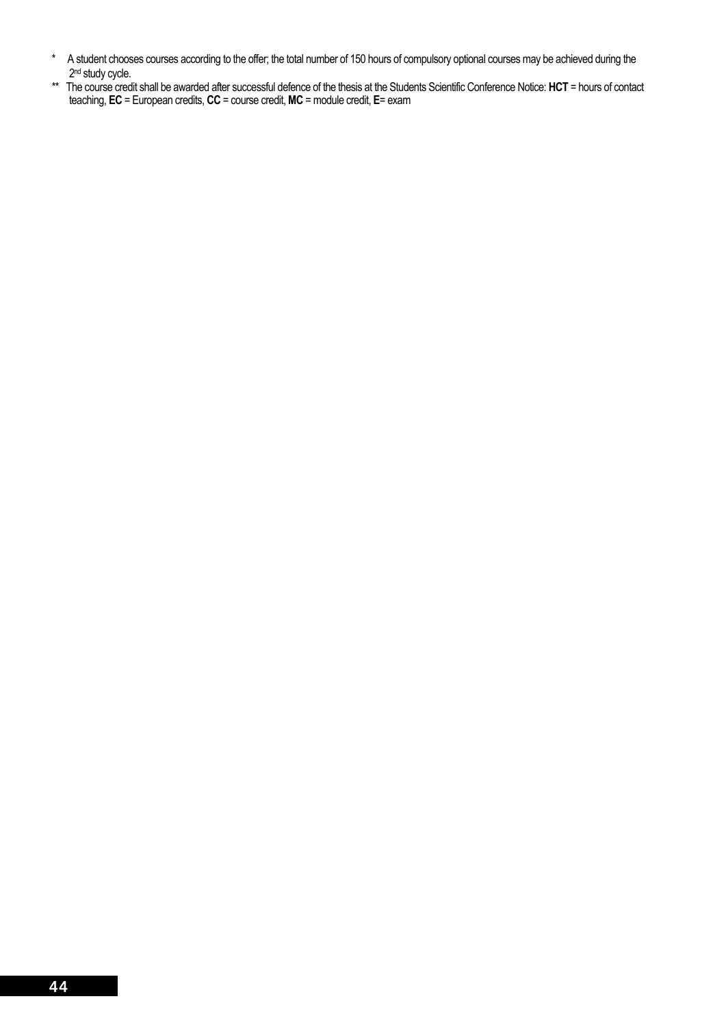\* A student chooses courses according to the offer; the total number of 150 hours of compulsory optional courses may be achieved during the 2nd study cycle.

\*\* The course credit shall be awarded after successful defence of the thesis at the Students Scientific Conference Notice: **HCT** = hours of contact teaching, **EC** = European credits, **CC** = course credit, **MC** = module credit, **E**= exam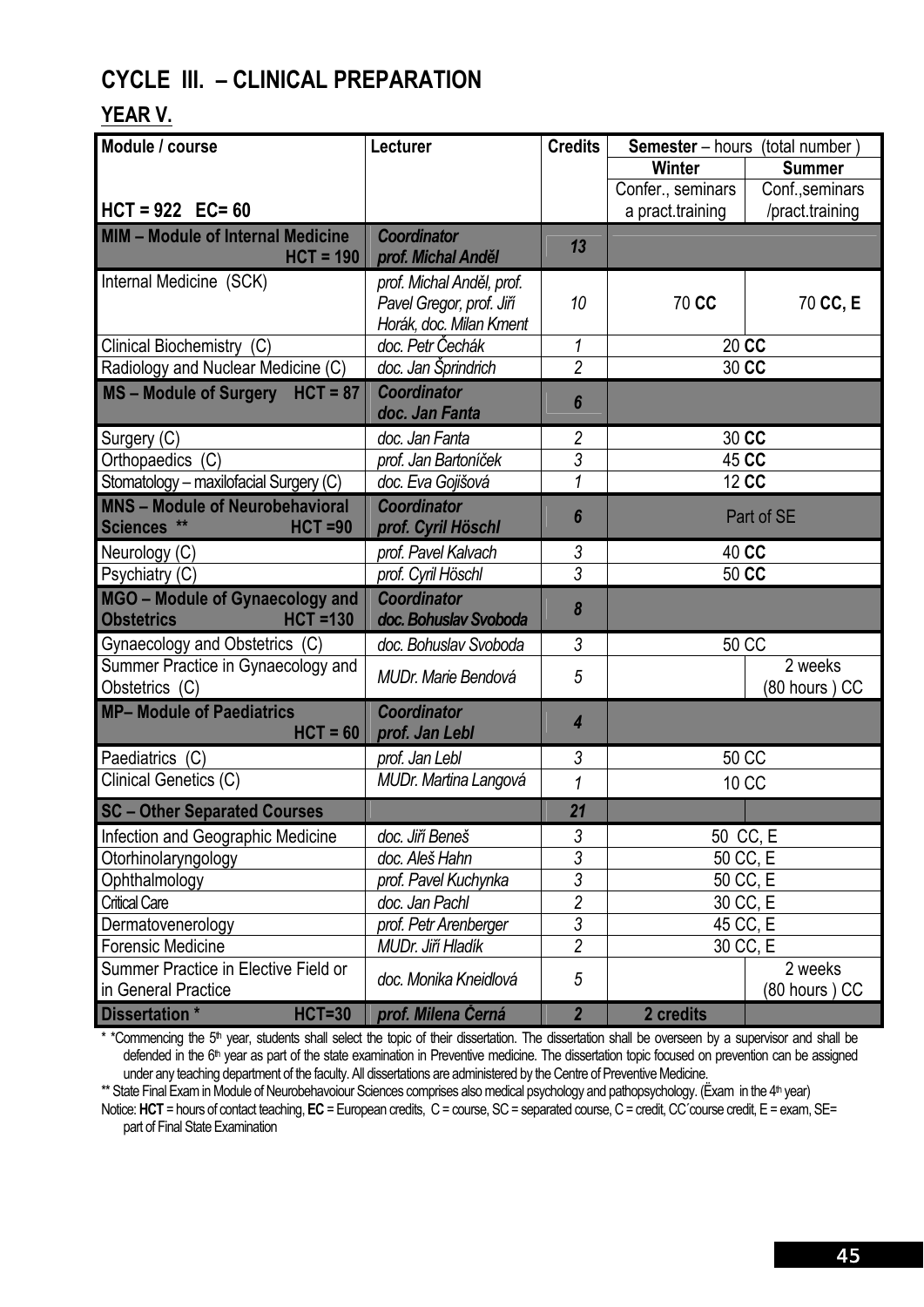## CYCLE III. – CLINICAL PREPARATION

### YEAR V.

| Module / course | Lecturer | Credits | Semester – hours (total number) | |
|---|---|---|---|---|
| | | | Winter | Summer |
| **HCT = 922 EC= 60** | | | Confer., seminars a pract.training | Conf.,seminars /pract.training |
| **MIM – Module of Internal Medicine HCT = 190** | ***Coordinator prof. Michal Anděl*** | ***13*** | | |
| Internal Medicine (SCK) | *prof. Michal Anděl, prof. Pavel Gregor, prof. Jiří Horák, doc. Milan Kment* | *10* | 70 **CC** | 70 **CC, E** |
| Clinical Biochemistry (C) | *doc. Petr Čechák* | *1* | 20 **CC** | |
| Radiology and Nuclear Medicine (C) | *doc. Jan Šprindrich* | *2* | 30 **CC** | |
| **MS – Module of Surgery HCT = 87** | ***Coordinator doc. Jan Fanta*** | ***6*** | | |
| Surgery (C) | *doc. Jan Fanta* | *2* | 30 **CC** | |
| Orthopaedics (C) | *prof. Jan Bartoníček* | *3* | 45 **CC** | |
| Stomatology – maxilofacial Surgery (C) | *doc. Eva Gojišová* | *1* | 12 **CC** | |
| **MNS – Module of Neurobehavioral Sciences \*\* HCT =90** | ***Coordinator prof. Cyril Höschl*** | ***6*** | Part of SE | |
| Neurology (C) | *prof. Pavel Kalvach* | *3* | 40 **CC** | |
| Psychiatry (C) | *prof. Cyril Höschl* | *3* | 50 **CC** | |
| **MGO – Module of Gynaecology and Obstetrics HCT =130** | ***Coordinator doc. Bohuslav Svoboda*** | ***8*** | | |
| Gynaecology and Obstetrics (C) | *doc. Bohuslav Svoboda* | *3* | 50 CC | |
| Summer Practice in Gynaecology and Obstetrics (C) | *MUDr. Marie Bendová* | *5* | | 2 weeks (80 hours ) CC |
| **MP– Module of Paediatrics HCT = 60** | ***Coordinator prof. Jan Lebl*** | ***4*** | | |
| Paediatrics (C) | *prof. Jan Lebl* | *3* | 50 CC | |
| Clinical Genetics (C) | *MUDr. Martina Langová* | *1* | 10 CC | |
| **SC – Other Separated Courses** | | ***21*** | | |
| Infection and Geographic Medicine | *doc. Jiří Beneš* | *3* | 50 CC, E | |
| Otorhinolaryngology | *doc. Aleš Hahn* | *3* | 50 CC, E | |
| Ophthalmology | *prof. Pavel Kuchynka* | *3* | 50 CC, E | |
| Critical Care | *doc. Jan Pachl* | *2* | 30 CC, E | |
| Dermatovenerology | *prof. Petr Arenberger* | *3* | 45 CC, E | |
| Forensic Medicine | *MUDr. Jiří Hladík* | *2* | 30 CC, E | |
| Summer Practice in Elective Field or in General Practice | *doc. Monika Kneidlová* | *5* | | 2 weeks (80 hours ) CC |
| **Dissertation \* HCT=30** | ***prof. Milena Černá*** | ***2*** | **2 credits** | |

\* \*Commencing the 5th year, students shall select the topic of their dissertation. The dissertation shall be overseen by a supervisor and shall be defended in the 6th year as part of the state examination in Preventive medicine. The dissertation topic focused on prevention can be assigned under any teaching department of the faculty. All dissertations are administered by the Centre of Preventive Medicine.

\*\* State Final Exam in Module of Neurobehavoiour Sciences comprises also medical psychology and pathopsychology. (Ëxam in the 4th year)

Notice: **HCT** = hours of contact teaching, **EC** = European credits, C = course, SC = separated course, C = credit, CC´course credit, E = exam, SE= part of Final State Examination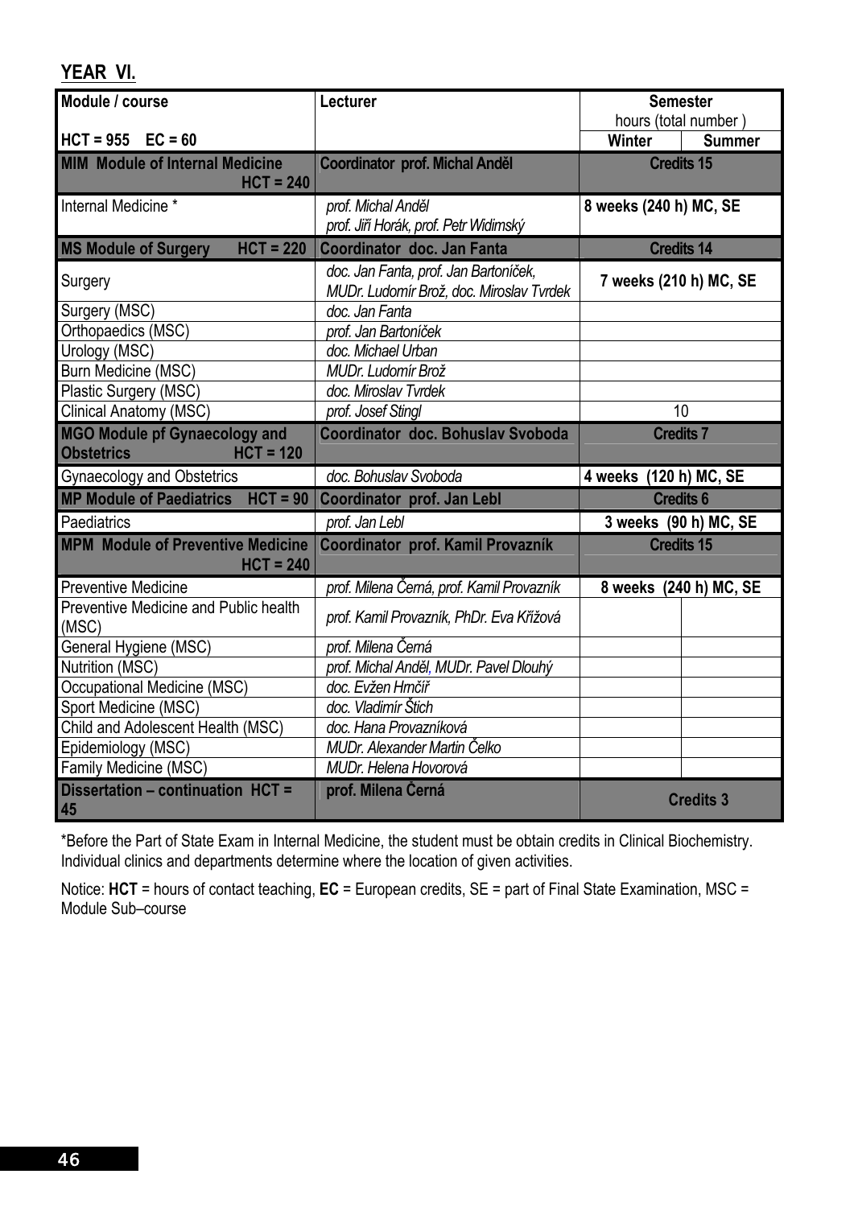## YEAR VI.

| Module / course<br>HCT = 955 EC = 60 | Lecturer | Semester hours (total number) | |
|---|---|---|---|
| | | **Winter** | **Summer** |
| **MIM Module of Internal Medicine HCT = 240** | **Coordinator prof. Michal Anděl** | **Credits 15** | |
| Internal Medicine * | *prof. Michal Anděl*<br>*prof. Jiří Horák, prof. Petr Widimský* | **8 weeks (240 h) MC, SE** | |
| **MS Module of Surgery HCT = 220** | **Coordinator doc. Jan Fanta** | **Credits 14** | |
| Surgery | *doc. Jan Fanta, prof. Jan Bartoníček, MUDr. Ludomír Brož, doc. Miroslav Tvrdek* | **7 weeks (210 h) MC, SE** | |
| Surgery (MSC) | *doc. Jan Fanta* | | |
| Orthopaedics (MSC) | *prof. Jan Bartoníček* | | |
| Urology (MSC) | *doc. Michael Urban* | | |
| Burn Medicine (MSC) | *MUDr. Ludomír Brož* | | |
| Plastic Surgery (MSC) | *doc. Miroslav Tvrdek* | | |
| Clinical Anatomy (MSC) | *prof. Josef Stingl* | 10 | |
| **MGO Module pf Gynaecology and Obstetrics HCT = 120** | **Coordinator doc. Bohuslav Svoboda** | **Credits 7** | |
| Gynaecology and Obstetrics | *doc. Bohuslav Svoboda* | **4 weeks (120 h) MC, SE** | |
| **MP Module of Paediatrics HCT = 90** | **Coordinator prof. Jan Lebl** | **Credits 6** | |
| Paediatrics | *prof. Jan Lebl* | **3 weeks (90 h) MC, SE** | |
| **MPM Module of Preventive Medicine HCT = 240** | **Coordinator prof. Kamil Provazník** | **Credits 15** | |
| Preventive Medicine | *prof. Milena Černá, prof. Kamil Provazník* | **8 weeks (240 h) MC, SE** | |
| Preventive Medicine and Public health (MSC) | *prof. Kamil Provazník, PhDr. Eva Křížová* | | |
| General Hygiene (MSC) | *prof. Milena Černá* | | |
| Nutrition (MSC) | *prof. Michal Anděl, MUDr. Pavel Dlouhý* | | |
| Occupational Medicine (MSC) | *doc. Evžen Hrnčíř* | | |
| Sport Medicine (MSC) | *doc. Vladimír Štich* | | |
| Child and Adolescent Health (MSC) | *doc. Hana Provazníková* | | |
| Epidemiology (MSC) | *MUDr. Alexander Martin Čelko* | | |
| Family Medicine (MSC) | *MUDr. Helena Hovorová* | | |
| **Dissertation – continuation HCT = 45** | **prof. Milena Černá** | | **Credits 3** |

*Before the Part of State Exam in Internal Medicine, the student must be obtain credits in Clinical Biochemistry. Individual clinics and departments determine where the location of given activities.

Notice: **HCT** = hours of contact teaching, **EC** = European credits, SE = part of Final State Examination, MSC = Module Sub–course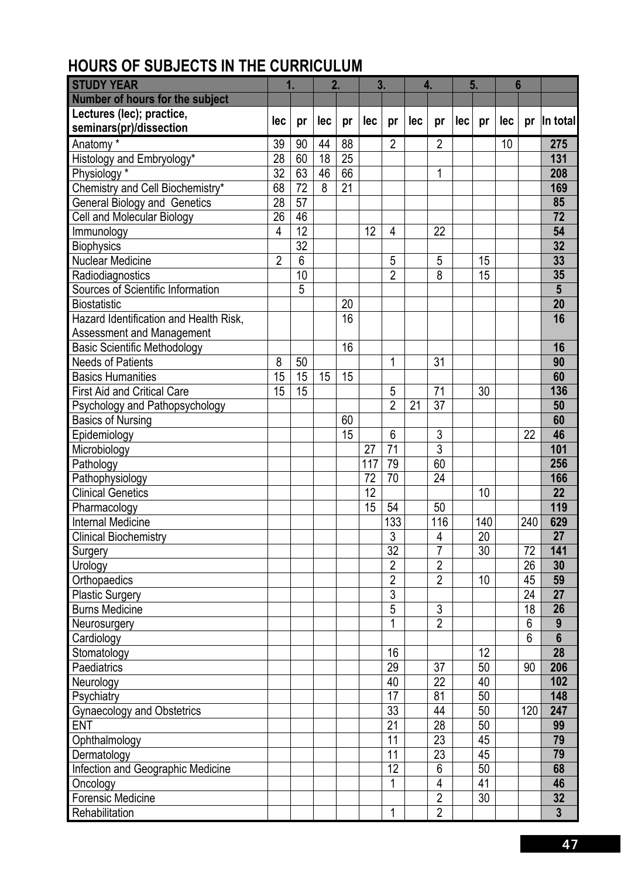## HOURS OF SUBJECTS IN THE CURRICULUM

| STUDY YEAR | 1. | | 2. | | 3. | | 4. | | 5. | | 6 | | |
|---|---|---|---|---|---|---|---|---|---|---|---|---|---|
| Number of hours for the subject | | | | | | | | | | | | | |
| Lectures (lec); practice, seminars(pr)/dissection | lec | pr | lec | pr | lec | pr | lec | pr | lec | pr | lec | pr | In total |
| Anatomy * | 39 | 90 | 44 | 88 | | 2 | | 2 | | | 10 | | 275 |
| Histology and Embryology* | 28 | 60 | 18 | 25 | | | | | | | | | 131 |
| Physiology * | 32 | 63 | 46 | 66 | | | | 1 | | | | | 208 |
| Chemistry and Cell Biochemistry* | 68 | 72 | 8 | 21 | | | | | | | | | 169 |
| General Biology and Genetics | 28 | 57 | | | | | | | | | | | 85 |
| Cell and Molecular Biology | 26 | 46 | | | | | | | | | | | 72 |
| Immunology | 4 | 12 | | | 12 | 4 | | 22 | | | | | 54 |
| Biophysics | | 32 | | | | | | | | | | | 32 |
| Nuclear Medicine | 2 | 6 | | | | 5 | | 5 | | 15 | | | 33 |
| Radiodiagnostics | | 10 | | | | 2 | | 8 | | 15 | | | 35 |
| Sources of Scientific Information | | 5 | | | | | | | | | | | 5 |
| Biostatistic | | | | 20 | | | | | | | | | 20 |
| Hazard Identification and Health Risk, Assessment and Management | | | | 16 | | | | | | | | | 16 |
| Basic Scientific Methodology | | | | 16 | | | | | | | | | 16 |
| Needs of Patients | 8 | 50 | | | | 1 | | 31 | | | | | 90 |
| Basics Humanities | 15 | 15 | 15 | 15 | | | | | | | | | 60 |
| First Aid and Critical Care | 15 | 15 | | | | 5 | | 71 | | 30 | | | 136 |
| Psychology and Pathopsychology | | | | | | 2 | 21 | 37 | | | | | 50 |
| Basics of Nursing | | | | 60 | | | | | | | | | 60 |
| Epidemiology | | | | 15 | | 6 | | 3 | | | | 22 | 46 |
| Microbiology | | | | | 27 | 71 | | 3 | | | | | 101 |
| Pathology | | | | | 117 | 79 | | 60 | | | | | 256 |
| Pathophysiology | | | | | 72 | 70 | | 24 | | | | | 166 |
| Clinical Genetics | | | | | 12 | | | | | 10 | | | 22 |
| Pharmacology | | | | | 15 | 54 | | 50 | | | | | 119 |
| Internal Medicine | | | | | | 133 | | 116 | | 140 | | 240 | 629 |
| Clinical Biochemistry | | | | | | 3 | | 4 | | 20 | | | 27 |
| Surgery | | | | | | 32 | | 7 | | 30 | | 72 | 141 |
| Urology | | | | | | 2 | | 2 | | | | 26 | 30 |
| Orthopaedics | | | | | | 2 | | 2 | | 10 | | 45 | 59 |
| Plastic Surgery | | | | | | 3 | | | | | | 24 | 27 |
| Burns Medicine | | | | | | 5 | | 3 | | | | 18 | 26 |
| Neurosurgery | | | | | | 1 | | 2 | | | | 6 | 9 |
| Cardiology | | | | | | | | | | | | 6 | 6 |
| Stomatology | | | | | | 16 | | | | 12 | | | 28 |
| Paediatrics | | | | | | 29 | | 37 | | 50 | | 90 | 206 |
| Neurology | | | | | | 40 | | 22 | | 40 | | | 102 |
| Psychiatry | | | | | | 17 | | 81 | | 50 | | | 148 |
| Gynaecology and Obstetrics | | | | | | 33 | | 44 | | 50 | | 120 | 247 |
| ENT | | | | | | 21 | | 28 | | 50 | | | 99 |
| Ophthalmology | | | | | | 11 | | 23 | | 45 | | | 79 |
| Dermatology | | | | | | 11 | | 23 | | 45 | | | 79 |
| Infection and Geographic Medicine | | | | | | 12 | | 6 | | 50 | | | 68 |
| Oncology | | | | | | 1 | | 4 | | 41 | | | 46 |
| Forensic Medicine | | | | | | | | 2 | | 30 | | | 32 |
| Rehabilitation | | | | | | 1 | | 2 | | | | | 3 |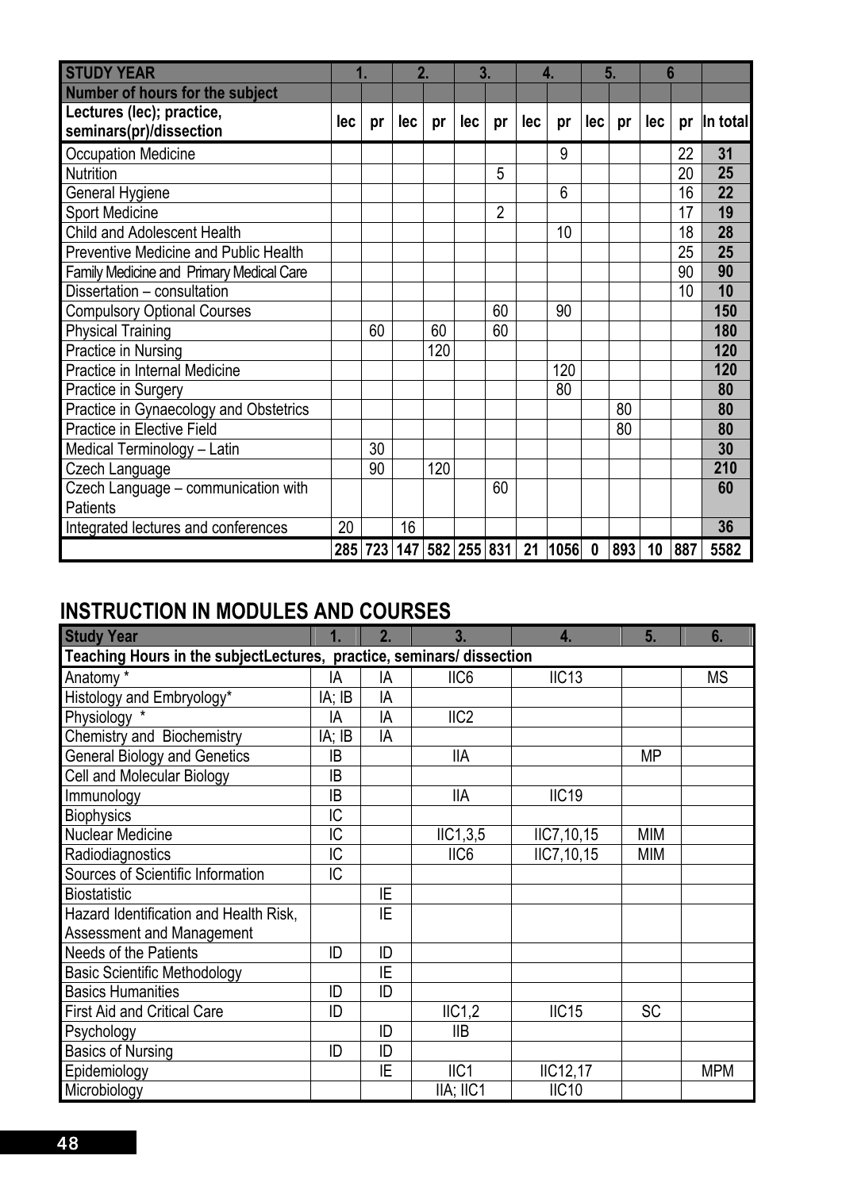| STUDY YEAR | 1. | | 2. | | 3. | | 4. | | 5. | | 6 | | |
|---|---|---|---|---|---|---|---|---|---|---|---|---|---|
| Number of hours for the subject | | | | | | | | | | | | | |
| Lectures (lec); practice, seminars(pr)/dissection | lec | pr | lec | pr | lec | pr | lec | pr | lec | pr | lec | pr | In total |
| Occupation Medicine | | | | | | | | 9 | | | | 22 | **31** |
| Nutrition | | | | | | 5 | | | | | | 20 | **25** |
| General Hygiene | | | | | | | | 6 | | | | 16 | **22** |
| Sport Medicine | | | | | | 2 | | | | | | 17 | **19** |
| Child and Adolescent Health | | | | | | | | 10 | | | | 18 | **28** |
| Preventive Medicine and Public Health | | | | | | | | | | | | 25 | **25** |
| Family Medicine and Primary Medical Care | | | | | | | | | | | | 90 | **90** |
| Dissertation – consultation | | | | | | | | | | | | 10 | **10** |
| Compulsory Optional Courses | | | | | | 60 | | 90 | | | | | **150** |
| Physical Training | | 60 | | 60 | | 60 | | | | | | | **180** |
| Practice in Nursing | | | | 120 | | | | | | | | | **120** |
| Practice in Internal Medicine | | | | | | | | 120 | | | | | **120** |
| Practice in Surgery | | | | | | | | 80 | | | | | **80** |
| Practice in Gynaecology and Obstetrics | | | | | | | | | | 80 | | | **80** |
| Practice in Elective Field | | | | | | | | | | 80 | | | **80** |
| Medical Terminology – Latin | | 30 | | | | | | | | | | | **30** |
| Czech Language | | 90 | | 120 | | | | | | | | | **210** |
| Czech Language – communication with Patients | | | | | | 60 | | | | | | | **60** |
| Integrated lectures and conferences | 20 | | 16 | | | | | | | | | | **36** |
| | **285** | **723** | **147** | **582** | **255** | **831** | **21** | **1056** | **0** | **893** | **10** | **887** | **5582** |

## INSTRUCTION IN MODULES AND COURSES

| Study Year | 1. | 2. | 3. | 4. | 5. | 6. |
|---|---|---|---|---|---|---|
| Teaching Hours in the subjectLectures, practice, seminars/ dissection | | | | | | |
| Anatomy * | IA | IA | IIC6 | IIC13 | | MS |
| Histology and Embryology* | IA; IB | IA | | | | |
| Physiology * | IA | IA | IIC2 | | | |
| Chemistry and Biochemistry | IA; IB | IA | | | | |
| General Biology and Genetics | IB | | IIA | | MP | |
| Cell and Molecular Biology | IB | | | | | |
| Immunology | IB | | IIA | IIC19 | | |
| Biophysics | IC | | | | | |
| Nuclear Medicine | IC | | IIC1,3,5 | IIC7,10,15 | MIM | |
| Radiodiagnostics | IC | | IIC6 | IIC7,10,15 | MIM | |
| Sources of Scientific Information | IC | | | | | |
| Biostatistic | | IE | | | | |
| Hazard Identification and Health Risk, Assessment and Management | | IE | | | | |
| Needs of the Patients | ID | ID | | | | |
| Basic Scientific Methodology | | IE | | | | |
| Basics Humanities | ID | ID | | | | |
| First Aid and Critical Care | ID | | IIC1,2 | IIC15 | SC | |
| Psychology | | ID | IIB | | | |
| Basics of Nursing | ID | ID | | | | |
| Epidemiology | | IE | IIC1 | IIC12,17 | | MPM |
| Microbiology | | | IIA; IIC1 | IIC10 | | |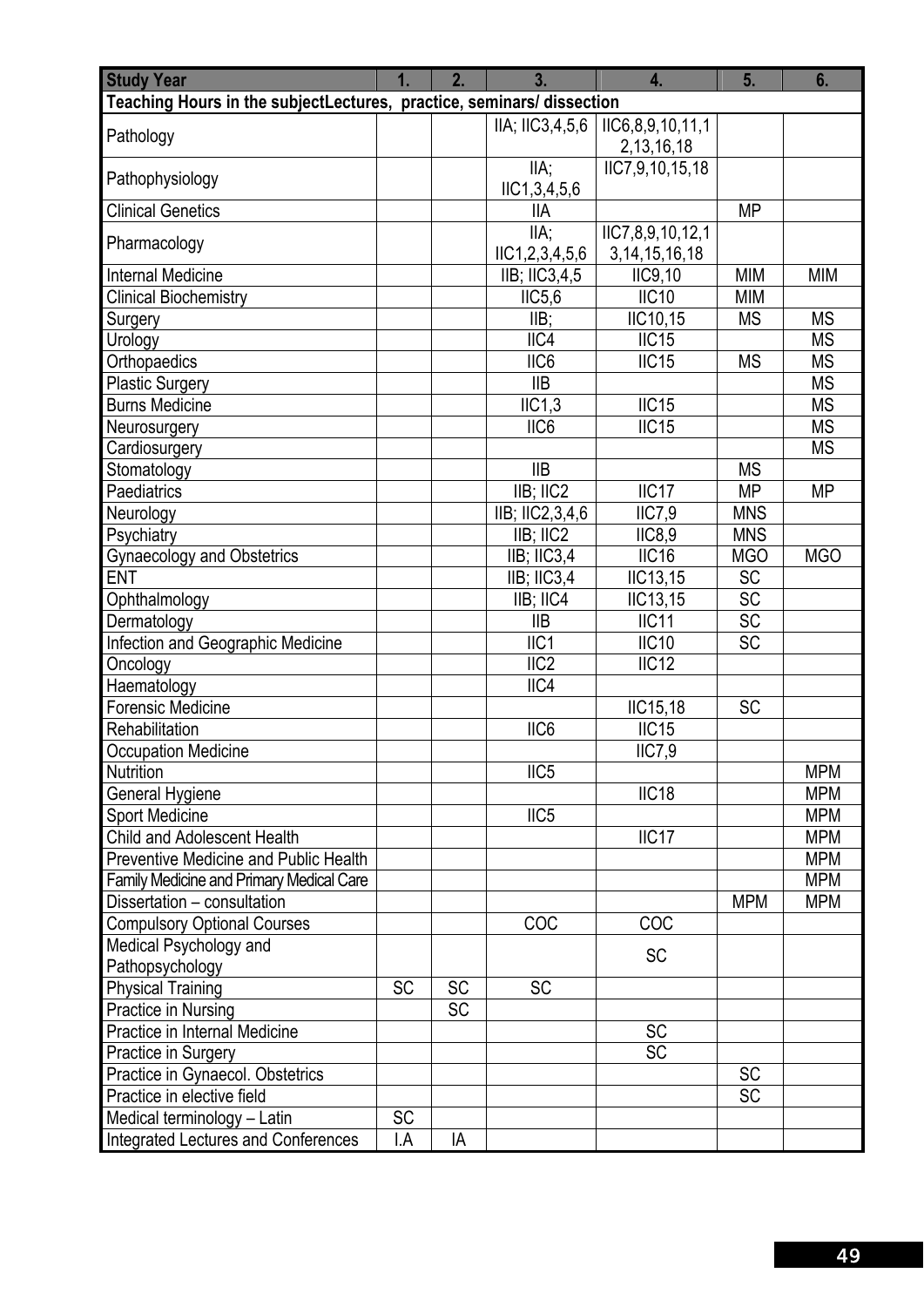| Study Year | 1. | 2. | 3. | 4. | 5. | 6. |
|---|---|---|---|---|---|---|
| **Teaching Hours in the subjectLectures, practice, seminars/ dissection** | | | | | | |
| Pathology | | | IIA; IIC3,4,5,6 | IIC6,8,9,10,11,12,13,16,18 | | |
| Pathophysiology | | | IIA; IIC1,3,4,5,6 | IIC7,9,10,15,18 | | |
| Clinical Genetics | | | IIA | | MP | |
| Pharmacology | | | IIA; IIC1,2,3,4,5,6 | IIC7,8,9,10,12,13,14,15,16,18 | | |
| Internal Medicine | | | IIB; IIC3,4,5 | IIC9,10 | MIM | MIM |
| Clinical Biochemistry | | | IIC5,6 | IIC10 | MIM | |
| Surgery | | | IIB; | IIC10,15 | MS | MS |
| Urology | | | IIC4 | IIC15 | | MS |
| Orthopaedics | | | IIC6 | IIC15 | MS | MS |
| Plastic Surgery | | | IIB | | | MS |
| Burns Medicine | | | IIC1,3 | IIC15 | | MS |
| Neurosurgery | | | IIC6 | IIC15 | | MS |
| Cardiosurgery | | | | | | MS |
| Stomatology | | | IIB | | MS | |
| Paediatrics | | | IIB; IIC2 | IIC17 | MP | MP |
| Neurology | | | IIB; IIC2,3,4,6 | IIC7,9 | MNS | |
| Psychiatry | | | IIB; IIC2 | IIC8,9 | MNS | |
| Gynaecology and Obstetrics | | | IIB; IIC3,4 | IIC16 | MGO | MGO |
| ENT | | | IIB; IIC3,4 | IIC13,15 | SC | |
| Ophthalmology | | | IIB; IIC4 | IIC13,15 | SC | |
| Dermatology | | | IIB | IIC11 | SC | |
| Infection and Geographic Medicine | | | IIC1 | IIC10 | SC | |
| Oncology | | | IIC2 | IIC12 | | |
| Haematology | | | IIC4 | | | |
| Forensic Medicine | | | | IIC15,18 | SC | |
| Rehabilitation | | | IIC6 | IIC15 | | |
| Occupation Medicine | | | | IIC7,9 | | |
| Nutrition | | | IIC5 | | | MPM |
| General Hygiene | | | | IIC18 | | MPM |
| Sport Medicine | | | IIC5 | | | MPM |
| Child and Adolescent Health | | | | IIC17 | | MPM |
| Preventive Medicine and Public Health | | | | | | MPM |
| Family Medicine and Primary Medical Care | | | | | | MPM |
| Dissertation – consultation | | | | | MPM | MPM |
| Compulsory Optional Courses | | | COC | COC | | |
| Medical Psychology and Pathopsychology | | | | SC | | |
| Physical Training | SC | SC | SC | | | |
| Practice in Nursing | | SC | | | | |
| Practice in Internal Medicine | | | | SC | | |
| Practice in Surgery | | | | SC | | |
| Practice in Gynaecol. Obstetrics | | | | | SC | |
| Practice in elective field | | | | | SC | |
| Medical terminology – Latin | SC | | | | | |
| Integrated Lectures and Conferences | I.A | IA | | | | |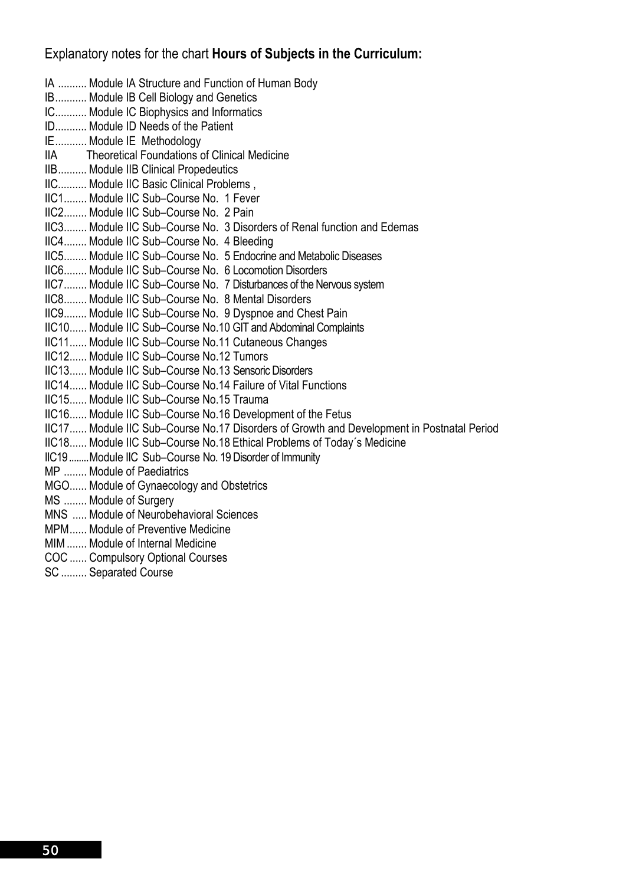Explanatory notes for the chart **Hours of Subjects in the Curriculum:**

IA .......... Module IA Structure and Function of Human Body
IB........... Module IB Cell Biology and Genetics
IC........... Module IC Biophysics and Informatics
ID........... Module ID Needs of the Patient
IE........... Module IE Methodology
IIA Theoretical Foundations of Clinical Medicine
IIB.......... Module IIB Clinical Propedeutics
IIC.......... Module IIC Basic Clinical Problems ,
IIC1........ Module IIC Sub–Course No. 1 Fever
IIC2........ Module IIC Sub–Course No. 2 Pain
IIC3........ Module IIC Sub–Course No. 3 Disorders of Renal function and Edemas
IIC4........ Module IIC Sub–Course No. 4 Bleeding
IIC5........ Module IIC Sub–Course No. 5 Endocrine and Metabolic Diseases
IIC6........ Module IIC Sub–Course No. 6 Locomotion Disorders
IIC7........ Module IIC Sub–Course No. 7 Disturbances of the Nervous system
IIC8........ Module IIC Sub–Course No. 8 Mental Disorders
IIC9........ Module IIC Sub–Course No. 9 Dyspnoe and Chest Pain
IIC10...... Module IIC Sub–Course No.10 GIT and Abdominal Complaints
IIC11...... Module IIC Sub–Course No.11 Cutaneous Changes
IIC12...... Module IIC Sub–Course No.12 Tumors
IIC13...... Module IIC Sub–Course No.13 Sensoric Disorders
IIC14...... Module IIC Sub–Course No.14 Failure of Vital Functions
IIC15...... Module IIC Sub–Course No.15 Trauma
IIC16...... Module IIC Sub–Course No.16 Development of the Fetus
IIC17...... Module IIC Sub–Course No.17 Disorders of Growth and Development in Postnatal Period
IIC18...... Module IIC Sub–Course No.18 Ethical Problems of Today´s Medicine
IIC19........Module IIC Sub–Course No. 19 Disorder of Immunity
MP ........ Module of Paediatrics
MGO...... Module of Gynaecology and Obstetrics
MS ........ Module of Surgery
MNS ..... Module of Neurobehavioral Sciences
MPM...... Module of Preventive Medicine
MIM ....... Module of Internal Medicine
COC ...... Compulsory Optional Courses
SC ......... Separated Course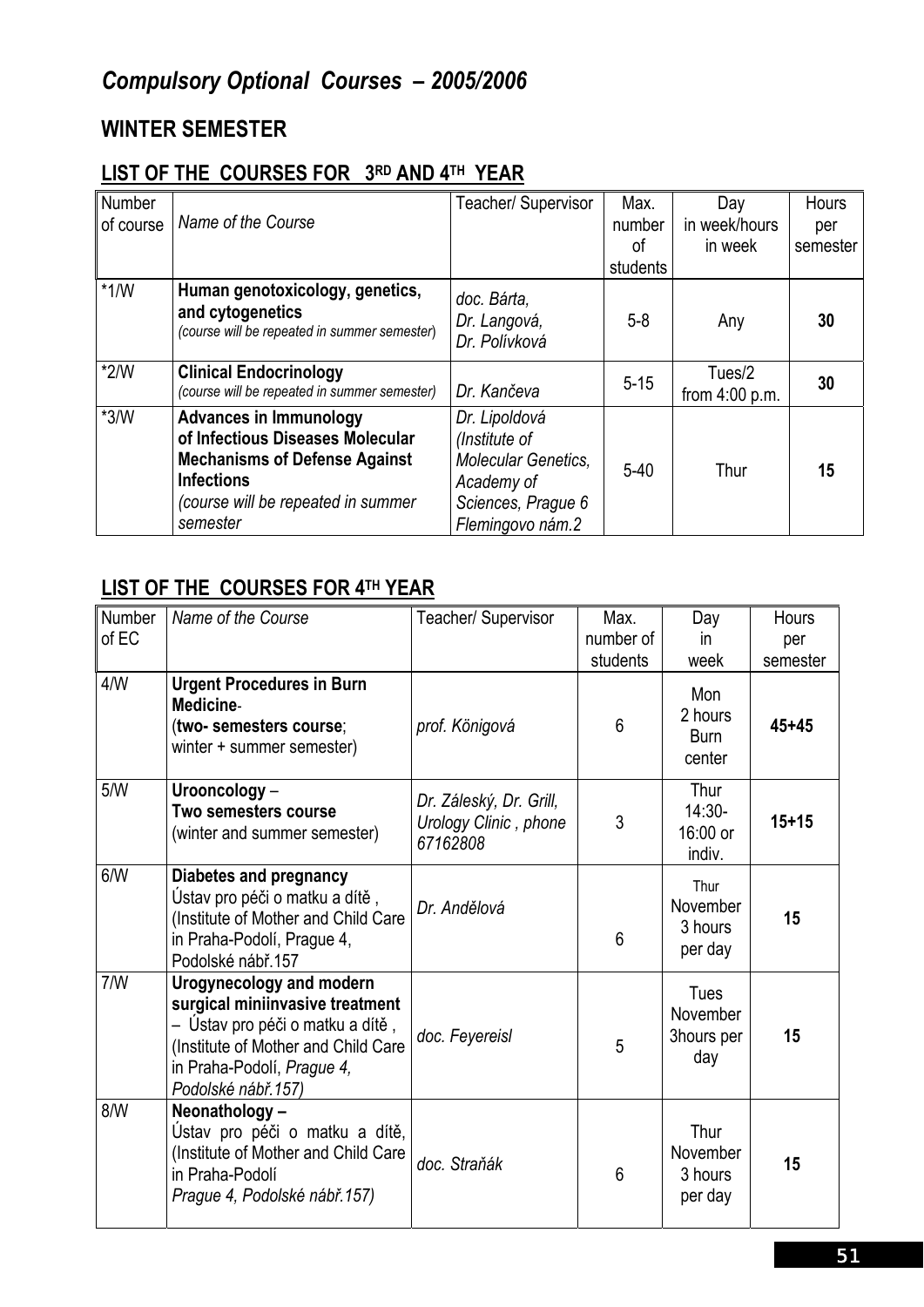# *Compulsory Optional Courses – 2005/2006*

## WINTER SEMESTER

### LIST OF THE COURSES FOR 3RD AND 4TH YEAR

| Number of course | *Name of the Course* | Teacher/ Supervisor | Max. number of students | Day in week/hours in week | Hours per semester |
|---|---|---|---|---|---|
| *1/W | **Human genotoxicology, genetics, and cytogenetics** *(course will be repeated in summer semester)* | *doc. Bárta, Dr. Langová, Dr. Polívková* | 5-8 | Any | **30** |
| *2/W | **Clinical Endocrinology** *(course will be repeated in summer semester)* | *Dr. Kančeva* | 5-15 | Tues/2 from 4:00 p.m. | **30** |
| *3/W | **Advances in Immunology of Infectious Diseases Molecular Mechanisms of Defense Against Infections** *(course will be repeated in summer semester* | *Dr. Lipoldová (Institute of Molecular Genetics, Academy of Sciences, Prague 6 Flemingovo nám.2* | 5-40 | Thur | **15** |

### LIST OF THE COURSES FOR 4TH YEAR

| Number of EC | *Name of the Course* | Teacher/ Supervisor | Max. number of students | Day in week | Hours per semester |
|---|---|---|---|---|---|
| 4/W | **Urgent Procedures in Burn Medicine**- (**two- semesters course**; winter + summer semester) | *prof. Königová* | 6 | Mon 2 hours Burn center | **45+45** |
| 5/W | **Urooncology** – **Two semesters course** (winter and summer semester) | *Dr. Záleský, Dr. Grill, Urology Clinic , phone 67162808* | 3 | Thur 14:30-16:00 or indiv. | **15+15** |
| 6/W | **Diabetes and pregnancy** Ústav pro péči o matku a dítě , (Institute of Mother and Child Care in Praha-Podolí, Prague 4, Podolské nábř.157 | *Dr. Andělová* | 6 | Thur November 3 hours per day | **15** |
| 7/W | **Urogynecology and modern surgical miniinvasive treatment** – Ústav pro péči o matku a dítě , (Institute of Mother and Child Care in Praha-Podolí, *Prague 4, Podolské nábř.157)* | *doc. Feyereisl* | 5 | Tues November 3hours per day | **15** |
| 8/W | **Neonathology –** Ústav pro péči o matku a dítě, (Institute of Mother and Child Care in Praha-Podolí *Prague 4, Podolské nábř.157)* | *doc. Straňák* | 6 | Thur November 3 hours per day | **15** |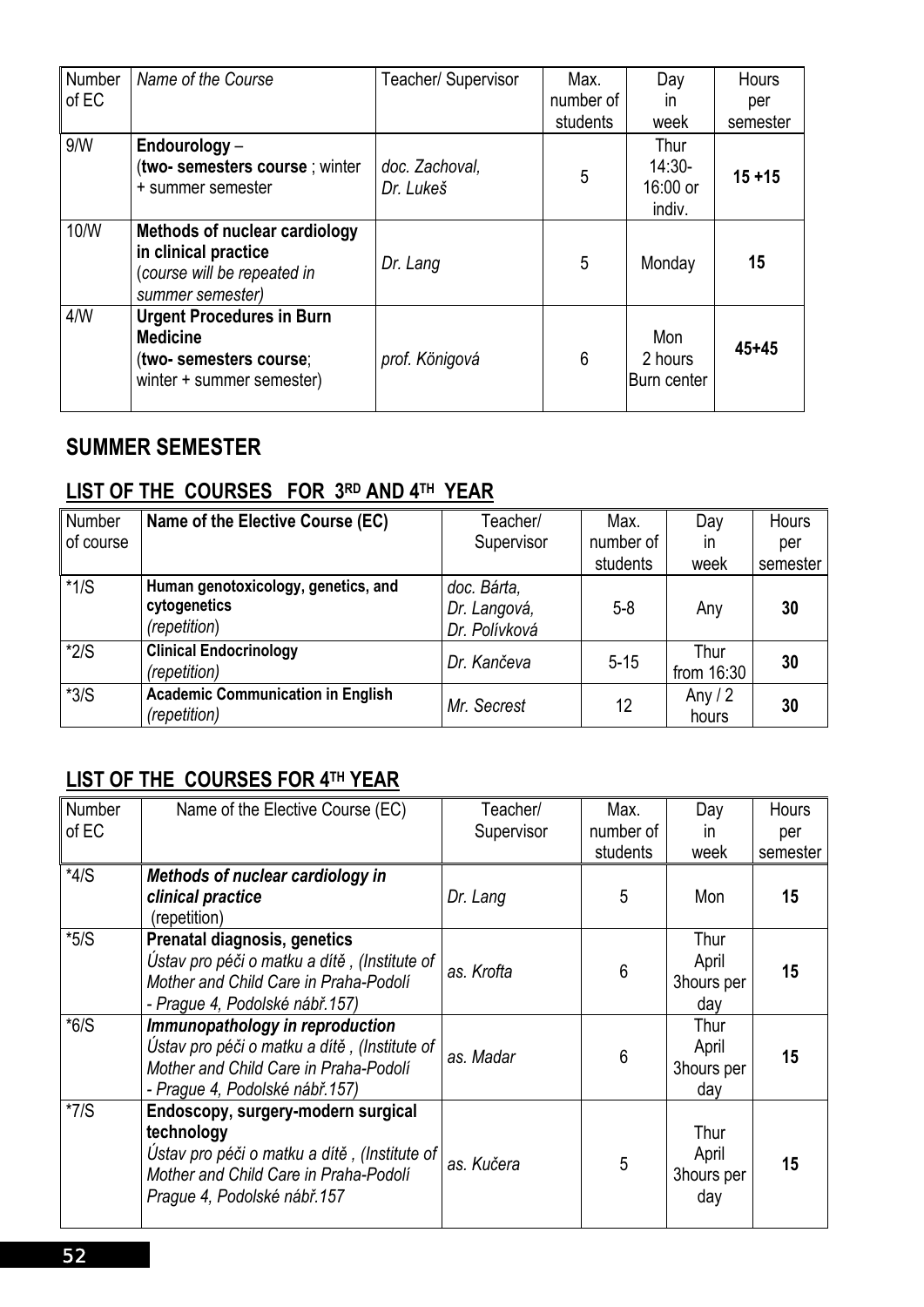| Number of EC | *Name of the Course* | Teacher/ Supervisor | Max. number of students | Day in week | Hours per semester |
|---|---|---|---|---|---|
| 9/W | **Endourology** – (**two- semesters course** ; winter + summer semester | *doc. Zachoval, Dr. Lukeš* | 5 | Thur 14:30-16:00 or indiv. | **15 +15** |
| 10/W | **Methods of nuclear cardiology in clinical practice** (*course will be repeated in summer semester)* | *Dr. Lang* | 5 | Monday | **15** |
| 4/W | **Urgent Procedures in Burn Medicine** (**two- semesters course**; winter + summer semester) | *prof. Königová* | 6 | Mon 2 hours Burn center | **45+45** |

## SUMMER SEMESTER

### LIST OF THE COURSES FOR 3RD AND 4TH YEAR

| Number of course | Name of the Elective Course (EC) | Teacher/ Supervisor | Max. number of students | Day in week | Hours per semester |
|---|---|---|---|---|---|
| *1/S | **Human genotoxicology, genetics, and cytogenetics** *(repetition)* | *doc. Bárta, Dr. Langová, Dr. Polívková* | 5-8 | Any | **30** |
| *2/S | **Clinical Endocrinology** *(repetition)* | *Dr. Kančeva* | 5-15 | Thur from 16:30 | **30** |
| *3/S | **Academic Communication in English** *(repetition)* | *Mr. Secrest* | 12 | Any / 2 hours | **30** |

### LIST OF THE COURSES FOR 4TH YEAR

| Number of EC | Name of the Elective Course (EC) | Teacher/ Supervisor | Max. number of students | Day in week | Hours per semester |
|---|---|---|---|---|---|
| *4/S | ***Methods of nuclear cardiology in clinical practice*** (repetition) | *Dr. Lang* | 5 | Mon | **15** |
| *5/S | **Prenatal diagnosis, genetics** *Ústav pro péči o matku a dítě , (Institute of Mother and Child Care in Praha-Podolí - Prague 4, Podolské nábř.157)* | *as. Krofta* | 6 | Thur April 3hours per day | **15** |
| *6/S | ***Immunopathology in reproduction*** *Ústav pro péči o matku a dítě , (Institute of Mother and Child Care in Praha-Podolí - Prague 4, Podolské nábř.157)* | *as. Madar* | 6 | Thur April 3hours per day | **15** |
| *7/S | **Endoscopy, surgery-modern surgical technology** *Ústav pro péči o matku a dítě , (Institute of Mother and Child Care in Praha-Podolí Prague 4, Podolské nábř.157* | *as. Kučera* | 5 | Thur April 3hours per day | **15** |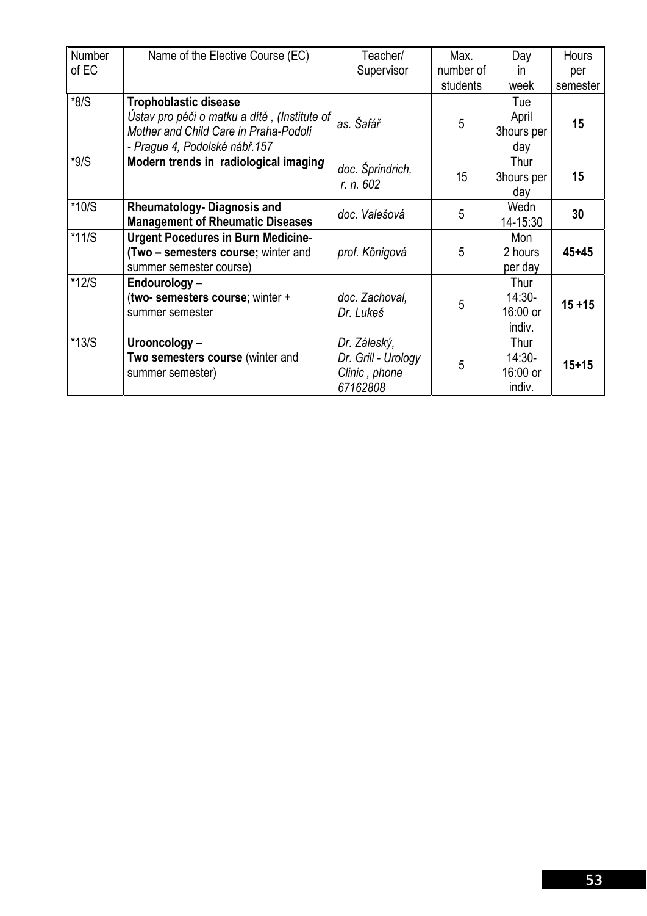| Number of EC | Name of the Elective Course (EC) | Teacher/ Supervisor | Max. number of students | Day in week | Hours per semester |
|---|---|---|---|---|---|
| *8/S | **Trophoblastic disease** *Ústav pro péči o matku a dítě , (Institute of Mother and Child Care in Praha-Podolí - Prague 4, Podolské nábř.157* | *as. Šafář* | 5 | Tue April 3hours per day | **15** |
| *9/S | **Modern trends in radiological imaging** | *doc. Šprindrich, r. n. 602* | 15 | Thur 3hours per day | **15** |
| *10/S | **Rheumatology- Diagnosis and Management of Rheumatic Diseases** | *doc. Valešová* | 5 | Wedn 14-15:30 | **30** |
| *11/S | **Urgent Pocedures in Burn Medicine- (Two – semesters course;** winter and summer semester course) | *prof. Königová* | 5 | Mon 2 hours per day | **45+45** |
| *12/S | **Endourology** – (**two- semesters course**; winter + summer semester | *doc. Zachoval, Dr. Lukeš* | 5 | Thur 14:30-16:00 or indiv. | **15 +15** |
| *13/S | **Urooncology** – **Two semesters course** (winter and summer semester) | *Dr. Záleský, Dr. Grill - Urology Clinic , phone 67162808* | 5 | Thur 14:30-16:00 or indiv. | **15+15** |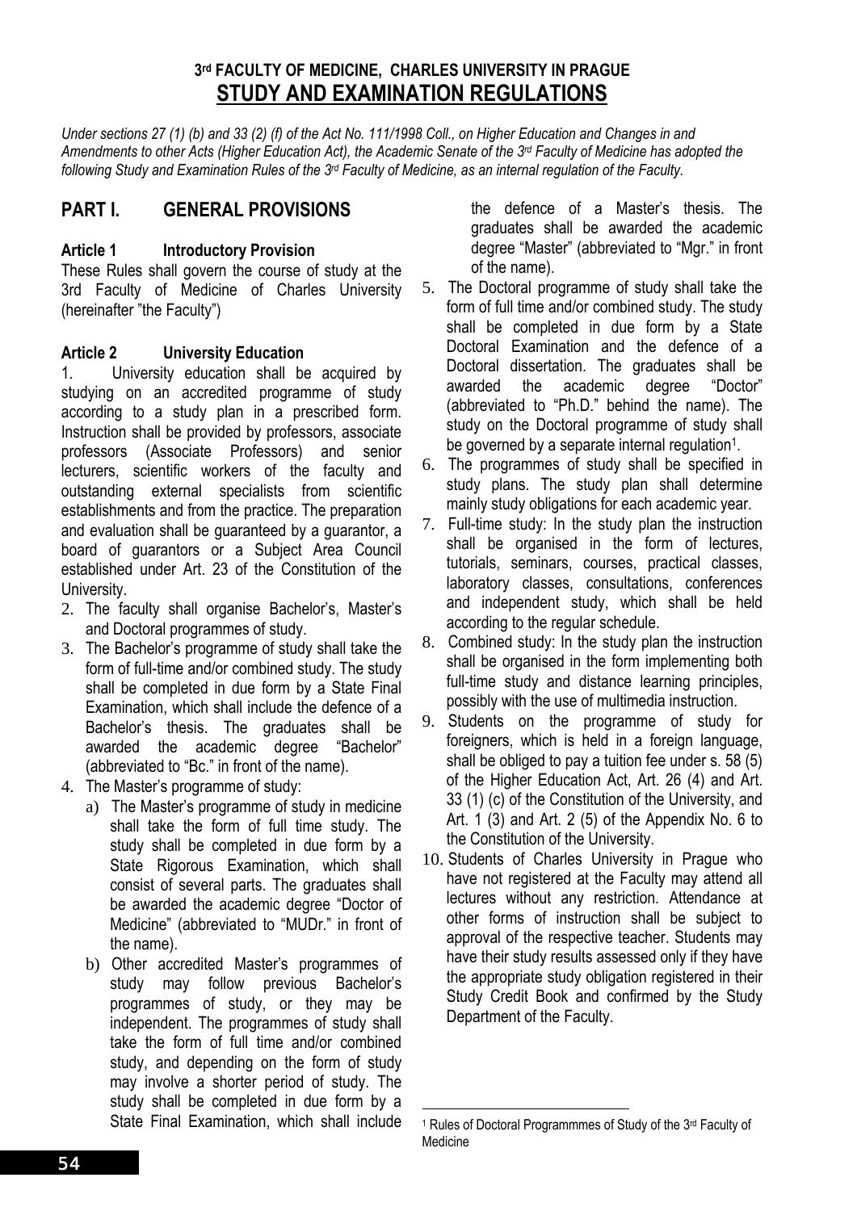# 3rd FACULTY OF MEDICINE, CHARLES UNIVERSITY IN PRAGUE
## STUDY AND EXAMINATION REGULATIONS

*Under sections 27 (1) (b) and 33 (2) (f) of the Act No. 111/1998 Coll., on Higher Education and Changes in and Amendments to other Acts (Higher Education Act), the Academic Senate of the 3rd Faculty of Medicine has adopted the following Study and Examination Rules of the 3rd Faculty of Medicine, as an internal regulation of the Faculty.*

## PART I. GENERAL PROVISIONS

### Article 1 Introductory Provision

These Rules shall govern the course of study at the 3rd Faculty of Medicine of Charles University (hereinafter "the Faculty")

### Article 2 University Education

1. University education shall be acquired by studying on an accredited programme of study according to a study plan in a prescribed form. Instruction shall be provided by professors, associate professors (Associate Professors) and senior lecturers, scientific workers of the faculty and outstanding external specialists from scientific establishments and from the practice. The preparation and evaluation shall be guaranteed by a guarantor, a board of guarantors or a Subject Area Council established under Art. 23 of the Constitution of the University.
2. The faculty shall organise Bachelor's, Master's and Doctoral programmes of study.
3. The Bachelor's programme of study shall take the form of full-time and/or combined study. The study shall be completed in due form by a State Final Examination, which shall include the defence of a Bachelor's thesis. The graduates shall be awarded the academic degree "Bachelor" (abbreviated to "Bc." in front of the name).
4. The Master's programme of study:
   a) The Master's programme of study in medicine shall take the form of full time study. The study shall be completed in due form by a State Rigorous Examination, which shall consist of several parts. The graduates shall be awarded the academic degree "Doctor of Medicine" (abbreviated to "MUDr." in front of the name).
   b) Other accredited Master's programmes of study may follow previous Bachelor's programmes of study, or they may be independent. The programmes of study shall take the form of full time and/or combined study, and depending on the form of study may involve a shorter period of study. The study shall be completed in due form by a State Final Examination, which shall include the defence of a Master's thesis. The graduates shall be awarded the academic degree "Master" (abbreviated to "Mgr." in front of the name).
5. The Doctoral programme of study shall take the form of full time and/or combined study. The study shall be completed in due form by a State Doctoral Examination and the defence of a Doctoral dissertation. The graduates shall be awarded the academic degree "Doctor" (abbreviated to "Ph.D." behind the name). The study on the Doctoral programme of study shall be governed by a separate internal regulation[1].
6. The programmes of study shall be specified in study plans. The study plan shall determine mainly study obligations for each academic year.
7. Full-time study: In the study plan the instruction shall be organised in the form of lectures, tutorials, seminars, courses, practical classes, laboratory classes, consultations, conferences and independent study, which shall be held according to the regular schedule.
8. Combined study: In the study plan the instruction shall be organised in the form implementing both full-time study and distance learning principles, possibly with the use of multimedia instruction.
9. Students on the programme of study for foreigners, which is held in a foreign language, shall be obliged to pay a tuition fee under s. 58 (5) of the Higher Education Act, Art. 26 (4) and Art. 33 (1) (c) of the Constitution of the University, and Art. 1 (3) and Art. 2 (5) of the Appendix No. 6 to the Constitution of the University.
10. Students of Charles University in Prague who have not registered at the Faculty may attend all lectures without any restriction. Attendance at other forms of instruction shall be subject to approval of the respective teacher. Students may have their study results assessed only if they have the appropriate study obligation registered in their Study Credit Book and confirmed by the Study Department of the Faculty.

---

[1] Rules of Doctoral Programmmes of Study of the 3rd Faculty of Medicine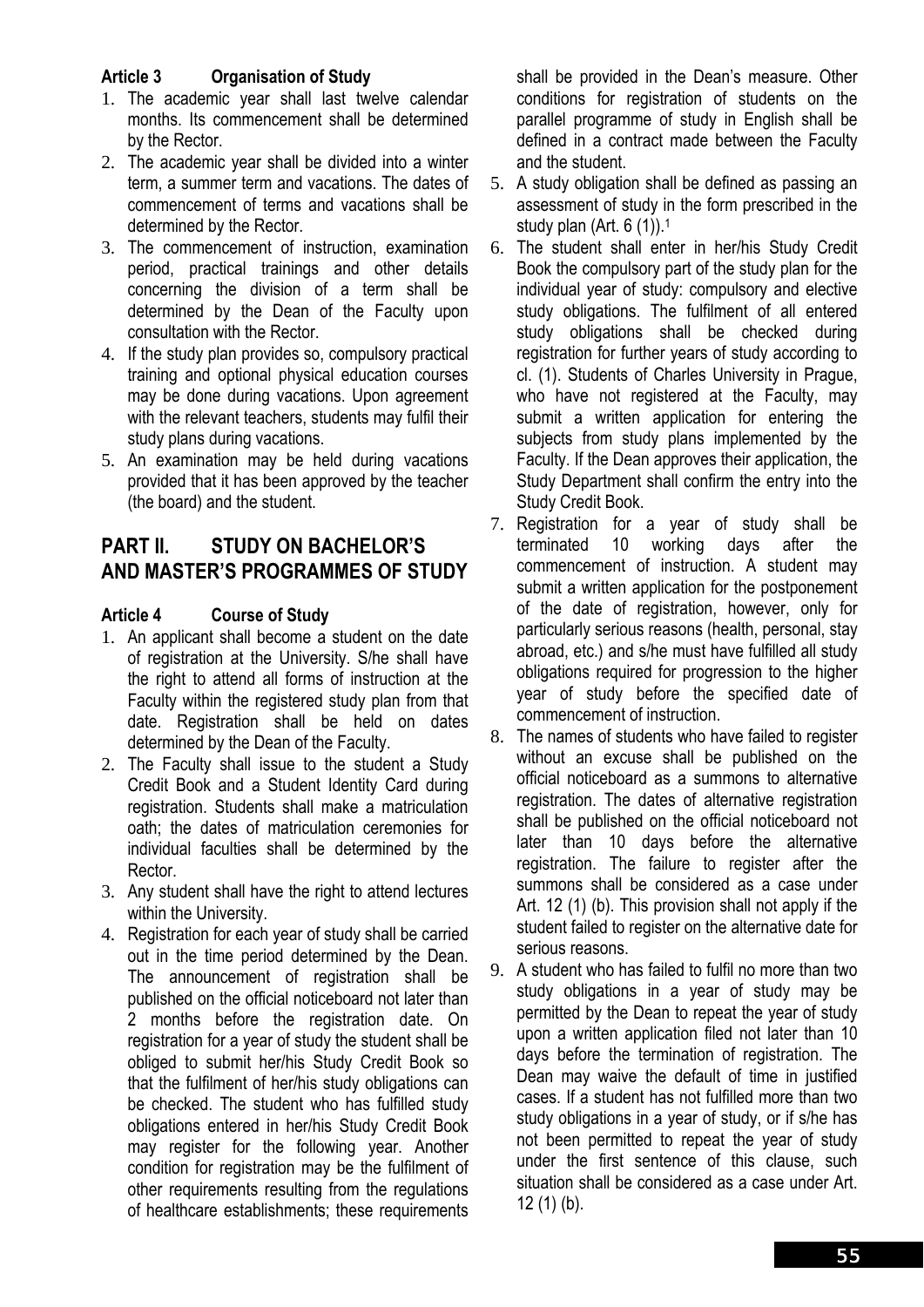**Article 3 Organisation of Study**

1. The academic year shall last twelve calendar months. Its commencement shall be determined by the Rector.
2. The academic year shall be divided into a winter term, a summer term and vacations. The dates of commencement of terms and vacations shall be determined by the Rector.
3. The commencement of instruction, examination period, practical trainings and other details concerning the division of a term shall be determined by the Dean of the Faculty upon consultation with the Rector.
4. If the study plan provides so, compulsory practical training and optional physical education courses may be done during vacations. Upon agreement with the relevant teachers, students may fulfil their study plans during vacations.
5. An examination may be held during vacations provided that it has been approved by the teacher (the board) and the student.

## PART II. STUDY ON BACHELOR'S AND MASTER'S PROGRAMMES OF STUDY

**Article 4 Course of Study**

1. An applicant shall become a student on the date of registration at the University. S/he shall have the right to attend all forms of instruction at the Faculty within the registered study plan from that date. Registration shall be held on dates determined by the Dean of the Faculty.
2. The Faculty shall issue to the student a Study Credit Book and a Student Identity Card during registration. Students shall make a matriculation oath; the dates of matriculation ceremonies for individual faculties shall be determined by the Rector.
3. Any student shall have the right to attend lectures within the University.
4. Registration for each year of study shall be carried out in the time period determined by the Dean. The announcement of registration shall be published on the official noticeboard not later than 2 months before the registration date. On registration for a year of study the student shall be obliged to submit her/his Study Credit Book so that the fulfilment of her/his study obligations can be checked. The student who has fulfilled study obligations entered in her/his Study Credit Book may register for the following year. Another condition for registration may be the fulfilment of other requirements resulting from the regulations of healthcare establishments; these requirements shall be provided in the Dean's measure. Other conditions for registration of students on the parallel programme of study in English shall be defined in a contract made between the Faculty and the student.
5. A study obligation shall be defined as passing an assessment of study in the form prescribed in the study plan (Art. 6 (1)).[1]
6. The student shall enter in her/his Study Credit Book the compulsory part of the study plan for the individual year of study: compulsory and elective study obligations. The fulfilment of all entered study obligations shall be checked during registration for further years of study according to cl. (1). Students of Charles University in Prague, who have not registered at the Faculty, may submit a written application for entering the subjects from study plans implemented by the Faculty. If the Dean approves their application, the Study Department shall confirm the entry into the Study Credit Book.
7. Registration for a year of study shall be terminated 10 working days after the commencement of instruction. A student may submit a written application for the postponement of the date of registration, however, only for particularly serious reasons (health, personal, stay abroad, etc.) and s/he must have fulfilled all study obligations required for progression to the higher year of study before the specified date of commencement of instruction.
8. The names of students who have failed to register without an excuse shall be published on the official noticeboard as a summons to alternative registration. The dates of alternative registration shall be published on the official noticeboard not later than 10 days before the alternative registration. The failure to register after the summons shall be considered as a case under Art. 12 (1) (b). This provision shall not apply if the student failed to register on the alternative date for serious reasons.
9. A student who has failed to fulfil no more than two study obligations in a year of study may be permitted by the Dean to repeat the year of study upon a written application filed not later than 10 days before the termination of registration. The Dean may waive the default of time in justified cases. If a student has not fulfilled more than two study obligations in a year of study, or if s/he has not been permitted to repeat the year of study under the first sentence of this clause, such situation shall be considered as a case under Art. 12 (1) (b).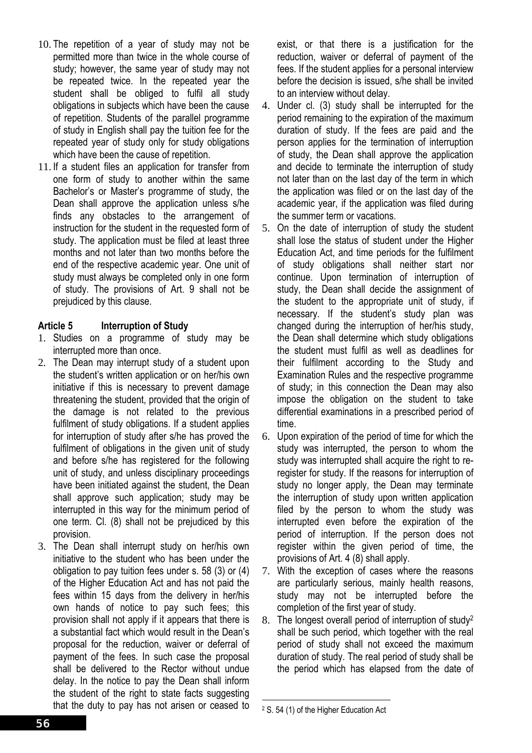10. The repetition of a year of study may not be permitted more than twice in the whole course of study; however, the same year of study may not be repeated twice. In the repeated year the student shall be obliged to fulfil all study obligations in subjects which have been the cause of repetition. Students of the parallel programme of study in English shall pay the tuition fee for the repeated year of study only for study obligations which have been the cause of repetition.
11. If a student files an application for transfer from one form of study to another within the same Bachelor's or Master's programme of study, the Dean shall approve the application unless s/he finds any obstacles to the arrangement of instruction for the student in the requested form of study. The application must be filed at least three months and not later than two months before the end of the respective academic year. One unit of study must always be completed only in one form of study. The provisions of Art. 9 shall not be prejudiced by this clause.

**Article 5 Interruption of Study**

1. Studies on a programme of study may be interrupted more than once.
2. The Dean may interrupt study of a student upon the student's written application or on her/his own initiative if this is necessary to prevent damage threatening the student, provided that the origin of the damage is not related to the previous fulfilment of study obligations. If a student applies for interruption of study after s/he has proved the fulfilment of obligations in the given unit of study and before s/he has registered for the following unit of study, and unless disciplinary proceedings have been initiated against the student, the Dean shall approve such application; study may be interrupted in this way for the minimum period of one term. Cl. (8) shall not be prejudiced by this provision.
3. The Dean shall interrupt study on her/his own initiative to the student who has been under the obligation to pay tuition fees under s. 58 (3) or (4) of the Higher Education Act and has not paid the fees within 15 days from the delivery in her/his own hands of notice to pay such fees; this provision shall not apply if it appears that there is a substantial fact which would result in the Dean's proposal for the reduction, waiver or deferral of payment of the fees. In such case the proposal shall be delivered to the Rector without undue delay. In the notice to pay the Dean shall inform the student of the right to state facts suggesting that the duty to pay has not arisen or ceased to exist, or that there is a justification for the reduction, waiver or deferral of payment of the fees. If the student applies for a personal interview before the decision is issued, s/he shall be invited to an interview without delay.
4. Under cl. (3) study shall be interrupted for the period remaining to the expiration of the maximum duration of study. If the fees are paid and the person applies for the termination of interruption of study, the Dean shall approve the application and decide to terminate the interruption of study not later than on the last day of the term in which the application was filed or on the last day of the academic year, if the application was filed during the summer term or vacations.
5. On the date of interruption of study the student shall lose the status of student under the Higher Education Act, and time periods for the fulfilment of study obligations shall neither start nor continue. Upon termination of interruption of study, the Dean shall decide the assignment of the student to the appropriate unit of study, if necessary. If the student's study plan was changed during the interruption of her/his study, the Dean shall determine which study obligations the student must fulfil as well as deadlines for their fulfilment according to the Study and Examination Rules and the respective programme of study; in this connection the Dean may also impose the obligation on the student to take differential examinations in a prescribed period of time.
6. Upon expiration of the period of time for which the study was interrupted, the person to whom the study was interrupted shall acquire the right to re-register for study. If the reasons for interruption of study no longer apply, the Dean may terminate the interruption of study upon written application filed by the person to whom the study was interrupted even before the expiration of the period of interruption. If the person does not register within the given period of time, the provisions of Art. 4 (8) shall apply.
7. With the exception of cases where the reasons are particularly serious, mainly health reasons, study may not be interrupted before the completion of the first year of study.
8. The longest overall period of interruption of study[2] shall be such period, which together with the real period of study shall not exceed the maximum duration of study. The real period of study shall be the period which has elapsed from the date of

[2] S. 54 (1) of the Higher Education Act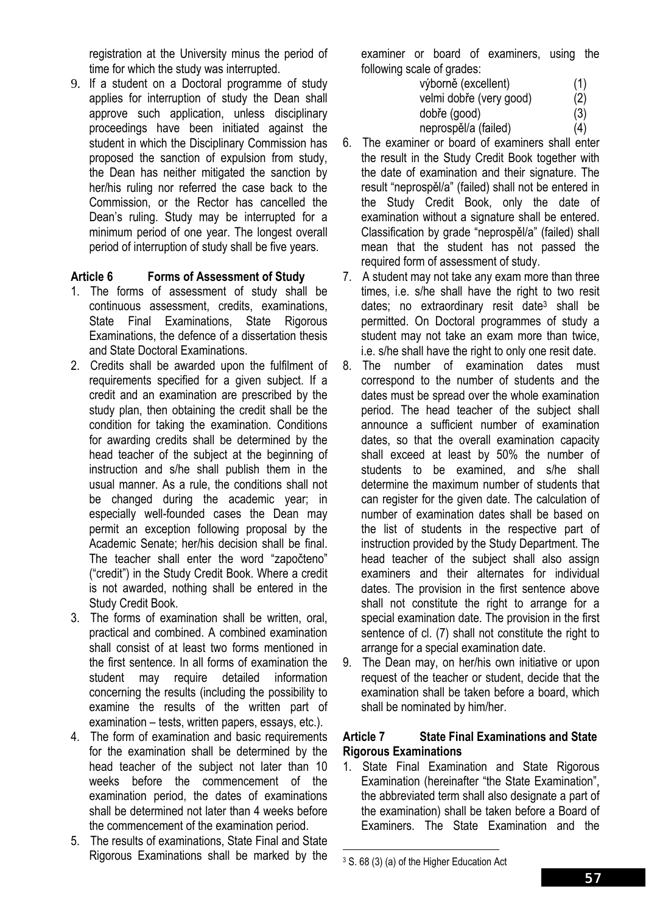registration at the University minus the period of time for which the study was interrupted.

9. If a student on a Doctoral programme of study applies for interruption of study the Dean shall approve such application, unless disciplinary proceedings have been initiated against the student in which the Disciplinary Commission has proposed the sanction of expulsion from study, the Dean has neither mitigated the sanction by her/his ruling nor referred the case back to the Commission, or the Rector has cancelled the Dean's ruling. Study may be interrupted for a minimum period of one year. The longest overall period of interruption of study shall be five years.

### Article 6 Forms of Assessment of Study

1. The forms of assessment of study shall be continuous assessment, credits, examinations, State Final Examinations, State Rigorous Examinations, the defence of a dissertation thesis and State Doctoral Examinations.
2. Credits shall be awarded upon the fulfilment of requirements specified for a given subject. If a credit and an examination are prescribed by the study plan, then obtaining the credit shall be the condition for taking the examination. Conditions for awarding credits shall be determined by the head teacher of the subject at the beginning of instruction and s/he shall publish them in the usual manner. As a rule, the conditions shall not be changed during the academic year; in especially well-founded cases the Dean may permit an exception following proposal by the Academic Senate; her/his decision shall be final. The teacher shall enter the word "započteno" ("credit") in the Study Credit Book. Where a credit is not awarded, nothing shall be entered in the Study Credit Book.
3. The forms of examination shall be written, oral, practical and combined. A combined examination shall consist of at least two forms mentioned in the first sentence. In all forms of examination the student may require detailed information concerning the results (including the possibility to examine the results of the written part of examination – tests, written papers, essays, etc.).
4. The form of examination and basic requirements for the examination shall be determined by the head teacher of the subject not later than 10 weeks before the commencement of the examination period, the dates of examinations shall be determined not later than 4 weeks before the commencement of the examination period.
5. The results of examinations, State Final and State Rigorous Examinations shall be marked by the examiner or board of examiners, using the following scale of grades:

| | |
|---|---|
| výborně (excellent) | (1) |
| velmi dobře (very good) | (2) |
| dobře (good) | (3) |
| neprospěl/a (failed) | (4) |

6. The examiner or board of examiners shall enter the result in the Study Credit Book together with the date of examination and their signature. The result "neprospěl/a" (failed) shall not be entered in the Study Credit Book, only the date of examination without a signature shall be entered. Classification by grade "neprospěl/a" (failed) shall mean that the student has not passed the required form of assessment of study.
7. A student may not take any exam more than three times, i.e. s/he shall have the right to two resit dates; no extraordinary resit date[3] shall be permitted. On Doctoral programmes of study a student may not take an exam more than twice, i.e. s/he shall have the right to only one resit date.
8. The number of examination dates must correspond to the number of students and the dates must be spread over the whole examination period. The head teacher of the subject shall announce a sufficient number of examination dates, so that the overall examination capacity shall exceed at least by 50% the number of students to be examined, and s/he shall determine the maximum number of students that can register for the given date. The calculation of number of examination dates shall be based on the list of students in the respective part of instruction provided by the Study Department. The head teacher of the subject shall also assign examiners and their alternates for individual dates. The provision in the first sentence above shall not constitute the right to arrange for a special examination date. The provision in the first sentence of cl. (7) shall not constitute the right to arrange for a special examination date.
9. The Dean may, on her/his own initiative or upon request of the teacher or student, decide that the examination shall be taken before a board, which shall be nominated by him/her.

### Article 7 State Final Examinations and State Rigorous Examinations

1. State Final Examination and State Rigorous Examination (hereinafter "the State Examination", the abbreviated term shall also designate a part of the examination) shall be taken before a Board of Examiners. The State Examination and the

[3] S. 68 (3) (a) of the Higher Education Act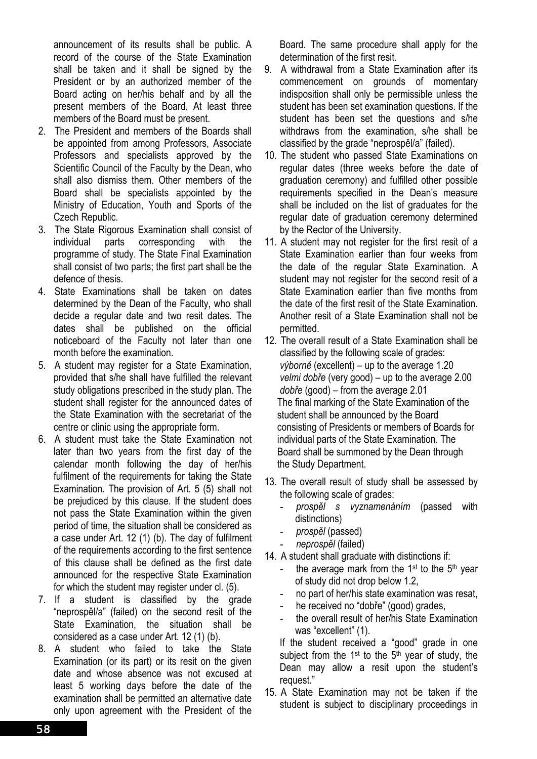announcement of its results shall be public. A record of the course of the State Examination shall be taken and it shall be signed by the President or by an authorized member of the Board acting on her/his behalf and by all the present members of the Board. At least three members of the Board must be present.

2. The President and members of the Boards shall be appointed from among Professors, Associate Professors and specialists approved by the Scientific Council of the Faculty by the Dean, who shall also dismiss them. Other members of the Board shall be specialists appointed by the Ministry of Education, Youth and Sports of the Czech Republic.
3. The State Rigorous Examination shall consist of individual parts corresponding with the programme of study. The State Final Examination shall consist of two parts; the first part shall be the defence of thesis.
4. State Examinations shall be taken on dates determined by the Dean of the Faculty, who shall decide a regular date and two resit dates. The dates shall be published on the official noticeboard of the Faculty not later than one month before the examination.
5. A student may register for a State Examination, provided that s/he shall have fulfilled the relevant study obligations prescribed in the study plan. The student shall register for the announced dates of the State Examination with the secretariat of the centre or clinic using the appropriate form.
6. A student must take the State Examination not later than two years from the first day of the calendar month following the day of her/his fulfilment of the requirements for taking the State Examination. The provision of Art. 5 (5) shall not be prejudiced by this clause. If the student does not pass the State Examination within the given period of time, the situation shall be considered as a case under Art. 12 (1) (b). The day of fulfilment of the requirements according to the first sentence of this clause shall be defined as the first date announced for the respective State Examination for which the student may register under cl. (5).
7. If a student is classified by the grade "neprospěl/a" (failed) on the second resit of the State Examination, the situation shall be considered as a case under Art. 12 (1) (b).
8. A student who failed to take the State Examination (or its part) or its resit on the given date and whose absence was not excused at least 5 working days before the date of the examination shall be permitted an alternative date only upon agreement with the President of the Board. The same procedure shall apply for the determination of the first resit.
9. A withdrawal from a State Examination after its commencement on grounds of momentary indisposition shall only be permissible unless the student has been set examination questions. If the student has been set the questions and s/he withdraws from the examination, s/he shall be classified by the grade "neprospěl/a" (failed).
10. The student who passed State Examinations on regular dates (three weeks before the date of graduation ceremony) and fulfilled other possible requirements specified in the Dean's measure shall be included on the list of graduates for the regular date of graduation ceremony determined by the Rector of the University.
11. A student may not register for the first resit of a State Examination earlier than four weeks from the date of the regular State Examination. A student may not register for the second resit of a State Examination earlier than five months from the date of the first resit of the State Examination. Another resit of a State Examination shall not be permitted.
12. The overall result of a State Examination shall be classified by the following scale of grades:
    *výborně* (excellent) – up to the average 1.20
    *velmi dobře* (very good) – up to the average 2.00
    *dobře* (good) – from the average 2.01
    The final marking of the State Examination of the student shall be announced by the Board consisting of Presidents or members of Boards for individual parts of the State Examination. The Board shall be summoned by the Dean through the Study Department.
13. The overall result of study shall be assessed by the following scale of grades:
    - *prospěl s vyznamenáním* (passed with distinctions)
    - *prospěl* (passed)
    - *neprospěl* (failed)
14. A student shall graduate with distinctions if:
    - the average mark from the 1st to the 5th year of study did not drop below 1.2,
    - no part of her/his state examination was resat,
    - he received no "dobře" (good) grades,
    - the overall result of her/his State Examination was "excellent" (1).

    If the student received a "good" grade in one subject from the 1st to the 5th year of study, the Dean may allow a resit upon the student's request."
15. A State Examination may not be taken if the student is subject to disciplinary proceedings in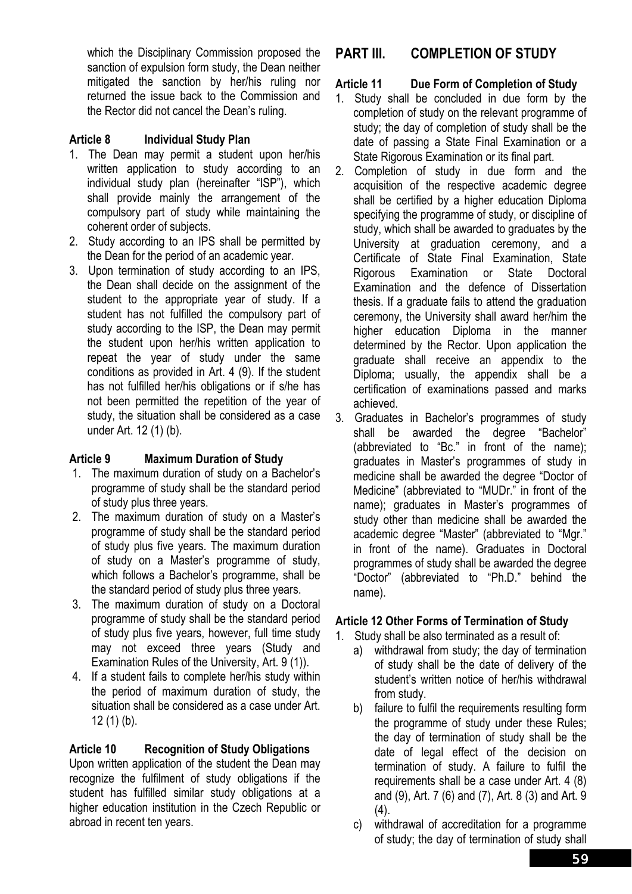which the Disciplinary Commission proposed the sanction of expulsion form study, the Dean neither mitigated the sanction by her/his ruling nor returned the issue back to the Commission and the Rector did not cancel the Dean's ruling.

### Article 8 Individual Study Plan

1. The Dean may permit a student upon her/his written application to study according to an individual study plan (hereinafter "ISP"), which shall provide mainly the arrangement of the compulsory part of study while maintaining the coherent order of subjects.
2. Study according to an IPS shall be permitted by the Dean for the period of an academic year.
3. Upon termination of study according to an IPS, the Dean shall decide on the assignment of the student to the appropriate year of study. If a student has not fulfilled the compulsory part of study according to the ISP, the Dean may permit the student upon her/his written application to repeat the year of study under the same conditions as provided in Art. 4 (9). If the student has not fulfilled her/his obligations or if s/he has not been permitted the repetition of the year of study, the situation shall be considered as a case under Art. 12 (1) (b).

### Article 9 Maximum Duration of Study

1. The maximum duration of study on a Bachelor's programme of study shall be the standard period of study plus three years.
2. The maximum duration of study on a Master's programme of study shall be the standard period of study plus five years. The maximum duration of study on a Master's programme of study, which follows a Bachelor's programme, shall be the standard period of study plus three years.
3. The maximum duration of study on a Doctoral programme of study shall be the standard period of study plus five years, however, full time study may not exceed three years (Study and Examination Rules of the University, Art. 9 (1)).
4. If a student fails to complete her/his study within the period of maximum duration of study, the situation shall be considered as a case under Art. 12 (1) (b).

### Article 10 Recognition of Study Obligations

Upon written application of the student the Dean may recognize the fulfilment of study obligations if the student has fulfilled similar study obligations at a higher education institution in the Czech Republic or abroad in recent ten years.

## PART III. COMPLETION OF STUDY

### Article 11 Due Form of Completion of Study

1. Study shall be concluded in due form by the completion of study on the relevant programme of study; the day of completion of study shall be the date of passing a State Final Examination or a State Rigorous Examination or its final part.
2. Completion of study in due form and the acquisition of the respective academic degree shall be certified by a higher education Diploma specifying the programme of study, or discipline of study, which shall be awarded to graduates by the University at graduation ceremony, and a Certificate of State Final Examination, State Rigorous Examination or State Doctoral Examination and the defence of Dissertation thesis. If a graduate fails to attend the graduation ceremony, the University shall award her/him the higher education Diploma in the manner determined by the Rector. Upon application the graduate shall receive an appendix to the Diploma; usually, the appendix shall be a certification of examinations passed and marks achieved.
3. Graduates in Bachelor's programmes of study shall be awarded the degree "Bachelor" (abbreviated to "Bc." in front of the name); graduates in Master's programmes of study in medicine shall be awarded the degree "Doctor of Medicine" (abbreviated to "MUDr." in front of the name); graduates in Master's programmes of study other than medicine shall be awarded the academic degree "Master" (abbreviated to "Mgr." in front of the name). Graduates in Doctoral programmes of study shall be awarded the degree "Doctor" (abbreviated to "Ph.D." behind the name).

### Article 12 Other Forms of Termination of Study

1. Study shall be also terminated as a result of:
   a) withdrawal from study; the day of termination of study shall be the date of delivery of the student's written notice of her/his withdrawal from study.
   b) failure to fulfil the requirements resulting form the programme of study under these Rules; the day of termination of study shall be the date of legal effect of the decision on termination of study. A failure to fulfil the requirements shall be a case under Art. 4 (8) and (9), Art. 7 (6) and (7), Art. 8 (3) and Art. 9 (4).
   c) withdrawal of accreditation for a programme of study; the day of termination of study shall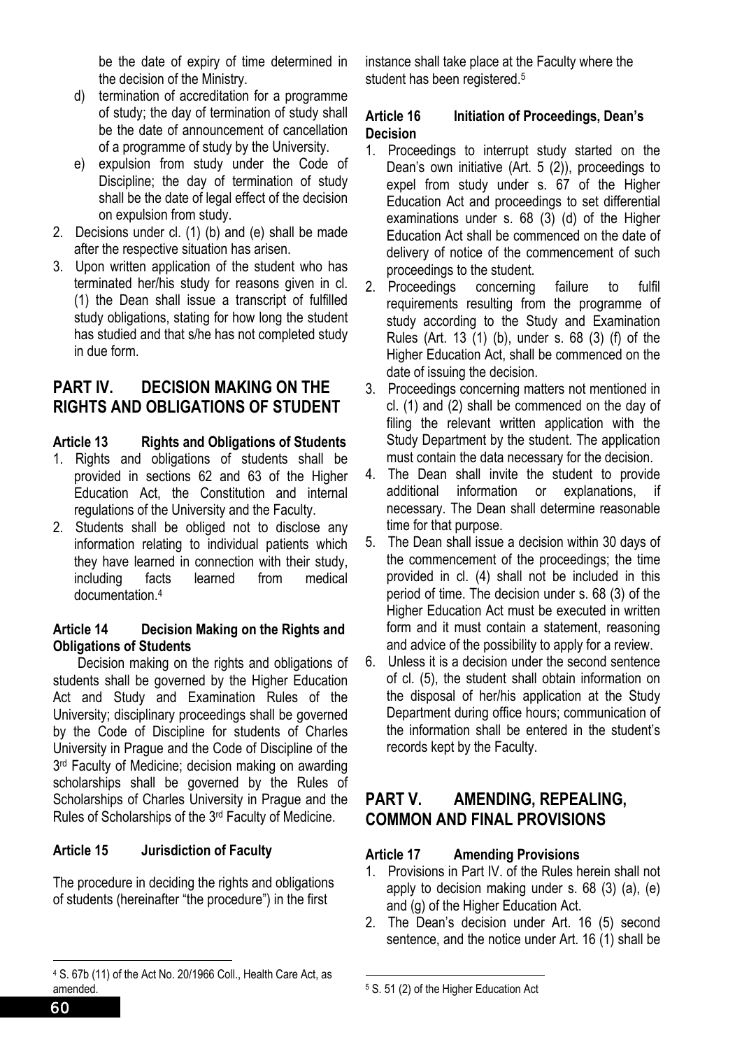be the date of expiry of time determined in the decision of the Ministry.

d) termination of accreditation for a programme of study; the day of termination of study shall be the date of announcement of cancellation of a programme of study by the University.
e) expulsion from study under the Code of Discipline; the day of termination of study shall be the date of legal effect of the decision on expulsion from study.

2. Decisions under cl. (1) (b) and (e) shall be made after the respective situation has arisen.
3. Upon written application of the student who has terminated her/his study for reasons given in cl. (1) the Dean shall issue a transcript of fulfilled study obligations, stating for how long the student has studied and that s/he has not completed study in due form.

## PART IV. DECISION MAKING ON THE RIGHTS AND OBLIGATIONS OF STUDENT

### Article 13 Rights and Obligations of Students

1. Rights and obligations of students shall be provided in sections 62 and 63 of the Higher Education Act, the Constitution and internal regulations of the University and the Faculty.
2. Students shall be obliged not to disclose any information relating to individual patients which they have learned in connection with their study, including facts learned from medical documentation.[4]

### Article 14 Decision Making on the Rights and Obligations of Students

Decision making on the rights and obligations of students shall be governed by the Higher Education Act and Study and Examination Rules of the University; disciplinary proceedings shall be governed by the Code of Discipline for students of Charles University in Prague and the Code of Discipline of the 3rd Faculty of Medicine; decision making on awarding scholarships shall be governed by the Rules of Scholarships of Charles University in Prague and the Rules of Scholarships of the 3rd Faculty of Medicine.

### Article 15 Jurisdiction of Faculty

The procedure in deciding the rights and obligations of students (hereinafter "the procedure") in the first instance shall take place at the Faculty where the student has been registered.[5]

### Article 16 Initiation of Proceedings, Dean's Decision

1. Proceedings to interrupt study started on the Dean's own initiative (Art. 5 (2)), proceedings to expel from study under s. 67 of the Higher Education Act and proceedings to set differential examinations under s. 68 (3) (d) of the Higher Education Act shall be commenced on the date of delivery of notice of the commencement of such proceedings to the student.
2. Proceedings concerning failure to fulfil requirements resulting from the programme of study according to the Study and Examination Rules (Art. 13 (1) (b), under s. 68 (3) (f) of the Higher Education Act, shall be commenced on the date of issuing the decision.
3. Proceedings concerning matters not mentioned in cl. (1) and (2) shall be commenced on the day of filing the relevant written application with the Study Department by the student. The application must contain the data necessary for the decision.
4. The Dean shall invite the student to provide additional information or explanations, if necessary. The Dean shall determine reasonable time for that purpose.
5. The Dean shall issue a decision within 30 days of the commencement of the proceedings; the time provided in cl. (4) shall not be included in this period of time. The decision under s. 68 (3) of the Higher Education Act must be executed in written form and it must contain a statement, reasoning and advice of the possibility to apply for a review.
6. Unless it is a decision under the second sentence of cl. (5), the student shall obtain information on the disposal of her/his application at the Study Department during office hours; communication of the information shall be entered in the student's records kept by the Faculty.

## PART V. AMENDING, REPEALING, COMMON AND FINAL PROVISIONS

### Article 17 Amending Provisions

1. Provisions in Part IV. of the Rules herein shall not apply to decision making under s. 68 (3) (a), (e) and (g) of the Higher Education Act.
2. The Dean's decision under Art. 16 (5) second sentence, and the notice under Art. 16 (1) shall be

---

[4] S. 67b (11) of the Act No. 20/1966 Coll., Health Care Act, as amended.

[5] S. 51 (2) of the Higher Education Act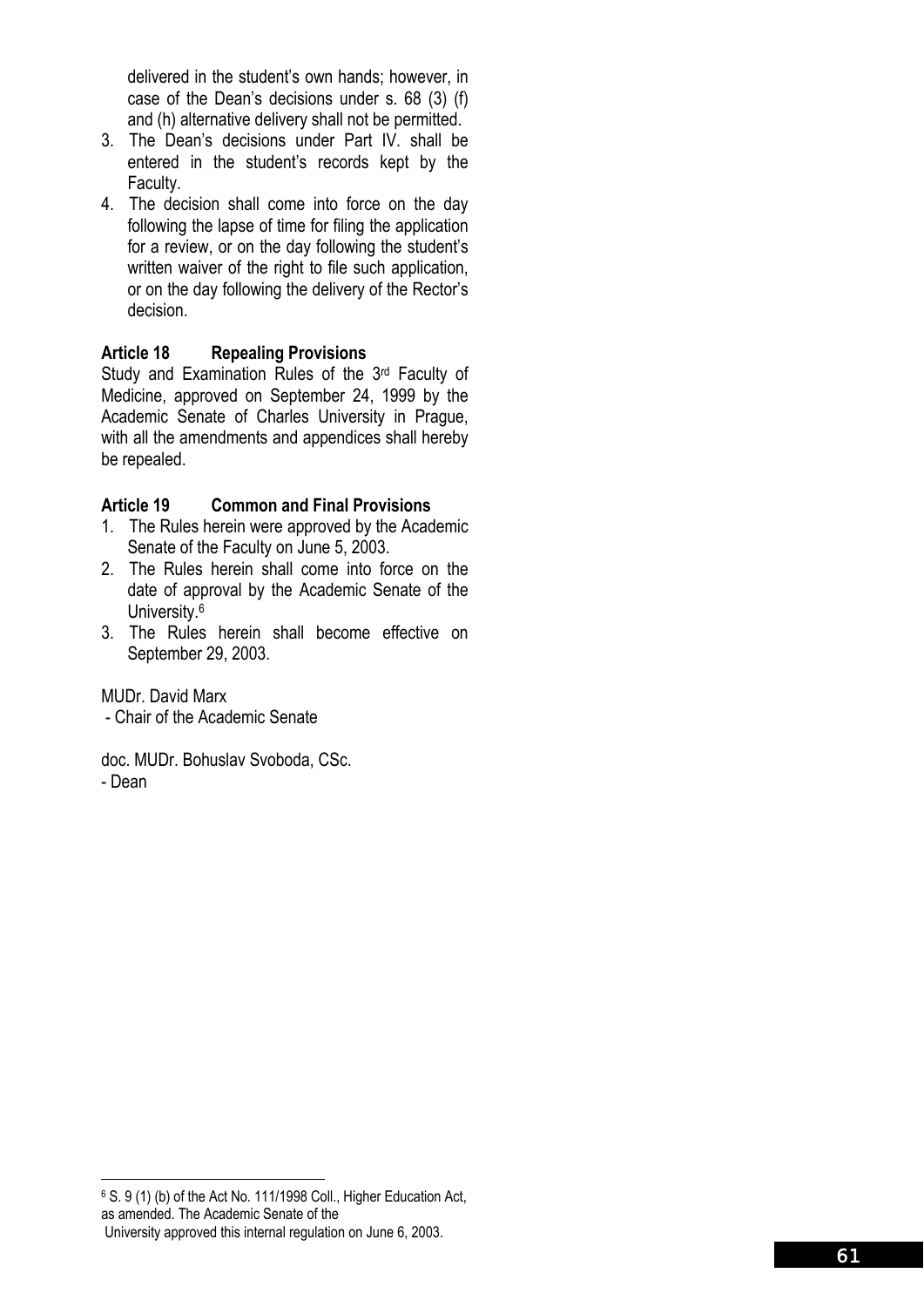delivered in the student's own hands; however, in case of the Dean's decisions under s. 68 (3) (f) and (h) alternative delivery shall not be permitted.

3. The Dean's decisions under Part IV. shall be entered in the student's records kept by the Faculty.
4. The decision shall come into force on the day following the lapse of time for filing the application for a review, or on the day following the student's written waiver of the right to file such application, or on the day following the delivery of the Rector's decision.

### Article 18 Repealing Provisions

Study and Examination Rules of the 3rd Faculty of Medicine, approved on September 24, 1999 by the Academic Senate of Charles University in Prague, with all the amendments and appendices shall hereby be repealed.

### Article 19 Common and Final Provisions

1. The Rules herein were approved by the Academic Senate of the Faculty on June 5, 2003.
2. The Rules herein shall come into force on the date of approval by the Academic Senate of the University.[6]
3. The Rules herein shall become effective on September 29, 2003.

MUDr. David Marx
 - Chair of the Academic Senate

doc. MUDr. Bohuslav Svoboda, CSc.
- Dean

---

[6] S. 9 (1) (b) of the Act No. 111/1998 Coll., Higher Education Act, as amended. The Academic Senate of the University approved this internal regulation on June 6, 2003.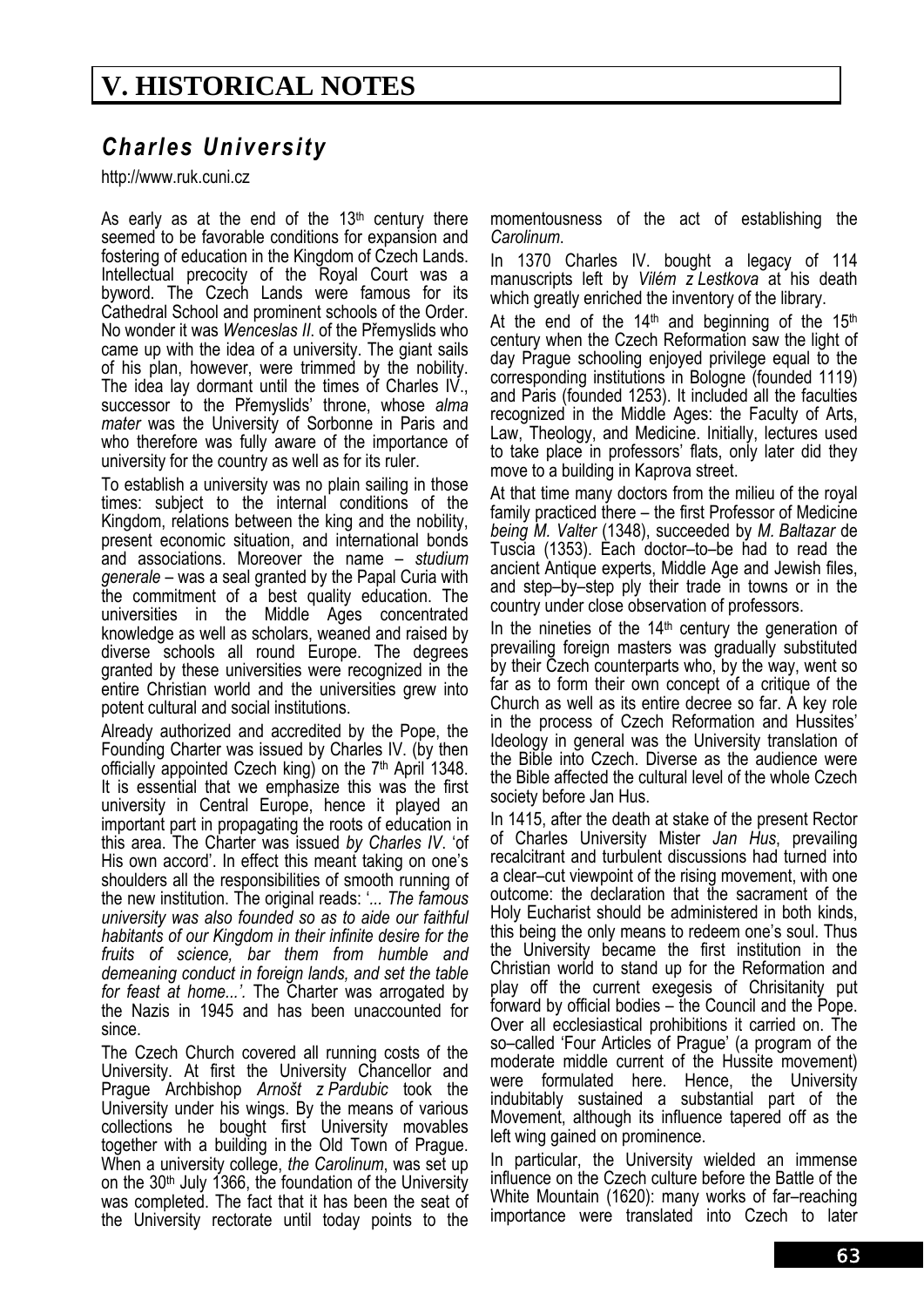# V. HISTORICAL NOTES

## *Charles University*

http://www.ruk.cuni.cz

As early as at the end of the 13th century there seemed to be favorable conditions for expansion and fostering of education in the Kingdom of Czech Lands. Intellectual precocity of the Royal Court was a byword. The Czech Lands were famous for its Cathedral School and prominent schools of the Order. No wonder it was *Wenceslas II*. of the Přemyslids who came up with the idea of a university. The giant sails of his plan, however, were trimmed by the nobility. The idea lay dormant until the times of Charles IV., successor to the Přemyslids' throne, whose *alma mater* was the University of Sorbonne in Paris and who therefore was fully aware of the importance of university for the country as well as for its ruler.

To establish a university was no plain sailing in those times: subject to the internal conditions of the Kingdom, relations between the king and the nobility, present economic situation, and international bonds and associations. Moreover the name – *studium generale* – was a seal granted by the Papal Curia with the commitment of a best quality education. The universities in the Middle Ages concentrated knowledge as well as scholars, weaned and raised by diverse schools all round Europe. The degrees granted by these universities were recognized in the entire Christian world and the universities grew into potent cultural and social institutions.

Already authorized and accredited by the Pope, the Founding Charter was issued by Charles IV. (by then officially appointed Czech king) on the 7th April 1348. It is essential that we emphasize this was the first university in Central Europe, hence it played an important part in propagating the roots of education in this area. The Charter was issued *by Charles IV*. 'of His own accord'. In effect this meant taking on one's shoulders all the responsibilities of smooth running of the new institution. The original reads: '*... The famous university was also founded so as to aide our faithful habitants of our Kingdom in their infinite desire for the fruits of science, bar them from humble and demeaning conduct in foreign lands, and set the table for feast at home...'*. The Charter was arrogated by the Nazis in 1945 and has been unaccounted for since.

The Czech Church covered all running costs of the University. At first the University Chancellor and Prague Archbishop *Arnošt z Pardubic* took the University under his wings. By the means of various collections he bought first University movables together with a building in the Old Town of Prague. When a university college, *the Carolinum*, was set up on the 30th July 1366, the foundation of the University was completed. The fact that it has been the seat of the University rectorate until today points to the momentousness of the act of establishing the *Carolinum*.

In 1370 Charles IV. bought a legacy of 114 manuscripts left by *Vilém z Lestkova* at his death which greatly enriched the inventory of the library.

At the end of the 14th and beginning of the 15th century when the Czech Reformation saw the light of day Prague schooling enjoyed privilege equal to the corresponding institutions in Bologne (founded 1119) and Paris (founded 1253). It included all the faculties recognized in the Middle Ages: the Faculty of Arts, Law, Theology, and Medicine. Initially, lectures used to take place in professors' flats, only later did they move to a building in Kaprova street.

At that time many doctors from the milieu of the royal family practiced there – the first Professor of Medicine *being M. Valter* (1348), succeeded by *M. Baltazar* de Tuscia (1353). Each doctor–to–be had to read the ancient Antique experts, Middle Age and Jewish files, and step–by–step ply their trade in towns or in the country under close observation of professors.

In the nineties of the 14th century the generation of prevailing foreign masters was gradually substituted by their Czech counterparts who, by the way, went so far as to form their own concept of a critique of the Church as well as its entire decree so far. A key role in the process of Czech Reformation and Hussites' Ideology in general was the University translation of the Bible into Czech. Diverse as the audience were the Bible affected the cultural level of the whole Czech society before Jan Hus.

In 1415, after the death at stake of the present Rector of Charles University Mister *Jan Hus*, prevailing recalcitrant and turbulent discussions had turned into a clear–cut viewpoint of the rising movement, with one outcome: the declaration that the sacrament of the Holy Eucharist should be administered in both kinds, this being the only means to redeem one's soul. Thus the University became the first institution in the Christian world to stand up for the Reformation and play off the current exegesis of Chrisitanity put forward by official bodies – the Council and the Pope. Over all ecclesiastical prohibitions it carried on. The so–called 'Four Articles of Prague' (a program of the moderate middle current of the Hussite movement) were formulated here. Hence, the University indubitably sustained a substantial part of the Movement, although its influence tapered off as the left wing gained on prominence.

In particular, the University wielded an immense influence on the Czech culture before the Battle of the White Mountain (1620): many works of far–reaching importance were translated into Czech to later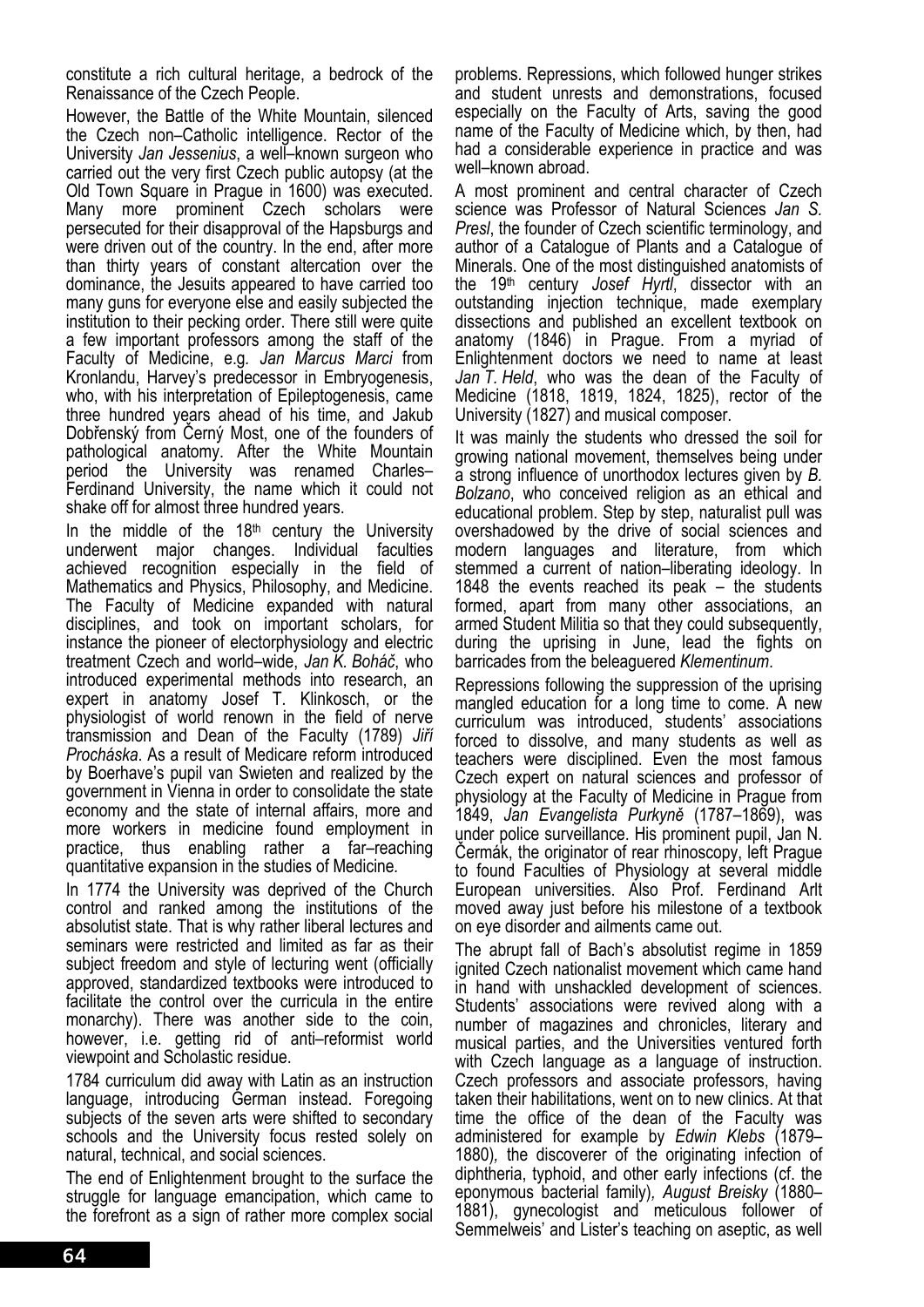constitute a rich cultural heritage, a bedrock of the Renaissance of the Czech People.

However, the Battle of the White Mountain, silenced the Czech non–Catholic intelligence. Rector of the University *Jan Jessenius*, a well–known surgeon who carried out the very first Czech public autopsy (at the Old Town Square in Prague in 1600) was executed. Many more prominent Czech scholars were persecuted for their disapproval of the Hapsburgs and were driven out of the country. In the end, after more than thirty years of constant altercation over the dominance, the Jesuits appeared to have carried too many guns for everyone else and easily subjected the institution to their pecking order. There still were quite a few important professors among the staff of the Faculty of Medicine, e.g. *Jan Marcus Marci* from Kronlandu, Harvey's predecessor in Embryogenesis, who, with his interpretation of Epileptogenesis, came three hundred years ahead of his time, and Jakub Dobřenský from Černý Most, one of the founders of pathological anatomy. After the White Mountain period the University was renamed Charles–Ferdinand University, the name which it could not shake off for almost three hundred years.

In the middle of the 18th century the University underwent major changes. Individual faculties achieved recognition especially in the field of Mathematics and Physics, Philosophy, and Medicine. The Faculty of Medicine expanded with natural disciplines, and took on important scholars, for instance the pioneer of electorphysiology and electric treatment Czech and world–wide, *Jan K. Boháč*, who introduced experimental methods into research, an expert in anatomy Josef T. Klinkosch, or the physiologist of world renown in the field of nerve transmission and Dean of the Faculty (1789) *Jiří Procháska*. As a result of Medicare reform introduced by Boerhave's pupil van Swieten and realized by the government in Vienna in order to consolidate the state economy and the state of internal affairs, more and more workers in medicine found employment in practice, thus enabling rather a far–reaching quantitative expansion in the studies of Medicine.

In 1774 the University was deprived of the Church control and ranked among the institutions of the absolutist state. That is why rather liberal lectures and seminars were restricted and limited as far as their subject freedom and style of lecturing went (officially approved, standardized textbooks were introduced to facilitate the control over the curricula in the entire monarchy). There was another side to the coin, however, i.e. getting rid of anti–reformist world viewpoint and Scholastic residue.

1784 curriculum did away with Latin as an instruction language, introducing German instead. Foregoing subjects of the seven arts were shifted to secondary schools and the University focus rested solely on natural, technical, and social sciences.

The end of Enlightenment brought to the surface the struggle for language emancipation, which came to the forefront as a sign of rather more complex social problems. Repressions, which followed hunger strikes and student unrests and demonstrations, focused especially on the Faculty of Arts, saving the good name of the Faculty of Medicine which, by then, had had a considerable experience in practice and was well–known abroad.

A most prominent and central character of Czech science was Professor of Natural Sciences *Jan S. Presl*, the founder of Czech scientific terminology, and author of a Catalogue of Plants and a Catalogue of Minerals. One of the most distinguished anatomists of the 19th century *Josef Hyrtl*, dissector with an outstanding injection technique, made exemplary dissections and published an excellent textbook on anatomy (1846) in Prague. From a myriad of Enlightenment doctors we need to name at least *Jan T. Held*, who was the dean of the Faculty of Medicine (1818, 1819, 1824, 1825), rector of the University (1827) and musical composer.

It was mainly the students who dressed the soil for growing national movement, themselves being under a strong influence of unorthodox lectures given by *B. Bolzano*, who conceived religion as an ethical and educational problem. Step by step, naturalist pull was overshadowed by the drive of social sciences and modern languages and literature, from which stemmed a current of nation–liberating ideology. In 1848 the events reached its peak – the students formed, apart from many other associations, an armed Student Militia so that they could subsequently, during the uprising in June, lead the fights on barricades from the beleaguered *Klementinum*.

Repressions following the suppression of the uprising mangled education for a long time to come. A new curriculum was introduced, students' associations forced to dissolve, and many students as well as teachers were disciplined. Even the most famous Czech expert on natural sciences and professor of physiology at the Faculty of Medicine in Prague from 1849, *Jan Evangelista Purkyně* (1787–1869), was under police surveillance. His prominent pupil, Jan N. Čermák, the originator of rear rhinoscopy, left Prague to found Faculties of Physiology at several middle European universities. Also Prof. Ferdinand Arlt moved away just before his milestone of a textbook on eye disorder and ailments came out.

The abrupt fall of Bach's absolutist regime in 1859 ignited Czech nationalist movement which came hand in hand with unshackled development of sciences. Students' associations were revived along with a number of magazines and chronicles, literary and musical parties, and the Universities ventured forth with Czech language as a language of instruction. Czech professors and associate professors, having taken their habilitations, went on to new clinics. At that time the office of the dean of the Faculty was administered for example by *Edwin Klebs* (1879–1880), the discoverer of the originating infection of diphtheria, typhoid, and other early infections (cf. the eponymous bacterial family), *August Breisky* (1880–1881), gynecologist and meticulous follower of Semmelweis' and Lister's teaching on aseptic, as well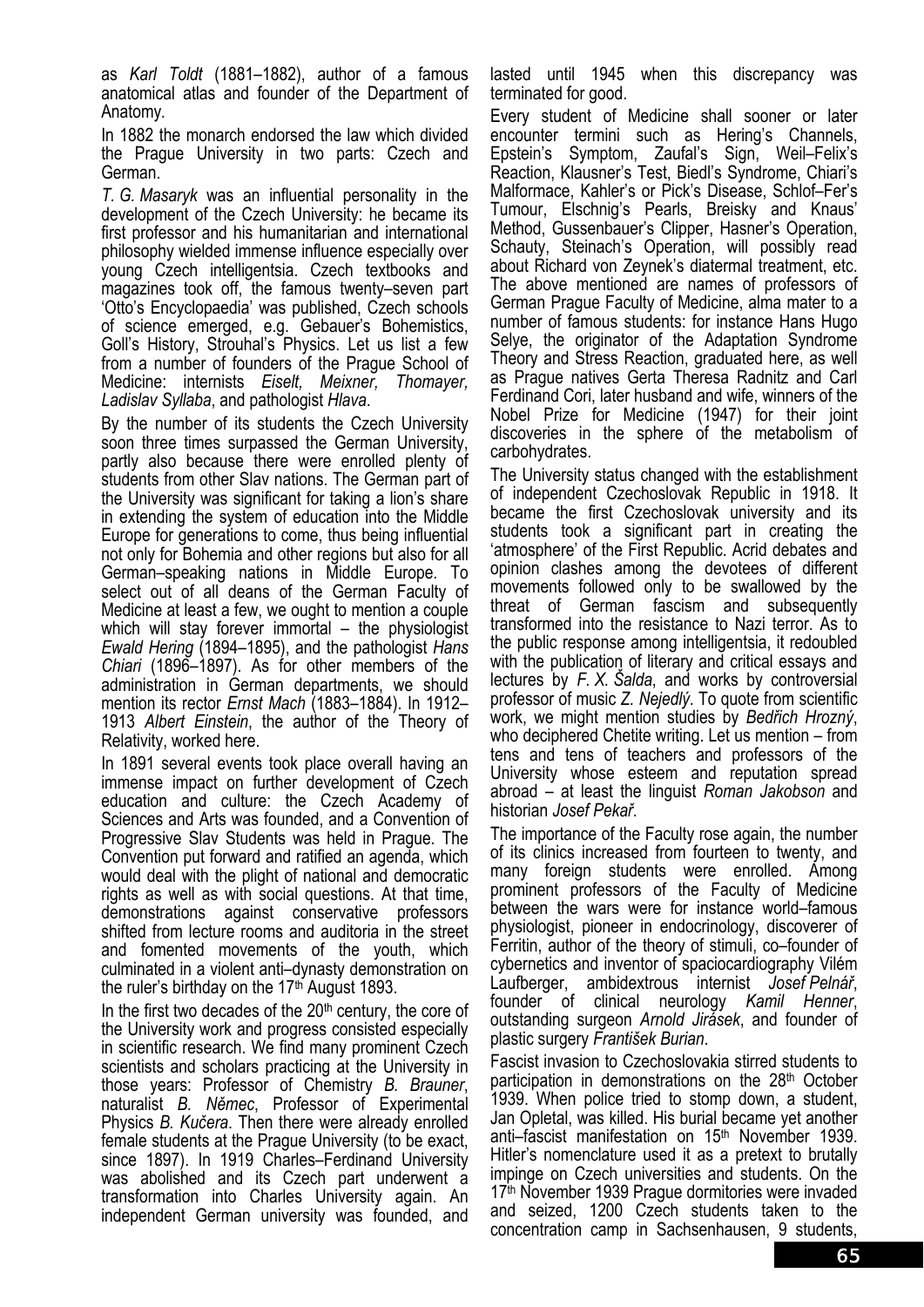as *Karl Toldt* (1881–1882), author of a famous anatomical atlas and founder of the Department of Anatomy.

In 1882 the monarch endorsed the law which divided the Prague University in two parts: Czech and German.

*T. G. Masaryk* was an influential personality in the development of the Czech University: he became its first professor and his humanitarian and international philosophy wielded immense influence especially over young Czech intelligentsia. Czech textbooks and magazines took off, the famous twenty–seven part 'Otto's Encyclopaedia' was published, Czech schools of science emerged, e.g. Gebauer's Bohemistics, Goll's History, Strouhal's Physics. Let us list a few from a number of founders of the Prague School of Medicine: internists *Eiselt, Meixner, Thomayer, Ladislav Syllaba*, and pathologist *Hlava*.

By the number of its students the Czech University soon three times surpassed the German University, partly also because there were enrolled plenty of students from other Slav nations. The German part of the University was significant for taking a lion's share in extending the system of education into the Middle Europe for generations to come, thus being influential not only for Bohemia and other regions but also for all German–speaking nations in Middle Europe. To select out of all deans of the German Faculty of Medicine at least a few, we ought to mention a couple which will stay forever immortal – the physiologist *Ewald Hering* (1894–1895), and the pathologist *Hans Chiari* (1896–1897). As for other members of the administration in German departments, we should mention its rector *Ernst Mach* (1883–1884). In 1912–1913 *Albert Einstein*, the author of the Theory of Relativity, worked here.

In 1891 several events took place overall having an immense impact on further development of Czech education and culture: the Czech Academy of Sciences and Arts was founded, and a Convention of Progressive Slav Students was held in Prague. The Convention put forward and ratified an agenda, which would deal with the plight of national and democratic rights as well as with social questions. At that time, demonstrations against conservative professors shifted from lecture rooms and auditoria in the street and fomented movements of the youth, which culminated in a violent anti–dynasty demonstration on the ruler's birthday on the 17th August 1893.

In the first two decades of the 20th century, the core of the University work and progress consisted especially in scientific research. We find many prominent Czech scientists and scholars practicing at the University in those years: Professor of Chemistry *B. Brauner*, naturalist *B. Němec*, Professor of Experimental Physics *B. Kučera*. Then there were already enrolled female students at the Prague University (to be exact, since 1897). In 1919 Charles–Ferdinand University was abolished and its Czech part underwent a transformation into Charles University again. An independent German university was founded, and lasted until 1945 when this discrepancy was terminated for good.

Every student of Medicine shall sooner or later encounter termini such as Hering's Channels, Epstein's Symptom, Zaufal's Sign, Weil–Felix's Reaction, Klausner's Test, Biedl's Syndrome, Chiari's Malformace, Kahler's or Pick's Disease, Schlof–Fer's Tumour, Elschnig's Pearls, Breisky and Knaus' Method, Gussenbauer's Clipper, Hasner's Operation, Schauty, Steinach's Operation, will possibly read about Richard von Zeynek's diatermal treatment, etc. The above mentioned are names of professors of German Prague Faculty of Medicine, alma mater to a number of famous students: for instance Hans Hugo Selye, the originator of the Adaptation Syndrome Theory and Stress Reaction, graduated here, as well as Prague natives Gerta Theresa Radnitz and Carl Ferdinand Cori, later husband and wife, winners of the Nobel Prize for Medicine (1947) for their joint discoveries in the sphere of the metabolism of carbohydrates.

The University status changed with the establishment of independent Czechoslovak Republic in 1918. It became the first Czechoslovak university and its students took a significant part in creating the 'atmosphere' of the First Republic. Acrid debates and opinion clashes among the devotees of different movements followed only to be swallowed by the threat of German fascism and subsequently transformed into the resistance to Nazi terror. As to the public response among intelligentsia, it redoubled with the publication of literary and critical essays and lectures by *F. X. Šalda*, and works by controversial professor of music *Z. Nejedlý*. To quote from scientific work, we might mention studies by *Bedřich Hrozný*, who deciphered Chetite writing. Let us mention – from tens and tens of teachers and professors of the University whose esteem and reputation spread abroad – at least the linguist *Roman Jakobson* and historian *Josef Pekař*.

The importance of the Faculty rose again, the number of its clinics increased from fourteen to twenty, and many foreign students were enrolled. Among prominent professors of the Faculty of Medicine between the wars were for instance world–famous physiologist, pioneer in endocrinology, discoverer of Ferritin, author of the theory of stimuli, co–founder of cybernetics and inventor of spaciocardiography Vilém Laufberger, ambidextrous internist *Josef Pelnář*, founder of clinical neurology *Kamil Henner*, outstanding surgeon *Arnold Jirásek*, and founder of plastic surgery *František Burian*.

Fascist invasion to Czechoslovakia stirred students to participation in demonstrations on the 28th October 1939. When police tried to stomp down, a student, Jan Opletal, was killed. His burial became yet another anti–fascist manifestation on 15th November 1939. Hitler's nomenclature used it as a pretext to brutally impinge on Czech universities and students. On the 17th November 1939 Prague dormitories were invaded and seized, 1200 Czech students taken to the concentration camp in Sachsenhausen, 9 students,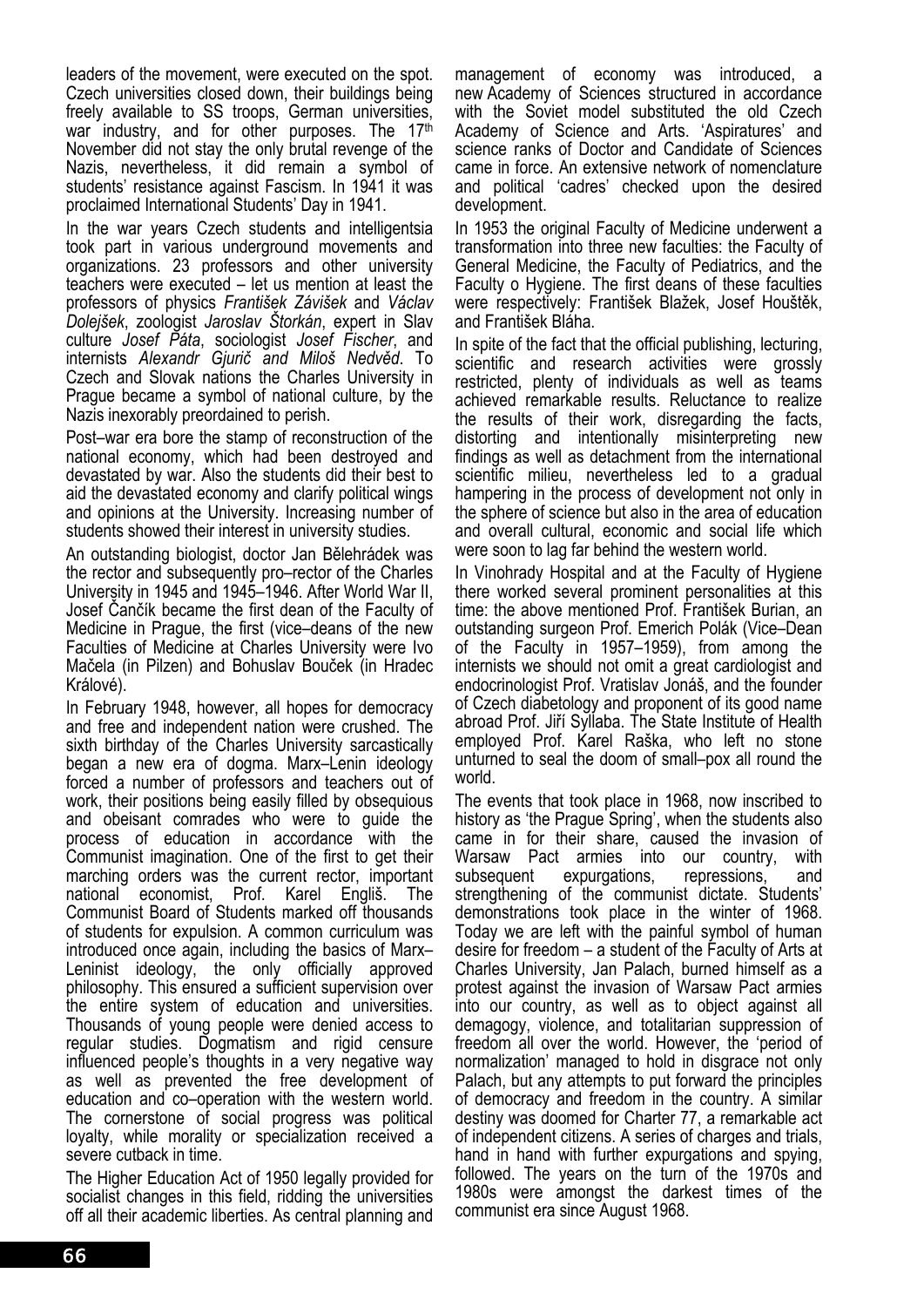leaders of the movement, were executed on the spot. Czech universities closed down, their buildings being freely available to SS troops, German universities, war industry, and for other purposes. The 17th November did not stay the only brutal revenge of the Nazis, nevertheless, it did remain a symbol of students' resistance against Fascism. In 1941 it was proclaimed International Students' Day in 1941.

In the war years Czech students and intelligentsia took part in various underground movements and organizations. 23 professors and other university teachers were executed – let us mention at least the professors of physics *František Záviše*k and *Václav Dolejšek*, zoologist *Jaroslav Štorkán*, expert in Slav culture *Josef Páta*, sociologist *Josef Fischer*, and internists *Alexandr Gjurič and Miloš Nedvěd*. To Czech and Slovak nations the Charles University in Prague became a symbol of national culture, by the Nazis inexorably preordained to perish.

Post–war era bore the stamp of reconstruction of the national economy, which had been destroyed and devastated by war. Also the students did their best to aid the devastated economy and clarify political wings and opinions at the University. Increasing number of students showed their interest in university studies.

An outstanding biologist, doctor Jan Bělehrádek was the rector and subsequently pro–rector of the Charles University in 1945 and 1945–1946. After World War II, Josef Čančík became the first dean of the Faculty of Medicine in Prague, the first (vice–deans of the new Faculties of Medicine at Charles University were Ivo Mačela (in Pilzen) and Bohuslav Bouček (in Hradec Králové).

In February 1948, however, all hopes for democracy and free and independent nation were crushed. The sixth birthday of the Charles University sarcastically began a new era of dogma. Marx–Lenin ideology forced a number of professors and teachers out of work, their positions being easily filled by obsequious and obeisant comrades who were to guide the process of education in accordance with the Communist imagination. One of the first to get their marching orders was the current rector, important national economist, Prof. Karel Engliš. The Communist Board of Students marked off thousands of students for expulsion. A common curriculum was introduced once again, including the basics of Marx–Leninist ideology, the only officially approved philosophy. This ensured a sufficient supervision over the entire system of education and universities. Thousands of young people were denied access to regular studies. Dogmatism and rigid censure influenced people's thoughts in a very negative way as well as prevented the free development of education and co–operation with the western world. The cornerstone of social progress was political loyalty, while morality or specialization received a severe cutback in time.

The Higher Education Act of 1950 legally provided for socialist changes in this field, ridding the universities off all their academic liberties. As central planning and management of economy was introduced, a new Academy of Sciences structured in accordance with the Soviet model substituted the old Czech Academy of Science and Arts. 'Aspiratures' and science ranks of Doctor and Candidate of Sciences came in force. An extensive network of nomenclature and political 'cadres' checked upon the desired development.

In 1953 the original Faculty of Medicine underwent a transformation into three new faculties: the Faculty of General Medicine, the Faculty of Pediatrics, and the Faculty o Hygiene. The first deans of these faculties were respectively: František Blažek, Josef Houštěk, and František Bláha.

In spite of the fact that the official publishing, lecturing, scientific and research activities were grossly restricted, plenty of individuals as well as teams achieved remarkable results. Reluctance to realize the results of their work, disregarding the facts, distorting and intentionally misinterpreting new findings as well as detachment from the international scientific milieu, nevertheless led to a gradual hampering in the process of development not only in the sphere of science but also in the area of education and overall cultural, economic and social life which were soon to lag far behind the western world.

In Vinohrady Hospital and at the Faculty of Hygiene there worked several prominent personalities at this time: the above mentioned Prof. František Burian, an outstanding surgeon Prof. Emerich Polák (Vice–Dean of the Faculty in 1957–1959), from among the internists we should not omit a great cardiologist and endocrinologist Prof. Vratislav Jonáš, and the founder of Czech diabetology and proponent of its good name abroad Prof. Jiří Syllaba. The State Institute of Health employed Prof. Karel Raška, who left no stone unturned to seal the doom of small–pox all round the world.

The events that took place in 1968, now inscribed to history as 'the Prague Spring', when the students also came in for their share, caused the invasion of Warsaw Pact armies into our country, with subsequent expurgations, repressions, and strengthening of the communist dictate. Students' demonstrations took place in the winter of 1968. Today we are left with the painful symbol of human desire for freedom – a student of the Faculty of Arts at Charles University, Jan Palach, burned himself as a protest against the invasion of Warsaw Pact armies into our country, as well as to object against all demagogy, violence, and totalitarian suppression of freedom all over the world. However, the 'period of normalization' managed to hold in disgrace not only Palach, but any attempts to put forward the principles of democracy and freedom in the country. A similar destiny was doomed for Charter 77, a remarkable act of independent citizens. A series of charges and trials, hand in hand with further expurgations and spying, followed. The years on the turn of the 1970s and 1980s were amongst the darkest times of the communist era since August 1968.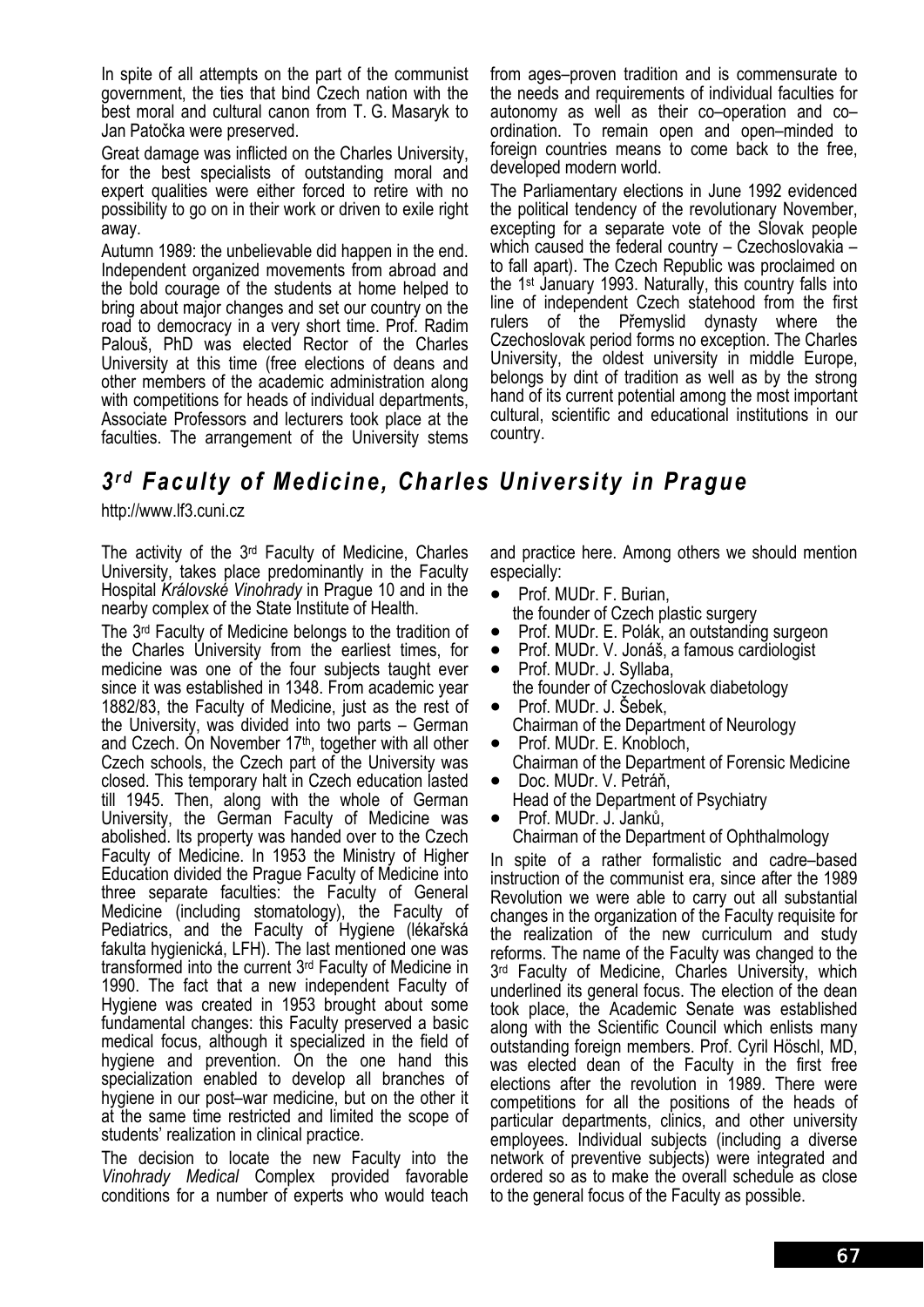In spite of all attempts on the part of the communist government, the ties that bind Czech nation with the best moral and cultural canon from T. G. Masaryk to Jan Patočka were preserved.

Great damage was inflicted on the Charles University, for the best specialists of outstanding moral and expert qualities were either forced to retire with no possibility to go on in their work or driven to exile right away.

Autumn 1989: the unbelievable did happen in the end. Independent organized movements from abroad and the bold courage of the students at home helped to bring about major changes and set our country on the road to democracy in a very short time. Prof. Radim Palouš, PhD was elected Rector of the Charles University at this time (free elections of deans and other members of the academic administration along with competitions for heads of individual departments, Associate Professors and lecturers took place at the faculties. The arrangement of the University stems from ages–proven tradition and is commensurate to the needs and requirements of individual faculties for autonomy as well as their co–operation and co–ordination. To remain open and open–minded to foreign countries means to come back to the free, developed modern world.

The Parliamentary elections in June 1992 evidenced the political tendency of the revolutionary November, excepting for a separate vote of the Slovak people which caused the federal country – Czechoslovakia – to fall apart). The Czech Republic was proclaimed on the 1st January 1993. Naturally, this country falls into line of independent Czech statehood from the first rulers of the Přemyslid dynasty where the Czechoslovak period forms no exception. The Charles University, the oldest university in middle Europe, belongs by dint of tradition as well as by the strong hand of its current potential among the most important cultural, scientific and educational institutions in our country.

## *3rd Faculty of Medicine, Charles University in Prague*

http://www.lf3.cuni.cz

The activity of the 3rd Faculty of Medicine, Charles University, takes place predominantly in the Faculty Hospital *Královské Vinohrady* in Prague 10 and in the nearby complex of the State Institute of Health.

The 3rd Faculty of Medicine belongs to the tradition of the Charles University from the earliest times, for medicine was one of the four subjects taught ever since it was established in 1348. From academic year 1882/83, the Faculty of Medicine, just as the rest of the University, was divided into two parts – German and Czech. On November 17th, together with all other Czech schools, the Czech part of the University was closed. This temporary halt in Czech education lasted till 1945. Then, along with the whole of German University, the German Faculty of Medicine was abolished. Its property was handed over to the Czech Faculty of Medicine. In 1953 the Ministry of Higher Education divided the Prague Faculty of Medicine into three separate faculties: the Faculty of General Medicine (including stomatology), the Faculty of Pediatrics, and the Faculty of Hygiene (lékařská fakulta hygienická, LFH). The last mentioned one was transformed into the current 3rd Faculty of Medicine in 1990. The fact that a new independent Faculty of Hygiene was created in 1953 brought about some fundamental changes: this Faculty preserved a basic medical focus, although it specialized in the field of hygiene and prevention. On the one hand this specialization enabled to develop all branches of hygiene in our post–war medicine, but on the other it at the same time restricted and limited the scope of students' realization in clinical practice.

The decision to locate the new Faculty into the *Vinohrady Medical* Complex provided favorable conditions for a number of experts who would teach and practice here. Among others we should mention especially:

- Prof. MUDr. F. Burian, the founder of Czech plastic surgery
- Prof. MUDr. E. Polák, an outstanding surgeon
- Prof. MUDr. V. Jonáš, a famous cardiologist
- Prof. MUDr. J. Syllaba, the founder of Czechoslovak diabetology
- Prof. MUDr. J. Šebek, Chairman of the Department of Neurology
- Prof. MUDr. E. Knobloch, Chairman of the Department of Forensic Medicine
- Doc. MUDr. V. Petráň, Head of the Department of Psychiatry
- Prof. MUDr. J. Janků, Chairman of the Department of Ophthalmology

In spite of a rather formalistic and cadre–based instruction of the communist era, since after the 1989 Revolution we were able to carry out all substantial changes in the organization of the Faculty requisite for the realization of the new curriculum and study reforms. The name of the Faculty was changed to the 3rd Faculty of Medicine, Charles University, which underlined its general focus. The election of the dean took place, the Academic Senate was established along with the Scientific Council which enlists many outstanding foreign members. Prof. Cyril Höschl, MD, was elected dean of the Faculty in the first free elections after the revolution in 1989. There were competitions for all the positions of the heads of particular departments, clinics, and other university employees. Individual subjects (including a diverse network of preventive subjects) were integrated and ordered so as to make the overall schedule as close to the general focus of the Faculty as possible.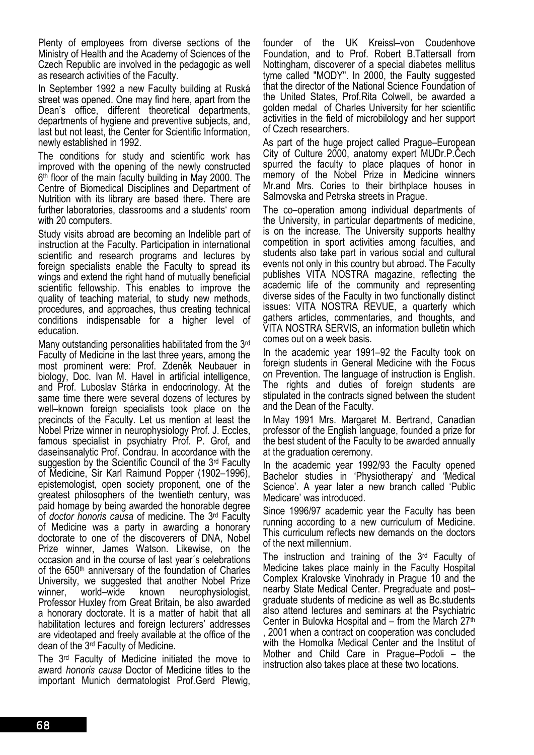Plenty of employees from diverse sections of the Ministry of Health and the Academy of Sciences of the Czech Republic are involved in the pedagogic as well as research activities of the Faculty.

In September 1992 a new Faculty building at Ruská street was opened. One may find here, apart from the Dean's office, different theoretical departments, departments of hygiene and preventive subjects, and, last but not least, the Center for Scientific Information, newly established in 1992.

The conditions for study and scientific work has improved with the opening of the newly constructed 6th floor of the main faculty building in May 2000. The Centre of Biomedical Disciplines and Department of Nutrition with its library are based there. There are further laboratories, classrooms and a students' room with 20 computers.

Study visits abroad are becoming an Indelible part of instruction at the Faculty. Participation in international scientific and research programs and lectures by foreign specialists enable the Faculty to spread its wings and extend the right hand of mutually beneficial scientific fellowship. This enables to improve the quality of teaching material, to study new methods, procedures, and approaches, thus creating technical conditions indispensable for a higher level of education.

Many outstanding personalities habilitated from the 3rd Faculty of Medicine in the last three years, among the most prominent were: Prof. Zdeněk Neubauer in biology, Doc. Ivan M. Havel in artificial intelligence, and Prof. Luboslav Stárka in endocrinology. At the same time there were several dozens of lectures by well–known foreign specialists took place on the precincts of the Faculty. Let us mention at least the Nobel Prize winner in neurophysiology Prof. J. Eccles, famous specialist in psychiatry Prof. P. Grof, and daseinsanalytic Prof. Condrau. In accordance with the suggestion by the Scientific Council of the 3rd Faculty of Medicine, Sir Karl Raimund Popper (1902–1996), epistemologist, open society proponent, one of the greatest philosophers of the twentieth century, was paid homage by being awarded the honorable degree of *doctor honoris causa* of medicine. The 3rd Faculty of Medicine was a party in awarding a honorary doctorate to one of the discoverers of DNA, Nobel Prize winner, James Watson. Likewise, on the occasion and in the course of last year´s celebrations of the 650th anniversary of the foundation of Charles University, we suggested that another Nobel Prize winner, world–wide known neurophysiologist, Professor Huxley from Great Britain, be also awarded a honorary doctorate. It is a matter of habit that all habilitation lectures and foreign lecturers' addresses are videotaped and freely available at the office of the dean of the 3rd Faculty of Medicine.

The 3rd Faculty of Medicine initiated the move to award *honoris causa* Doctor of Medicine titles to the important Munich dermatologist Prof.Gerd Plewig, founder of the UK Kreissl–von Coudenhove Foundation, and to Prof. Robert B.Tattersall from Nottingham, discoverer of a special diabetes mellitus tyme called "MODY". In 2000, the Faulty suggested that the director of the National Science Foundation of the United States, Prof.Rita Colwell, be awarded a golden medal of Charles University for her scientific activities in the field of microbilology and her support of Czech researchers.

As part of the huge project called Prague–European City of Culture 2000, anatomy expert MUDr.P.Čech spurred the faculty to place plaques of honor in memory of the Nobel Prize in Medicine winners Mr.and Mrs. Cories to their birthplace houses in Salmovska and Petrska streets in Prague.

The co–operation among individual departments of the University, in particular departments of medicine, is on the increase. The University supports healthy competition in sport activities among faculties, and students also take part in various social and cultural events not only in this country but abroad. The Faculty publishes VITA NOSTRA magazine, reflecting the academic life of the community and representing diverse sides of the Faculty in two functionally distinct issues: VITA NOSTRA REVUE, a quarterly which gathers articles, commentaries, and thoughts, and VITA NOSTRA SERVIS, an information bulletin which comes out on a week basis.

In the academic year 1991–92 the Faculty took on foreign students in General Medicine with the Focus on Prevention. The language of instruction is English. The rights and duties of foreign students are stipulated in the contracts signed between the student and the Dean of the Faculty.

In May 1991 Mrs. Margaret M. Bertrand, Canadian professor of the English language, founded a prize for the best student of the Faculty to be awarded annually at the graduation ceremony.

In the academic year 1992/93 the Faculty opened Bachelor studies in 'Physiotherapy' and 'Medical Science'. A year later a new branch called 'Public Medicare' was introduced.

Since 1996/97 academic year the Faculty has been running according to a new curriculum of Medicine. This curriculum reflects new demands on the doctors of the next millennium.

The instruction and training of the 3rd Faculty of Medicine takes place mainly in the Faculty Hospital Complex Kralovske Vinohrady in Prague 10 and the nearby State Medical Center. Pregraduate and post–graduate students of medicine as well as Bc.students also attend lectures and seminars at the Psychiatric Center in Bulovka Hospital and – from the March 27th, 2001 when a contract on cooperation was concluded with the Homolka Medical Center and the Institut of Mother and Child Care in Prague–Podoli – the instruction also takes place at these two locations.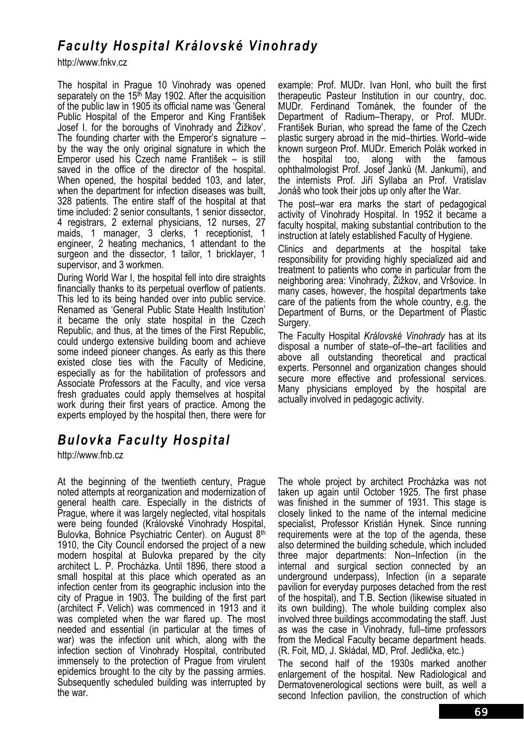## *Faculty Hospital Královské Vinohrady*

http://www.fnkv.cz

The hospital in Prague 10 Vinohrady was opened separately on the 15th May 1902. After the acquisition of the public law in 1905 its official name was 'General Public Hospital of the Emperor and King František Josef I. for the boroughs of Vinohrady and Žižkov'. The founding charter with the Emperor's signature – by the way the only original signature in which the Emperor used his Czech name František – is still saved in the office of the director of the hospital. When opened, the hospital bedded 103, and later, when the department for infection diseases was built, 328 patients. The entire staff of the hospital at that time included: 2 senior consultants, 1 senior dissector, 4 registrars, 2 external physicians, 12 nurses, 27 maids, 1 manager, 3 clerks, 1 receptionist, 1 engineer, 2 heating mechanics, 1 attendant to the surgeon and the dissector, 1 tailor, 1 bricklayer, 1 supervisor, and 3 workmen.

During World War I, the hospital fell into dire straights financially thanks to its perpetual overflow of patients. This led to its being handed over into public service. Renamed as 'General Public State Health Institution' it became the only state hospital in the Czech Republic, and thus, at the times of the First Republic, could undergo extensive building boom and achieve some indeed pioneer changes. As early as this there existed close ties with the Faculty of Medicine, especially as for the habilitation of professors and Associate Professors at the Faculty, and vice versa fresh graduates could apply themselves at hospital work during their first years of practice. Among the experts employed by the hospital then, there were for example: Prof. MUDr. Ivan Honl, who built the first therapeutic Pasteur Institution in our country, doc. MUDr. Ferdinand Tománek, the founder of the Department of Radium–Therapy, or Prof. MUDr. František Burian, who spread the fame of the Czech plastic surgery abroad in the mid–thirties. World–wide known surgeon Prof. MUDr. Emerich Polák worked in the hospital too, along with the famous ophthalmologist Prof. Josef Janků (M. Jankumi), and the internists Prof. Jiří Syllaba an Prof. Vratislav Jonáš who took their jobs up only after the War.

The post–war era marks the start of pedagogical activity of Vinohrady Hospital. In 1952 it became a faculty hospital, making substantial contribution to the instruction at lately established Faculty of Hygiene.

Clinics and departments at the hospital take responsibility for providing highly specialized aid and treatment to patients who come in particular from the neighboring area: Vinohrady, Žižkov, and Vršovice. In many cases, however, the hospital departments take care of the patients from the whole country, e.g. the Department of Burns, or the Department of Plastic Surgery.

The Faculty Hospital *Královské Vinohrady* has at its disposal a number of state–of–the–art facilities and above all outstanding theoretical and practical experts. Personnel and organization changes should secure more effective and professional services. Many physicians employed by the hospital are actually involved in pedagogic activity.

## *Bulovka Faculty Hospital*

http://www.fnb.cz

At the beginning of the twentieth century, Prague noted attempts at reorganization and modernization of general health care. Especially in the districts of Prague, where it was largely neglected, vital hospitals were being founded (Královské Vinohrady Hospital, Bulovka, Bohnice Psychiatric Center). on August 8th 1910, the City Council endorsed the project of a new modern hospital at Bulovka prepared by the city architect L. P. Procházka. Until 1896, there stood a small hospital at this place which operated as an infection center from its geographic inclusion into the city of Prague in 1903. The building of the first part (architect F. Velich) was commenced in 1913 and it was completed when the war flared up. The most needed and essential (in particular at the times of war) was the infection unit which, along with the infection section of Vinohrady Hospital, contributed immensely to the protection of Prague from virulent epidemics brought to the city by the passing armies. Subsequently scheduled building was interrupted by the war.

The whole project by architect Procházka was not taken up again until October 1925. The first phase was finished in the summer of 1931. This stage is closely linked to the name of the internal medicine specialist, Professor Kristián Hynek. Since running requirements were at the top of the agenda, these also determined the building schedule, which included three major departments: Non–Infection (in the internal and surgical section connected by an underground underpass), Infection (in a separate pavilion for everyday purposes detached from the rest of the hospital), and T.B. Section (likewise situated in its own building). The whole building complex also involved three buildings accommodating the staff. Just as was the case in Vinohrady, full–time professors from the Medical Faculty became department heads. (R. Foit, MD, J. Skládal, MD, Prof. Jedlička, etc.)

The second half of the 1930s marked another enlargement of the hospital. New Radiological and Dermatovenerological sections were built, as well a second Infection pavilion, the construction of which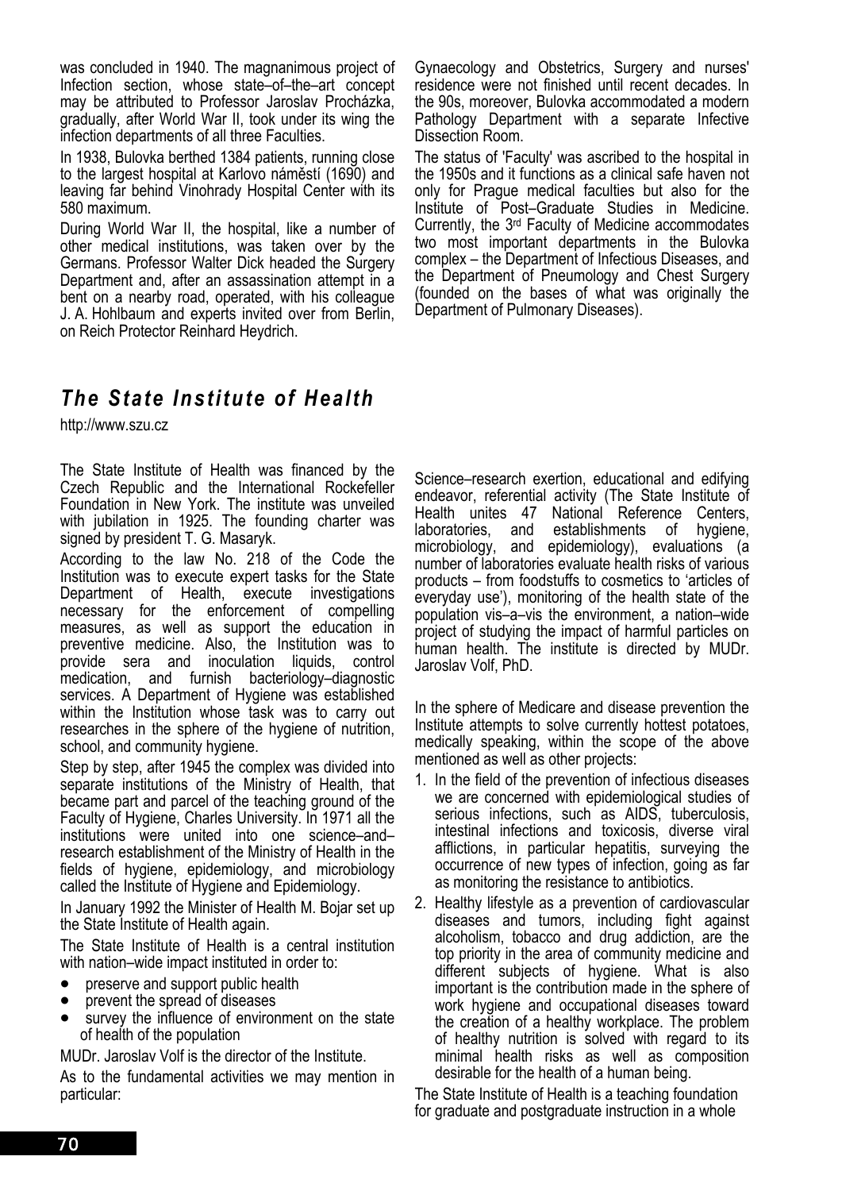was concluded in 1940. The magnanimous project of Infection section, whose state–of–the–art concept may be attributed to Professor Jaroslav Procházka, gradually, after World War II, took under its wing the infection departments of all three Faculties.

In 1938, Bulovka berthed 1384 patients, running close to the largest hospital at Karlovo náměstí (1690) and leaving far behind Vinohrady Hospital Center with its 580 maximum.

During World War II, the hospital, like a number of other medical institutions, was taken over by the Germans. Professor Walter Dick headed the Surgery Department and, after an assassination attempt in a bent on a nearby road, operated, with his colleague J. A. Hohlbaum and experts invited over from Berlin, on Reich Protector Reinhard Heydrich.

Gynaecology and Obstetrics, Surgery and nurses' residence were not finished until recent decades. In the 90s, moreover, Bulovka accommodated a modern Pathology Department with a separate Infective Dissection Room.

The status of 'Faculty' was ascribed to the hospital in the 1950s and it functions as a clinical safe haven not only for Prague medical faculties but also for the Institute of Post–Graduate Studies in Medicine. Currently, the 3rd Faculty of Medicine accommodates two most important departments in the Bulovka complex – the Department of Infectious Diseases, and the Department of Pneumology and Chest Surgery (founded on the bases of what was originally the Department of Pulmonary Diseases).

## *The State Institute of Health*

http://www.szu.cz

The State Institute of Health was financed by the Czech Republic and the International Rockefeller Foundation in New York. The institute was unveiled with jubilation in 1925. The founding charter was signed by president T. G. Masaryk.

According to the law No. 218 of the Code the Institution was to execute expert tasks for the State Department of Health, execute investigations necessary for the enforcement of compelling measures, as well as support the education in preventive medicine. Also, the Institution was to provide sera and inoculation liquids, control medication, and furnish bacteriology–diagnostic services. A Department of Hygiene was established within the Institution whose task was to carry out researches in the sphere of the hygiene of nutrition, school, and community hygiene.

Step by step, after 1945 the complex was divided into separate institutions of the Ministry of Health, that became part and parcel of the teaching ground of the Faculty of Hygiene, Charles University. In 1971 all the institutions were united into one science–and–research establishment of the Ministry of Health in the fields of hygiene, epidemiology, and microbiology called the Institute of Hygiene and Epidemiology.

In January 1992 the Minister of Health M. Bojar set up the State Institute of Health again.

The State Institute of Health is a central institution with nation–wide impact instituted in order to:

- preserve and support public health
- prevent the spread of diseases
- survey the influence of environment on the state of health of the population

MUDr. Jaroslav Volf is the director of the Institute.

As to the fundamental activities we may mention in particular:

Science–research exertion, educational and edifying endeavor, referential activity (The State Institute of Health unites 47 National Reference Centers, laboratories, and establishments of hygiene, microbiology, and epidemiology), evaluations (a number of laboratories evaluate health risks of various products – from foodstuffs to cosmetics to 'articles of everyday use'), monitoring of the health state of the population vis–a–vis the environment, a nation–wide project of studying the impact of harmful particles on human health. The institute is directed by MUDr. Jaroslav Volf, PhD.

In the sphere of Medicare and disease prevention the Institute attempts to solve currently hottest potatoes, medically speaking, within the scope of the above mentioned as well as other projects:

1. In the field of the prevention of infectious diseases we are concerned with epidemiological studies of serious infections, such as AIDS, tuberculosis, intestinal infections and toxicosis, diverse viral afflictions, in particular hepatitis, surveying the occurrence of new types of infection, going as far as monitoring the resistance to antibiotics.
2. Healthy lifestyle as a prevention of cardiovascular diseases and tumors, including fight against alcoholism, tobacco and drug addiction, are the top priority in the area of community medicine and different subjects of hygiene. What is also important is the contribution made in the sphere of work hygiene and occupational diseases toward the creation of a healthy workplace. The problem of healthy nutrition is solved with regard to its minimal health risks as well as composition desirable for the health of a human being.

The State Institute of Health is a teaching foundation for graduate and postgraduate instruction in a whole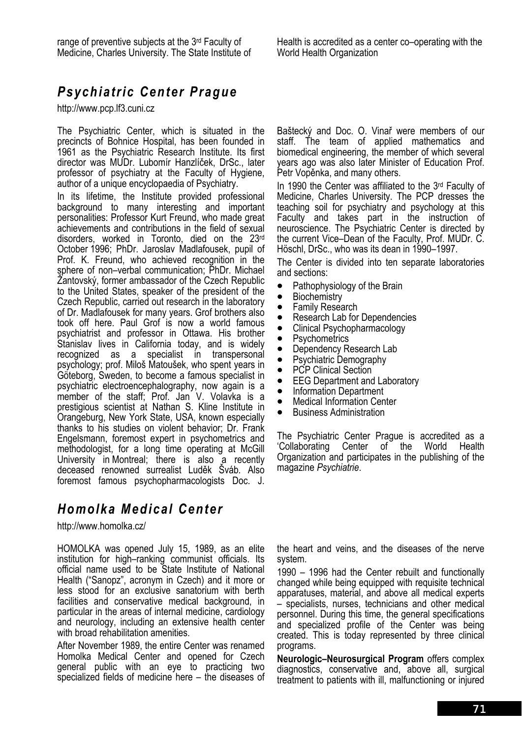range of preventive subjects at the 3rd Faculty of Medicine, Charles University. The State Institute of Health is accredited as a center co–operating with the World Health Organization

## *Psychiatric Center Prague*

http://www.pcp.lf3.cuni.cz

The Psychiatric Center, which is situated in the precincts of Bohnice Hospital, has been founded in 1961 as the Psychiatric Research Institute. Its first director was MUDr. Lubomír Hanzlíček, DrSc., later professor of psychiatry at the Faculty of Hygiene, author of a unique encyclopaedia of Psychiatry.

In its lifetime, the Institute provided professional background to many interesting and important personalities: Professor Kurt Freund, who made great achievements and contributions in the field of sexual disorders, worked in Toronto, died on the 23rd October 1996; PhDr. Jaroslav Madlafousek, pupil of Prof. K. Freund, who achieved recognition in the sphere of non–verbal communication; PhDr. Michael Žantovský, former ambassador of the Czech Republic to the United States, speaker of the president of the Czech Republic, carried out research in the laboratory of Dr. Madlafousek for many years. Grof brothers also took off here. Paul Grof is now a world famous psychiatrist and professor in Ottawa. His brother Stanislav lives in California today, and is widely recognized as a specialist in transpersonal psychology; prof. Miloš Matoušek, who spent years in Göteborg, Sweden, to become a famous specialist in psychiatric electroencephalography, now again is a member of the staff; Prof. Jan V. Volavka is a prestigious scientist at Nathan S. Kline Institute in Orangeburg, New York State, USA, known especially thanks to his studies on violent behavior; Dr. Frank Engelsmann, foremost expert in psychometrics and methodologist, for a long time operating at McGill University in Montreal; there is also a recently deceased renowned surrealist Luděk Šváb. Also foremost famous psychopharmacologists Doc. J. Baštecký and Doc. O. Vinař were members of our staff. The team of applied mathematics and biomedical engineering, the member of which several years ago was also later Minister of Education Prof. Petr Vopěnka, and many others.

In 1990 the Center was affiliated to the 3rd Faculty of Medicine, Charles University. The PCP dresses the teaching soil for psychiatry and psychology at this Faculty and takes part in the instruction of neuroscience. The Psychiatric Center is directed by the current Vice–Dean of the Faculty, Prof. MUDr. C. Höschl, DrSc., who was its dean in 1990–1997.

The Center is divided into ten separate laboratories and sections:

- Pathophysiology of the Brain
- Biochemistry
- Family Research
- Research Lab for Dependencies
- Clinical Psychopharmacology
- Psychometrics
- Dependency Research Lab
- Psychiatric Demography
- PCP Clinical Section
- EEG Department and Laboratory
- Information Department
- Medical Information Center
- Business Administration

The Psychiatric Center Prague is accredited as a 'Collaborating Center of the World Health Organization and participates in the publishing of the magazine *Psychiatrie*.

## *Homolka Medical Center*

http://www.homolka.cz/

HOMOLKA was opened July 15, 1989, as an elite institution for high–ranking communist officials. Its official name used to be State Institute of National Health ("Sanopz", acronym in Czech) and it more or less stood for an exclusive sanatorium with berth facilities and conservative medical background, in particular in the areas of internal medicine, cardiology and neurology, including an extensive health center with broad rehabilitation amenities.

After November 1989, the entire Center was renamed Homolka Medical Center and opened for Czech general public with an eye to practicing two specialized fields of medicine here – the diseases of the heart and veins, and the diseases of the nerve system.

1990 – 1996 had the Center rebuilt and functionally changed while being equipped with requisite technical apparatuses, material, and above all medical experts – specialists, nurses, technicians and other medical personnel. During this time, the general specifications and specialized profile of the Center was being created. This is today represented by three clinical programs.

**Neurologic–Neurosurgical Program** offers complex diagnostics, conservative and, above all, surgical treatment to patients with ill, malfunctioning or injured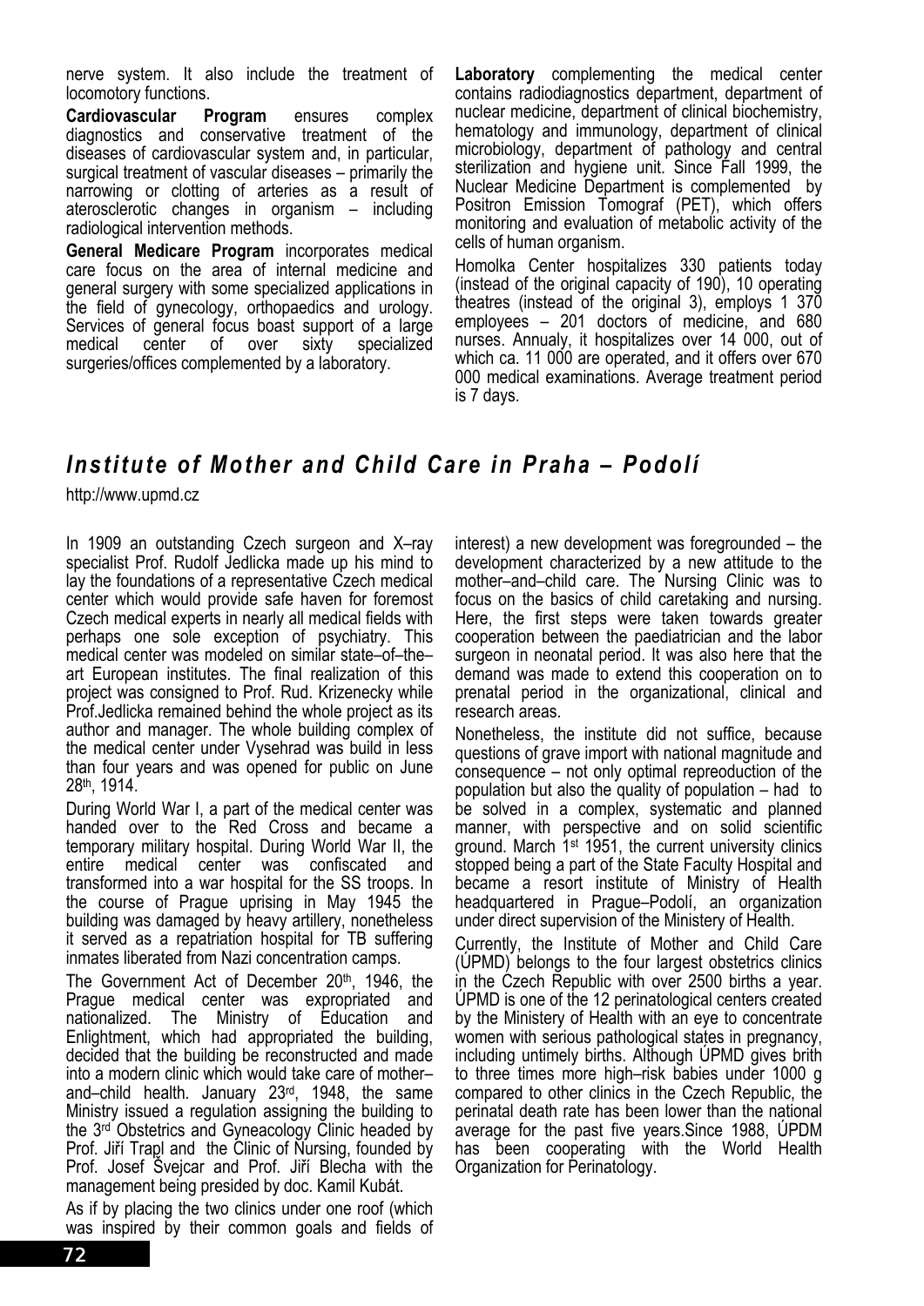nerve system. It also include the treatment of locomotory functions.

**Cardiovascular Program** ensures complex diagnostics and conservative treatment of the diseases of cardiovascular system and, in particular, surgical treatment of vascular diseases – primarily the narrowing or clotting of arteries as a result of aterosclerotic changes in organism – including radiological intervention methods.

**General Medicare Program** incorporates medical care focus on the area of internal medicine and general surgery with some specialized applications in the field of gynecology, orthopaedics and urology. Services of general focus boast support of a large medical center of over sixty specialized surgeries/offices complemented by a laboratory.

**Laboratory** complementing the medical center contains radiodiagnostics department, department of nuclear medicine, department of clinical biochemistry, hematology and immunology, department of clinical microbiology, department of pathology and central sterilization and hygiene unit. Since Fall 1999, the Nuclear Medicine Department is complemented by Positron Emission Tomograf (PET), which offers monitoring and evaluation of metabolic activity of the cells of human organism.

Homolka Center hospitalizes 330 patients today (instead of the original capacity of 190), 10 operating theatres (instead of the original 3), employs 1 370 employees – 201 doctors of medicine, and 680 nurses. Annualy, it hospitalizes over 14 000, out of which ca. 11 000 are operated, and it offers over 670 000 medical examinations. Average treatment period is 7 days.

## *Institute of Mother and Child Care in Praha – Podolí*

http://www.upmd.cz

In 1909 an outstanding Czech surgeon and X–ray specialist Prof. Rudolf Jedlicka made up his mind to lay the foundations of a representative Czech medical center which would provide safe haven for foremost Czech medical experts in nearly all medical fields with perhaps one sole exception of psychiatry. This medical center was modeled on similar state–of–the–art European institutes. The final realization of this project was consigned to Prof. Rud. Krizenecky while Prof.Jedlicka remained behind the whole project as its author and manager. The whole building complex of the medical center under Vysehrad was build in less than four years and was opened for public on June 28th, 1914.

During World War I, a part of the medical center was handed over to the Red Cross and became a temporary military hospital. During World War II, the entire medical center was confiscated and transformed into a war hospital for the SS troops. In the course of Prague uprising in May 1945 the building was damaged by heavy artillery, nonetheless it served as a repatriation hospital for TB suffering inmates liberated from Nazi concentration camps.

The Government Act of December 20th, 1946, the Prague medical center was expropriated and nationalized. The Ministry of Education and Enlightment, which had appropriated the building, decided that the building be reconstructed and made into a modern clinic which would take care of mother–and–child health. January 23rd, 1948, the same Ministry issued a regulation assigning the building to the 3rd Obstetrics and Gyneacology Clinic headed by Prof. Jiří Trapl and the Clinic of Nursing, founded by Prof. Josef Švejcar and Prof. Jiří Blecha with the management being presided by doc. Kamil Kubát.

As if by placing the two clinics under one roof (which was inspired by their common goals and fields of interest) a new development was foregrounded – the development characterized by a new attitude to the mother–and–child care. The Nursing Clinic was to focus on the basics of child caretaking and nursing. Here, the first steps were taken towards greater cooperation between the paediatrician and the labor surgeon in neonatal period. It was also here that the demand was made to extend this cooperation on to prenatal period in the organizational, clinical and research areas.

Nonetheless, the institute did not suffice, because questions of grave import with national magnitude and consequence – not only optimal repreoduction of the population but also the quality of population – had to be solved in a complex, systematic and planned manner, with perspective and on solid scientific ground. March 1st 1951, the current university clinics stopped being a part of the State Faculty Hospital and became a resort institute of Ministry of Health headquartered in Prague–Podolí, an organization under direct supervision of the Ministery of Health.

Currently, the Institute of Mother and Child Care (ÚPMD) belongs to the four largest obstetrics clinics in the Czech Republic with over 2500 births a year. ÚPMD is one of the 12 perinatological centers created by the Ministery of Health with an eye to concentrate women with serious pathological states in pregnancy, including untimely births. Although ÚPMD gives brith to three times more high–risk babies under 1000 g compared to other clinics in the Czech Republic, the perinatal death rate has been lower than the national average for the past five years.Since 1988, ÚPDM has been cooperating with the World Health Organization for Perinatology.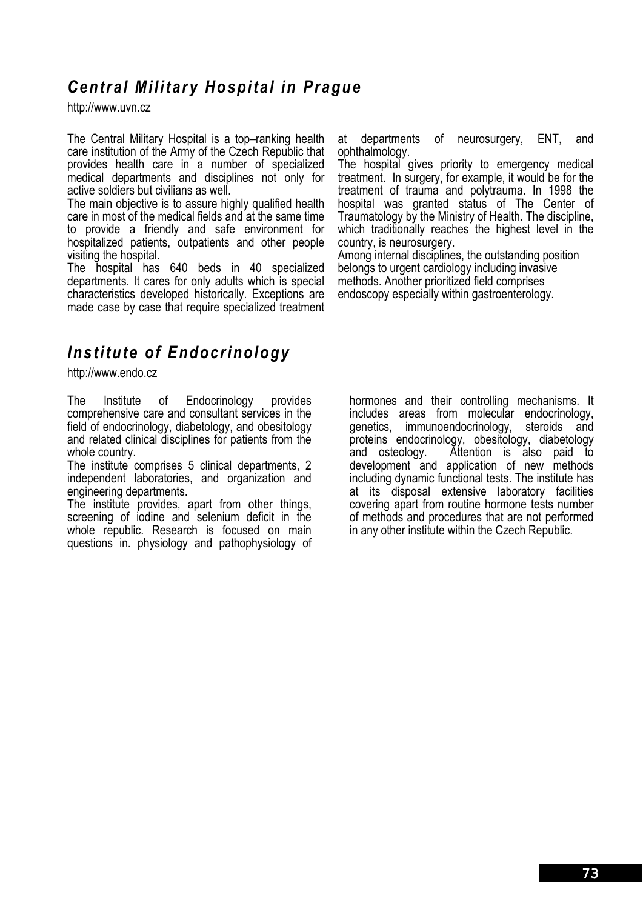## *Central Military Hospital in Prague*

http://www.uvn.cz

The Central Military Hospital is a top–ranking health care institution of the Army of the Czech Republic that provides health care in a number of specialized medical departments and disciplines not only for active soldiers but civilians as well.

The main objective is to assure highly qualified health care in most of the medical fields and at the same time to provide a friendly and safe environment for hospitalized patients, outpatients and other people visiting the hospital.

The hospital has 640 beds in 40 specialized departments. It cares for only adults which is special characteristics developed historically. Exceptions are made case by case that require specialized treatment at departments of neurosurgery, ENT, and ophthalmology.

The hospital gives priority to emergency medical treatment. In surgery, for example, it would be for the treatment of trauma and polytrauma. In 1998 the hospital was granted status of The Center of Traumatology by the Ministry of Health. The discipline, which traditionally reaches the highest level in the country, is neurosurgery.

Among internal disciplines, the outstanding position belongs to urgent cardiology including invasive methods. Another prioritized field comprises endoscopy especially within gastroenterology.

## *Institute of Endocrinology*

http://www.endo.cz

The Institute of Endocrinology provides comprehensive care and consultant services in the field of endocrinology, diabetology, and obesitology and related clinical disciplines for patients from the whole country.

The institute comprises 5 clinical departments, 2 independent laboratories, and organization and engineering departments.

The institute provides, apart from other things, screening of iodine and selenium deficit in the whole republic. Research is focused on main questions in. physiology and pathophysiology of hormones and their controlling mechanisms. It includes areas from molecular endocrinology, genetics, immunoendocrinology, steroids and proteins endocrinology, obesitology, diabetology and osteology. Attention is also paid to development and application of new methods including dynamic functional tests. The institute has at its disposal extensive laboratory facilities covering apart from routine hormone tests number of methods and procedures that are not performed in any other institute within the Czech Republic.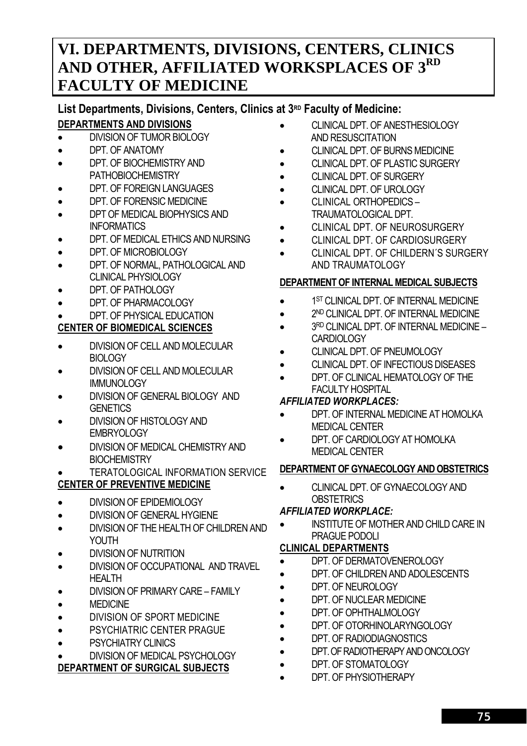# VI. DEPARTMENTS, DIVISIONS, CENTERS, CLINICS AND OTHER, AFFILIATED WORKSPLACES OF 3RD FACULTY OF MEDICINE

## List Departments, Divisions, Centers, Clinics at 3RD Faculty of Medicine:

### DEPARTMENTS AND DIVISIONS

- DIVISION OF TUMOR BIOLOGY
- DPT. OF ANATOMY
- DPT. OF BIOCHEMISTRY AND PATHOBIOCHEMISTRY
- DPT. OF FOREIGN LANGUAGES
- DPT. OF FORENSIC MEDICINE
- DPT OF MEDICAL BIOPHYSICS AND INFORMATICS
- DPT. OF MEDICAL ETHICS AND NURSING
- DPT. OF MICROBIOLOGY
- DPT. OF NORMAL, PATHOLOGICAL AND CLINICAL PHYSIOLOGY
- DPT. OF PATHOLOGY
- DPT. OF PHARMACOLOGY
- DPT. OF PHYSICAL EDUCATION

### CENTER OF BIOMEDICAL SCIENCES

- DIVISION OF CELL AND MOLECULAR BIOLOGY
- DIVISION OF CELL AND MOLECULAR IMMUNOLOGY
- DIVISION OF GENERAL BIOLOGY AND GENETICS
- DIVISION OF HISTOLOGY AND EMBRYOLOGY
- DIVISION OF MEDICAL CHEMISTRY AND BIOCHEMISTRY
- TERATOLOGICAL INFORMATION SERVICE

### CENTER OF PREVENTIVE MEDICINE

- DIVISION OF EPIDEMIOLOGY
- DIVISION OF GENERAL HYGIENE
- DIVISION OF THE HEALTH OF CHILDREN AND YOUTH
- DIVISION OF NUTRITION
- DIVISION OF OCCUPATIONAL AND TRAVEL HEALTH
- DIVISION OF PRIMARY CARE – FAMILY
- MEDICINE
- DIVISION OF SPORT MEDICINE
- PSYCHIATRIC CENTER PRAGUE
- PSYCHIATRY CLINICS
- DIVISION OF MEDICAL PSYCHOLOGY

### DEPARTMENT OF SURGICAL SUBJECTS

- CLINICAL DPT. OF ANESTHESIOLOGY AND RESUSCITATION
- CLINICAL DPT. OF BURNS MEDICINE
- CLINICAL DPT. OF PLASTIC SURGERY
- CLINICAL DPT. OF SURGERY
- CLINICAL DPT. OF UROLOGY
- CLINICAL ORTHOPEDICS – TRAUMATOLOGICAL DPT.
- CLINICAL DPT. OF NEUROSURGERY
- CLINICAL DPT. OF CARDIOSURGERY
- CLINICAL DPT. OF CHILDERN´S SURGERY AND TRAUMATOLOGY

### DEPARTMENT OF INTERNAL MEDICAL SUBJECTS

- 1ST CLINICAL DPT. OF INTERNAL MEDICINE
- 2ND CLINICAL DPT. OF INTERNAL MEDICINE
- 3RD CLINICAL DPT. OF INTERNAL MEDICINE – CARDIOLOGY
- CLINICAL DPT. OF PNEUMOLOGY
- CLINICAL DPT. OF INFECTIOUS DISEASES
- DPT. OF CLINICAL HEMATOLOGY OF THE FACULTY HOSPITAL

***AFFILIATED WORKPLACES:***

- DPT. OF INTERNAL MEDICINE AT HOMOLKA MEDICAL CENTER
- DPT. OF CARDIOLOGY AT HOMOLKA MEDICAL CENTER

### DEPARTMENT OF GYNAECOLOGY AND OBSTETRICS

- CLINICAL DPT. OF GYNAECOLOGY AND OBSTETRICS

***AFFILIATED WORKPLACE:***

- INSTITUTE OF MOTHER AND CHILD CARE IN PRAGUE PODOLI

### CLINICAL DEPARTMENTS

- DPT. OF DERMATOVENEROLOGY
- DPT. OF CHILDREN AND ADOLESCENTS
- DPT. OF NEUROLOGY
- DPT. OF NUCLEAR MEDICINE
- DPT. OF OPHTHALMOLOGY
- DPT. OF OTORHINOLARYNGOLOGY
- DPT. OF RADIODIAGNOSTICS
- DPT. OF RADIOTHERAPY AND ONCOLOGY
- DPT. OF STOMATOLOGY
- DPT. OF PHYSIOTHERAPY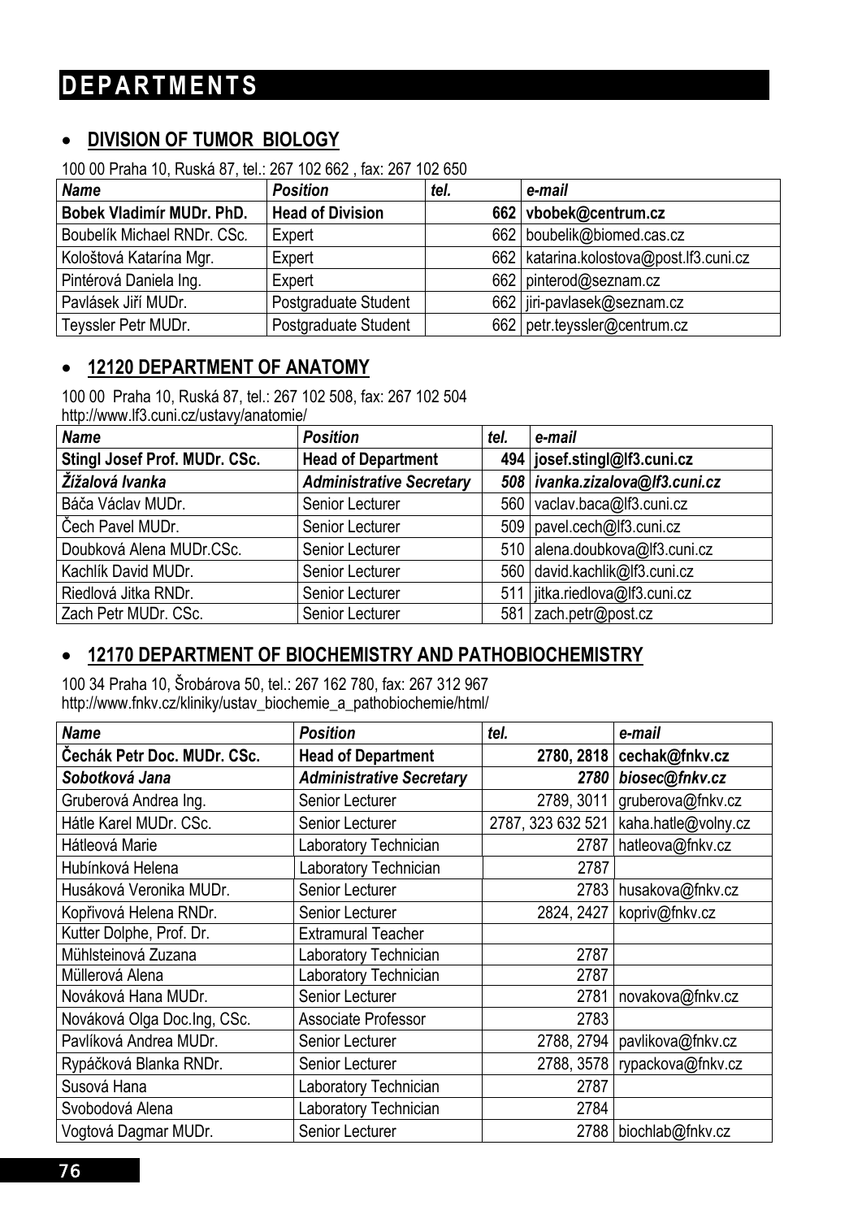# DEPARTMENTS

## • DIVISION OF TUMOR BIOLOGY

100 00 Praha 10, Ruská 87, tel.: 267 102 662 , fax: 267 102 650

| *Name* | *Position* | *tel.* | *e-mail* |
|---|---|---|---|
| **Bobek Vladimír MUDr. PhD.** | **Head of Division** | **662** | **vbobek@centrum.cz** |
| Boubelík Michael RNDr. CSc. | Expert | 662 | boubelik@biomed.cas.cz |
| Kološtová Katarína Mgr. | Expert | 662 | katarina.kolostova@post.lf3.cuni.cz |
| Pintérová Daniela Ing. | Expert | 662 | pinterod@seznam.cz |
| Pavlásek Jiří MUDr. | Postgraduate Student | 662 | jiri-pavlasek@seznam.cz |
| Teyssler Petr MUDr. | Postgraduate Student | 662 | petr.teyssler@centrum.cz |

## • 12120 DEPARTMENT OF ANATOMY

100 00 Praha 10, Ruská 87, tel.: 267 102 508, fax: 267 102 504
http://www.lf3.cuni.cz/ustavy/anatomie/

| *Name* | *Position* | *tel.* | *e-mail* |
|---|---|---|---|
| **Stingl Josef Prof. MUDr. CSc.** | **Head of Department** | **494** | **josef.stingl@lf3.cuni.cz** |
| ***Žižalová Ivanka*** | ***Administrative Secretary*** | ***508*** | ***ivanka.zizalova@lf3.cuni.cz*** |
| Báča Václav MUDr. | Senior Lecturer | 560 | vaclav.baca@lf3.cuni.cz |
| Čech Pavel MUDr. | Senior Lecturer | 509 | pavel.cech@lf3.cuni.cz |
| Doubková Alena MUDr.CSc. | Senior Lecturer | 510 | alena.doubkova@lf3.cuni.cz |
| Kachlík David MUDr. | Senior Lecturer | 560 | david.kachlik@lf3.cuni.cz |
| Riedlová Jitka RNDr. | Senior Lecturer | 511 | jitka.riedlova@lf3.cuni.cz |
| Zach Petr MUDr. CSc. | Senior Lecturer | 581 | zach.petr@post.cz |

## • 12170 DEPARTMENT OF BIOCHEMISTRY AND PATHOBIOCHEMISTRY

100 34 Praha 10, Šrobárova 50, tel.: 267 162 780, fax: 267 312 967
http://www.fnkv.cz/kliniky/ustav_biochemie_a_pathobiochemie/html/

| *Name* | *Position* | *tel.* | *e-mail* |
|---|---|---|---|
| **Čechák Petr Doc. MUDr. CSc.** | **Head of Department** | **2780, 2818** | **cechak@fnkv.cz** |
| ***Sobotková Jana*** | ***Administrative Secretary*** | ***2780*** | ***biosec@fnkv.cz*** |
| Gruberová Andrea Ing. | Senior Lecturer | 2789, 3011 | gruberova@fnkv.cz |
| Hátle Karel MUDr. CSc. | Senior Lecturer | 2787, 323 632 521 | kaha.hatle@volny.cz |
| Hátleová Marie | Laboratory Technician | 2787 | hatleova@fnkv.cz |
| Hubínková Helena | Laboratory Technician | 2787 | |
| Husáková Veronika MUDr. | Senior Lecturer | 2783 | husakova@fnkv.cz |
| Kopřivová Helena RNDr. | Senior Lecturer | 2824, 2427 | kopriv@fnkv.cz |
| Kutter Dolphe, Prof. Dr. | Extramural Teacher | | |
| Mühlsteinová Zuzana | Laboratory Technician | 2787 | |
| Müllerová Alena | Laboratory Technician | 2787 | |
| Nováková Hana MUDr. | Senior Lecturer | 2781 | novakova@fnkv.cz |
| Nováková Olga Doc.Ing, CSc. | Associate Professor | 2783 | |
| Pavlíková Andrea MUDr. | Senior Lecturer | 2788, 2794 | pavlikova@fnkv.cz |
| Rypáčková Blanka RNDr. | Senior Lecturer | 2788, 3578 | rypackova@fnkv.cz |
| Susová Hana | Laboratory Technician | 2787 | |
| Svobodová Alena | Laboratory Technician | 2784 | |
| Vogtová Dagmar MUDr. | Senior Lecturer | 2788 | biochlab@fnkv.cz |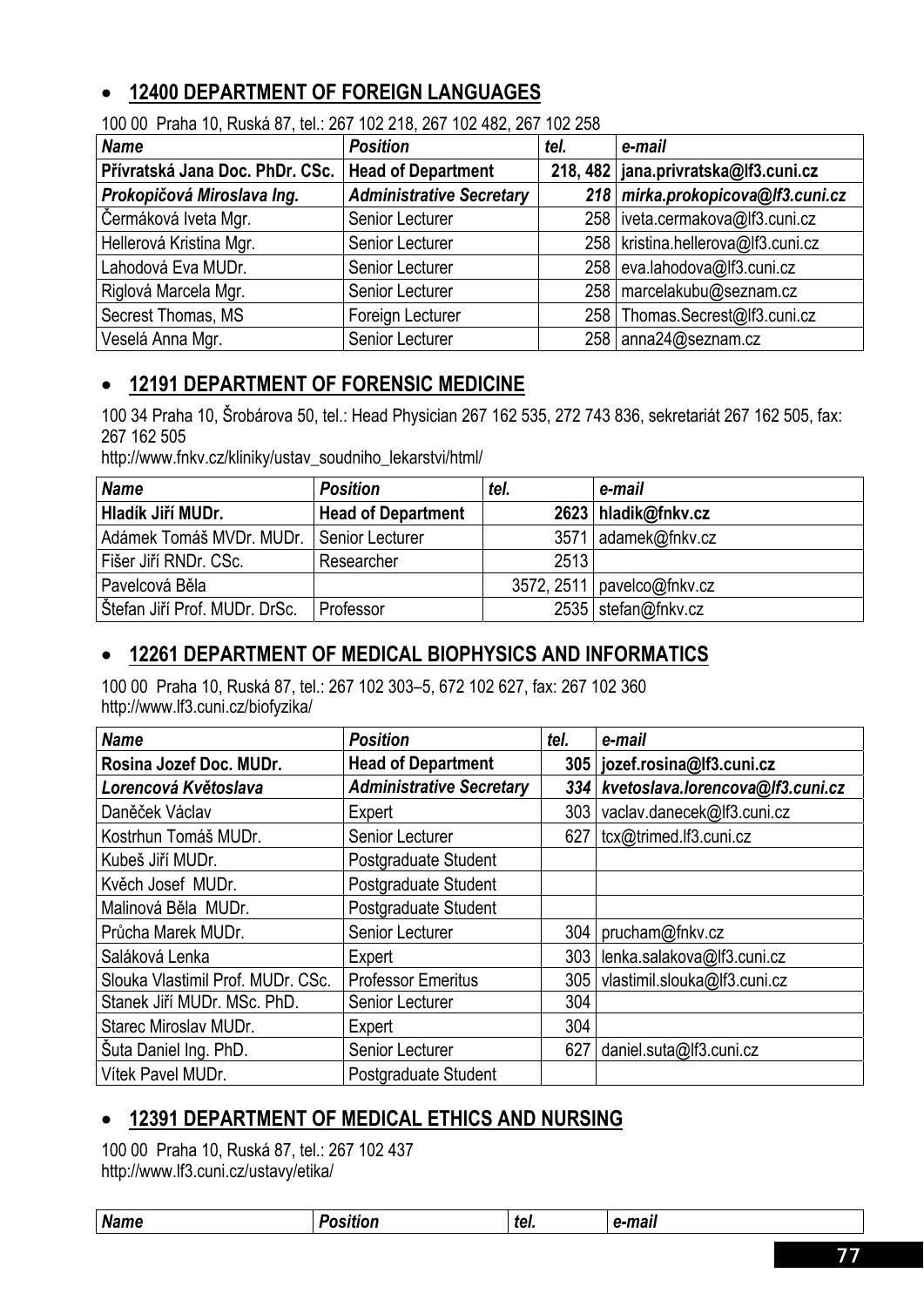- **12400 DEPARTMENT OF FOREIGN LANGUAGES**

100 00 Praha 10, Ruská 87, tel.: 267 102 218, 267 102 482, 267 102 258

| *Name* | *Position* | *tel.* | *e-mail* |
|---|---|---|---|
| **Přívratská Jana Doc. PhDr. CSc.** | **Head of Department** | **218, 482** | **jana.privratska@lf3.cuni.cz** |
| ***Prokopičová Miroslava Ing.*** | ***Administrative Secretary*** | ***218*** | ***mirka.prokopicova@lf3.cuni.cz*** |
| Čermáková Iveta Mgr. | Senior Lecturer | 258 | iveta.cermakova@lf3.cuni.cz |
| Hellerová Kristina Mgr. | Senior Lecturer | 258 | kristina.hellerova@lf3.cuni.cz |
| Lahodová Eva MUDr. | Senior Lecturer | 258 | eva.lahodova@lf3.cuni.cz |
| Riglová Marcela Mgr. | Senior Lecturer | 258 | marcelakubu@seznam.cz |
| Secrest Thomas, MS | Foreign Lecturer | 258 | Thomas.Secrest@lf3.cuni.cz |
| Veselá Anna Mgr. | Senior Lecturer | 258 | anna24@seznam.cz |

- **12191 DEPARTMENT OF FORENSIC MEDICINE**

100 34 Praha 10, Šrobárova 50, tel.: Head Physician 267 162 535, 272 743 836, sekretariát 267 162 505, fax: 267 162 505

http://www.fnkv.cz/kliniky/ustav_soudniho_lekarstvi/html/

| *Name* | *Position* | *tel.* | *e-mail* |
|---|---|---|---|
| **Hladík Jiří MUDr.** | **Head of Department** | **2623** | **hladik@fnkv.cz** |
| Adámek Tomáš MVDr. MUDr. | Senior Lecturer | 3571 | adamek@fnkv.cz |
| Fišer Jiří RNDr. CSc. | Researcher | 2513 | |
| Pavelcová Běla | | 3572, 2511 | pavelco@fnkv.cz |
| Štefan Jiří Prof. MUDr. DrSc. | Professor | 2535 | stefan@fnkv.cz |

- **12261 DEPARTMENT OF MEDICAL BIOPHYSICS AND INFORMATICS**

100 00 Praha 10, Ruská 87, tel.: 267 102 303–5, 672 102 627, fax: 267 102 360

http://www.lf3.cuni.cz/biofyzika/

| *Name* | *Position* | *tel.* | *e-mail* |
|---|---|---|---|
| **Rosina Jozef Doc. MUDr.** | **Head of Department** | **305** | **jozef.rosina@lf3.cuni.cz** |
| ***Lorencová Květoslava*** | ***Administrative Secretary*** | ***334*** | ***kvetoslava.lorencova@lf3.cuni.cz*** |
| Daněček Václav | Expert | 303 | vaclav.danecek@lf3.cuni.cz |
| Kostrhun Tomáš MUDr. | Senior Lecturer | 627 | tcx@trimed.lf3.cuni.cz |
| Kubeš Jiří MUDr. | Postgraduate Student | | |
| Kvěch Josef MUDr. | Postgraduate Student | | |
| Malinová Běla MUDr. | Postgraduate Student | | |
| Průcha Marek MUDr. | Senior Lecturer | 304 | prucham@fnkv.cz |
| Saláková Lenka | Expert | 303 | lenka.salakova@lf3.cuni.cz |
| Slouka Vlastimil Prof. MUDr. CSc. | Professor Emeritus | 305 | vlastimil.slouka@lf3.cuni.cz |
| Stanek Jiří MUDr. MSc. PhD. | Senior Lecturer | 304 | |
| Starec Miroslav MUDr. | Expert | 304 | |
| Šuta Daniel Ing. PhD. | Senior Lecturer | 627 | daniel.suta@lf3.cuni.cz |
| Vítek Pavel MUDr. | Postgraduate Student | | |

- **12391 DEPARTMENT OF MEDICAL ETHICS AND NURSING**

100 00 Praha 10, Ruská 87, tel.: 267 102 437

http://www.lf3.cuni.cz/ustavy/etika/

| *Name* | *Position* | *tel.* | *e-mail* |
|---|---|---|---|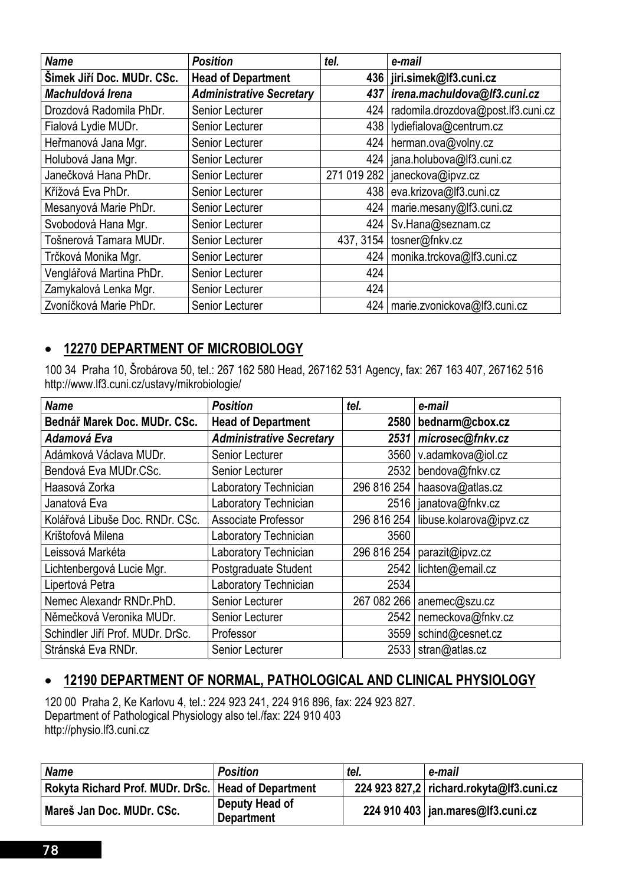| *Name* | *Position* | *tel.* | *e-mail* |
|---|---|---|---|
| **Šimek Jiří Doc. MUDr. CSc.** | **Head of Department** | **436** | **jiri.simek@lf3.cuni.cz** |
| ***Machuldová Irena*** | ***Administrative Secretary*** | ***437*** | ***irena.machuldova@lf3.cuni.cz*** |
| Drozdová Radomila PhDr. | Senior Lecturer | 424 | radomila.drozdova@post.lf3.cuni.cz |
| Fialová Lydie MUDr. | Senior Lecturer | 438 | lydiefialova@centrum.cz |
| Heřmanová Jana Mgr. | Senior Lecturer | 424 | herman.ova@volny.cz |
| Holubová Jana Mgr. | Senior Lecturer | 424 | jana.holubova@lf3.cuni.cz |
| Janečková Hana PhDr. | Senior Lecturer | 271 019 282 | janeckova@ipvz.cz |
| Křížová Eva PhDr. | Senior Lecturer | 438 | eva.krizova@lf3.cuni.cz |
| Mesanyová Marie PhDr. | Senior Lecturer | 424 | marie.mesany@lf3.cuni.cz |
| Svobodová Hana Mgr. | Senior Lecturer | 424 | Sv.Hana@seznam.cz |
| Tošnerová Tamara MUDr. | Senior Lecturer | 437, 3154 | tosner@fnkv.cz |
| Trčková Monika Mgr. | Senior Lecturer | 424 | monika.trckova@lf3.cuni.cz |
| Venglářová Martina PhDr. | Senior Lecturer | 424 | |
| Zamykalová Lenka Mgr. | Senior Lecturer | 424 | |
| Zvoníčková Marie PhDr. | Senior Lecturer | 424 | marie.zvonickova@lf3.cuni.cz |

- ## 12270 DEPARTMENT OF MICROBIOLOGY

100 34 Praha 10, Šrobárova 50, tel.: 267 162 580 Head, 267162 531 Agency, fax: 267 163 407, 267162 516
http://www.lf3.cuni.cz/ustavy/mikrobiologie/

| *Name* | *Position* | *tel.* | *e-mail* |
|---|---|---|---|
| **Bednář Marek Doc. MUDr. CSc.** | **Head of Department** | **2580** | **bednarm@cbox.cz** |
| ***Adamová Eva*** | ***Administrative Secretary*** | ***2531*** | ***microsec@fnkv.cz*** |
| Adámková Václava MUDr. | Senior Lecturer | 3560 | v.adamkova@iol.cz |
| Bendová Eva MUDr.CSc. | Senior Lecturer | 2532 | bendova@fnkv.cz |
| Haasová Zorka | Laboratory Technician | 296 816 254 | haasova@atlas.cz |
| Janatová Eva | Laboratory Technician | 2516 | janatova@fnkv.cz |
| Kolářová Libuše Doc. RNDr. CSc. | Associate Professor | 296 816 254 | libuse.kolarova@ipvz.cz |
| Krištofová Milena | Laboratory Technician | 3560 | |
| Leissová Markéta | Laboratory Technician | 296 816 254 | parazit@ipvz.cz |
| Lichtenbergová Lucie Mgr. | Postgraduate Student | 2542 | lichten@email.cz |
| Lipertová Petra | Laboratory Technician | 2534 | |
| Nemec Alexandr RNDr.PhD. | Senior Lecturer | 267 082 266 | anemec@szu.cz |
| Němečková Veronika MUDr. | Senior Lecturer | 2542 | nemeckova@fnkv.cz |
| Schindler Jiří Prof. MUDr. DrSc. | Professor | 3559 | schind@cesnet.cz |
| Stránská Eva RNDr. | Senior Lecturer | 2533 | stran@atlas.cz |

- ## 12190 DEPARTMENT OF NORMAL, PATHOLOGICAL AND CLINICAL PHYSIOLOGY

120 00 Praha 2, Ke Karlovu 4, tel.: 224 923 241, 224 916 896, fax: 224 923 827.
Department of Pathological Physiology also tel./fax: 224 910 403
http://physio.lf3.cuni.cz

| *Name* | *Position* | *tel.* | *e-mail* |
|---|---|---|---|
| **Rokyta Richard Prof. MUDr. DrSc.** | **Head of Department** | **224 923 827,2** | **richard.rokyta@lf3.cuni.cz** |
| **Mareš Jan Doc. MUDr. CSc.** | **Deputy Head of Department** | **224 910 403** | **jan.mares@lf3.cuni.cz** |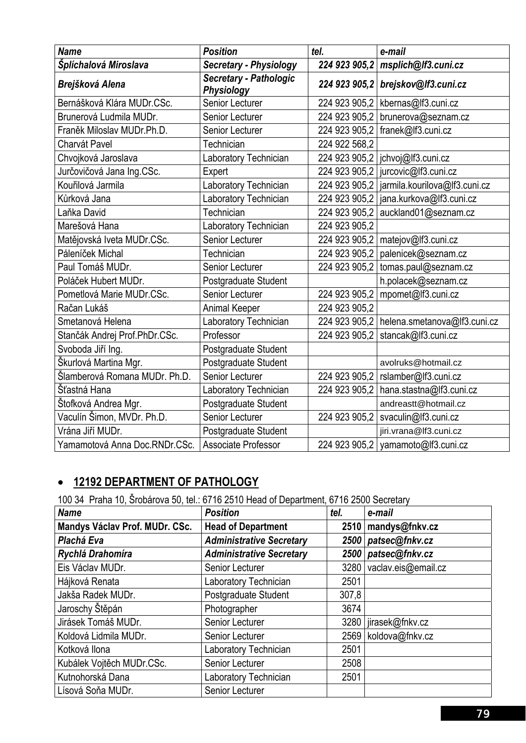| *Name* | *Position* | *tel.* | *e-mail* |
| --- | --- | --- | --- |
| ***Šplíchalová Miroslava*** | ***Secretary - Physiology*** | ***224 923 905,2*** | ***msplich@lf3.cuni.cz*** |
| ***Brejšková Alena*** | ***Secretary - Pathologic Physiology*** | ***224 923 905,2*** | ***brejskov@lf3.cuni.cz*** |
| Bernášková Klára MUDr.CSc. | Senior Lecturer | 224 923 905,2 | kbernas@lf3.cuni.cz |
| Brunerová Ludmila MUDr. | Senior Lecturer | 224 923 905,2 | brunerova@seznam.cz |
| Franěk Miloslav MUDr.Ph.D. | Senior Lecturer | 224 923 905,2 | franek@lf3.cuni.cz |
| Charvát Pavel | Technician | 224 922 568,2 | |
| Chvojková Jaroslava | Laboratory Technician | 224 923 905,2 | jchvoj@lf3.cuni.cz |
| Jurčovičová Jana Ing.CSc. | Expert | 224 923 905,2 | jurcovic@lf3.cuni.cz |
| Kouřilová Jarmila | Laboratory Technician | 224 923 905,2 | jarmila.kourilova@lf3.cuni.cz |
| Kůrková Jana | Laboratory Technician | 224 923 905,2 | jana.kurkova@lf3.cuni.cz |
| Laňka David | Technician | 224 923 905,2 | auckland01@seznam.cz |
| Marešová Hana | Laboratory Technician | 224 923 905,2 | |
| Matějovská Iveta MUDr.CSc. | Senior Lecturer | 224 923 905,2 | matejov@lf3.cuni.cz |
| Páleníček Michal | Technician | 224 923 905,2 | palenicek@seznam.cz |
| Paul Tomáš MUDr. | Senior Lecturer | 224 923 905,2 | tomas.paul@seznam.cz |
| Poláček Hubert MUDr. | Postgraduate Student | | h.polacek@seznam.cz |
| Pometlová Marie MUDr.CSc. | Senior Lecturer | 224 923 905,2 | mpomet@lf3.cuni.cz |
| Račan Lukáš | Animal Keeper | 224 923 905,2 | |
| Smetanová Helena | Laboratory Technician | 224 923 905,2 | helena.smetanova@lf3.cuni.cz |
| Stančák Andrej Prof.PhDr.CSc. | Professor | 224 923 905,2 | stancak@lf3.cuni.cz |
| Svoboda Jiří Ing. | Postgraduate Student | | |
| Škurlová Martina Mgr. | Postgraduate Student | | avolruks@hotmail.cz |
| Šlamberová Romana MUDr. Ph.D. | Senior Lecturer | 224 923 905,2 | rslamber@lf3.cuni.cz |
| Šťastná Hana | Laboratory Technician | 224 923 905,2 | hana.stastna@lf3.cuni.cz |
| Štofková Andrea Mgr. | Postgraduate Student | | andreastt@hotmail.cz |
| Vaculín Šimon, MVDr. Ph.D. | Senior Lecturer | 224 923 905,2 | svaculin@lf3.cuni.cz |
| Vrána Jiří MUDr. | Postgraduate Student | | jiri.vrana@lf3.cuni.cz |
| Yamamotová Anna Doc.RNDr.CSc. | Associate Professor | 224 923 905,2 | yamamoto@lf3.cuni.cz |

- ## 12192 DEPARTMENT OF PATHOLOGY

100 34 Praha 10, Šrobárova 50, tel.: 6716 2510 Head of Department, 6716 2500 Secretary

| *Name* | *Position* | *tel.* | *e-mail* |
| --- | --- | --- | --- |
| **Mandys Václav Prof. MUDr. CSc.** | **Head of Department** | **2510** | **mandys@fnkv.cz** |
| ***Plachá Eva*** | ***Administrative Secretary*** | ***2500*** | ***patsec@fnkv.cz*** |
| ***Rychlá Drahomíra*** | ***Administrative Secretary*** | ***2500*** | ***patsec@fnkv.cz*** |
| Eis Václav MUDr. | Senior Lecturer | 3280 | vaclav.eis@email.cz |
| Hájková Renata | Laboratory Technician | 2501 | |
| Jakša Radek MUDr. | Postgraduate Student | 307,8 | |
| Jaroschy Štěpán | Photographer | 3674 | |
| Jirásek Tomáš MUDr. | Senior Lecturer | 3280 | jirasek@fnkv.cz |
| Koldová Lidmila MUDr. | Senior Lecturer | 2569 | koldova@fnkv.cz |
| Kotková Ilona | Laboratory Technician | 2501 | |
| Kubálek Vojtěch MUDr.CSc. | Senior Lecturer | 2508 | |
| Kutnohorská Dana | Laboratory Technician | 2501 | |
| Lísová Soňa MUDr. | Senior Lecturer | | |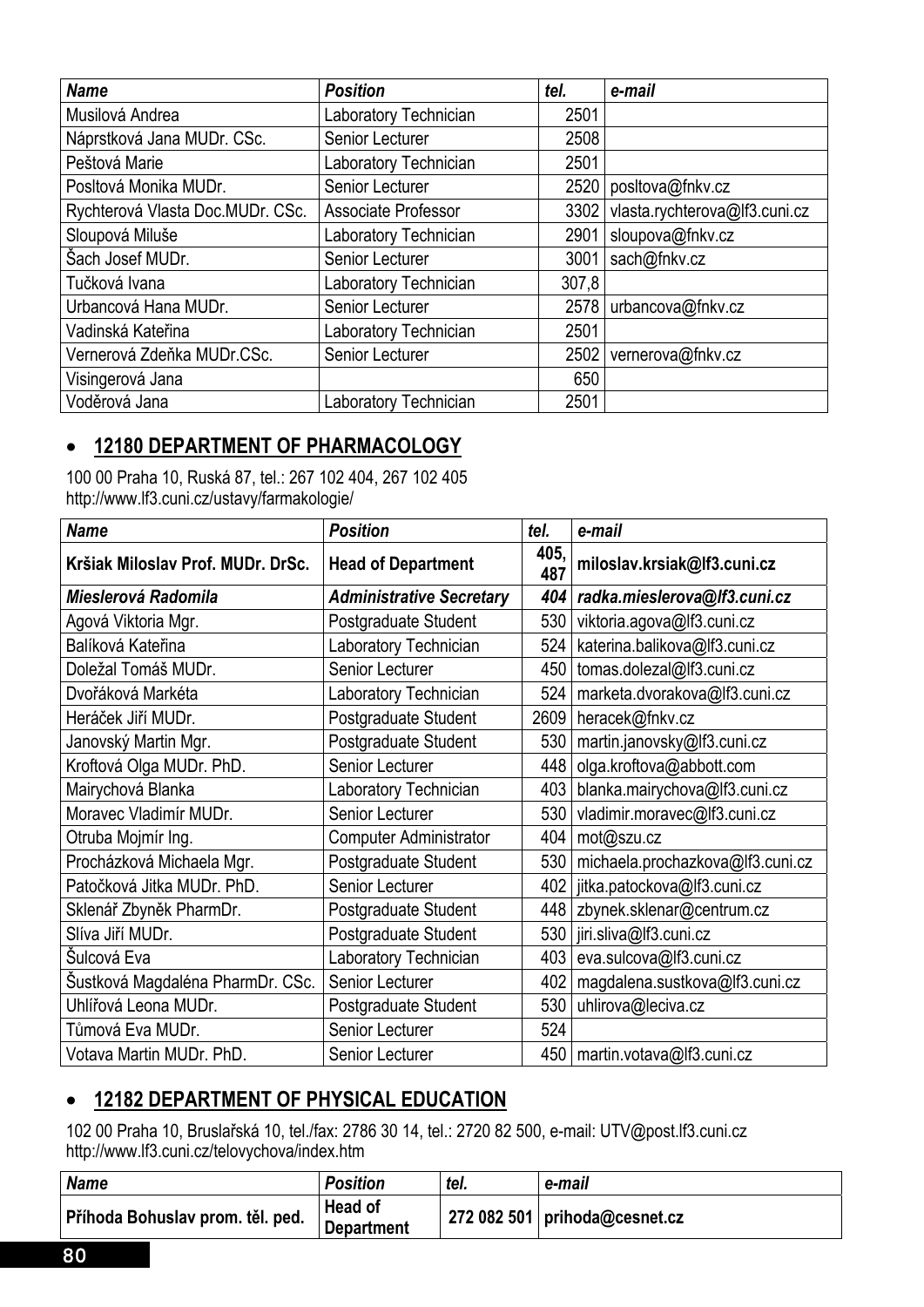| *Name* | *Position* | *tel.* | *e-mail* |
|---|---|---|---|
| Musilová Andrea | Laboratory Technician | 2501 | |
| Náprstková Jana MUDr. CSc. | Senior Lecturer | 2508 | |
| Peštová Marie | Laboratory Technician | 2501 | |
| Posltová Monika MUDr. | Senior Lecturer | 2520 | posltova@fnkv.cz |
| Rychterová Vlasta Doc.MUDr. CSc. | Associate Professor | 3302 | vlasta.rychterova@lf3.cuni.cz |
| Sloupová Miluše | Laboratory Technician | 2901 | sloupova@fnkv.cz |
| Šach Josef MUDr. | Senior Lecturer | 3001 | sach@fnkv.cz |
| Tučková Ivana | Laboratory Technician | 307,8 | |
| Urbancová Hana MUDr. | Senior Lecturer | 2578 | urbancova@fnkv.cz |
| Vadinská Kateřina | Laboratory Technician | 2501 | |
| Vernerová Zdeňka MUDr.CSc. | Senior Lecturer | 2502 | vernerova@fnkv.cz |
| Visingerová Jana | | 650 | |
| Voděrová Jana | Laboratory Technician | 2501 | |

- **12180 DEPARTMENT OF PHARMACOLOGY**

100 00 Praha 10, Ruská 87, tel.: 267 102 404, 267 102 405
http://www.lf3.cuni.cz/ustavy/farmakologie/

| *Name* | *Position* | *tel.* | *e-mail* |
|---|---|---|---|
| **Kršiak Miloslav Prof. MUDr. DrSc.** | **Head of Department** | **405, 487** | **miloslav.krsiak@lf3.cuni.cz** |
| ***Mieslerová Radomila*** | ***Administrative Secretary*** | ***404*** | ***radka.mieslerova@lf3.cuni.cz*** |
| Agová Viktoria Mgr. | Postgraduate Student | 530 | viktoria.agova@lf3.cuni.cz |
| Balíková Kateřina | Laboratory Technician | 524 | katerina.balikova@lf3.cuni.cz |
| Doležal Tomáš MUDr. | Senior Lecturer | 450 | tomas.dolezal@lf3.cuni.cz |
| Dvořáková Markéta | Laboratory Technician | 524 | marketa.dvorakova@lf3.cuni.cz |
| Heráček Jiří MUDr. | Postgraduate Student | 2609 | heracek@fnkv.cz |
| Janovský Martin Mgr. | Postgraduate Student | 530 | martin.janovsky@lf3.cuni.cz |
| Kroftová Olga MUDr. PhD. | Senior Lecturer | 448 | olga.kroftova@abbott.com |
| Mairychová Blanka | Laboratory Technician | 403 | blanka.mairychova@lf3.cuni.cz |
| Moravec Vladimír MUDr. | Senior Lecturer | 530 | vladimir.moravec@lf3.cuni.cz |
| Otruba Mojmír Ing. | Computer Administrator | 404 | mot@szu.cz |
| Procházková Michaela Mgr. | Postgraduate Student | 530 | michaela.prochazkova@lf3.cuni.cz |
| Patočková Jitka MUDr. PhD. | Senior Lecturer | 402 | jitka.patockova@lf3.cuni.cz |
| Sklenář Zbyněk PharmDr. | Postgraduate Student | 448 | zbynek.sklenar@centrum.cz |
| Slíva Jiří MUDr. | Postgraduate Student | 530 | jiri.sliva@lf3.cuni.cz |
| Šulcová Eva | Laboratory Technician | 403 | eva.sulcova@lf3.cuni.cz |
| Šustková Magdaléna PharmDr. CSc. | Senior Lecturer | 402 | magdalena.sustkova@lf3.cuni.cz |
| Uhlířová Leona MUDr. | Postgraduate Student | 530 | uhlirova@leciva.cz |
| Tůmová Eva MUDr. | Senior Lecturer | 524 | |
| Votava Martin MUDr. PhD. | Senior Lecturer | 450 | martin.votava@lf3.cuni.cz |

- **12182 DEPARTMENT OF PHYSICAL EDUCATION**

102 00 Praha 10, Bruslařská 10, tel./fax: 2786 30 14, tel.: 2720 82 500, e-mail: UTV@post.lf3.cuni.cz
http://www.lf3.cuni.cz/telovychova/index.htm

| *Name* | *Position* | *tel.* | *e-mail* |
|---|---|---|---|
| **Příhoda Bohuslav prom. těl. ped.** | **Head of Department** | **272 082 501** | **prihoda@cesnet.cz** |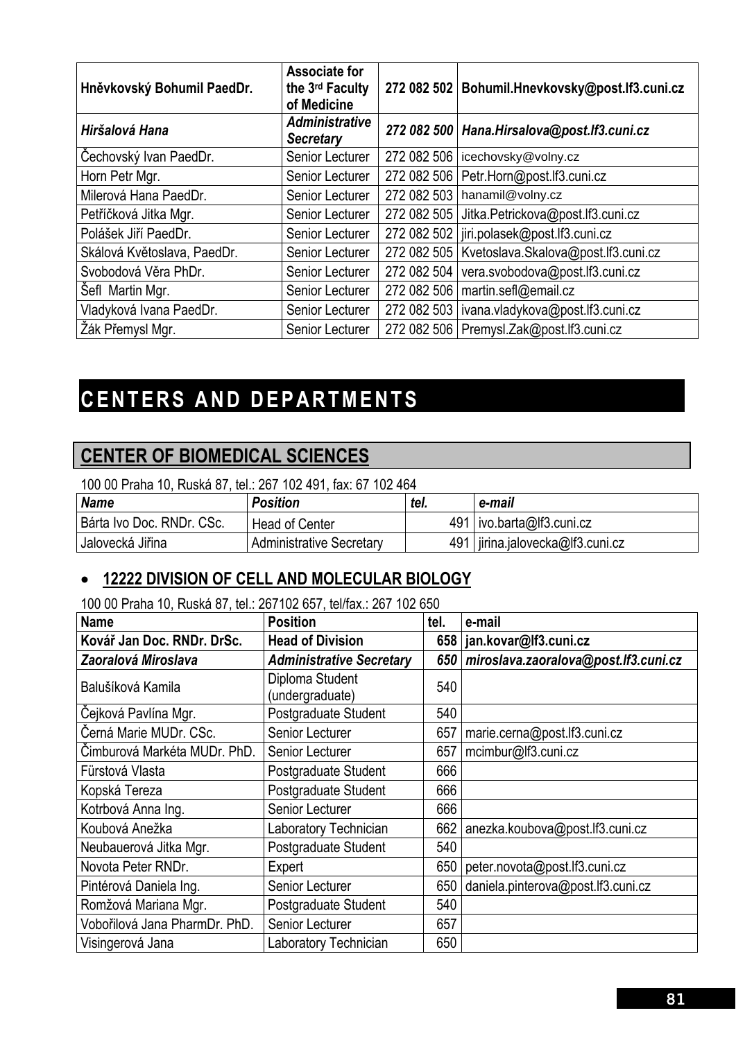| **Hněvkovský Bohumil PaedDr.** | **Associate for the 3rd Faculty of Medicine** | **272 082 502** | **Bohumil.Hnevkovsky@post.lf3.cuni.cz** |
|---|---|---|---|
| ***Hiršalová Hana*** | ***Administrative Secretary*** | ***272 082 500*** | ***Hana.Hirsalova@post.lf3.cuni.cz*** |
| Čechovský Ivan PaedDr. | Senior Lecturer | 272 082 506 | icechovsky@volny.cz |
| Horn Petr Mgr. | Senior Lecturer | 272 082 506 | Petr.Horn@post.lf3.cuni.cz |
| Milerová Hana PaedDr. | Senior Lecturer | 272 082 503 | hanamil@volny.cz |
| Petříčková Jitka Mgr. | Senior Lecturer | 272 082 505 | Jitka.Petrickova@post.lf3.cuni.cz |
| Polášek Jiří PaedDr. | Senior Lecturer | 272 082 502 | jiri.polasek@post.lf3.cuni.cz |
| Skálová Květoslava, PaedDr. | Senior Lecturer | 272 082 505 | Kvetoslava.Skalova@post.lf3.cuni.cz |
| Svobodová Věra PhDr. | Senior Lecturer | 272 082 504 | vera.svobodova@post.lf3.cuni.cz |
| Šefl Martin Mgr. | Senior Lecturer | 272 082 506 | martin.sefl@email.cz |
| Vladyková Ivana PaedDr. | Senior Lecturer | 272 082 503 | ivana.vladykova@post.lf3.cuni.cz |
| Žák Přemysl Mgr. | Senior Lecturer | 272 082 506 | Premysl.Zak@post.lf3.cuni.cz |

# CENTERS AND DEPARTMENTS

## CENTER OF BIOMEDICAL SCIENCES

100 00 Praha 10, Ruská 87, tel.: 267 102 491, fax: 67 102 464

| *Name* | *Position* | *tel.* | *e-mail* |
|---|---|---|---|
| Bárta Ivo Doc. RNDr. CSc. | Head of Center | 491 | ivo.barta@lf3.cuni.cz |
| Jalovecká Jiřina | Administrative Secretary | 491 | jirina.jalovecka@lf3.cuni.cz |

- ### 12222 DIVISION OF CELL AND MOLECULAR BIOLOGY

100 00 Praha 10, Ruská 87, tel.: 267102 657, tel/fax.: 267 102 650

| Name | Position | tel. | e-mail |
|---|---|---|---|
| **Kovář Jan Doc. RNDr. DrSc.** | **Head of Division** | **658** | **jan.kovar@lf3.cuni.cz** |
| ***Zaoralová Miroslava*** | ***Administrative Secretary*** | ***650*** | ***miroslava.zaoralova@post.lf3.cuni.cz*** |
| Balušíková Kamila | Diploma Student (undergraduate) | 540 | |
| Čejková Pavlína Mgr. | Postgraduate Student | 540 | |
| Černá Marie MUDr. CSc. | Senior Lecturer | 657 | marie.cerna@post.lf3.cuni.cz |
| Čimburová Markéta MUDr. PhD. | Senior Lecturer | 657 | mcimbur@lf3.cuni.cz |
| Fürstová Vlasta | Postgraduate Student | 666 | |
| Kopská Tereza | Postgraduate Student | 666 | |
| Kotrbová Anna Ing. | Senior Lecturer | 666 | |
| Koubová Anežka | Laboratory Technician | 662 | anezka.koubova@post.lf3.cuni.cz |
| Neubauerová Jitka Mgr. | Postgraduate Student | 540 | |
| Novota Peter RNDr. | Expert | 650 | peter.novota@post.lf3.cuni.cz |
| Pintérová Daniela Ing. | Senior Lecturer | 650 | daniela.pinterova@post.lf3.cuni.cz |
| Romžová Mariana Mgr. | Postgraduate Student | 540 | |
| Vobořilová Jana PharmDr. PhD. | Senior Lecturer | 657 | |
| Visingerová Jana | Laboratory Technician | 650 | |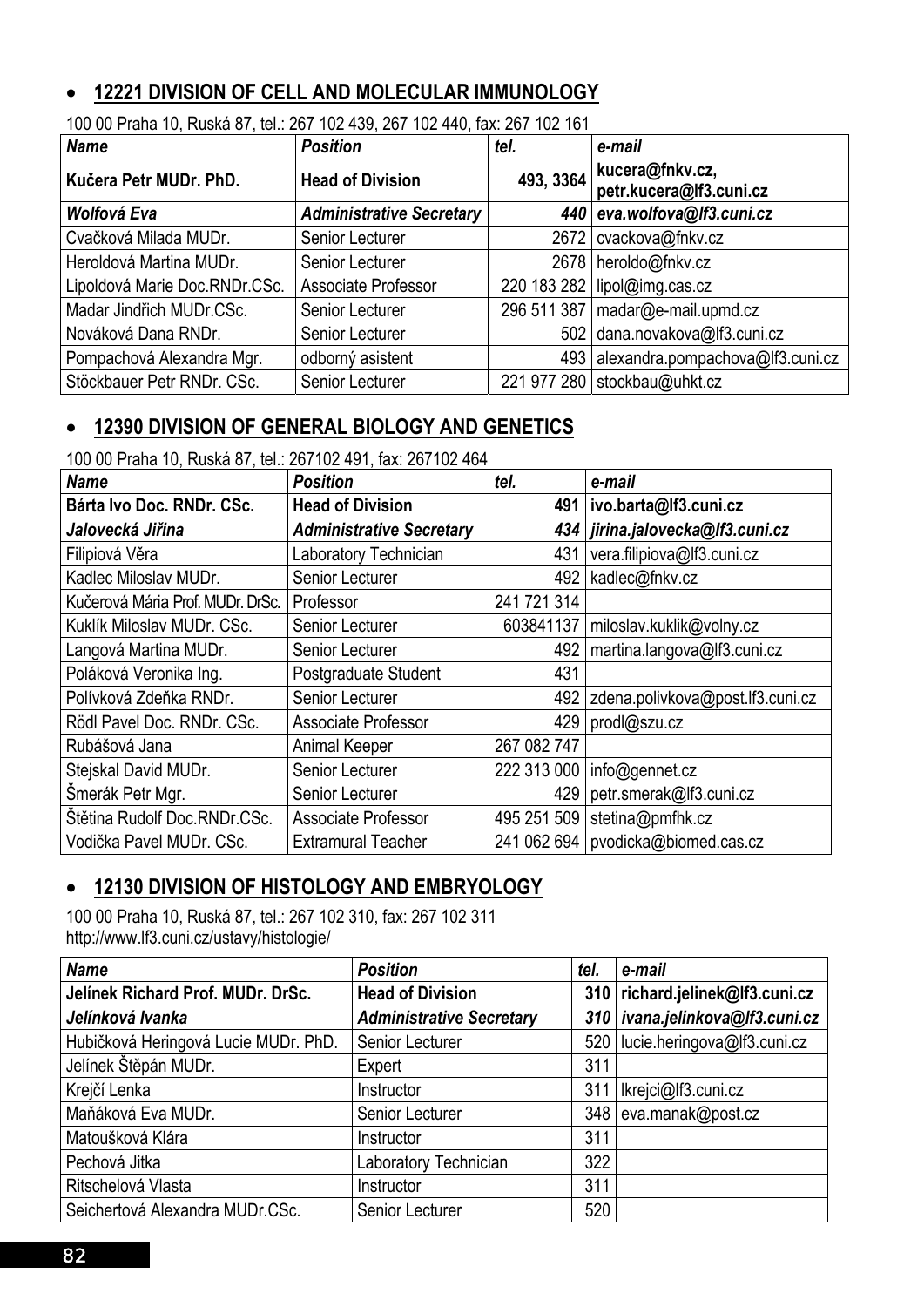- **12221 DIVISION OF CELL AND MOLECULAR IMMUNOLOGY**

100 00 Praha 10, Ruská 87, tel.: 267 102 439, 267 102 440, fax: 267 102 161

| *Name* | *Position* | *tel.* | *e-mail* |
|---|---|---|---|
| **Kučera Petr MUDr. PhD.** | **Head of Division** | **493, 3364** | **kucera@fnkv.cz, petr.kucera@lf3.cuni.cz** |
| ***Wolfová Eva*** | ***Administrative Secretary*** | ***440*** | ***eva.wolfova@lf3.cuni.cz*** |
| Cvačková Milada MUDr. | Senior Lecturer | 2672 | cvackova@fnkv.cz |
| Heroldová Martina MUDr. | Senior Lecturer | 2678 | heroldo@fnkv.cz |
| Lipoldová Marie Doc.RNDr.CSc. | Associate Professor | 220 183 282 | lipol@img.cas.cz |
| Madar Jindřich MUDr.CSc. | Senior Lecturer | 296 511 387 | madar@e-mail.upmd.cz |
| Nováková Dana RNDr. | Senior Lecturer | 502 | dana.novakova@lf3.cuni.cz |
| Pompachová Alexandra Mgr. | odborný asistent | 493 | alexandra.pompachova@lf3.cuni.cz |
| Stöckbauer Petr RNDr. CSc. | Senior Lecturer | 221 977 280 | stockbau@uhkt.cz |

- **12390 DIVISION OF GENERAL BIOLOGY AND GENETICS**

100 00 Praha 10, Ruská 87, tel.: 267102 491, fax: 267102 464

| *Name* | *Position* | *tel.* | *e-mail* |
|---|---|---|---|
| **Bárta Ivo Doc. RNDr. CSc.** | **Head of Division** | **491** | **ivo.barta@lf3.cuni.cz** |
| ***Jalovecká Jiřina*** | ***Administrative Secretary*** | ***434*** | ***jirina.jalovecka@lf3.cuni.cz*** |
| Filipiová Věra | Laboratory Technician | 431 | vera.filipiova@lf3.cuni.cz |
| Kadlec Miloslav MUDr. | Senior Lecturer | 492 | kadlec@fnkv.cz |
| Kučerová Mária Prof. MUDr. DrSc. | Professor | 241 721 314 | |
| Kuklík Miloslav MUDr. CSc. | Senior Lecturer | 603841137 | miloslav.kuklik@volny.cz |
| Langová Martina MUDr. | Senior Lecturer | 492 | martina.langova@lf3.cuni.cz |
| Poláková Veronika Ing. | Postgraduate Student | 431 | |
| Polívková Zdeňka RNDr. | Senior Lecturer | 492 | zdena.polivkova@post.lf3.cuni.cz |
| Rödl Pavel Doc. RNDr. CSc. | Associate Professor | 429 | prodl@szu.cz |
| Rubášová Jana | Animal Keeper | 267 082 747 | |
| Stejskal David MUDr. | Senior Lecturer | 222 313 000 | info@gennet.cz |
| Šmerák Petr Mgr. | Senior Lecturer | 429 | petr.smerak@lf3.cuni.cz |
| Štětina Rudolf Doc.RNDr.CSc. | Associate Professor | 495 251 509 | stetina@pmfhk.cz |
| Vodička Pavel MUDr. CSc. | Extramural Teacher | 241 062 694 | pvodicka@biomed.cas.cz |

- **12130 DIVISION OF HISTOLOGY AND EMBRYOLOGY**

100 00 Praha 10, Ruská 87, tel.: 267 102 310, fax: 267 102 311
http://www.lf3.cuni.cz/ustavy/histologie/

| *Name* | *Position* | *tel.* | *e-mail* |
|---|---|---|---|
| **Jelínek Richard Prof. MUDr. DrSc.** | **Head of Division** | **310** | **richard.jelinek@lf3.cuni.cz** |
| ***Jelínková Ivanka*** | ***Administrative Secretary*** | ***310*** | ***ivana.jelinkova@lf3.cuni.cz*** |
| Hubičková Heringová Lucie MUDr. PhD. | Senior Lecturer | 520 | lucie.heringova@lf3.cuni.cz |
| Jelínek Štěpán MUDr. | Expert | 311 | |
| Krejčí Lenka | Instructor | 311 | lkrejci@lf3.cuni.cz |
| Maňáková Eva MUDr. | Senior Lecturer | 348 | eva.manak@post.cz |
| Matoušková Klára | Instructor | 311 | |
| Pechová Jitka | Laboratory Technician | 322 | |
| Ritschelová Vlasta | Instructor | 311 | |
| Seichertová Alexandra MUDr.CSc. | Senior Lecturer | 520 | |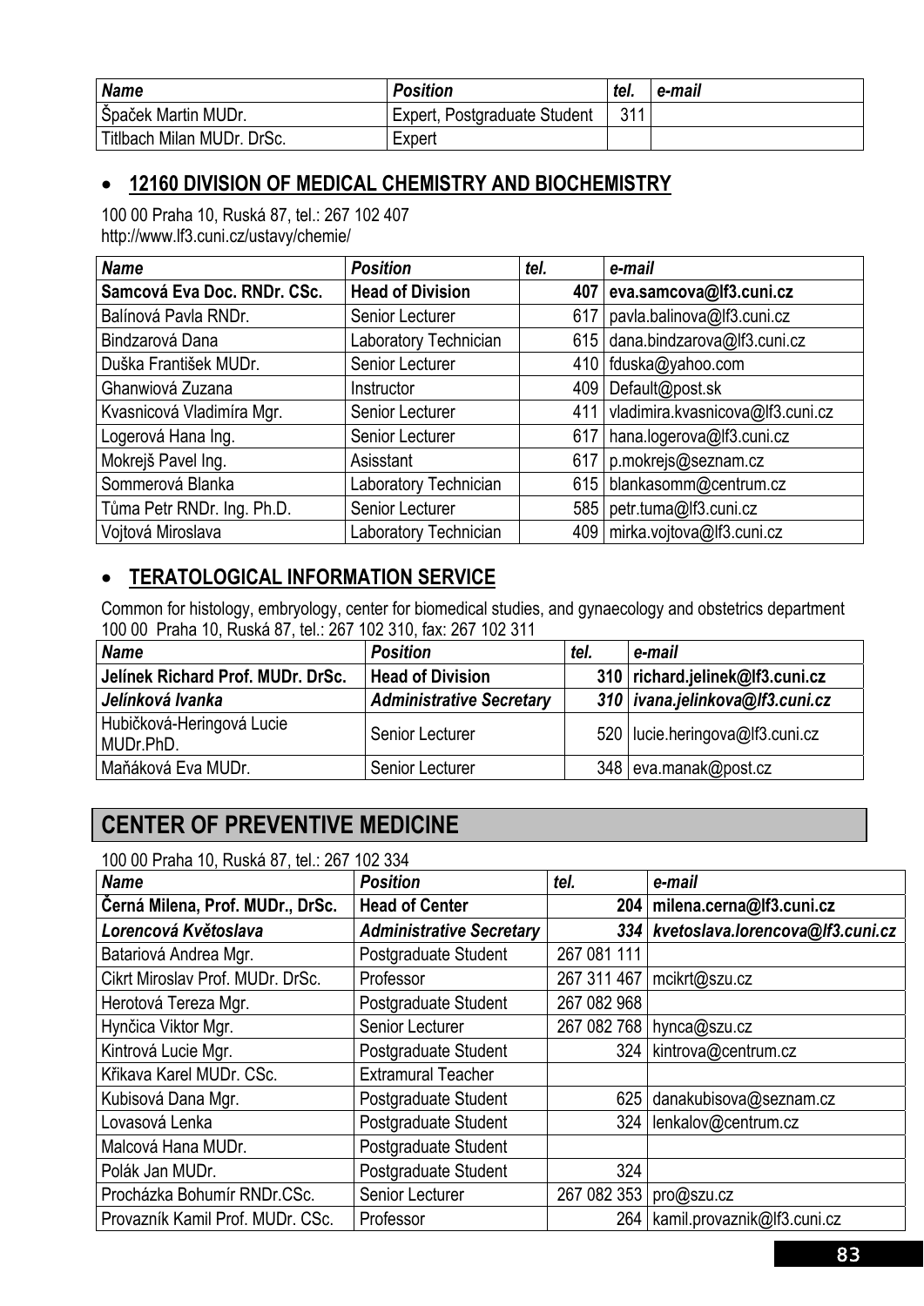| *Name* | *Position* | *tel.* | *e-mail* |
|---|---|---|---|
| Špaček Martin MUDr. | Expert, Postgraduate Student | 311 | |
| Titlbach Milan MUDr. DrSc. | Expert | | |

- **12160 DIVISION OF MEDICAL CHEMISTRY AND BIOCHEMISTRY**

100 00 Praha 10, Ruská 87, tel.: 267 102 407
http://www.lf3.cuni.cz/ustavy/chemie/

| *Name* | *Position* | *tel.* | *e-mail* |
|---|---|---|---|
| **Samcová Eva Doc. RNDr. CSc.** | **Head of Division** | **407** | **eva.samcova@lf3.cuni.cz** |
| Balínová Pavla RNDr. | Senior Lecturer | 617 | pavla.balinova@lf3.cuni.cz |
| Bindzarová Dana | Laboratory Technician | 615 | dana.bindzarova@lf3.cuni.cz |
| Duška František MUDr. | Senior Lecturer | 410 | fduska@yahoo.com |
| Ghanwiová Zuzana | Instructor | 409 | Default@post.sk |
| Kvasnicová Vladimíra Mgr. | Senior Lecturer | 411 | vladimira.kvasnicova@lf3.cuni.cz |
| Logerová Hana Ing. | Senior Lecturer | 617 | hana.logerova@lf3.cuni.cz |
| Mokrejš Pavel Ing. | Asisstant | 617 | p.mokrejs@seznam.cz |
| Sommerová Blanka | Laboratory Technician | 615 | blankasomm@centrum.cz |
| Tůma Petr RNDr. Ing. Ph.D. | Senior Lecturer | 585 | petr.tuma@lf3.cuni.cz |
| Vojtová Miroslava | Laboratory Technician | 409 | mirka.vojtova@lf3.cuni.cz |

- **TERATOLOGICAL INFORMATION SERVICE**

Common for histology, embryology, center for biomedical studies, and gynaecology and obstetrics department
100 00 Praha 10, Ruská 87, tel.: 267 102 310, fax: 267 102 311

| *Name* | *Position* | *tel.* | *e-mail* |
|---|---|---|---|
| **Jelínek Richard Prof. MUDr. DrSc.** | **Head of Division** | **310** | **richard.jelinek@lf3.cuni.cz** |
| ***Jelínková Ivanka*** | ***Administrative Secretary*** | ***310*** | ***ivana.jelinkova@lf3.cuni.cz*** |
| Hubičková-Heringová Lucie MUDr.PhD. | Senior Lecturer | 520 | lucie.heringova@lf3.cuni.cz |
| Maňáková Eva MUDr. | Senior Lecturer | 348 | eva.manak@post.cz |

## CENTER OF PREVENTIVE MEDICINE

100 00 Praha 10, Ruská 87, tel.: 267 102 334

| *Name* | *Position* | *tel.* | *e-mail* |
|---|---|---|---|
| **Černá Milena, Prof. MUDr., DrSc.** | **Head of Center** | **204** | **milena.cerna@lf3.cuni.cz** |
| ***Lorencová Květoslava*** | ***Administrative Secretary*** | ***334*** | ***kvetoslava.lorencova@lf3.cuni.cz*** |
| Batariová Andrea Mgr. | Postgraduate Student | 267 081 111 | |
| Cikrt Miroslav Prof. MUDr. DrSc. | Professor | 267 311 467 | mcikrt@szu.cz |
| Herotová Tereza Mgr. | Postgraduate Student | 267 082 968 | |
| Hynčica Viktor Mgr. | Senior Lecturer | 267 082 768 | hynca@szu.cz |
| Kintrová Lucie Mgr. | Postgraduate Student | 324 | kintrova@centrum.cz |
| Křikava Karel MUDr. CSc. | Extramural Teacher | | |
| Kubisová Dana Mgr. | Postgraduate Student | 625 | danakubisova@seznam.cz |
| Lovasová Lenka | Postgraduate Student | 324 | lenkalov@centrum.cz |
| Malcová Hana MUDr. | Postgraduate Student | | |
| Polák Jan MUDr. | Postgraduate Student | 324 | |
| Procházka Bohumír RNDr.CSc. | Senior Lecturer | 267 082 353 | pro@szu.cz |
| Provazník Kamil Prof. MUDr. CSc. | Professor | 264 | kamil.provaznik@lf3.cuni.cz |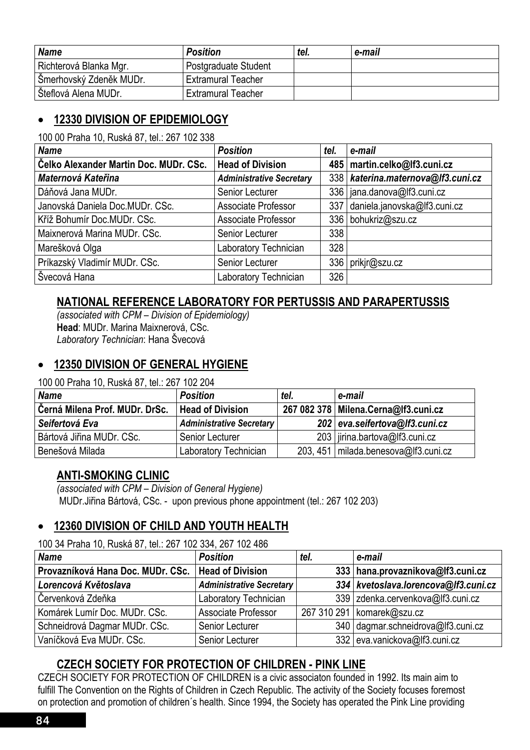| Name | Position | tel. | e-mail |
|---|---|---|---|
| Richterová Blanka Mgr. | Postgraduate Student | | |
| Šmerhovský Zdeněk MUDr. | Extramural Teacher | | |
| Šteflová Alena MUDr. | Extramural Teacher | | |

## • 12330 DIVISION OF EPIDEMIOLOGY

100 00 Praha 10, Ruská 87, tel.: 267 102 338

| Name | Position | tel. | e-mail |
|---|---|---|---|
| **Čelko Alexander Martin Doc. MUDr. CSc.** | **Head of Division** | **485** | **martin.celko@lf3.cuni.cz** |
| ***Maternová Kateřina*** | ***Administrative Secretary*** | 338 | ***katerina.maternova@lf3.cuni.cz*** |
| Dáňová Jana MUDr. | Senior Lecturer | 336 | jana.danova@lf3.cuni.cz |
| Janovská Daniela Doc.MUDr. CSc. | Associate Professor | 337 | daniela.janovska@lf3.cuni.cz |
| Kříž Bohumír Doc.MUDr. CSc. | Associate Professor | 336 | bohukriz@szu.cz |
| Maixnerová Marina MUDr. CSc. | Senior Lecturer | 338 | |
| Marešková Olga | Laboratory Technician | 328 | |
| Príkazský Vladimír MUDr. CSc. | Senior Lecturer | 336 | prikjr@szu.cz |
| Švecová Hana | Laboratory Technician | 326 | |

## NATIONAL REFERENCE LABORATORY FOR PERTUSSIS AND PARAPERTUSSIS

*(associated with CPM – Division of Epidemiology)*
**Head**: MUDr. Marina Maixnerová, CSc.
*Laboratory Technician*: Hana Švecová

## • 12350 DIVISION OF GENERAL HYGIENE

100 00 Praha 10, Ruská 87, tel.: 267 102 204

| Name | Position | tel. | e-mail |
|---|---|---|---|
| **Černá Milena Prof. MUDr. DrSc.** | **Head of Division** | **267 082 378** | **Milena.Cerna@lf3.cuni.cz** |
| ***Seifertová Eva*** | ***Administrative Secretary*** | ***202*** | ***eva.seifertova@lf3.cuni.cz*** |
| Bártová Jiřina MUDr. CSc. | Senior Lecturer | 203 | jirina.bartova@lf3.cuni.cz |
| Benešová Milada | Laboratory Technician | 203, 451 | milada.benesova@lf3.cuni.cz |

## ANTI-SMOKING CLINIC

*(associated with CPM – Division of General Hygiene)*
MUDr.Jiřina Bártová, CSc. - upon previous phone appointment (tel.: 267 102 203)

## • 12360 DIVISION OF CHILD AND YOUTH HEALTH

100 34 Praha 10, Ruská 87, tel.: 267 102 334, 267 102 486

| Name | Position | tel. | e-mail |
|---|---|---|---|
| **Provazníková Hana Doc. MUDr. CSc.** | **Head of Division** | **333** | **hana.provaznikova@lf3.cuni.cz** |
| ***Lorencová Květoslava*** | ***Administrative Secretary*** | ***334*** | ***kvetoslava.lorencova@lf3.cuni.cz*** |
| Červenková Zdeňka | Laboratory Technician | 339 | zdenka.cervenkova@lf3.cuni.cz |
| Komárek Lumír Doc. MUDr. CSc. | Associate Professor | 267 310 291 | komarek@szu.cz |
| Schneidrová Dagmar MUDr. CSc. | Senior Lecturer | 340 | dagmar.schneidrova@lf3.cuni.cz |
| Vaníčková Eva MUDr. CSc. | Senior Lecturer | 332 | eva.vanickova@lf3.cuni.cz |

## CZECH SOCIETY FOR PROTECTION OF CHILDREN - PINK LINE

CZECH SOCIETY FOR PROTECTION OF CHILDREN is a civic associaton founded in 1992. Its main aim to fulfill The Convention on the Rights of Children in Czech Republic. The activity of the Society focuses foremost on protection and promotion of children´s health. Since 1994, the Society has operated the Pink Line providing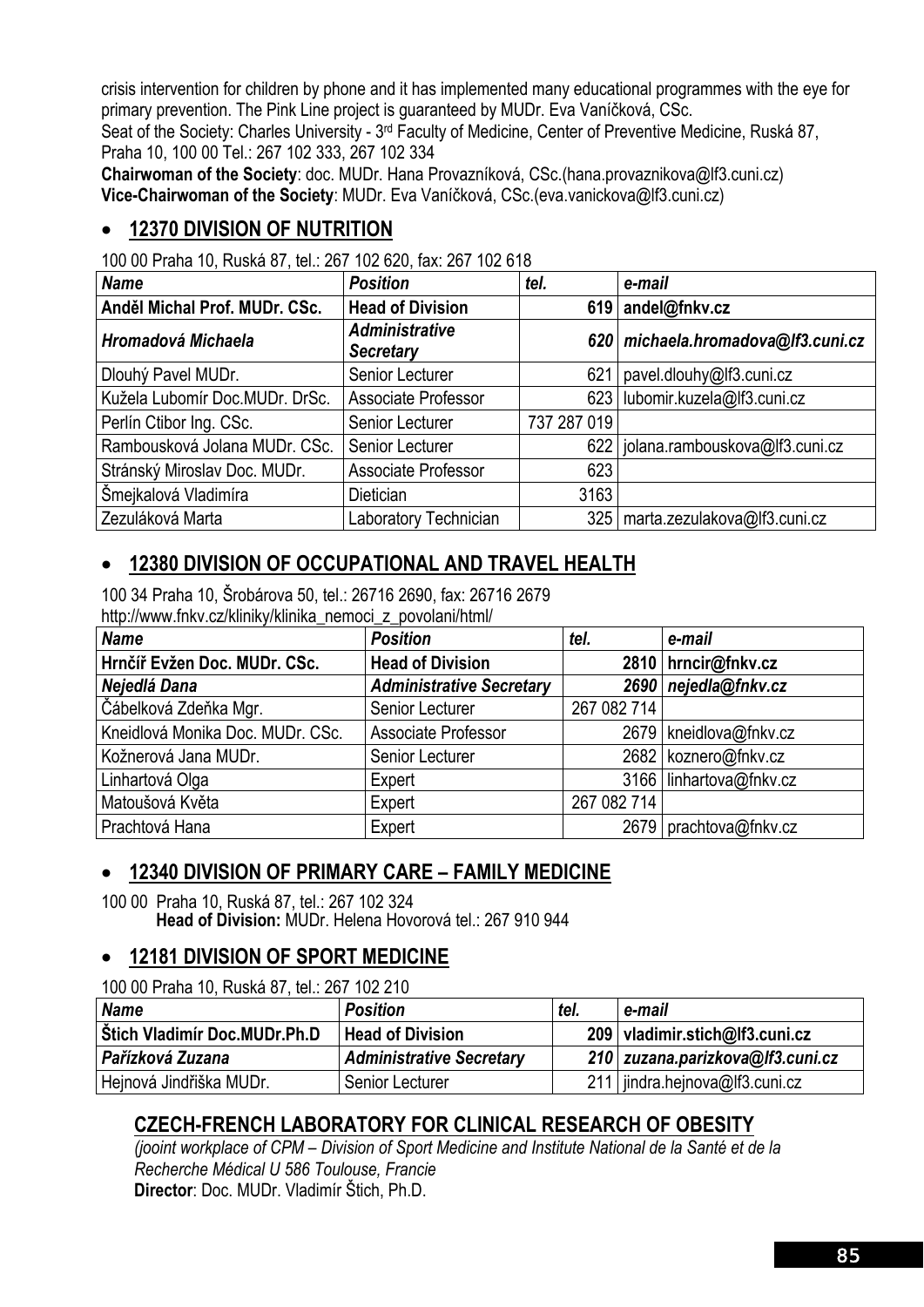crisis intervention for children by phone and it has implemented many educational programmes with the eye for primary prevention. The Pink Line project is guaranteed by MUDr. Eva Vaníčková, CSc.
Seat of the Society: Charles University - 3rd Faculty of Medicine, Center of Preventive Medicine, Ruská 87, Praha 10, 100 00 Tel.: 267 102 333, 267 102 334
**Chairwoman of the Society**: doc. MUDr. Hana Provazníková, CSc.(hana.provaznikova@lf3.cuni.cz)
**Vice-Chairwoman of the Society**: MUDr. Eva Vaníčková, CSc.(eva.vanickova@lf3.cuni.cz)

## • 12370 DIVISION OF NUTRITION

100 00 Praha 10, Ruská 87, tel.: 267 102 620, fax: 267 102 618

| *Name* | *Position* | *tel.* | *e-mail* |
|---|---|---|---|
| **Anděl Michal Prof. MUDr. CSc.** | **Head of Division** | **619** | **andel@fnkv.cz** |
| ***Hromadová Michaela*** | ***Administrative Secretary*** | ***620*** | ***michaela.hromadova@lf3.cuni.cz*** |
| Dlouhý Pavel MUDr. | Senior Lecturer | 621 | pavel.dlouhy@lf3.cuni.cz |
| Kužela Lubomír Doc.MUDr. DrSc. | Associate Professor | 623 | lubomir.kuzela@lf3.cuni.cz |
| Perlín Ctibor Ing. CSc. | Senior Lecturer | 737 287 019 | |
| Rambousková Jolana MUDr. CSc. | Senior Lecturer | 622 | jolana.rambouskova@lf3.cuni.cz |
| Stránský Miroslav Doc. MUDr. | Associate Professor | 623 | |
| Šmejkalová Vladimíra | Dietician | 3163 | |
| Zezuláková Marta | Laboratory Technician | 325 | marta.zezulakova@lf3.cuni.cz |

## • 12380 DIVISION OF OCCUPATIONAL AND TRAVEL HEALTH

100 34 Praha 10, Šrobárova 50, tel.: 26716 2690, fax: 26716 2679
http://www.fnkv.cz/kliniky/klinika_nemoci_z_povolani/html/

| *Name* | *Position* | *tel.* | *e-mail* |
|---|---|---|---|
| **Hrnčíř Evžen Doc. MUDr. CSc.** | **Head of Division** | **2810** | **hrncir@fnkv.cz** |
| ***Nejedlá Dana*** | ***Administrative Secretary*** | ***2690*** | ***nejedla@fnkv.cz*** |
| Čábelková Zdeňka Mgr. | Senior Lecturer | 267 082 714 | |
| Kneidlová Monika Doc. MUDr. CSc. | Associate Professor | 2679 | kneidlova@fnkv.cz |
| Kožnerová Jana MUDr. | Senior Lecturer | 2682 | koznero@fnkv.cz |
| Linhartová Olga | Expert | 3166 | linhartova@fnkv.cz |
| Matoušová Květa | Expert | 267 082 714 | |
| Prachtová Hana | Expert | 2679 | prachtova@fnkv.cz |

## • 12340 DIVISION OF PRIMARY CARE – FAMILY MEDICINE

100 00 Praha 10, Ruská 87, tel.: 267 102 324
**Head of Division:** MUDr. Helena Hovorová tel.: 267 910 944

## • 12181 DIVISION OF SPORT MEDICINE

100 00 Praha 10, Ruská 87, tel.: 267 102 210

| *Name* | *Position* | *tel.* | *e-mail* |
|---|---|---|---|
| **Štich Vladimír Doc.MUDr.Ph.D** | **Head of Division** | **209** | **vladimir.stich@lf3.cuni.cz** |
| ***Pařízková Zuzana*** | ***Administrative Secretary*** | ***210*** | ***zuzana.parizkova@lf3.cuni.cz*** |
| Hejnová Jindřiška MUDr. | Senior Lecturer | 211 | jindra.hejnova@lf3.cuni.cz |

## CZECH-FRENCH LABORATORY FOR CLINICAL RESEARCH OF OBESITY

*(jooint workplace of CPM – Division of Sport Medicine and Institute National de la Santé et de la Recherche Médical U 586 Toulouse, Francie*
**Director**: Doc. MUDr. Vladimír Štich, Ph.D.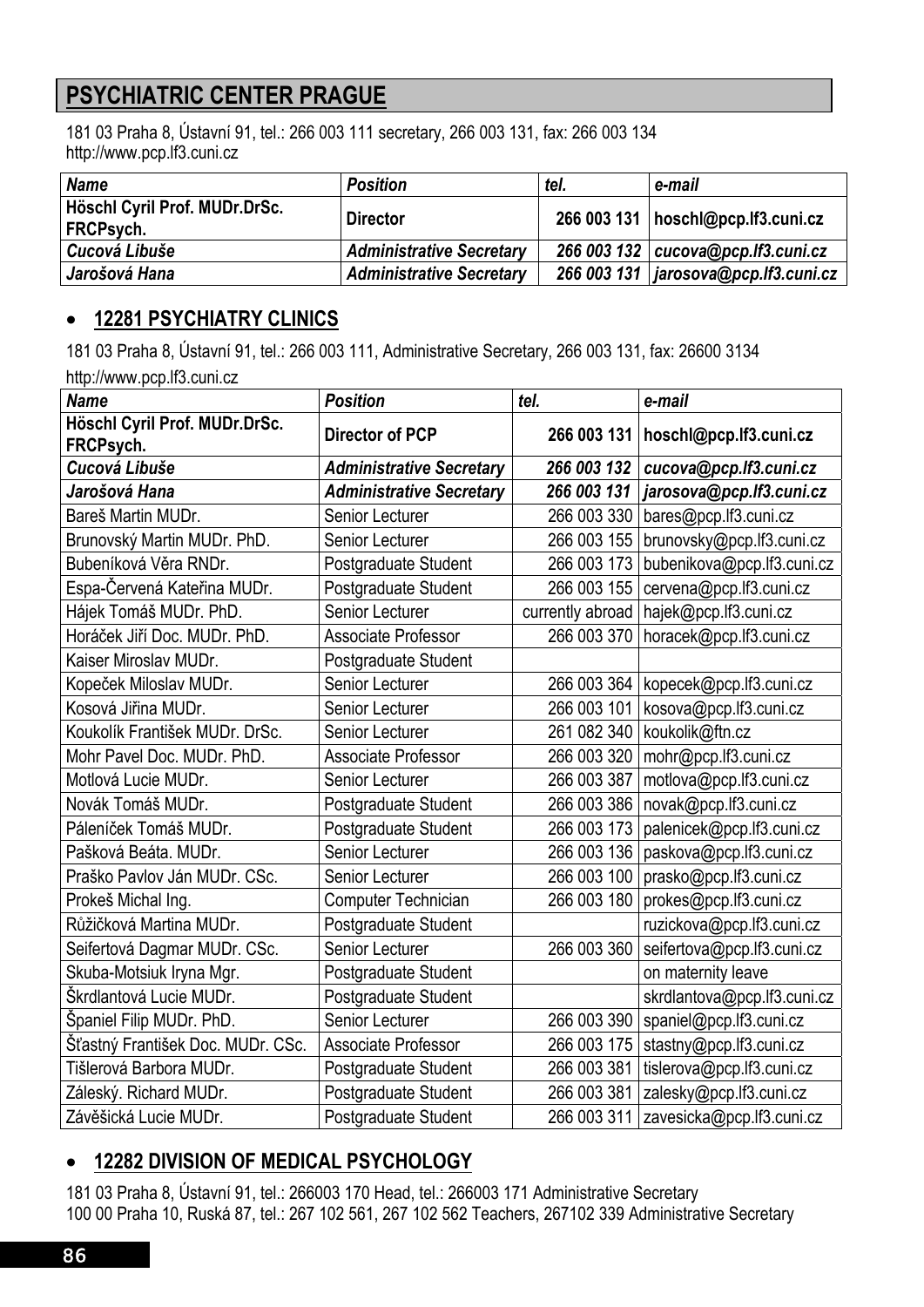# PSYCHIATRIC CENTER PRAGUE

181 03 Praha 8, Ústavní 91, tel.: 266 003 111 secretary, 266 003 131, fax: 266 003 134
http://www.pcp.lf3.cuni.cz

| *Name* | *Position* | *tel.* | *e-mail* |
|---|---|---|---|
| **Höschl Cyril Prof. MUDr.DrSc. FRCPsych.** | **Director** | **266 003 131** | **hoschl@pcp.lf3.cuni.cz** |
| ***Cucová Libuše*** | ***Administrative Secretary*** | ***266 003 132*** | ***cucova@pcp.lf3.cuni.cz*** |
| ***Jarošová Hana*** | ***Administrative Secretary*** | ***266 003 131*** | ***jarosova@pcp.lf3.cuni.cz*** |

- **12281 PSYCHIATRY CLINICS**

181 03 Praha 8, Ústavní 91, tel.: 266 003 111, Administrative Secretary, 266 003 131, fax: 26600 3134
http://www.pcp.lf3.cuni.cz

| *Name* | *Position* | *tel.* | *e-mail* |
|---|---|---|---|
| **Höschl Cyril Prof. MUDr.DrSc. FRCPsych.** | **Director of PCP** | **266 003 131** | **hoschl@pcp.lf3.cuni.cz** |
| ***Cucová Libuše*** | ***Administrative Secretary*** | ***266 003 132*** | ***cucova@pcp.lf3.cuni.cz*** |
| ***Jarošová Hana*** | ***Administrative Secretary*** | ***266 003 131*** | ***jarosova@pcp.lf3.cuni.cz*** |
| Bareš Martin MUDr. | Senior Lecturer | 266 003 330 | bares@pcp.lf3.cuni.cz |
| Brunovský Martin MUDr. PhD. | Senior Lecturer | 266 003 155 | brunovsky@pcp.lf3.cuni.cz |
| Bubeníková Věra RNDr. | Postgraduate Student | 266 003 173 | bubenikova@pcp.lf3.cuni.cz |
| Espa-Červená Kateřina MUDr. | Postgraduate Student | 266 003 155 | cervena@pcp.lf3.cuni.cz |
| Hájek Tomáš MUDr. PhD. | Senior Lecturer | currently abroad | hajek@pcp.lf3.cuni.cz |
| Horáček Jiří Doc. MUDr. PhD. | Associate Professor | 266 003 370 | horacek@pcp.lf3.cuni.cz |
| Kaiser Miroslav MUDr. | Postgraduate Student | | |
| Kopeček Miloslav MUDr. | Senior Lecturer | 266 003 364 | kopecek@pcp.lf3.cuni.cz |
| Kosová Jiřina MUDr. | Senior Lecturer | 266 003 101 | kosova@pcp.lf3.cuni.cz |
| Koukolík František MUDr. DrSc. | Senior Lecturer | 261 082 340 | koukolik@ftn.cz |
| Mohr Pavel Doc. MUDr. PhD. | Associate Professor | 266 003 320 | mohr@pcp.lf3.cuni.cz |
| Motlová Lucie MUDr. | Senior Lecturer | 266 003 387 | motlova@pcp.lf3.cuni.cz |
| Novák Tomáš MUDr. | Postgraduate Student | 266 003 386 | novak@pcp.lf3.cuni.cz |
| Páleníček Tomáš MUDr. | Postgraduate Student | 266 003 173 | palenicek@pcp.lf3.cuni.cz |
| Pašková Beáta. MUDr. | Senior Lecturer | 266 003 136 | paskova@pcp.lf3.cuni.cz |
| Praško Pavlov Ján MUDr. CSc. | Senior Lecturer | 266 003 100 | prasko@pcp.lf3.cuni.cz |
| Prokeš Michal Ing. | Computer Technician | 266 003 180 | prokes@pcp.lf3.cuni.cz |
| Růžičková Martina MUDr. | Postgraduate Student | | ruzickova@pcp.lf3.cuni.cz |
| Seifertová Dagmar MUDr. CSc. | Senior Lecturer | 266 003 360 | seifertova@pcp.lf3.cuni.cz |
| Skuba-Motsiuk Iryna Mgr. | Postgraduate Student | | on maternity leave |
| Škrdlantová Lucie MUDr. | Postgraduate Student | | skrdlantova@pcp.lf3.cuni.cz |
| Španiel Filip MUDr. PhD. | Senior Lecturer | 266 003 390 | spaniel@pcp.lf3.cuni.cz |
| Šťastný František Doc. MUDr. CSc. | Associate Professor | 266 003 175 | stastny@pcp.lf3.cuni.cz |
| Tišlerová Barbora MUDr. | Postgraduate Student | 266 003 381 | tislerova@pcp.lf3.cuni.cz |
| Záleský. Richard MUDr. | Postgraduate Student | 266 003 381 | zalesky@pcp.lf3.cuni.cz |
| Závěšická Lucie MUDr. | Postgraduate Student | 266 003 311 | zavesicka@pcp.lf3.cuni.cz |

- **12282 DIVISION OF MEDICAL PSYCHOLOGY**

181 03 Praha 8, Ústavní 91, tel.: 266003 170 Head, tel.: 266003 171 Administrative Secretary
100 00 Praha 10, Ruská 87, tel.: 267 102 561, 267 102 562 Teachers, 267102 339 Administrative Secretary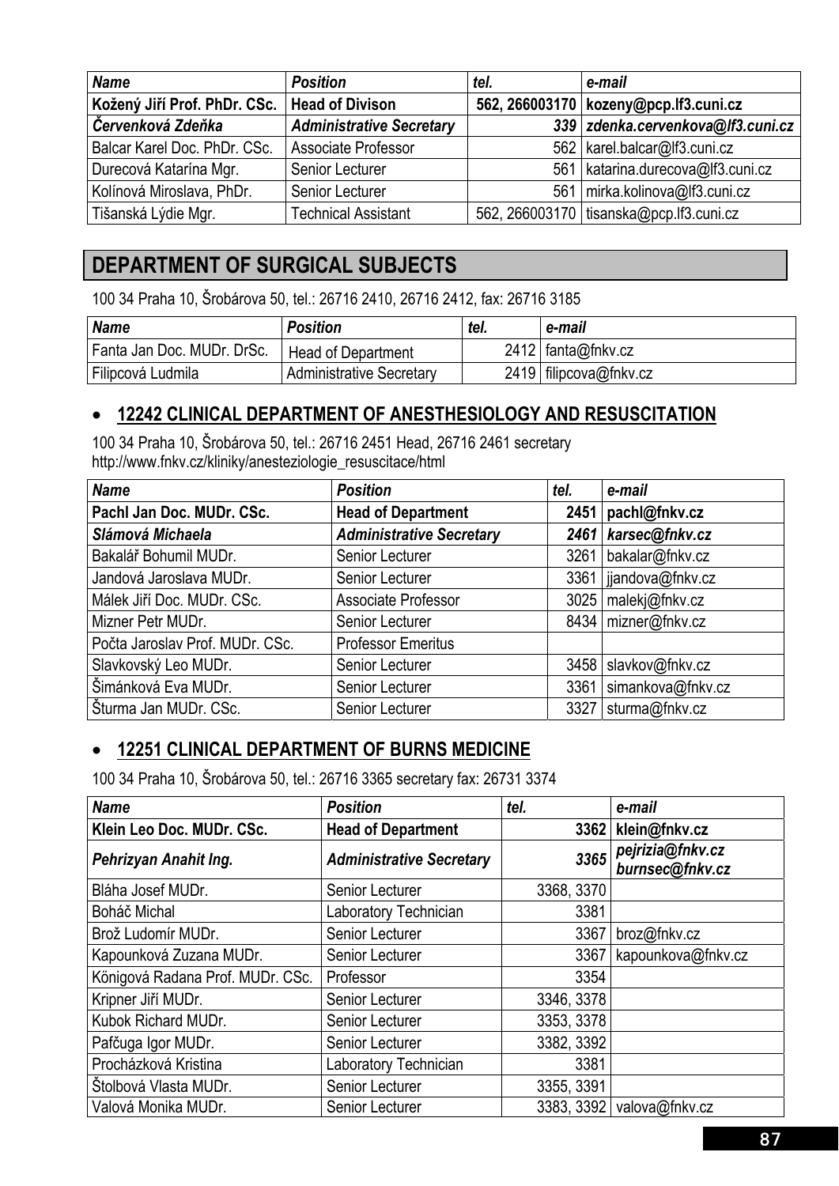| *Name* | *Position* | *tel.* | *e-mail* |
|---|---|---|---|
| **Kožený Jiří Prof. PhDr. CSc.** | **Head of Divison** | **562, 266003170** | **kozeny@pcp.lf3.cuni.cz** |
| ***Červenková Zdeňka*** | ***Administrative Secretary*** | ***339*** | ***zdenka.cervenkova@lf3.cuni.cz*** |
| Balcar Karel Doc. PhDr. CSc. | Associate Professor | 562 | karel.balcar@lf3.cuni.cz |
| Durecová Katarína Mgr. | Senior Lecturer | 561 | katarina.durecova@lf3.cuni.cz |
| Kolínová Miroslava, PhDr. | Senior Lecturer | 561 | mirka.kolinova@lf3.cuni.cz |
| Tišanská Lýdie Mgr. | Technical Assistant | 562, 266003170 | tisanska@pcp.lf3.cuni.cz |

## DEPARTMENT OF SURGICAL SUBJECTS

100 34 Praha 10, Šrobárova 50, tel.: 26716 2410, 26716 2412, fax: 26716 3185

| *Name* | *Position* | *tel.* | *e-mail* |
|---|---|---|---|
| Fanta Jan Doc. MUDr. DrSc. | Head of Department | 2412 | fanta@fnkv.cz |
| Filipcová Ludmila | Administrative Secretary | 2419 | filipcova@fnkv.cz |

### • 12242 CLINICAL DEPARTMENT OF ANESTHESIOLOGY AND RESUSCITATION

100 34 Praha 10, Šrobárova 50, tel.: 26716 2451 Head, 26716 2461 secretary
http://www.fnkv.cz/kliniky/anesteziologie_resuscitace/html

| *Name* | *Position* | *tel.* | *e-mail* |
|---|---|---|---|
| **Pachl Jan Doc. MUDr. CSc.** | **Head of Department** | **2451** | **pachl@fnkv.cz** |
| ***Slámová Michaela*** | ***Administrative Secretary*** | ***2461*** | ***karsec@fnkv.cz*** |
| Bakalář Bohumil MUDr. | Senior Lecturer | 3261 | bakalar@fnkv.cz |
| Jandová Jaroslava MUDr. | Senior Lecturer | 3361 | jjandova@fnkv.cz |
| Málek Jiří Doc. MUDr. CSc. | Associate Professor | 3025 | malekj@fnkv.cz |
| Mizner Petr MUDr. | Senior Lecturer | 8434 | mizner@fnkv.cz |
| Počta Jaroslav Prof. MUDr. CSc. | Professor Emeritus | | |
| Slavkovský Leo MUDr. | Senior Lecturer | 3458 | slavkov@fnkv.cz |
| Šimánková Eva MUDr. | Senior Lecturer | 3361 | simankova@fnkv.cz |
| Šturma Jan MUDr. CSc. | Senior Lecturer | 3327 | sturma@fnkv.cz |

### • 12251 CLINICAL DEPARTMENT OF BURNS MEDICINE

100 34 Praha 10, Šrobárova 50, tel.: 26716 3365 secretary fax: 26731 3374

| *Name* | *Position* | *tel.* | *e-mail* |
|---|---|---|---|
| **Klein Leo Doc. MUDr. CSc.** | **Head of Department** | **3362** | **klein@fnkv.cz** |
| ***Pehrizyan Anahit Ing.*** | ***Administrative Secretary*** | ***3365*** | ***pejrizia@fnkv.cz burnsec@fnkv.cz*** |
| Bláha Josef MUDr. | Senior Lecturer | 3368, 3370 | |
| Boháč Michal | Laboratory Technician | 3381 | |
| Brož Ludomír MUDr. | Senior Lecturer | 3367 | broz@fnkv.cz |
| Kapounková Zuzana MUDr. | Senior Lecturer | 3367 | kapounkova@fnkv.cz |
| Königová Radana Prof. MUDr. CSc. | Professor | 3354 | |
| Kripner Jiří MUDr. | Senior Lecturer | 3346, 3378 | |
| Kubok Richard MUDr. | Senior Lecturer | 3353, 3378 | |
| Pafčuga Igor MUDr. | Senior Lecturer | 3382, 3392 | |
| Procházková Kristina | Laboratory Technician | 3381 | |
| Štolbová Vlasta MUDr. | Senior Lecturer | 3355, 3391 | |
| Valová Monika MUDr. | Senior Lecturer | 3383, 3392 | valova@fnkv.cz |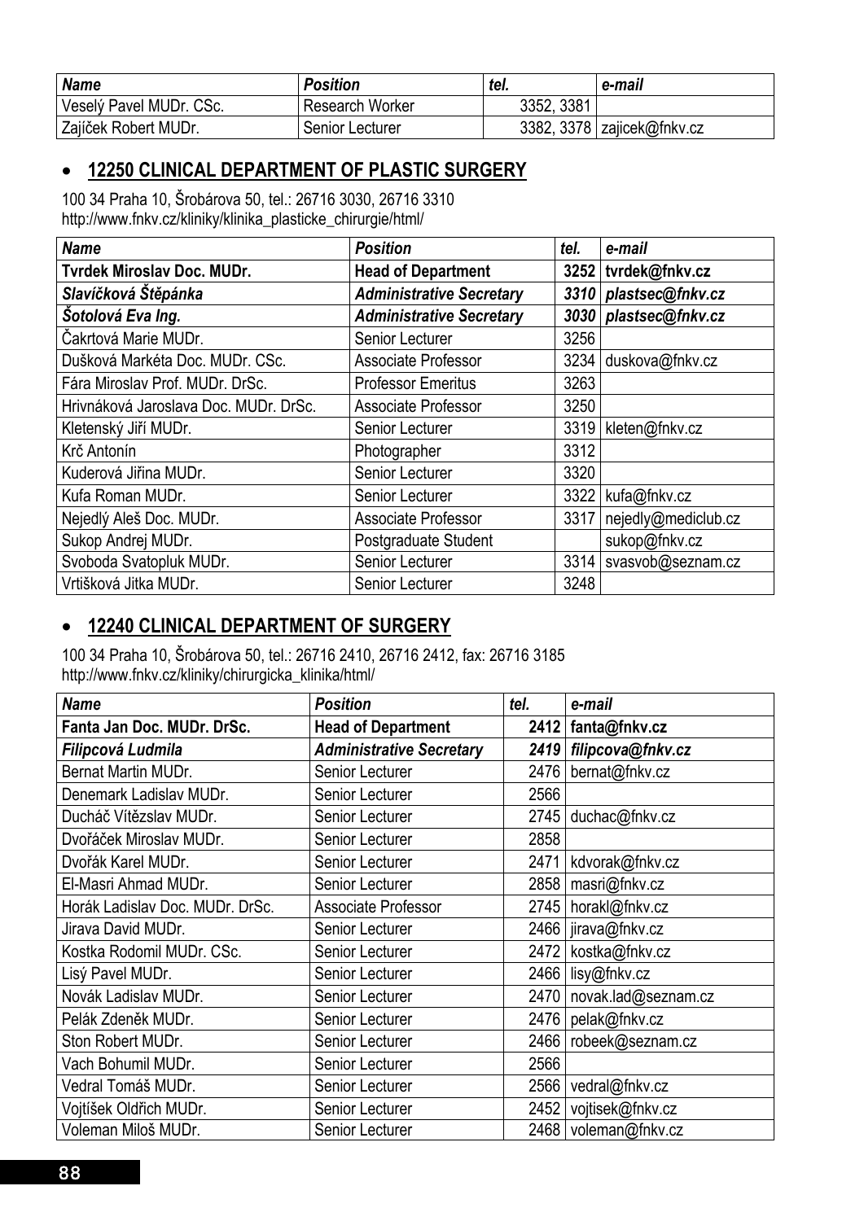| Name | Position | tel. | e-mail |
|---|---|---|---|
| Veselý Pavel MUDr. CSc. | Research Worker | 3352, 3381 | |
| Zajíček Robert MUDr. | Senior Lecturer | 3382, 3378 | zajicek@fnkv.cz |

- ## 12250 CLINICAL DEPARTMENT OF PLASTIC SURGERY

100 34 Praha 10, Šrobárova 50, tel.: 26716 3030, 26716 3310
http://www.fnkv.cz/kliniky/klinika_plasticke_chirurgie/html/

| *Name* | *Position* | *tel.* | *e-mail* |
|---|---|---|---|
| **Tvrdek Miroslav Doc. MUDr.** | **Head of Department** | **3252** | **tvrdek@fnkv.cz** |
| ***Slavíčková Štěpánka*** | ***Administrative Secretary*** | ***3310*** | ***plastsec@fnkv.cz*** |
| ***Šotolová Eva Ing.*** | ***Administrative Secretary*** | ***3030*** | ***plastsec@fnkv.cz*** |
| Čakrtová Marie MUDr. | Senior Lecturer | 3256 | |
| Dušková Markéta Doc. MUDr. CSc. | Associate Professor | 3234 | duskova@fnkv.cz |
| Fára Miroslav Prof. MUDr. DrSc. | Professor Emeritus | 3263 | |
| Hrivnáková Jaroslava Doc. MUDr. DrSc. | Associate Professor | 3250 | |
| Kletenský Jiří MUDr. | Senior Lecturer | 3319 | kleten@fnkv.cz |
| Krč Antonín | Photographer | 3312 | |
| Kuderová Jiřina MUDr. | Senior Lecturer | 3320 | |
| Kufa Roman MUDr. | Senior Lecturer | 3322 | kufa@fnkv.cz |
| Nejedlý Aleš Doc. MUDr. | Associate Professor | 3317 | nejedly@mediclub.cz |
| Sukop Andrej MUDr. | Postgraduate Student | | sukop@fnkv.cz |
| Svoboda Svatopluk MUDr. | Senior Lecturer | 3314 | svasvob@seznam.cz |
| Vrtišková Jitka MUDr. | Senior Lecturer | 3248 | |

- ## 12240 CLINICAL DEPARTMENT OF SURGERY

100 34 Praha 10, Šrobárova 50, tel.: 26716 2410, 26716 2412, fax: 26716 3185
http://www.fnkv.cz/kliniky/chirurgicka_klinika/html/

| *Name* | *Position* | *tel.* | *e-mail* |
|---|---|---|---|
| **Fanta Jan Doc. MUDr. DrSc.** | **Head of Department** | **2412** | **fanta@fnkv.cz** |
| ***Filipcová Ludmila*** | ***Administrative Secretary*** | ***2419*** | ***filipcova@fnkv.cz*** |
| Bernat Martin MUDr. | Senior Lecturer | 2476 | bernat@fnkv.cz |
| Denemark Ladislav MUDr. | Senior Lecturer | 2566 | |
| Ducháč Vítězslav MUDr. | Senior Lecturer | 2745 | duchac@fnkv.cz |
| Dvořáček Miroslav MUDr. | Senior Lecturer | 2858 | |
| Dvořák Karel MUDr. | Senior Lecturer | 2471 | kdvorak@fnkv.cz |
| El-Masri Ahmad MUDr. | Senior Lecturer | 2858 | masri@fnkv.cz |
| Horák Ladislav Doc. MUDr. DrSc. | Associate Professor | 2745 | horakl@fnkv.cz |
| Jirava David MUDr. | Senior Lecturer | 2466 | jirava@fnkv.cz |
| Kostka Rodomil MUDr. CSc. | Senior Lecturer | 2472 | kostka@fnkv.cz |
| Lisý Pavel MUDr. | Senior Lecturer | 2466 | lisy@fnkv.cz |
| Novák Ladislav MUDr. | Senior Lecturer | 2470 | novak.lad@seznam.cz |
| Pelák Zdeněk MUDr. | Senior Lecturer | 2476 | pelak@fnkv.cz |
| Ston Robert MUDr. | Senior Lecturer | 2466 | robeek@seznam.cz |
| Vach Bohumil MUDr. | Senior Lecturer | 2566 | |
| Vedral Tomáš MUDr. | Senior Lecturer | 2566 | vedral@fnkv.cz |
| Vojtíšek Oldřich MUDr. | Senior Lecturer | 2452 | vojtisek@fnkv.cz |
| Voleman Miloš MUDr. | Senior Lecturer | 2468 | voleman@fnkv.cz |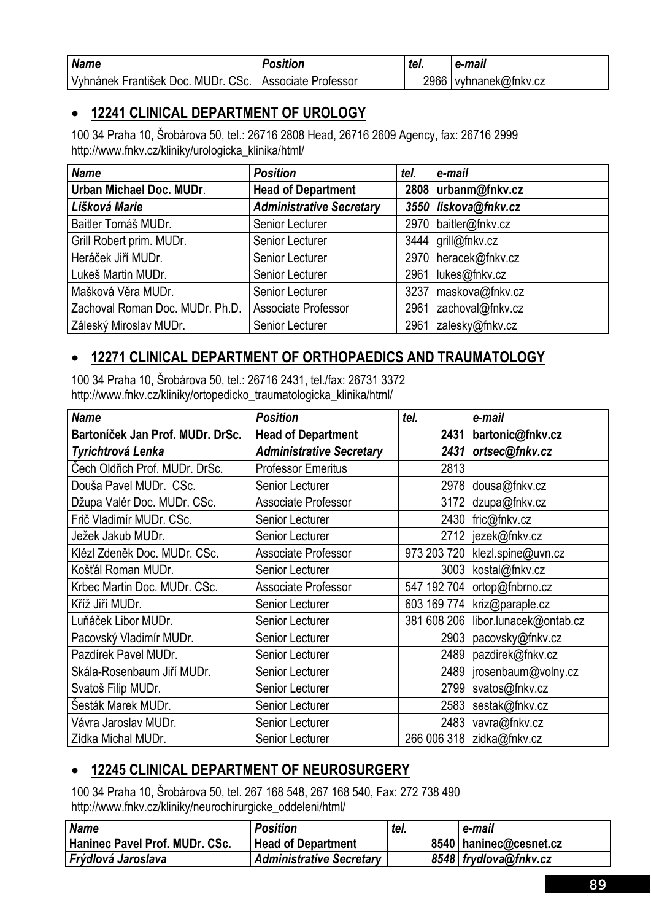| *Name* | *Position* | *tel.* | *e-mail* |
|---|---|---|---|
| Vyhnánek František Doc. MUDr. CSc. | Associate Professor | 2966 | vyhnanek@fnkv.cz |

- ## 12241 CLINICAL DEPARTMENT OF UROLOGY

100 34 Praha 10, Šrobárova 50, tel.: 26716 2808 Head, 26716 2609 Agency, fax: 26716 2999
http://www.fnkv.cz/kliniky/urologicka_klinika/html/

| *Name* | *Position* | *tel.* | *e-mail* |
|---|---|---|---|
| **Urban Michael Doc. MUDr.** | **Head of Department** | **2808** | **urbanm@fnkv.cz** |
| ***Lišková Marie*** | ***Administrative Secretary*** | ***3550*** | ***liskova@fnkv.cz*** |
| Baitler Tomáš MUDr. | Senior Lecturer | 2970 | baitler@fnkv.cz |
| Grill Robert prim. MUDr. | Senior Lecturer | 3444 | grill@fnkv.cz |
| Heráček Jiří MUDr. | Senior Lecturer | 2970 | heracek@fnkv.cz |
| Lukeš Martin MUDr. | Senior Lecturer | 2961 | lukes@fnkv.cz |
| Mašková Věra MUDr. | Senior Lecturer | 3237 | maskova@fnkv.cz |
| Zachoval Roman Doc. MUDr. Ph.D. | Associate Professor | 2961 | zachoval@fnkv.cz |
| Záleský Miroslav MUDr. | Senior Lecturer | 2961 | zalesky@fnkv.cz |

- ## 12271 CLINICAL DEPARTMENT OF ORTHOPAEDICS AND TRAUMATOLOGY

100 34 Praha 10, Šrobárova 50, tel.: 26716 2431, tel./fax: 26731 3372
http://www.fnkv.cz/kliniky/ortopedicko_traumatologicka_klinika/html/

| *Name* | *Position* | *tel.* | *e-mail* |
|---|---|---|---|
| **Bartoníček Jan Prof. MUDr. DrSc.** | **Head of Department** | **2431** | **bartonic@fnkv.cz** |
| ***Tyrichtrová Lenka*** | ***Administrative Secretary*** | ***2431*** | ***ortsec@fnkv.cz*** |
| Čech Oldřich Prof. MUDr. DrSc. | Professor Emeritus | 2813 | |
| Douša Pavel MUDr. CSc. | Senior Lecturer | 2978 | dousa@fnkv.cz |
| Džupa Valér Doc. MUDr. CSc. | Associate Professor | 3172 | dzupa@fnkv.cz |
| Frič Vladimír MUDr. CSc. | Senior Lecturer | 2430 | fric@fnkv.cz |
| Ježek Jakub MUDr. | Senior Lecturer | 2712 | jezek@fnkv.cz |
| Klézl Zdeněk Doc. MUDr. CSc. | Associate Professor | 973 203 720 | klezl.spine@uvn.cz |
| Košťál Roman MUDr. | Senior Lecturer | 3003 | kostal@fnkv.cz |
| Krbec Martin Doc. MUDr. CSc. | Associate Professor | 547 192 704 | ortop@fnbrno.cz |
| Kříž Jiří MUDr. | Senior Lecturer | 603 169 774 | kriz@paraple.cz |
| Luňáček Libor MUDr. | Senior Lecturer | 381 608 206 | libor.lunacek@ontab.cz |
| Pacovský Vladimír MUDr. | Senior Lecturer | 2903 | pacovsky@fnkv.cz |
| Pazdírek Pavel MUDr. | Senior Lecturer | 2489 | pazdirek@fnkv.cz |
| Skála-Rosenbaum Jiří MUDr. | Senior Lecturer | 2489 | jrosenbaum@volny.cz |
| Svatoš Filip MUDr. | Senior Lecturer | 2799 | svatos@fnkv.cz |
| Šesták Marek MUDr. | Senior Lecturer | 2583 | sestak@fnkv.cz |
| Vávra Jaroslav MUDr. | Senior Lecturer | 2483 | vavra@fnkv.cz |
| Zídka Michal MUDr. | Senior Lecturer | 266 006 318 | zidka@fnkv.cz |

- ## 12245 CLINICAL DEPARTMENT OF NEUROSURGERY

100 34 Praha 10, Šrobárova 50, tel. 267 168 548, 267 168 540, Fax: 272 738 490
http://www.fnkv.cz/kliniky/neurochirurgicke_oddeleni/html/

| *Name* | *Position* | *tel.* | *e-mail* |
|---|---|---|---|
| **Haninec Pavel Prof. MUDr. CSc.** | **Head of Department** | **8540** | **haninec@cesnet.cz** |
| ***Frýdlová Jaroslava*** | ***Administrative Secretary*** | ***8548*** | ***frydlova@fnkv.cz*** |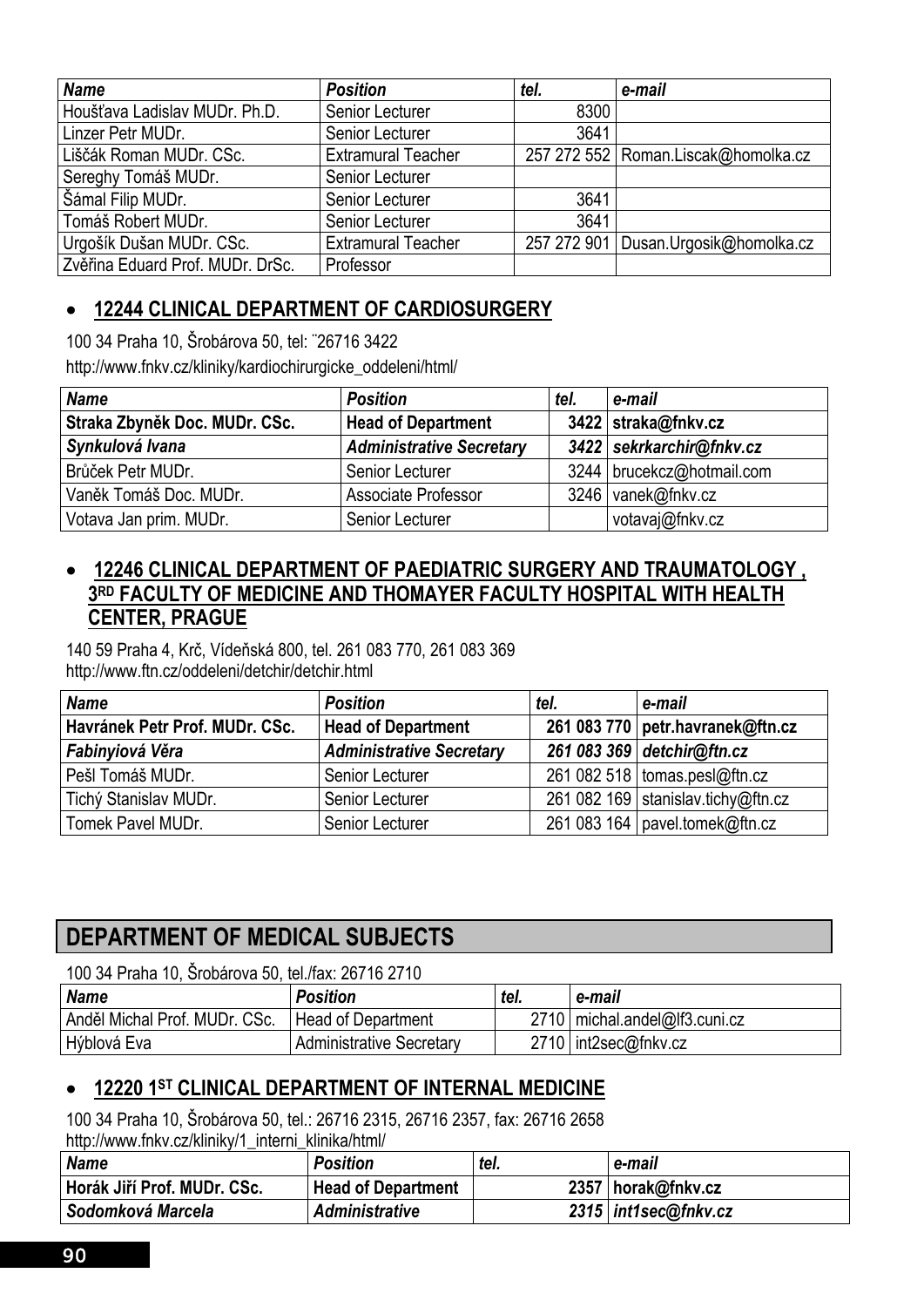| *Name* | *Position* | *tel.* | *e-mail* |
|---|---|---|---|
| Houšťava Ladislav MUDr. Ph.D. | Senior Lecturer | 8300 | |
| Linzer Petr MUDr. | Senior Lecturer | 3641 | |
| Liščák Roman MUDr. CSc. | Extramural Teacher | 257 272 552 | Roman.Liscak@homolka.cz |
| Sereghy Tomáš MUDr. | Senior Lecturer | | |
| Šámal Filip MUDr. | Senior Lecturer | 3641 | |
| Tomáš Robert MUDr. | Senior Lecturer | 3641 | |
| Urgošík Dušan MUDr. CSc. | Extramural Teacher | 257 272 901 | Dusan.Urgosik@homolka.cz |
| Zvěřina Eduard Prof. MUDr. DrSc. | Professor | | |

- **12244 CLINICAL DEPARTMENT OF CARDIOSURGERY**

100 34 Praha 10, Šrobárova 50, tel: ¨26716 3422

http://www.fnkv.cz/kliniky/kardiochirurgicke_oddeleni/html/

| *Name* | *Position* | *tel.* | *e-mail* |
|---|---|---|---|
| **Straka Zbyněk Doc. MUDr. CSc.** | **Head of Department** | **3422** | **straka@fnkv.cz** |
| ***Synkulová Ivana*** | ***Administrative Secretary*** | ***3422*** | ***sekrkarchir@fnkv.cz*** |
| Brůček Petr MUDr. | Senior Lecturer | 3244 | brucekcz@hotmail.com |
| Vaněk Tomáš Doc. MUDr. | Associate Professor | 3246 | vanek@fnkv.cz |
| Votava Jan prim. MUDr. | Senior Lecturer | | votavaj@fnkv.cz |

- **12246 CLINICAL DEPARTMENT OF PAEDIATRIC SURGERY AND TRAUMATOLOGY , 3RD FACULTY OF MEDICINE AND THOMAYER FACULTY HOSPITAL WITH HEALTH CENTER, PRAGUE**

140 59 Praha 4, Krč, Vídeňská 800, tel. 261 083 770, 261 083 369
http://www.ftn.cz/oddeleni/detchir/detchir.html

| *Name* | *Position* | *tel.* | *e-mail* |
|---|---|---|---|
| **Havránek Petr Prof. MUDr. CSc.** | **Head of Department** | **261 083 770** | **petr.havranek@ftn.cz** |
| ***Fabinyiová Věra*** | ***Administrative Secretary*** | ***261 083 369*** | ***detchir@ftn.cz*** |
| Pešl Tomáš MUDr. | Senior Lecturer | 261 082 518 | tomas.pesl@ftn.cz |
| Tichý Stanislav MUDr. | Senior Lecturer | 261 082 169 | stanislav.tichy@ftn.cz |
| Tomek Pavel MUDr. | Senior Lecturer | 261 083 164 | pavel.tomek@ftn.cz |

## DEPARTMENT OF MEDICAL SUBJECTS

100 34 Praha 10, Šrobárova 50, tel./fax: 26716 2710

| *Name* | *Position* | *tel.* | *e-mail* |
|---|---|---|---|
| Anděl Michal Prof. MUDr. CSc. | Head of Department | 2710 | michal.andel@lf3.cuni.cz |
| Hýblová Eva | Administrative Secretary | 2710 | int2sec@fnkv.cz |

- **12220 1ST CLINICAL DEPARTMENT OF INTERNAL MEDICINE**

100 34 Praha 10, Šrobárova 50, tel.: 26716 2315, 26716 2357, fax: 26716 2658
http://www.fnkv.cz/kliniky/1_interni_klinika/html/

| *Name* | *Position* | *tel.* | *e-mail* |
|---|---|---|---|
| **Horák Jiří Prof. MUDr. CSc.** | **Head of Department** | **2357** | **horak@fnkv.cz** |
| ***Sodomková Marcela*** | ***Administrative*** | ***2315*** | ***int1sec@fnkv.cz*** |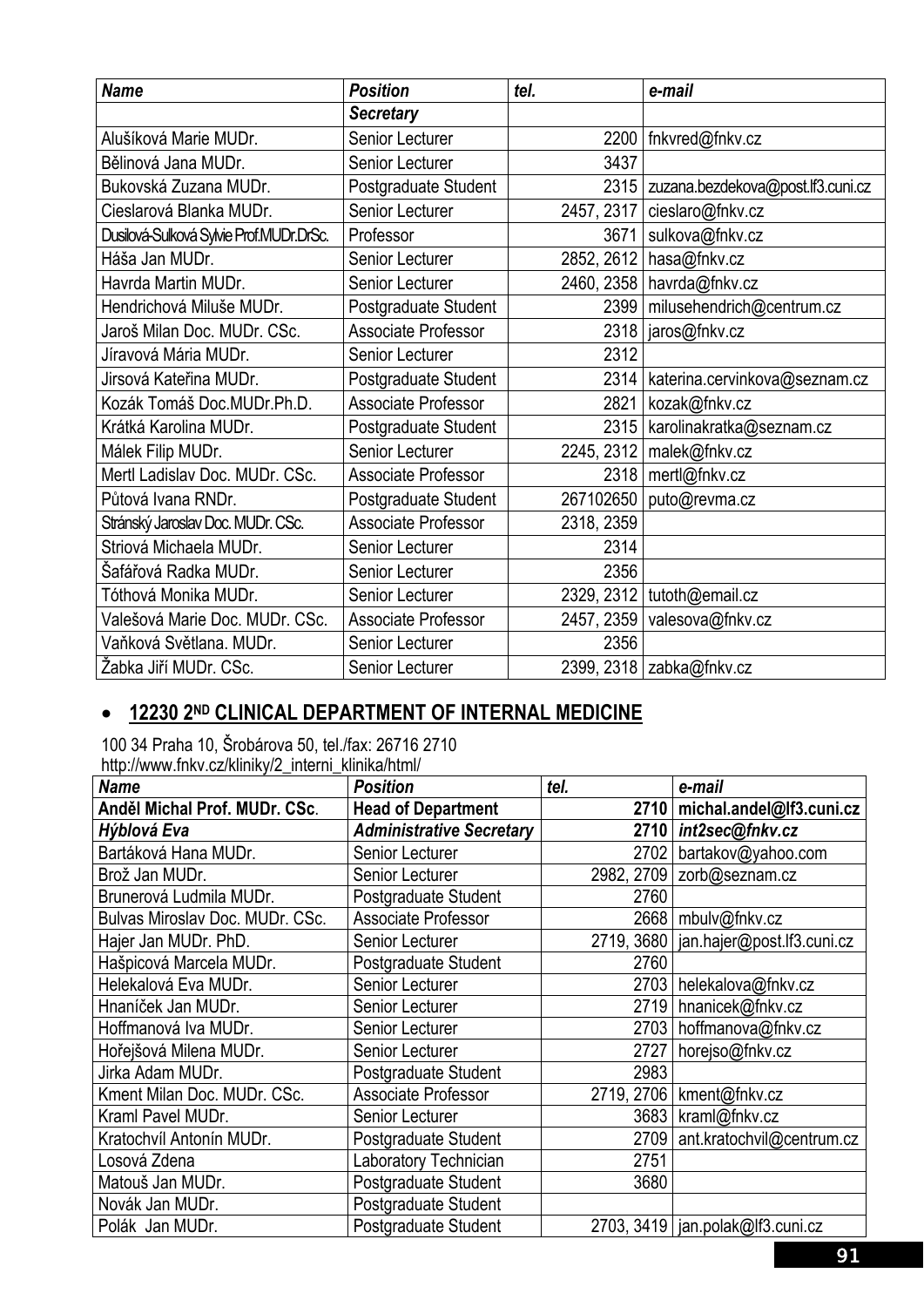| Name | Position | tel. | e-mail |
|---|---|---|---|
| | ***Secretary*** | | |
| Alušíková Marie MUDr. | Senior Lecturer | 2200 | fnkvred@fnkv.cz |
| Bělinová Jana MUDr. | Senior Lecturer | 3437 | |
| Bukovská Zuzana MUDr. | Postgraduate Student | 2315 | zuzana.bezdekova@post.lf3.cuni.cz |
| Cieslarová Blanka MUDr. | Senior Lecturer | 2457, 2317 | cieslaro@fnkv.cz |
| Dusilová-Sulková Sylvie Prof.MUDr.DrSc. | Professor | 3671 | sulkova@fnkv.cz |
| Háša Jan MUDr. | Senior Lecturer | 2852, 2612 | hasa@fnkv.cz |
| Havrda Martin MUDr. | Senior Lecturer | 2460, 2358 | havrda@fnkv.cz |
| Hendrichová Miluše MUDr. | Postgraduate Student | 2399 | milusehendrich@centrum.cz |
| Jaroš Milan Doc. MUDr. CSc. | Associate Professor | 2318 | jaros@fnkv.cz |
| Jíravová Mária MUDr. | Senior Lecturer | 2312 | |
| Jirsová Kateřina MUDr. | Postgraduate Student | 2314 | katerina.cervinkova@seznam.cz |
| Kozák Tomáš Doc.MUDr.Ph.D. | Associate Professor | 2821 | kozak@fnkv.cz |
| Krátká Karolina MUDr. | Postgraduate Student | 2315 | karolinakratka@seznam.cz |
| Málek Filip MUDr. | Senior Lecturer | 2245, 2312 | malek@fnkv.cz |
| Mertl Ladislav Doc. MUDr. CSc. | Associate Professor | 2318 | mertl@fnkv.cz |
| Půtová Ivana RNDr. | Postgraduate Student | 267102650 | puto@revma.cz |
| Stránský Jaroslav Doc. MUDr. CSc. | Associate Professor | 2318, 2359 | |
| Striová Michaela MUDr. | Senior Lecturer | 2314 | |
| Šafářová Radka MUDr. | Senior Lecturer | 2356 | |
| Tóthová Monika MUDr. | Senior Lecturer | 2329, 2312 | tutoth@email.cz |
| Valešová Marie Doc. MUDr. CSc. | Associate Professor | 2457, 2359 | valesova@fnkv.cz |
| Vaňková Světlana. MUDr. | Senior Lecturer | 2356 | |
| Žabka Jiří MUDr. CSc. | Senior Lecturer | 2399, 2318 | zabka@fnkv.cz |

- **12230 2ND CLINICAL DEPARTMENT OF INTERNAL MEDICINE**

100 34 Praha 10, Šrobárova 50, tel./fax: 26716 2710
http://www.fnkv.cz/kliniky/2_interni_klinika/html/

| Name | Position | tel. | e-mail |
|---|---|---|---|
| **Anděl Michal Prof. MUDr. CSc.** | **Head of Department** | **2710** | **michal.andel@lf3.cuni.cz** |
| ***Hýblová Eva*** | ***Administrative Secretary*** | ***2710*** | ***int2sec@fnkv.cz*** |
| Bartáková Hana MUDr. | Senior Lecturer | 2702 | bartakov@yahoo.com |
| Brož Jan MUDr. | Senior Lecturer | 2982, 2709 | zorb@seznam.cz |
| Brunerová Ludmila MUDr. | Postgraduate Student | 2760 | |
| Bulvas Miroslav Doc. MUDr. CSc. | Associate Professor | 2668 | mbulv@fnkv.cz |
| Hajer Jan MUDr. PhD. | Senior Lecturer | 2719, 3680 | jan.hajer@post.lf3.cuni.cz |
| Hašpicová Marcela MUDr. | Postgraduate Student | 2760 | |
| Helekalová Eva MUDr. | Senior Lecturer | 2703 | helekalova@fnkv.cz |
| Hnaníček Jan MUDr. | Senior Lecturer | 2719 | hnanicek@fnkv.cz |
| Hoffmanová Iva MUDr. | Senior Lecturer | 2703 | hoffmanova@fnkv.cz |
| Hořejšová Milena MUDr. | Senior Lecturer | 2727 | horejso@fnkv.cz |
| Jirka Adam MUDr. | Postgraduate Student | 2983 | |
| Kment Milan Doc. MUDr. CSc. | Associate Professor | 2719, 2706 | kment@fnkv.cz |
| Kraml Pavel MUDr. | Senior Lecturer | 3683 | kraml@fnkv.cz |
| Kratochvíl Antonín MUDr. | Postgraduate Student | 2709 | ant.kratochvil@centrum.cz |
| Losová Zdena | Laboratory Technician | 2751 | |
| Matouš Jan MUDr. | Postgraduate Student | 3680 | |
| Novák Jan MUDr. | Postgraduate Student | | |
| Polák Jan MUDr. | Postgraduate Student | 2703, 3419 | jan.polak@lf3.cuni.cz |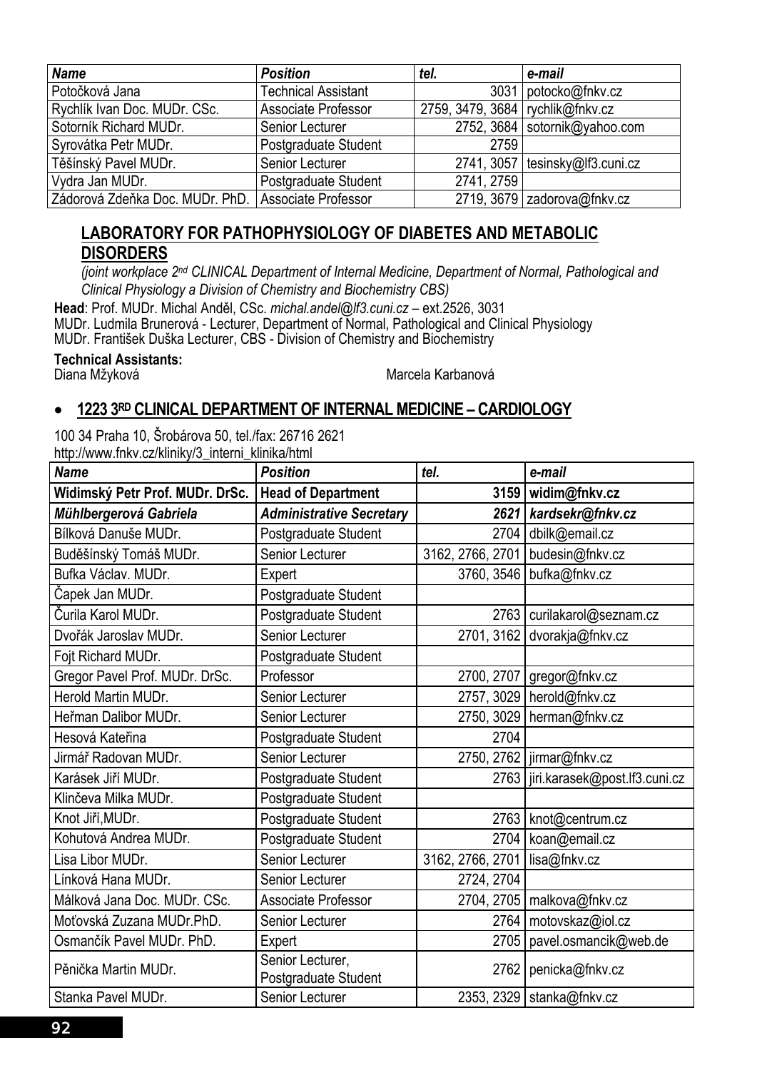| *Name* | *Position* | *tel.* | *e-mail* |
|---|---|---|---|
| Potočková Jana | Technical Assistant | 3031 | potocko@fnkv.cz |
| Rychlík Ivan Doc. MUDr. CSc. | Associate Professor | 2759, 3479, 3684 | rychlik@fnkv.cz |
| Sotorník Richard MUDr. | Senior Lecturer | 2752, 3684 | sotornik@yahoo.com |
| Syrovátka Petr MUDr. | Postgraduate Student | 2759 | |
| Těšínský Pavel MUDr. | Senior Lecturer | 2741, 3057 | tesinsky@lf3.cuni.cz |
| Vydra Jan MUDr. | Postgraduate Student | 2741, 2759 | |
| Zádorová Zdeňka Doc. MUDr. PhD. | Associate Professor | 2719, 3679 | zadorova@fnkv.cz |

## LABORATORY FOR PATHOPHYSIOLOGY OF DIABETES AND METABOLIC DISORDERS

*(joint workplace 2nd CLINICAL Department of Internal Medicine, Department of Normal, Pathological and Clinical Physiology a Division of Chemistry and Biochemistry CBS)*

**Head**: Prof. MUDr. Michal Anděl, CSc. *michal.andel@lf3.cuni.cz* – ext.2526, 3031
MUDr. Ludmila Brunerová - Lecturer, Department of Normal, Pathological and Clinical Physiology
MUDr. František Duška Lecturer, CBS - Division of Chemistry and Biochemistry

**Technical Assistants:**
Diana Mžyková
Marcela Karbanová

- ## 1223 3RD CLINICAL DEPARTMENT OF INTERNAL MEDICINE – CARDIOLOGY

100 34 Praha 10, Šrobárova 50, tel./fax: 26716 2621
http://www.fnkv.cz/kliniky/3_interni_klinika/html

| *Name* | *Position* | *tel.* | *e-mail* |
|---|---|---|---|
| **Widimský Petr Prof. MUDr. DrSc.** | **Head of Department** | **3159** | **widim@fnkv.cz** |
| ***Mühlbergerová Gabriela*** | ***Administrative Secretary*** | ***2621*** | ***kardsekr@fnkv.cz*** |
| Bílková Danuše MUDr. | Postgraduate Student | 2704 | dbilk@email.cz |
| Buděšínský Tomáš MUDr. | Senior Lecturer | 3162, 2766, 2701 | budesin@fnkv.cz |
| Bufka Václav. MUDr. | Expert | 3760, 3546 | bufka@fnkv.cz |
| Čapek Jan MUDr. | Postgraduate Student | | |
| Čurila Karol MUDr. | Postgraduate Student | 2763 | curilakarol@seznam.cz |
| Dvořák Jaroslav MUDr. | Senior Lecturer | 2701, 3162 | dvorakja@fnkv.cz |
| Fojt Richard MUDr. | Postgraduate Student | | |
| Gregor Pavel Prof. MUDr. DrSc. | Professor | 2700, 2707 | gregor@fnkv.cz |
| Herold Martin MUDr. | Senior Lecturer | 2757, 3029 | herold@fnkv.cz |
| Heřman Dalibor MUDr. | Senior Lecturer | 2750, 3029 | herman@fnkv.cz |
| Hesová Kateřina | Postgraduate Student | 2704 | |
| Jirmář Radovan MUDr. | Senior Lecturer | 2750, 2762 | jirmar@fnkv.cz |
| Karásek Jiří MUDr. | Postgraduate Student | 2763 | jiri.karasek@post.lf3.cuni.cz |
| Klinčeva Milka MUDr. | Postgraduate Student | | |
| Knot Jiří,MUDr. | Postgraduate Student | 2763 | knot@centrum.cz |
| Kohutová Andrea MUDr. | Postgraduate Student | 2704 | koan@email.cz |
| Lisa Libor MUDr. | Senior Lecturer | 3162, 2766, 2701 | lisa@fnkv.cz |
| Línková Hana MUDr. | Senior Lecturer | 2724, 2704 | |
| Málková Jana Doc. MUDr. CSc. | Associate Professor | 2704, 2705 | malkova@fnkv.cz |
| Moťovská Zuzana MUDr.PhD. | Senior Lecturer | 2764 | motovskaz@iol.cz |
| Osmančík Pavel MUDr. PhD. | Expert | 2705 | pavel.osmancik@web.de |
| Pěnička Martin MUDr. | Senior Lecturer, Postgraduate Student | 2762 | penicka@fnkv.cz |
| Stanka Pavel MUDr. | Senior Lecturer | 2353, 2329 | stanka@fnkv.cz |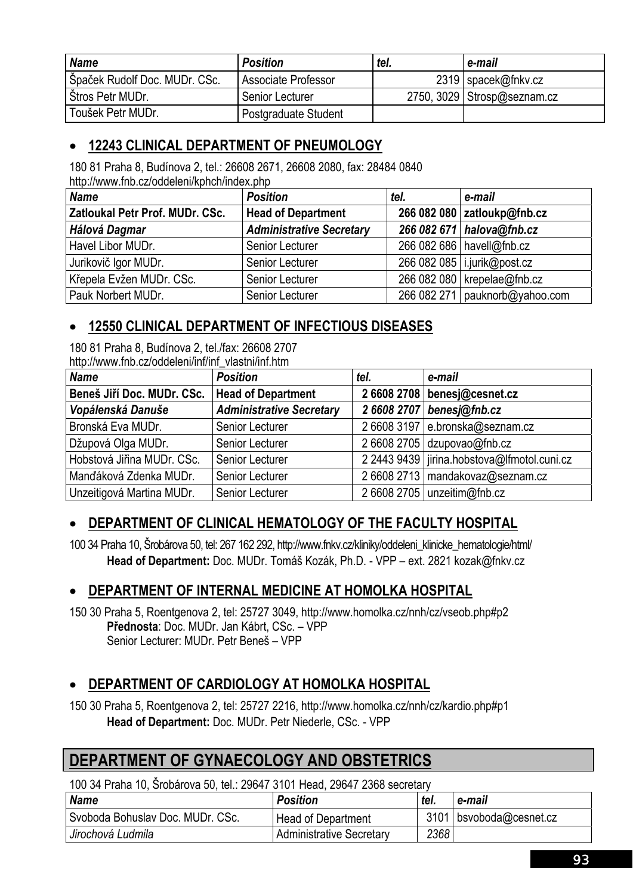| Name | Position | tel. | e-mail |
|---|---|---|---|
| Špaček Rudolf Doc. MUDr. CSc. | Associate Professor | 2319 | spacek@fnkv.cz |
| Štros Petr MUDr. | Senior Lecturer | 2750, 3029 | Strosp@seznam.cz |
| Toušek Petr MUDr. | Postgraduate Student | | |

- **12243 CLINICAL DEPARTMENT OF PNEUMOLOGY**

180 81 Praha 8, Budínova 2, tel.: 26608 2671, 26608 2080, fax: 28484 0840
http://www.fnb.cz/oddeleni/kphch/index.php

| Name | Position | tel. | e-mail |
|---|---|---|---|
| **Zatloukal Petr Prof. MUDr. CSc.** | **Head of Department** | **266 082 080** | **zatloukp@fnb.cz** |
| ***Hálová Dagmar*** | ***Administrative Secretary*** | ***266 082 671*** | ***halova@fnb.cz*** |
| Havel Libor MUDr. | Senior Lecturer | 266 082 686 | havell@fnb.cz |
| Jurikovič Igor MUDr. | Senior Lecturer | 266 082 085 | i.jurik@post.cz |
| Křepela Evžen MUDr. CSc. | Senior Lecturer | 266 082 080 | krepelae@fnb.cz |
| Pauk Norbert MUDr. | Senior Lecturer | 266 082 271 | pauknorb@yahoo.com |

- **12550 CLINICAL DEPARTMENT OF INFECTIOUS DISEASES**

180 81 Praha 8, Budínova 2, tel./fax: 26608 2707
http://www.fnb.cz/oddeleni/inf/inf_vlastni/inf.htm

| Name | Position | tel. | e-mail |
|---|---|---|---|
| **Beneš Jiří Doc. MUDr. CSc.** | **Head of Department** | **2 6608 2708** | **benesj@cesnet.cz** |
| ***Vopálenská Danuše*** | ***Administrative Secretary*** | ***2 6608 2707*** | ***benesj@fnb.cz*** |
| Bronská Eva MUDr. | Senior Lecturer | 2 6608 3197 | e.bronska@seznam.cz |
| Džupová Olga MUDr. | Senior Lecturer | 2 6608 2705 | dzupovao@fnb.cz |
| Hobstová Jiřina MUDr. CSc. | Senior Lecturer | 2 2443 9439 | jirina.hobstova@lfmotol.cuni.cz |
| Manďáková Zdenka MUDr. | Senior Lecturer | 2 6608 2713 | mandakovaz@seznam.cz |
| Unzeitigová Martina MUDr. | Senior Lecturer | 2 6608 2705 | unzeitim@fnb.cz |

- **DEPARTMENT OF CLINICAL HEMATOLOGY OF THE FACULTY HOSPITAL**

100 34 Praha 10, Šrobárova 50, tel: 267 162 292, http://www.fnkv.cz/kliniky/oddeleni_klinicke_hematologie/html/
**Head of Department:** Doc. MUDr. Tomáš Kozák, Ph.D. - VPP – ext. 2821 kozak@fnkv.cz

- **DEPARTMENT OF INTERNAL MEDICINE AT HOMOLKA HOSPITAL**

150 30 Praha 5, Roentgenova 2, tel: 25727 3049, http://www.homolka.cz/nnh/cz/vseob.php#p2
**Přednosta**: Doc. MUDr. Jan Kábrt, CSc. – VPP
Senior Lecturer: MUDr. Petr Beneš – VPP

- **DEPARTMENT OF CARDIOLOGY AT HOMOLKA HOSPITAL**

150 30 Praha 5, Roentgenova 2, tel: 25727 2216, http://www.homolka.cz/nnh/cz/kardio.php#p1
**Head of Department:** Doc. MUDr. Petr Niederle, CSc. - VPP

## DEPARTMENT OF GYNAECOLOGY AND OBSTETRICS

100 34 Praha 10, Šrobárova 50, tel.: 29647 3101 Head, 29647 2368 secretary

| Name | Position | tel. | e-mail |
|---|---|---|---|
| Svoboda Bohuslav Doc. MUDr. CSc. | Head of Department | 3101 | bsvoboda@cesnet.cz |
| *Jirochová Ludmila* | Administrative Secretary | *2368* | |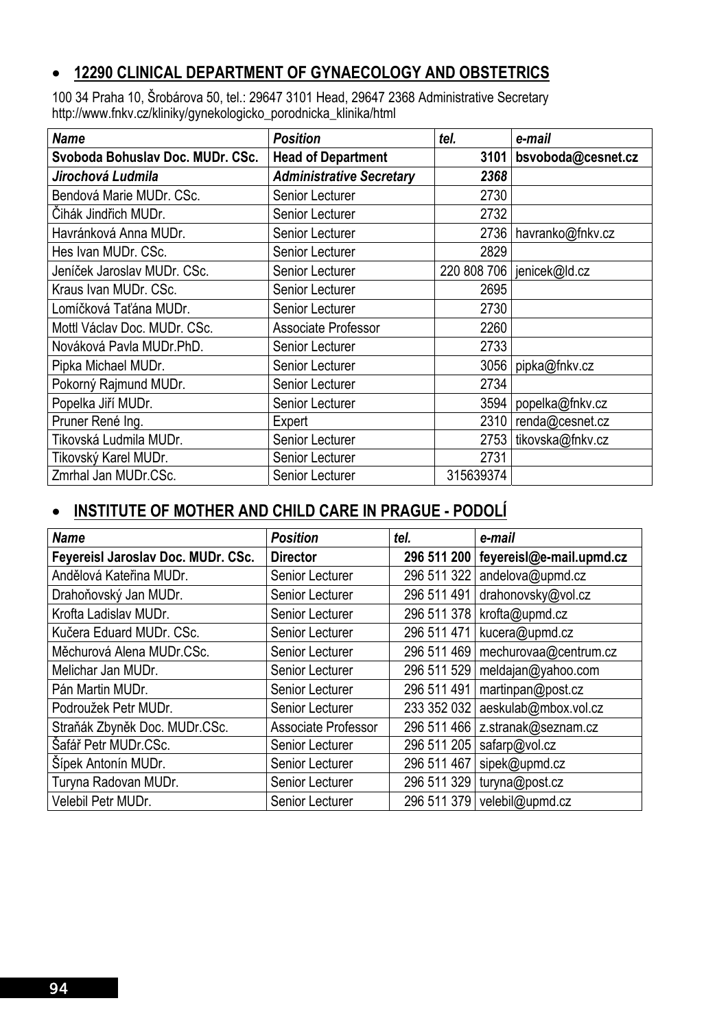- **12290 CLINICAL DEPARTMENT OF GYNAECOLOGY AND OBSTETRICS**

100 34 Praha 10, Šrobárova 50, tel.: 29647 3101 Head, 29647 2368 Administrative Secretary
http://www.fnkv.cz/kliniky/gynekologicko_porodnicka_klinika/html

| *Name* | *Position* | *tel.* | *e-mail* |
|---|---|---|---|
| **Svoboda Bohuslav Doc. MUDr. CSc.** | **Head of Department** | **3101** | **bsvoboda@cesnet.cz** |
| ***Jirochová Ludmila*** | ***Administrative Secretary*** | ***2368*** | |
| Bendová Marie MUDr. CSc. | Senior Lecturer | 2730 | |
| Čihák Jindřich MUDr. | Senior Lecturer | 2732 | |
| Havránková Anna MUDr. | Senior Lecturer | 2736 | havranko@fnkv.cz |
| Hes Ivan MUDr. CSc. | Senior Lecturer | 2829 | |
| Jeníček Jaroslav MUDr. CSc. | Senior Lecturer | 220 808 706 | jenicek@ld.cz |
| Kraus Ivan MUDr. CSc. | Senior Lecturer | 2695 | |
| Lomíčková Taťána MUDr. | Senior Lecturer | 2730 | |
| Mottl Václav Doc. MUDr. CSc. | Associate Professor | 2260 | |
| Nováková Pavla MUDr.PhD. | Senior Lecturer | 2733 | |
| Pipka Michael MUDr. | Senior Lecturer | 3056 | pipka@fnkv.cz |
| Pokorný Rajmund MUDr. | Senior Lecturer | 2734 | |
| Popelka Jiří MUDr. | Senior Lecturer | 3594 | popelka@fnkv.cz |
| Pruner René Ing. | Expert | 2310 | renda@cesnet.cz |
| Tikovská Ludmila MUDr. | Senior Lecturer | 2753 | tikovska@fnkv.cz |
| Tikovský Karel MUDr. | Senior Lecturer | 2731 | |
| Zmrhal Jan MUDr.CSc. | Senior Lecturer | 315639374 | |

- **INSTITUTE OF MOTHER AND CHILD CARE IN PRAGUE - PODOLÍ**

| *Name* | *Position* | *tel.* | *e-mail* |
|---|---|---|---|
| **Feyereisl Jaroslav Doc. MUDr. CSc.** | **Director** | **296 511 200** | **feyereisl@e-mail.upmd.cz** |
| Andělová Kateřina MUDr. | Senior Lecturer | 296 511 322 | andelova@upmd.cz |
| Drahoňovský Jan MUDr. | Senior Lecturer | 296 511 491 | drahonovsky@vol.cz |
| Krofta Ladislav MUDr. | Senior Lecturer | 296 511 378 | krofta@upmd.cz |
| Kučera Eduard MUDr. CSc. | Senior Lecturer | 296 511 471 | kucera@upmd.cz |
| Měchurová Alena MUDr.CSc. | Senior Lecturer | 296 511 469 | mechurovaa@centrum.cz |
| Melichar Jan MUDr. | Senior Lecturer | 296 511 529 | meldajan@yahoo.com |
| Pán Martin MUDr. | Senior Lecturer | 296 511 491 | martinpan@post.cz |
| Podroužek Petr MUDr. | Senior Lecturer | 233 352 032 | aeskulab@mbox.vol.cz |
| Straňák Zbyněk Doc. MUDr.CSc. | Associate Professor | 296 511 466 | z.stranak@seznam.cz |
| Šafář Petr MUDr.CSc. | Senior Lecturer | 296 511 205 | safarp@vol.cz |
| Šípek Antonín MUDr. | Senior Lecturer | 296 511 467 | sipek@upmd.cz |
| Turyna Radovan MUDr. | Senior Lecturer | 296 511 329 | turyna@post.cz |
| Velebil Petr MUDr. | Senior Lecturer | 296 511 379 | velebil@upmd.cz |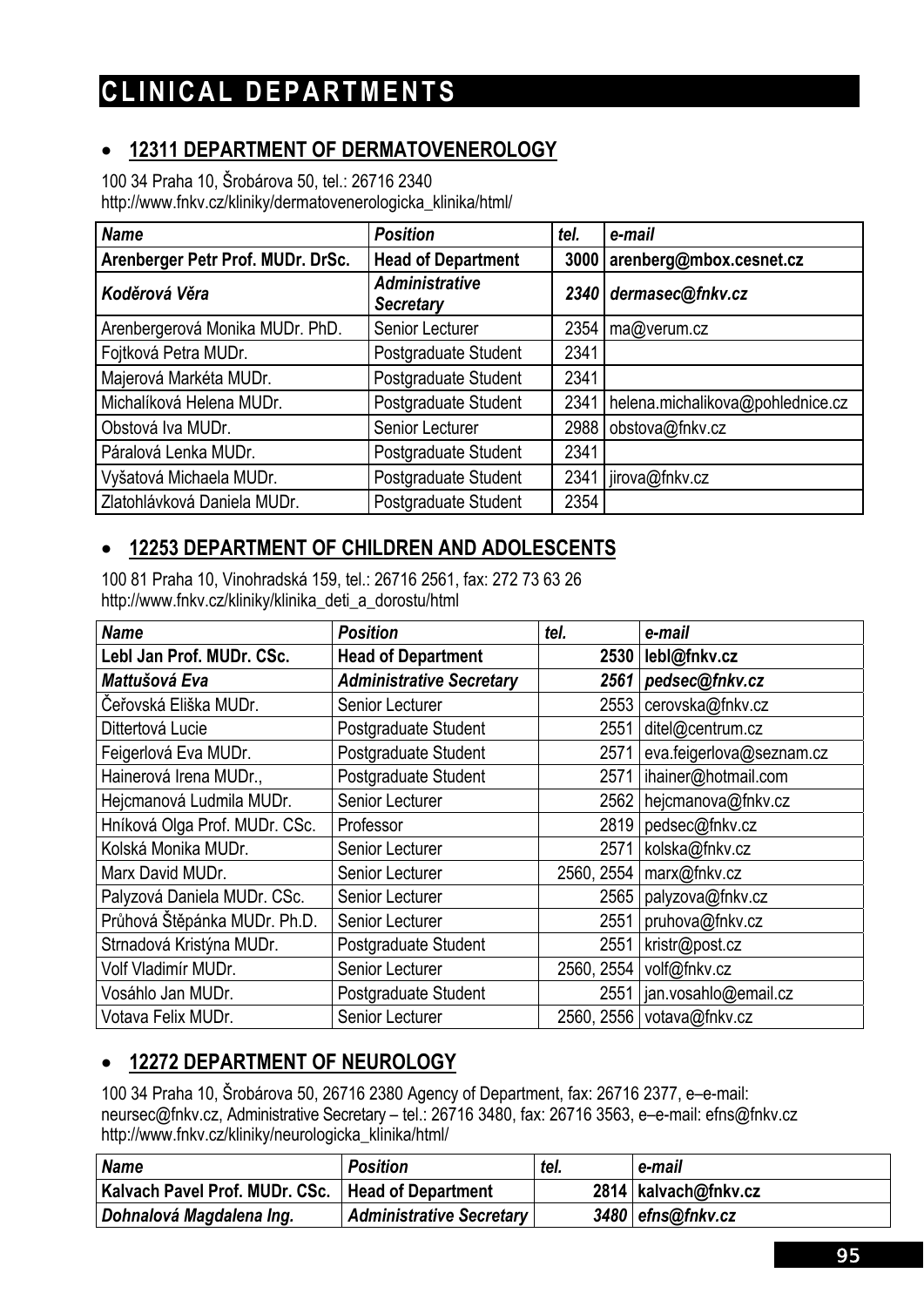# CLINICAL DEPARTMENTS

## • 12311 DEPARTMENT OF DERMATOVENEROLOGY

100 34 Praha 10, Šrobárova 50, tel.: 26716 2340
http://www.fnkv.cz/kliniky/dermatovenerologicka_klinika/html/

| *Name* | *Position* | *tel.* | *e-mail* |
|---|---|---|---|
| **Arenberger Petr Prof. MUDr. DrSc.** | **Head of Department** | **3000** | **arenberg@mbox.cesnet.cz** |
| ***Koděrová Věra*** | ***Administrative Secretary*** | ***2340*** | ***dermasec@fnkv.cz*** |
| Arenbergerová Monika MUDr. PhD. | Senior Lecturer | 2354 | ma@verum.cz |
| Fojtková Petra MUDr. | Postgraduate Student | 2341 | |
| Majerová Markéta MUDr. | Postgraduate Student | 2341 | |
| Michalíková Helena MUDr. | Postgraduate Student | 2341 | helena.michalikova@pohlednice.cz |
| Obstová Iva MUDr. | Senior Lecturer | 2988 | obstova@fnkv.cz |
| Páralová Lenka MUDr. | Postgraduate Student | 2341 | |
| Vyšatová Michaela MUDr. | Postgraduate Student | 2341 | jirova@fnkv.cz |
| Zlatohlávková Daniela MUDr. | Postgraduate Student | 2354 | |

## • 12253 DEPARTMENT OF CHILDREN AND ADOLESCENTS

100 81 Praha 10, Vinohradská 159, tel.: 26716 2561, fax: 272 73 63 26
http://www.fnkv.cz/kliniky/klinika_deti_a_dorostu/html

| *Name* | *Position* | *tel.* | *e-mail* |
|---|---|---|---|
| **Lebl Jan Prof. MUDr. CSc.** | **Head of Department** | **2530** | **lebl@fnkv.cz** |
| ***Mattušová Eva*** | ***Administrative Secretary*** | ***2561*** | ***pedsec@fnkv.cz*** |
| Čeřovská Eliška MUDr. | Senior Lecturer | 2553 | cerovska@fnkv.cz |
| Dittertová Lucie | Postgraduate Student | 2551 | ditel@centrum.cz |
| Feigerlová Eva MUDr. | Postgraduate Student | 2571 | eva.feigerlova@seznam.cz |
| Hainerová Irena MUDr., | Postgraduate Student | 2571 | ihainer@hotmail.com |
| Hejcmanová Ludmila MUDr. | Senior Lecturer | 2562 | hejcmanova@fnkv.cz |
| Hníková Olga Prof. MUDr. CSc. | Professor | 2819 | pedsec@fnkv.cz |
| Kolská Monika MUDr. | Senior Lecturer | 2571 | kolska@fnkv.cz |
| Marx David MUDr. | Senior Lecturer | 2560, 2554 | marx@fnkv.cz |
| Palyzová Daniela MUDr. CSc. | Senior Lecturer | 2565 | palyzova@fnkv.cz |
| Průhová Štěpánka MUDr. Ph.D. | Senior Lecturer | 2551 | pruhova@fnkv.cz |
| Strnadová Kristýna MUDr. | Postgraduate Student | 2551 | kristr@post.cz |
| Volf Vladimír MUDr. | Senior Lecturer | 2560, 2554 | volf@fnkv.cz |
| Vosáhlo Jan MUDr. | Postgraduate Student | 2551 | jan.vosahlo@email.cz |
| Votava Felix MUDr. | Senior Lecturer | 2560, 2556 | votava@fnkv.cz |

## • 12272 DEPARTMENT OF NEUROLOGY

100 34 Praha 10, Šrobárova 50, 26716 2380 Agency of Department, fax: 26716 2377, e–e-mail: neursec@fnkv.cz, Administrative Secretary – tel.: 26716 3480, fax: 26716 3563, e–e-mail: efns@fnkv.cz
http://www.fnkv.cz/kliniky/neurologicka_klinika/html/

| *Name* | *Position* | *tel.* | *e-mail* |
|---|---|---|---|
| **Kalvach Pavel Prof. MUDr. CSc.** | **Head of Department** | **2814** | **kalvach@fnkv.cz** |
| ***Dohnalová Magdalena Ing.*** | ***Administrative Secretary*** | ***3480*** | ***efns@fnkv.cz*** |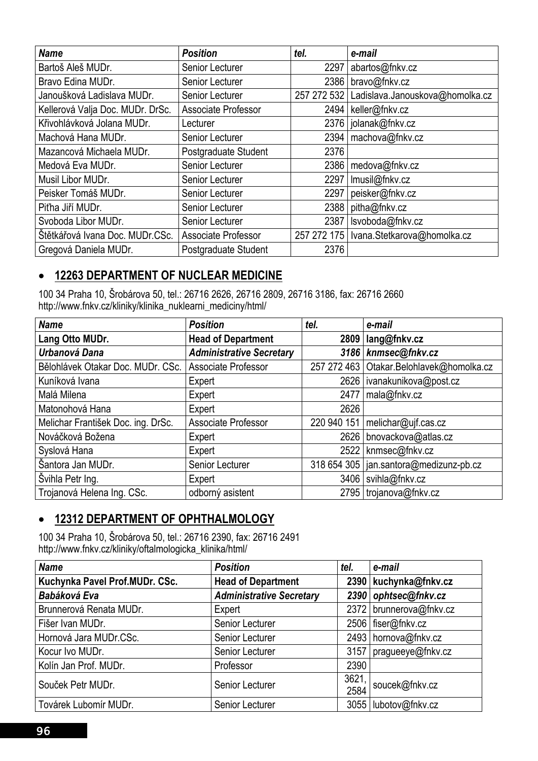| *Name* | *Position* | *tel.* | *e-mail* |
|---|---|---|---|
| Bartoš Aleš MUDr. | Senior Lecturer | 2297 | abartos@fnkv.cz |
| Bravo Edina MUDr. | Senior Lecturer | 2386 | bravo@fnkv.cz |
| Janoušková Ladislava MUDr. | Senior Lecturer | 257 272 532 | Ladislava.Janouskova@homolka.cz |
| Kellerová Valja Doc. MUDr. DrSc. | Associate Professor | 2494 | keller@fnkv.cz |
| Křivohlávková Jolana MUDr. | Lecturer | 2376 | jolanak@fnkv.cz |
| Machová Hana MUDr. | Senior Lecturer | 2394 | machova@fnkv.cz |
| Mazancová Michaela MUDr. | Postgraduate Student | 2376 | |
| Medová Eva MUDr. | Senior Lecturer | 2386 | medova@fnkv.cz |
| Musil Libor MUDr. | Senior Lecturer | 2297 | lmusil@fnkv.cz |
| Peisker Tomáš MUDr. | Senior Lecturer | 2297 | peisker@fnkv.cz |
| Piťha Jiří MUDr. | Senior Lecturer | 2388 | pitha@fnkv.cz |
| Svoboda Libor MUDr. | Senior Lecturer | 2387 | lsvoboda@fnkv.cz |
| Štětkářová Ivana Doc. MUDr.CSc. | Associate Professor | 257 272 175 | Ivana.Stetkarova@homolka.cz |
| Gregová Daniela MUDr. | Postgraduate Student | 2376 | |

- ## 12263 DEPARTMENT OF NUCLEAR MEDICINE

100 34 Praha 10, Šrobárova 50, tel.: 26716 2626, 26716 2809, 26716 3186, fax: 26716 2660
http://www.fnkv.cz/kliniky/klinika_nuklearni_mediciny/html/

| *Name* | *Position* | *tel.* | *e-mail* |
|---|---|---|---|
| **Lang Otto MUDr.** | **Head of Department** | **2809** | **lang@fnkv.cz** |
| ***Urbanová Dana*** | ***Administrative Secretary*** | ***3186*** | ***knmsec@fnkv.cz*** |
| Bělohlávek Otakar Doc. MUDr. CSc. | Associate Professor | 257 272 463 | Otakar.Belohlavek@homolka.cz |
| Kuníková Ivana | Expert | 2626 | ivanakunikova@post.cz |
| Malá Milena | Expert | 2477 | mala@fnkv.cz |
| Matonohová Hana | Expert | 2626 | |
| Melichar František Doc. ing. DrSc. | Associate Professor | 220 940 151 | melichar@ujf.cas.cz |
| Nováčková Božena | Expert | 2626 | bnovackova@atlas.cz |
| Syslová Hana | Expert | 2522 | knmsec@fnkv.cz |
| Šantora Jan MUDr. | Senior Lecturer | 318 654 305 | jan.santora@medizunz-pb.cz |
| Švihla Petr Ing. | Expert | 3406 | svihla@fnkv.cz |
| Trojanová Helena Ing. CSc. | odborný asistent | 2795 | trojanova@fnkv.cz |

- ## 12312 DEPARTMENT OF OPHTHALMOLOGY

100 34 Praha 10, Šrobárova 50, tel.: 26716 2390, fax: 26716 2491
http://www.fnkv.cz/kliniky/oftalmologicka_klinika/html/

| *Name* | *Position* | *tel.* | *e-mail* |
|---|---|---|---|
| **Kuchynka Pavel Prof.MUDr. CSc.** | **Head of Department** | **2390** | **kuchynka@fnkv.cz** |
| ***Babáková Eva*** | ***Administrative Secretary*** | ***2390*** | ***ophtsec@fnkv.cz*** |
| Brunnerová Renata MUDr. | Expert | 2372 | brunnerova@fnkv.cz |
| Fišer Ivan MUDr. | Senior Lecturer | 2506 | fiser@fnkv.cz |
| Hornová Jara MUDr.CSc. | Senior Lecturer | 2493 | hornova@fnkv.cz |
| Kocur Ivo MUDr. | Senior Lecturer | 3157 | pragueeye@fnkv.cz |
| Kolín Jan Prof. MUDr. | Professor | 2390 | |
| Souček Petr MUDr. | Senior Lecturer | 3621, 2584 | soucek@fnkv.cz |
| Továrek Lubomír MUDr. | Senior Lecturer | 3055 | lubotov@fnkv.cz |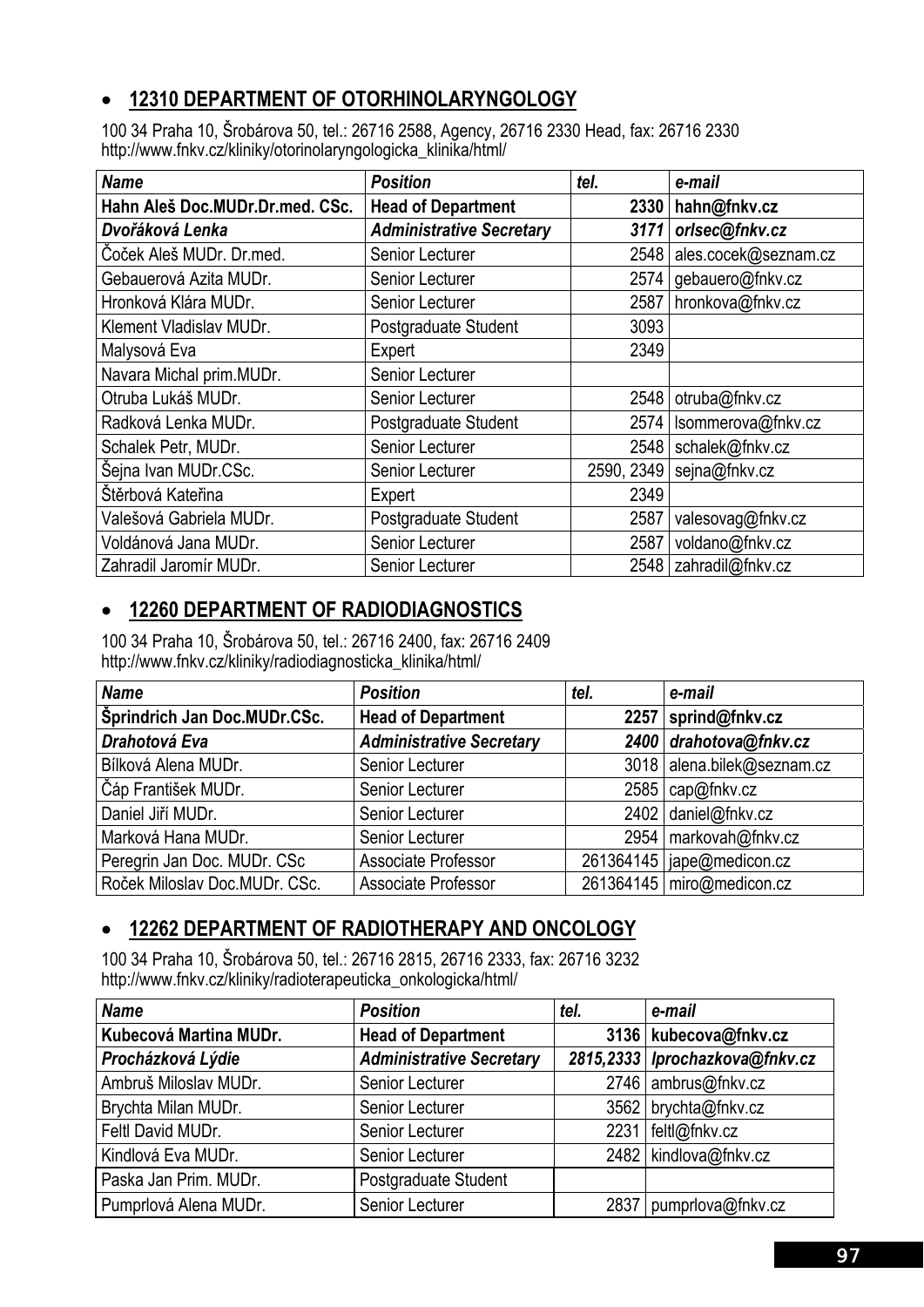- **12310 DEPARTMENT OF OTORHINOLARYNGOLOGY**

100 34 Praha 10, Šrobárova 50, tel.: 26716 2588, Agency, 26716 2330 Head, fax: 26716 2330
http://www.fnkv.cz/kliniky/otorinolaryngologicka_klinika/html/

| *Name* | *Position* | *tel.* | *e-mail* |
|---|---|---|---|
| **Hahn Aleš Doc.MUDr.Dr.med. CSc.** | **Head of Department** | **2330** | **hahn@fnkv.cz** |
| ***Dvořáková Lenka*** | ***Administrative Secretary*** | ***3171*** | ***orlsec@fnkv.cz*** |
| Čoček Aleš MUDr. Dr.med. | Senior Lecturer | 2548 | ales.cocek@seznam.cz |
| Gebauerová Azita MUDr. | Senior Lecturer | 2574 | gebauero@fnkv.cz |
| Hronková Klára MUDr. | Senior Lecturer | 2587 | hronkova@fnkv.cz |
| Klement Vladislav MUDr. | Postgraduate Student | 3093 | |
| Malysová Eva | Expert | 2349 | |
| Navara Michal prim.MUDr. | Senior Lecturer | | |
| Otruba Lukáš MUDr. | Senior Lecturer | 2548 | otruba@fnkv.cz |
| Radková Lenka MUDr. | Postgraduate Student | 2574 | lsommerova@fnkv.cz |
| Schalek Petr, MUDr. | Senior Lecturer | 2548 | schalek@fnkv.cz |
| Šejna Ivan MUDr.CSc. | Senior Lecturer | 2590, 2349 | sejna@fnkv.cz |
| Štěrbová Kateřina | Expert | 2349 | |
| Valešová Gabriela MUDr. | Postgraduate Student | 2587 | valesovag@fnkv.cz |
| Voldánová Jana MUDr. | Senior Lecturer | 2587 | voldano@fnkv.cz |
| Zahradil Jaromír MUDr. | Senior Lecturer | 2548 | zahradil@fnkv.cz |

- **12260 DEPARTMENT OF RADIODIAGNOSTICS**

100 34 Praha 10, Šrobárova 50, tel.: 26716 2400, fax: 26716 2409
http://www.fnkv.cz/kliniky/radiodiagnosticka_klinika/html/

| *Name* | *Position* | *tel.* | *e-mail* |
|---|---|---|---|
| **Šprindrich Jan Doc.MUDr.CSc.** | **Head of Department** | **2257** | **sprind@fnkv.cz** |
| ***Drahotová Eva*** | ***Administrative Secretary*** | ***2400*** | ***drahotova@fnkv.cz*** |
| Bílková Alena MUDr. | Senior Lecturer | 3018 | alena.bilek@seznam.cz |
| Čáp František MUDr. | Senior Lecturer | 2585 | cap@fnkv.cz |
| Daniel Jiří MUDr. | Senior Lecturer | 2402 | daniel@fnkv.cz |
| Marková Hana MUDr. | Senior Lecturer | 2954 | markovah@fnkv.cz |
| Peregrin Jan Doc. MUDr. CSc | Associate Professor | 261364145 | jape@medicon.cz |
| Roček Miloslav Doc.MUDr. CSc. | Associate Professor | 261364145 | miro@medicon.cz |

- **12262 DEPARTMENT OF RADIOTHERAPY AND ONCOLOGY**

100 34 Praha 10, Šrobárova 50, tel.: 26716 2815, 26716 2333, fax: 26716 3232
http://www.fnkv.cz/kliniky/radioterapeuticka_onkologicka/html/

| *Name* | *Position* | *tel.* | *e-mail* |
|---|---|---|---|
| **Kubecová Martina MUDr.** | **Head of Department** | **3136** | **kubecova@fnkv.cz** |
| ***Procházková Lýdie*** | ***Administrative Secretary*** | ***2815,2333*** | ***lprochazkova@fnkv.cz*** |
| Ambruš Miloslav MUDr. | Senior Lecturer | 2746 | ambrus@fnkv.cz |
| Brychta Milan MUDr. | Senior Lecturer | 3562 | brychta@fnkv.cz |
| Feltl David MUDr. | Senior Lecturer | 2231 | feltl@fnkv.cz |
| Kindlová Eva MUDr. | Senior Lecturer | 2482 | kindlova@fnkv.cz |
| Paska Jan Prim. MUDr. | Postgraduate Student | | |
| Pumprlová Alena MUDr. | Senior Lecturer | 2837 | pumprlova@fnkv.cz |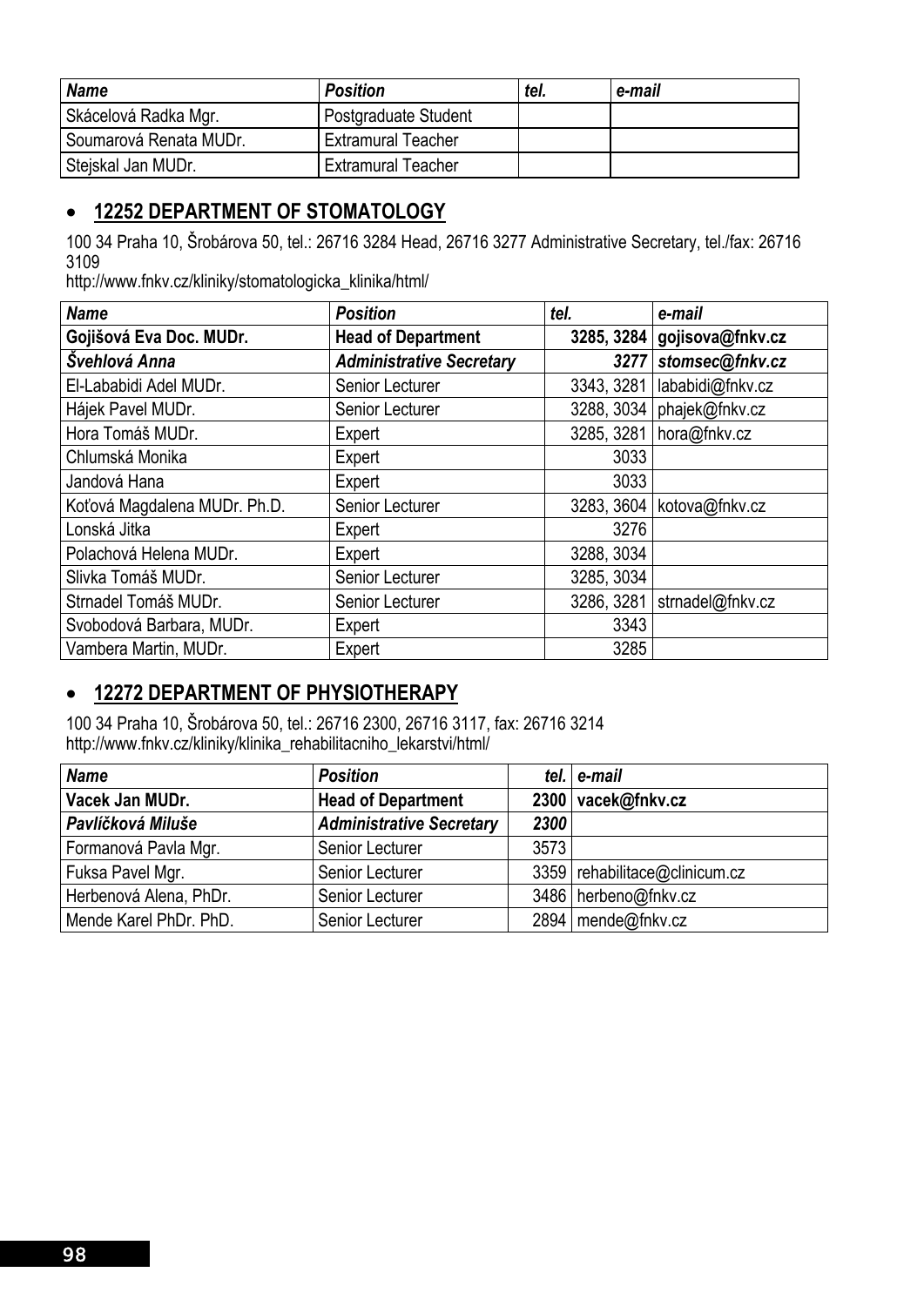| *Name* | *Position* | *tel.* | *e-mail* |
|---|---|---|---|
| Skácelová Radka Mgr. | Postgraduate Student | | |
| Soumarová Renata MUDr. | Extramural Teacher | | |
| Stejskal Jan MUDr. | Extramural Teacher | | |

## • 12252 DEPARTMENT OF STOMATOLOGY

100 34 Praha 10, Šrobárova 50, tel.: 26716 3284 Head, 26716 3277 Administrative Secretary, tel./fax: 26716 3109
http://www.fnkv.cz/kliniky/stomatologicka_klinika/html/

| *Name* | *Position* | *tel.* | *e-mail* |
|---|---|---|---|
| **Gojišová Eva Doc. MUDr.** | **Head of Department** | **3285, 3284** | **gojisova@fnkv.cz** |
| ***Švehlová Anna*** | ***Administrative Secretary*** | ***3277*** | ***stomsec@fnkv.cz*** |
| El-Lababidi Adel MUDr. | Senior Lecturer | 3343, 3281 | lababidi@fnkv.cz |
| Hájek Pavel MUDr. | Senior Lecturer | 3288, 3034 | phajek@fnkv.cz |
| Hora Tomáš MUDr. | Expert | 3285, 3281 | hora@fnkv.cz |
| Chlumská Monika | Expert | 3033 | |
| Jandová Hana | Expert | 3033 | |
| Koťová Magdalena MUDr. Ph.D. | Senior Lecturer | 3283, 3604 | kotova@fnkv.cz |
| Lonská Jitka | Expert | 3276 | |
| Polachová Helena MUDr. | Expert | 3288, 3034 | |
| Slivka Tomáš MUDr. | Senior Lecturer | 3285, 3034 | |
| Strnadel Tomáš MUDr. | Senior Lecturer | 3286, 3281 | strnadel@fnkv.cz |
| Svobodová Barbara, MUDr. | Expert | 3343 | |
| Vambera Martin, MUDr. | Expert | 3285 | |

## • 12272 DEPARTMENT OF PHYSIOTHERAPY

100 34 Praha 10, Šrobárova 50, tel.: 26716 2300, 26716 3117, fax: 26716 3214
http://www.fnkv.cz/kliniky/klinika_rehabilitacniho_lekarstvi/html/

| *Name* | *Position* | *tel.* | *e-mail* |
|---|---|---|---|
| **Vacek Jan MUDr.** | **Head of Department** | **2300** | **vacek@fnkv.cz** |
| ***Pavlíčková Miluše*** | ***Administrative Secretary*** | ***2300*** | |
| Formanová Pavla Mgr. | Senior Lecturer | 3573 | |
| Fuksa Pavel Mgr. | Senior Lecturer | 3359 | rehabilitace@clinicum.cz |
| Herbenová Alena, PhDr. | Senior Lecturer | 3486 | herbeno@fnkv.cz |
| Mende Karel PhDr. PhD. | Senior Lecturer | 2894 | mende@fnkv.cz |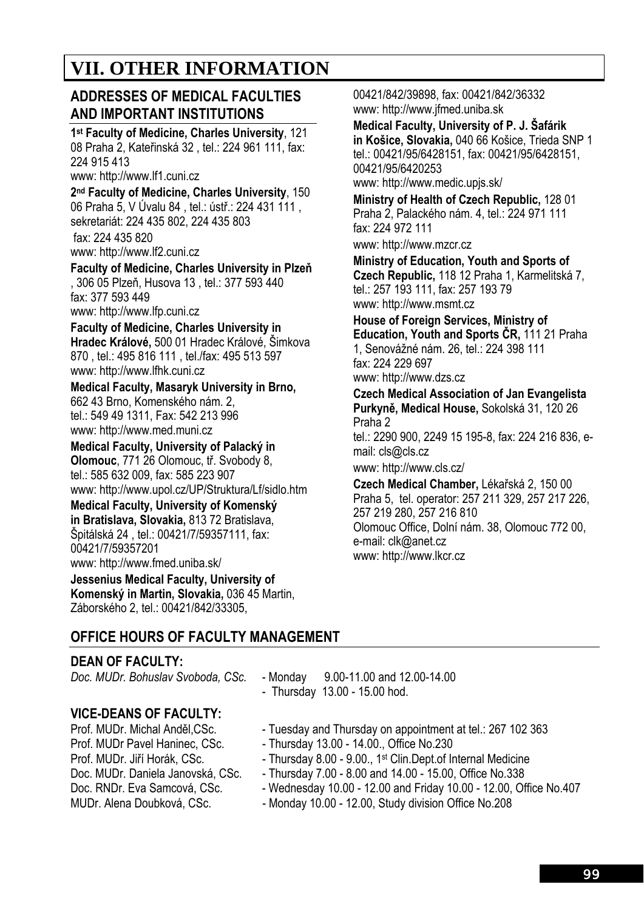# VII. OTHER INFORMATION

## ADDRESSES OF MEDICAL FACULTIES AND IMPORTANT INSTITUTIONS

**1st Faculty of Medicine, Charles University**, 121 08 Praha 2, Kateřinská 32 , tel.: 224 961 111, fax: 224 915 413
www: http://www.lf1.cuni.cz

**2nd Faculty of Medicine, Charles University**, 150 06 Praha 5, V Úvalu 84 , tel.: ústř.: 224 431 111 , sekretariát: 224 435 802, 224 435 803
fax: 224 435 820
www: http://www.lf2.cuni.cz

**Faculty of Medicine, Charles University in Plzeň**, 306 05 Plzeň, Husova 13 , tel.: 377 593 440
fax: 377 593 449
www: http://www.lfp.cuni.cz

**Faculty of Medicine, Charles University in Hradec Králové,** 500 01 Hradec Králové, Šimkova 870 , tel.: 495 816 111 , tel./fax: 495 513 597
www: http://www.lfhk.cuni.cz

**Medical Faculty, Masaryk University in Brno,** 662 43 Brno, Komenského nám. 2,
tel.: 549 49 1311, Fax: 542 213 996
www: http://www.med.muni.cz

**Medical Faculty, University of Palacký in Olomouc**, 771 26 Olomouc, tř. Svobody 8,
tel.: 585 632 009, fax: 585 223 907
www: http://www.upol.cz/UP/Struktura/Lf/sidlo.htm

**Medical Faculty, University of Komenský in Bratislava, Slovakia,** 813 72 Bratislava, Špitálská 24 , tel.: 00421/7/59357111, fax: 00421/7/59357201
www: http://www.fmed.uniba.sk/

**Jessenius Medical Faculty, University of Komenský in Martin, Slovakia,** 036 45 Martin, Záborského 2, tel.: 00421/842/33305, 00421/842/39898, fax: 00421/842/36332
www: http://www.jfmed.uniba.sk

**Medical Faculty, University of P. J. Šafárik in Košice, Slovakia,** 040 66 Košice, Trieda SNP 1
tel.: 00421/95/6428151, fax: 00421/95/6428151, 00421/95/6420253
www: http://www.medic.upjs.sk/

**Ministry of Health of Czech Republic,** 128 01 Praha 2, Palackého nám. 4, tel.: 224 971 111
fax: 224 972 111
www: http://www.mzcr.cz

**Ministry of Education, Youth and Sports of Czech Republic,** 118 12 Praha 1, Karmelitská 7,
tel.: 257 193 111, fax: 257 193 79
www: http://www.msmt.cz

**House of Foreign Services, Ministry of Education, Youth and Sports ČR,** 111 21 Praha 1, Senovážné nám. 26, tel.: 224 398 111
fax: 224 229 697
www: http://www.dzs.cz

**Czech Medical Association of Jan Evangelista Purkyně, Medical House,** Sokolská 31, 120 26 Praha 2
tel.: 2290 900, 2249 15 195-8, fax: 224 216 836, e-mail: cls@cls.cz
www: http://www.cls.cz/

**Czech Medical Chamber,** Lékařská 2, 150 00 Praha 5, tel. operator: 257 211 329, 257 217 226, 257 219 280, 257 216 810
Olomouc Office, Dolní nám. 38, Olomouc 772 00, e-mail: clk@anet.cz
www: http://www.lkcr.cz

## OFFICE HOURS OF FACULTY MANAGEMENT

### DEAN OF FACULTY:

| | |
|---|---|
| *Doc. MUDr. Bohuslav Svoboda, CSc.* | - Monday 9.00-11.00 and 12.00-14.00 |
| | - Thursday 13.00 - 15.00 hod. |

### VICE-DEANS OF FACULTY:

| | |
|---|---|
| Prof. MUDr. Michal Anděl,CSc. | - Tuesday and Thursday on appointment at tel.: 267 102 363 |
| Prof. MUDr Pavel Haninec, CSc. | - Thursday 13.00 - 14.00., Office No.230 |
| Prof. MUDr. Jiří Horák, CSc. | - Thursday 8.00 - 9.00., 1st Clin.Dept.of Internal Medicine |
| Doc. MUDr. Daniela Janovská, CSc. | - Thursday 7.00 - 8.00 and 14.00 - 15.00, Office No.338 |
| Doc. RNDr. Eva Samcová, CSc. | - Wednesday 10.00 - 12.00 and Friday 10.00 - 12.00, Office No.407 |
| MUDr. Alena Doubková, CSc. | - Monday 10.00 - 12.00, Study division Office No.208 |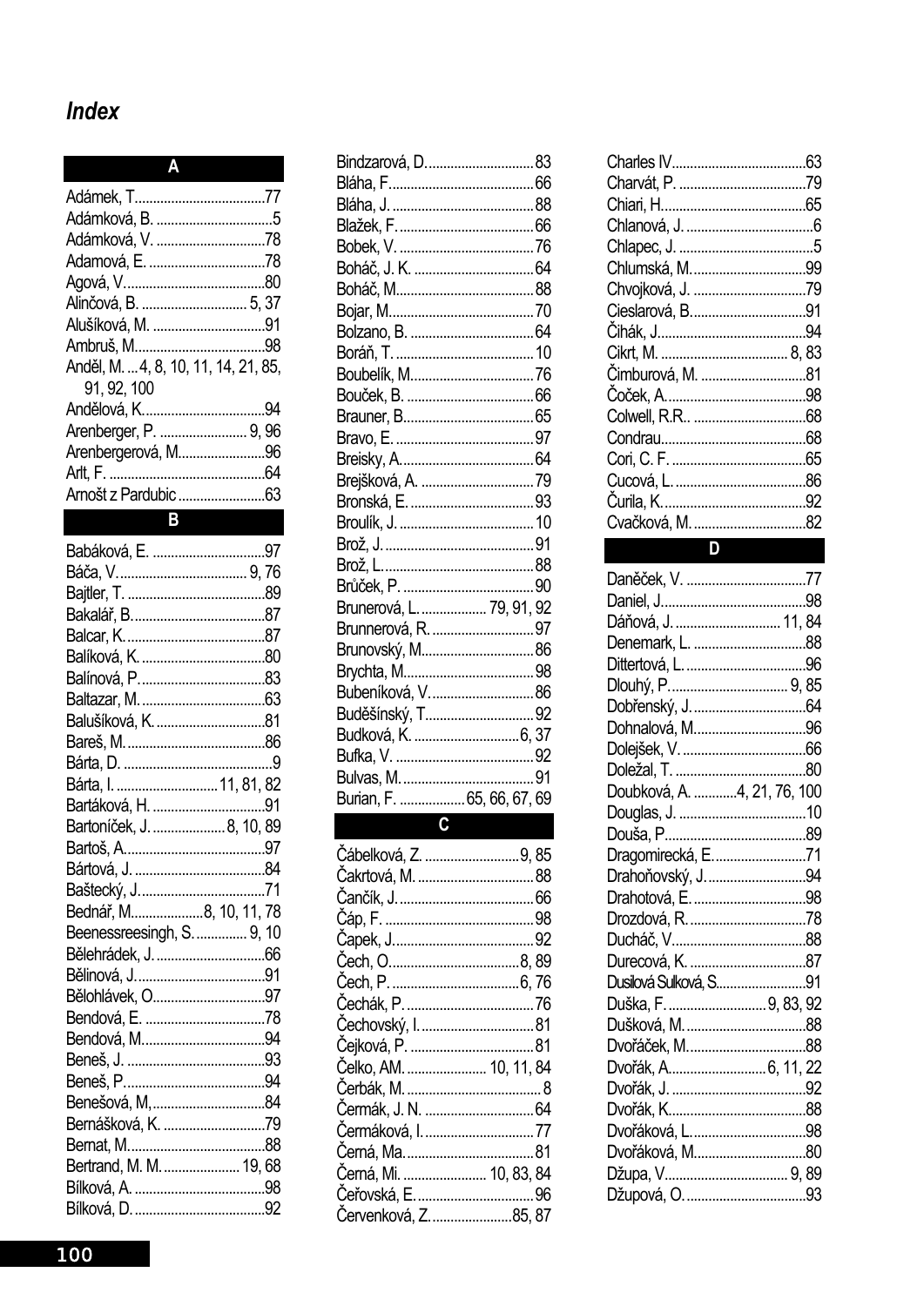# *Index*

## A

Adámek, T. 77
Adámková, B. 5
Adámková, V. 78
Adamová, E. 78
Agová, V. 80
Alinčová, B. 5, 37
Alušíková, M. 91
Ambruš, M. 98
Anděl, M. 4, 8, 10, 11, 14, 21, 85, 91, 92, 100
Andělová, K. 94
Arenberger, P. 9, 96
Arenbergerová, M. 96
Arlt, F. 64
Arnošt z Pardubic 63

## B

Babáková, E. 97
Báča, V. 9, 76
Bajtler, T. 89
Bakalář, B. 87
Balcar, K. 87
Balíková, K. 80
Balínová, P. 83
Baltazar, M. 63
Balušíková, K. 81
Bareš, M. 86
Bárta, D. 9
Bárta, I. 11, 81, 82
Bartáková, H. 91
Bartoníček, J. 8, 10, 89
Bartoš, A. 97
Bártová, J. 84
Baštecký, J. 71
Bednář, M. 8, 10, 11, 78
Beenessreesingh, S. 9, 10
Bělehrádek, J. 66
Bělinová, J. 91
Bělohlávek, O. 97
Bendová, E. 78
Bendová, M. 94
Beneš, J. 93
Beneš, P. 94
Benešová, M, 84
Bernášková, K. 79
Bernat, M. 88
Bertrand, M. M. 19, 68
Bílková, A. 98
Bílková, D. 92
Bindzarová, D. 83
Bláha, F. 66
Bláha, J. 88
Blažek, F. 66
Bobek, V. 76
Boháč, J. K. 64
Boháč, M. 88
Bojar, M. 70
Bolzano, B. 64
Boráň, T. 10
Boubelík, M. 76
Bouček, B. 66
Brauner, B. 65
Bravo, E. 97
Breisky, A. 64
Brejšková, A. 79
Bronská, E. 93
Broulík, J. 10
Brož, J. 91
Brož, L. 88
Brůček, P. 90
Brunerová, L. 79, 91, 92
Brunnerová, R. 97
Brunovský, M. 86
Brychta, M. 98
Bubeníková, V. 86
Buděšínský, T. 92
Budková, K. 6, 37
Bufka, V. 92
Bulvas, M. 91
Burian, F. 65, 66, 67, 69

## C

Čábelková, Z. 9, 85
Čakrtová, M. 88
Čančík, J. 66
Čáp, F. 98
Čapek, J. 92
Čech, O. 8, 89
Čech, P. 6, 76
Čechák, P. 76
Čechovský, I. 81
Čejková, P. 81
Čelko, AM. 10, 11, 84
Čerbák, M. 8
Čermák, J. N. 64
Čermáková, I. 77
Černá, Ma. 81
Černá, Mi. 10, 83, 84
Čeřovská, E. 96
Červenková, Z. 85, 87
Charles IV 63
Charvát, P. 79
Chiari, H. 65
Chlanová, J. 6
Chlapec, J. 5
Chlumská, M. 99
Chvojková, J. 79
Cieslarová, B. 91
Čihák, J. 94
Cikrt, M. 8, 83
Čimburová, M. 81
Čoček, A. 98
Colwell, R.R. 68
Condrau 68
Cori, C. F. 65
Cucová, L. 86
Čurila, K. 92
Cvačková, M. 82

## D

Daněček, V. 77
Daniel, J. 98
Dáňová, J. 11, 84
Denemark, L. 88
Dittertová, L. 96
Dlouhý, P. 9, 85
Dobřenský, J. 64
Dohnalová, M. 96
Dolejšek, V. 66
Doležal, T. 80
Doubková, A. 4, 21, 76, 100
Douglas, J. 10
Douša, P. 89
Dragomirecká, E. 71
Drahoňovský, J. 94
Drahotová, E. 98
Drozdová, R. 78
Ducháč, V. 88
Durecová, K. 87
Dusilová Sulková, S. 91
Duška, F. 9, 83, 92
Dušková, M. 88
Dvořáček, M. 88
Dvořák, A. 6, 11, 22
Dvořák, J. 92
Dvořák, K. 88
Dvořáková, L. 98
Dvořáková, M. 80
Džupa, V. 9, 89
Džupová, O. 93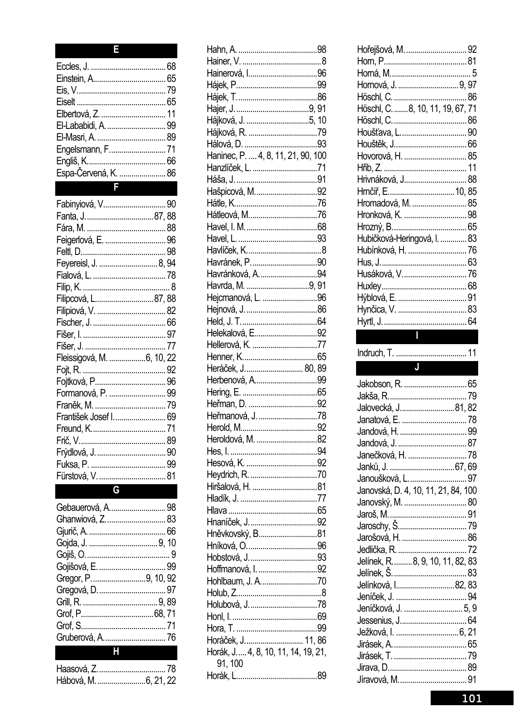## E

Eccles, J. .................................... 68
Einstein, A.................................... 65
Eis, V........................................... 79
Eiselt ........................................... 65
Elbertová, Z. ............................... 11
El-Lababidi, A. ............................. 99
El-Masri, A. .................................. 89
Engelsmann, F............................ 71
Engliš, K...................................... 66
Espa-Červená, K. ....................... 86

## F

Fabinyiová, V............................... 90
Fanta, J.................................87, 88
Fára, M. ....................................... 88
Feigerlová, E. .............................. 96
Feltl, D.......................................... 98
Feyereisl, J. ............................ 8, 94
Fialová, L. .................................... 78
Filip, K. ........................................... 8
Filipcová, L............................87, 88
Filipiová, V. .................................. 82
Fischer, J. .................................... 66
Fišer, I. ......................................... 97
Fišer, J. ........................................ 77
Fleissigová, M. .................6, 10, 22
Fojt, R. ......................................... 92
Fojtková, P................................... 96
Formanová, P. ............................ 99
Franěk, M. ................................... 79
František Josef I.......................... 69
Freund, K..................................... 71
Frič, V........................................... 89
Frýdlová, J. .................................. 90
Fuksa, P. ..................................... 99
Fürstová, V. ................................. 81

## G

Gebauerová, A............................ 98
Ghanwiová, Z............................... 83
Gjurič, A. ..................................... 66
Gojda, J. ................................. 9, 10
Gojiš, O........................................... 9
Gojišová, E. ................................. 99
Gregor, P. ..........................9, 10, 92
Gregová, D. ................................. 97
Grill, R. ..................................... 9, 89
Grof, P...................................68, 71
Grof, S.......................................... 71
Gruberová, A............................... 76

## H

Haasová, Z. ................................. 78
Hábová, M.........................6, 21, 22
Hahn, A. ....................................... 98
Hainer, V. ....................................... 8
Hainerová, I.................................. 96
Hájek, P....................................... 99
Hájek, T. ...................................... 86
Hajer, J. ................................... 9, 91
Hájková, J. ............................... 5, 10
Hájková, R. .................................. 79
Hálová, D. .................................... 93
Haninec, P. .... 4, 8, 11, 21, 90, 100
Hanzlíček, L. ................................ 71
Háša, J. ........................................ 91
Hašpicová, M............................... 92
Hátle, K......................................... 76
Hátleová, M.................................. 76
Havel, I. M. .................................. 68
Havel, L. ....................................... 93
Havlíček, K..................................... 8
Havránek, P. ................................ 90
Havránková, A. ............................ 94
Havrda, M. ............................... 9, 91
Hejcmanová, L. ........................... 96
Hejnová, J. ................................... 86
Held, J. T. .................................... 64
Helekalová, E............................... 92
Hellerová, K. ................................ 77
Henner, K..................................... 65
Heráček, J. ........................... 80, 89
Herbenová, A............................... 99
Hering, E. ..................................... 65
Heřman, D. .................................. 92
Heřmanová, J. ............................. 78
Herold, M...................................... 92
Heroldová, M. .............................. 82
Hes, I. ........................................... 94
Hesová, K. ................................... 92
Heydrich, R. ................................. 70
Hiršalová, H. ................................ 81
Hladík, J. ..................................... 77
Hlava ............................................ 65
Hnaníček, J. ................................. 92
Hněvkovský, B............................. 81
Hníková, O................................... 96
Hobstová, J.................................. 93
Hoffmanová, I. ............................. 92
Hohlbaum, J. A. ........................... 70
Holub, Z.......................................... 8
Holubová, J.................................. 78
Honl, I. ......................................... 69
Hora, T. ....................................... 99
Horáček, J. ........................... 11, 86
Horák, J..... 4, 8, 10, 11, 14, 19, 21, 91, 100
Horák, L....................................... 89
Hořejšová, M. .............................. 92
Horn, P......................................... 81
Horná, M........................................ 5
Hornová, J. ............................. 9, 97
Höschl, C. ................................... 86
Höschl, C. .......8, 10, 11, 19, 67, 71
Höschl, C. .................................... 86
Houšťava, L.................................. 90
Houštěk, J.................................... 66
Hovorová, H. ............................... 85
Hřib, Z. ......................................... 11
Hrivnáková, J............................... 88
Hrnčíř, E................................10, 85
Hromadová, M. ........................... 85
Hronková, K. ............................... 98
Hrozný, B..................................... 65
Hubičková-Heringová, I. ............. 83
Hubínková, H. ............................. 76
Hus, J........................................... 63
Husáková, V................................. 76
Huxley.......................................... 68
Hýblová, E. .................................. 91
Hynčica, V. .................................. 83
Hyrtl, J.......................................... 64

## I

Indruch, T. ................................... 11

## J

Jakobson, R. ............................... 65
Jakša, R....................................... 79
Jalovecká, J...........................81, 82
Janatová, E. ................................ 78
Jandová, H. ................................. 99
Jandová, J. .................................. 87
Janečková, H. ............................. 78
Janků, J. ...............................67, 69
Janoušková, L. ............................ 97
Janovská, D. 4, 10, 11, 21, 84, 100
Janovský, M. ............................... 80
Jaroš, M....................................... 91
Jaroschy, Š.................................. 79
Jarošová, H. ................................ 86
Jedlička, R. .................................. 72
Jelínek, R. ........ 8, 9, 10, 11, 82, 83
Jelínek, Š. .................................... 83
Jelínková, I............................82, 83
Jeníček, J. ................................... 94
Jeníčková, J. ............................ 5, 9
Jessenius, J................................. 64
Ježková, I. ............................... 6, 21
Jirásek, A. .................................... 65
Jirásek, T. .................................... 79
Jirava, D....................................... 89
Jíravová, M.................................. 91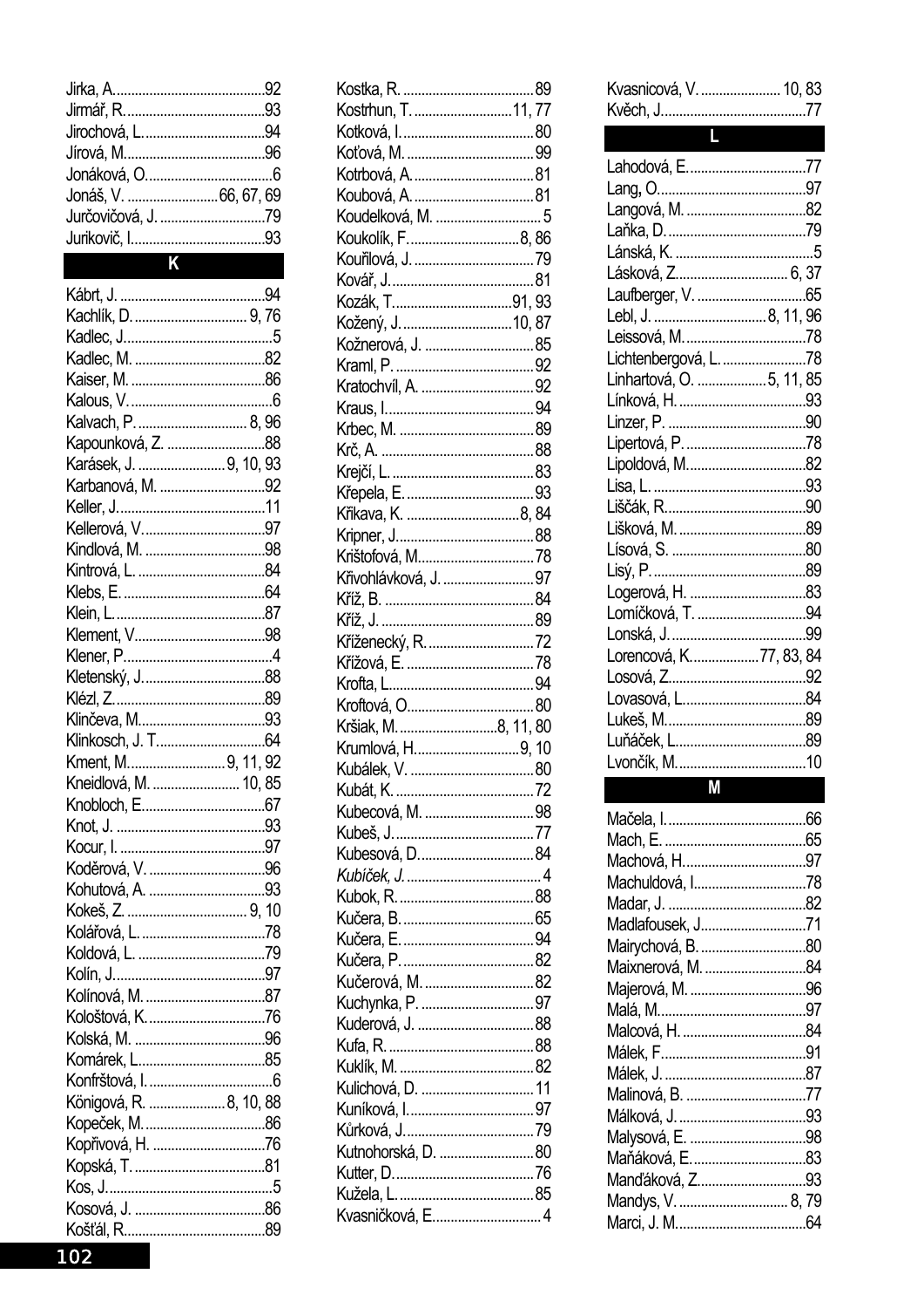Jirka, A. ........................................92
Jirmář, R. ......................................93
Jirochová, L. .................................94
Jírová, M. ......................................96
Jonáková, O. ..................................6
Jonáš, V. ........................66, 67, 69
Jurčovičová, J. ............................79
Jurikovič, I. ...................................93

## K

Kábrt, J. ........................................94
Kachlík, D. ............................... 9, 76
Kadlec, J. .........................................5
Kadlec, M. ....................................82
Kaiser, M. .....................................86
Kalous, V. .......................................6
Kalvach, P. .............................. 8, 96
Kapounková, Z. ...........................88
Karásek, J. ...................... 9, 10, 93
Karbanová, M. .............................92
Keller, J. ........................................11
Kellerová, V. .................................97
Kindlová, M. .................................98
Kintrová, L. ...................................84
Klebs, E. .......................................64
Klein, L. .........................................87
Klement, V. ...................................98
Klener, P. .........................................4
Kletenský, J. .................................88
Klézl, Z. .........................................89
Klinčeva, M. ..................................93
Klinkosch, J. T. .............................64
Kment, M. ........................... 9, 11, 92
Kneidlová, M. ........................ 10, 85
Knobloch, E. .................................67
Knot, J. .........................................93
Kocur, I. .........................................97
Koděrová, V. ................................96
Kohutová, A. ................................93
Kokeš, Z. ................................. 9, 10
Kolářová, L. ..................................78
Koldová, L. ...................................79
Kolín, J. .........................................97
Kolínová, M. .................................87
Kološtová, K. ................................76
Kolská, M. ....................................96
Komárek, L. ..................................85
Konfrštová, I. ..................................6
Königová, R. ..................... 8, 10, 88
Kopeček, M. .................................86
Kopřivová, H. ...............................76
Kopská, T. ....................................81
Kos, J. .............................................5
Kosová, J. ....................................86
Košťál, R. ......................................89
Kostka, R. ....................................89
Kostrhun, T. ............................11, 77
Kotková, I. ....................................80
Koťová, M. ...................................99
Kotrbová, A. .................................81
Koubová, A. .................................81
Koudelková, M. .............................5
Koukolík, F. .............................. 8, 86
Kouřilová, J. .................................79
Kovář, J. .......................................81
Kozák, T. .................................91, 93
Kožený, J. ...............................10, 87
Kožnerová, J. ..............................85
Kraml, P. ......................................92
Kratochvíl, A. ...............................92
Kraus, I. ........................................94
Krbec, M. .....................................89
Krč, A. ..........................................88
Krejčí, L. .......................................83
Křepela, E. ...................................93
Křikava, K. ................................ 8, 84
Kripner, J. .....................................88
Krištofová, M. ...............................78
Křivohlávková, J. .........................97
Kříž, B. .........................................84
Kříž, J. ..........................................89
Kříženecký, R. .............................72
Křížová, E. ...................................78
Krofta, L. ......................................94
Kroftová, O. .................................80
Kršiak, M. ...........................8, 11, 80
Krumlová, H. ............................ 9, 10
Kubálek, V. ..................................80
Kubát, K. ......................................72
Kubecová, M. ..............................98
Kubeš, J. ......................................77
Kubesová, D. ...............................84
*Kubíček, J.* ...................................4
Kubok, R. .....................................88
Kučera, B. ....................................65
Kučera, E. ....................................94
Kučera, P. ....................................82
Kučerová, M. ...............................82
Kuchynka, P. ...............................97
Kuderová, J. ................................88
Kufa, R. ........................................88
Kuklík, M. .....................................82
Kulichová, D. ...............................11
Kuníková, I. ..................................97
Kůrková, J. ..................................79
Kutnohorská, D. ..........................80
Kutter, D. .....................................76
Kužela, L. .....................................85
Kvasničková, E. .............................4
Kvasnicová, V. ......................10, 83
Kvěch, J. ......................................77

## L

Lahodová, E. ................................77
Lang, O. .......................................97
Langová, M. ................................82
Laňka, D. .....................................79
Lánská, K. .....................................5
Lásková, Z. ............................... 6, 37
Laufberger, V. ..............................65
Lebl, J. ................................ 8, 11, 96
Leissová, M. ................................78
Lichtenbergová, L. .......................78
Linhartová, O. ...................5, 11, 85
Línková, H. ..................................93
Linzer, P. .....................................90
Lipertová, P. ................................78
Lipoldová, M. ...............................82
Lisa, L. .........................................93
Liščák, R. .....................................90
Lišková, M. ..................................89
Lísová, S. ....................................80
Lisý, P. ........................................89
Logerová, H. ...............................83
Lomíčková, T. .............................94
Lonská, J. ...................................99
Lorencová, K. ..................77, 83, 84
Losová, Z. ....................................92
Lovasová, L. ................................84
Lukeš, M. ....................................89
Luňáček, L. .................................89
Lvončík, M. ..................................10

## M

Mačela, I. .....................................66
Mach, E. ......................................65
Machová, H. .................................97
Machuldová, I. ..............................78
Madar, J. .....................................82
Madlafousek, J. ............................71
Mairychová, B. .............................80
Maixnerová, M. ............................84
Majerová, M. ................................96
Malá, M. ......................................97
Malcová, H. .................................84
Málek, F. .....................................91
Málek, J. .....................................87
Malinová, B. ................................77
Málková, J. ..................................93
Malysová, E. ................................98
Maňáková, E. ...............................83
Manďáková, Z. .............................93
Mandys, V. ............................... 8, 79
Marci, J. M. ..................................64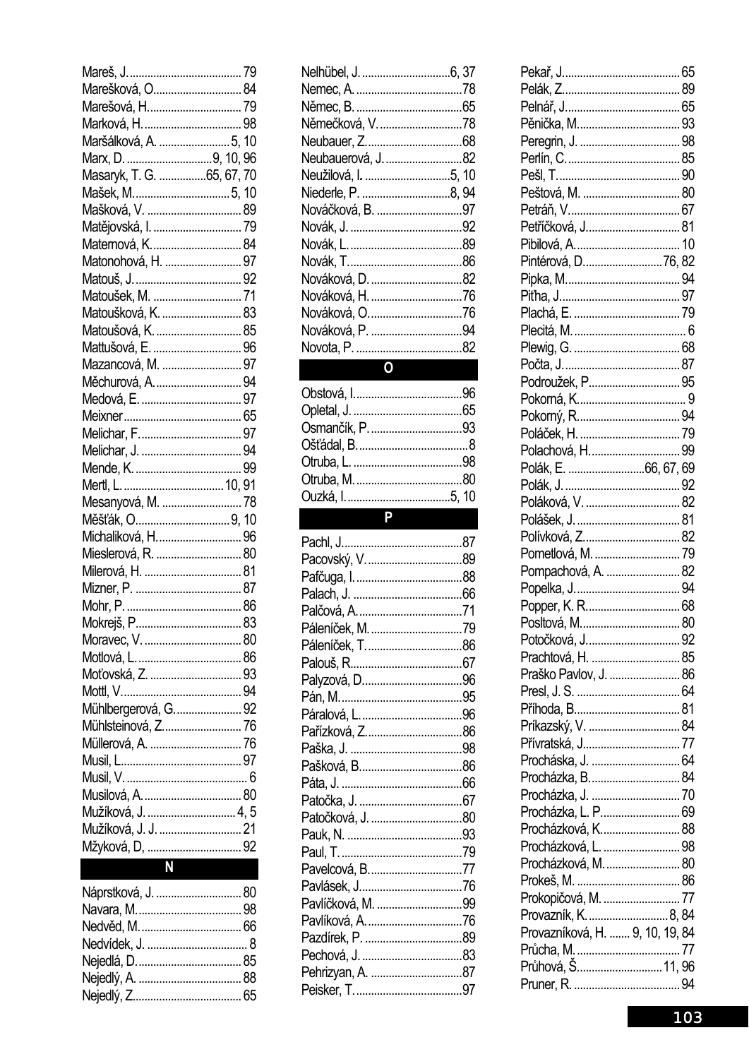Mareš, J. 79
Marešková, O. 84
Marešová, H. 79
Marková, H. 98
Maršálková, A. 5, 10
Marx, D. 9, 10, 96
Masaryk, T. G. 65, 67, 70
Mašek, M. 5, 10
Mašková, V. 89
Matějovská, I. 79
Maternová, K. 84
Matonohová, H. 97
Matouš, J. 92
Matoušek, M. 71
Matoušková, K. 83
Matoušová, K. 85
Mattušová, E. 96
Mazancová, M. 97
Měchurová, A. 94
Medová, E. 97
Meixner 65
Melichar, F. 97
Melichar, J. 94
Mende, K. 99
Mertl, L. 10, 91
Mesanyová, M. 78
Měšťák, O. 9, 10
Michaliková, H. 96
Mieslerová, R. 80
Milerová, H. 81
Mizner, P. 87
Mohr, P. 86
Mokrejš, P. 83
Moravec, V. 80
Motlová, L. 86
Moťovská, Z. 93
Mottl, V. 94
Mühlbergerová, G. 92
Mühlsteinová, Z. 76
Müllerová, A. 76
Musil, L. 97
Musil, V. 6
Musilová, A. 80
Mužíková, J. 4, 5
Mužíková, J. J. 21
Mžyková, D, 92

## N

Náprstková, J. 80
Navara, M. 98
Nedvěd, M. 66
Nedvídek, J. 8
Nejedlá, D. 85
Nejedlý, A. 88
Nejedlý, Z. 65
Nelhübel, J. 6, 37
Nemec, A. 78
Němec, B. 65
Němečková, V. 78
Neubauer, Z. 68
Neubauerová, J. 82
Neužilová, I. 5, 10
Niederle, P. 8, 94
Nováčková, B. 97
Novák, J. 92
Novák, L. 89
Novák, T. 86
Nováková, D. 82
Nováková, H. 76
Nováková, O. 76
Nováková, P. 94
Novota, P. 82

## O

Obstová, I. 96
Opletal, J. 65
Osmančík, P. 93
Ošťádal, B. 8
Otruba, L. 98
Otruba, M. 80
Ouzká, I. 5, 10

## P

Pachl, J. 87
Pacovský, V. 89
Pafčuga, I. 88
Palach, J. 66
Palčová, A. 71
Páleníček, M. 79
Páleníček, T. 86
Palouš, R. 67
Palyzová, D. 96
Pán, M. 95
Páralová, L. 96
Pařízková, Z. 86
Paška, J. 98
Pašková, B. 86
Páta, J. 66
Patočka, J. 67
Patočková, J. 80
Pauk, N. 93
Paul, T. 79
Pavelcová, B. 77
Pavlásek, J. 76
Pavlíčková, M. 99
Pavlíková, A. 76
Pazdírek, P. 89
Pechová, J. 83
Pehrizyan, A. 87
Peisker, T. 97
Pekař, J. 65
Pelák, Z. 89
Pelnář, J. 65
Pěnička, M. 93
Peregrin, J. 98
Perlín, C. 85
Pešl, T. 90
Peštová, M. 80
Petráň, V. 67
Petříčková, J. 81
Pibilová, A. 10
Pintérová, D. 76, 82
Pipka, M. 94
Piťha, J. 97
Plachá, E. 79
Plecitá, M. 6
Plewig, G. 68
Počta, J. 87
Podroužek, P. 95
Pokorná, K. 9
Pokorný, R. 94
Poláček, H. 79
Polachová, H. 99
Polák, E. 66, 67, 69
Polák, J. 92
Poláková, V. 82
Polášek, J. 81
Polívková, Z. 82
Pometlová, M. 79
Pompachová, A. 82
Popelka, J. 94
Popper, K. R. 68
Posltová, M. 80
Potočková, J. 92
Prachtová, H. 85
Praško Pavlov, J. 86
Presl, J. S. 64
Příhoda, B. 81
Prikazský, V. 84
Přívratská, J. 77
Procháska, J. 64
Procházka, B. 84
Procházka, J. 70
Procházka, L. P. 69
Procházková, K. 88
Procházková, L. 98
Procházková, M. 80
Prokeš, M. 86
Prokopičová, M. 77
Provazník, K. 8, 84
Provazníková, H. 9, 10, 19, 84
Průcha, M. 77
Průhová, Š. 11, 96
Pruner, R. 94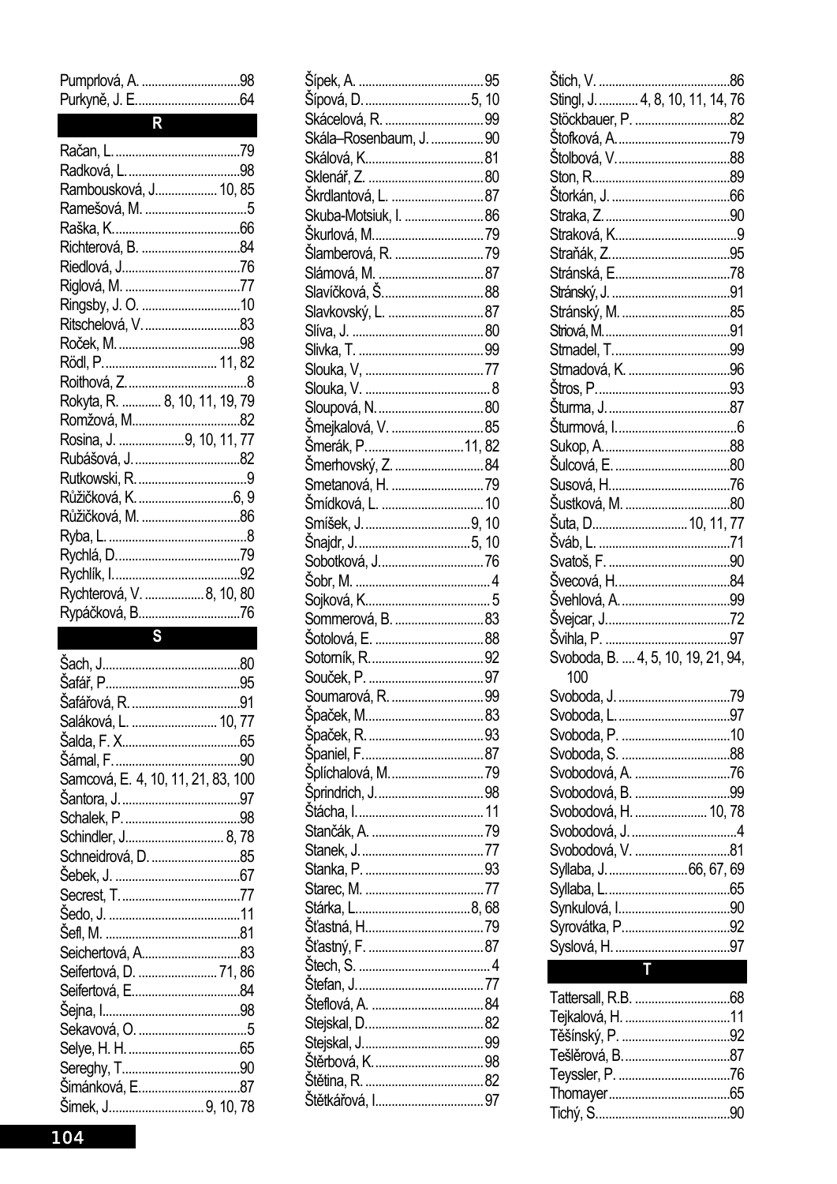Pumprlová, A. ..............................98
Purkyně, J. E. ...............................64

## R

Račan, L. ......................................79
Radková, L. ..................................98
Rambousková, J. .................. 10, 85
Ramešová, M. ...............................5
Raška, K. ......................................66
Richterová, B. ..............................84
Riedlová, J. ..................................76
Riglová, M. ..................................77
Ringsby, J. O. ..............................10
Ritschelová, V. .............................83
Roček, M. .....................................98
Rödl, P. ................................. 11, 82
Roithová, Z. ....................................8
Rokyta, R. ............ 8, 10, 11, 19, 79
Romžová, M. ................................82
Rosina, J. ................... 9, 10, 11, 77
Rubášová, J. ................................82
Rutkowski, R. .................................9
Růžičková, K. ............................6, 9
Růžičková, M. ..............................86
Ryba, L. ..........................................8
Rychlá, D. .....................................79
Rychlík, I. ......................................92
Rychterová, V. ................. 8, 10, 80
Rypáčková, B. ..............................76

## S

Šach, J. .........................................80
Šafář, P. ........................................95
Šafářová, R. .................................91
Saláková, L. .......................... 10, 77
Šalda, F. X. ...................................65
Šámal, F. ......................................90
Samcová, E. 4, 10, 11, 21, 83, 100
Šantora, J. ....................................97
Schalek, P. ...................................98
Schindler, J. ............................ 8, 78
Schneidrová, D. ...........................85
Šebek, J. ......................................67
Secrest, T. ....................................77
Šedo, J. ........................................11
Šefl, M. .........................................81
Seichertová, A. .............................83
Seifertová, D. ........................ 71, 86
Seifertová, E. ................................84
Šejna, I. .........................................98
Sekavová, O. .................................5
Selye, H. H. ..................................65
Sereghy, T. ...................................90
Šimánková, E. ..............................87
Šimek, J. ............................ 9, 10, 78

Šípek, A. ......................................95
Šípová, D. ................................5, 10
Skácelová, R. ..............................99
Skála–Rosenbaum, J. ................90
Skálová, K. ...................................81
Sklenář, Z. ...................................80
Škrdlantová, L. ............................87
Skuba-Motsiuk, I. ........................86
Škurlová, M. .................................79
Šlamberová, R. ...........................79
Slámová, M. ................................87
Slavíčková, Š. ..............................88
Slavkovský, L. .............................87
Slíva, J. .......................................80
Slivka, T. .....................................99
Slouka, V, ...................................77
Slouka, V. ......................................8
Sloupová, N. ................................80
Šmejkalová, V. ............................85
Šmerák, P. ............................11, 82
Šmerhovský, Z. ...........................84
Smetanová, H. ............................79
Šmídková, L. ...............................10
Smíšek, J. ..............................9, 10
Šnajdr, J. ................................5, 10
Sobotková, J. ..............................76
Šobr, M. .........................................4
Sojková, K. ....................................5
Sommerová, B. ...........................83
Šotolová, E. .................................88
Sotorník, R. .................................92
Souček, P. ...................................97
Soumarová, R. ............................99
Špaček, M. ..................................83
Špaček, R. ...................................93
Španiel, F. ...................................87
Šplíchalová, M. ............................79
Šprindrich, J. ...............................98
Štácha, I. ......................................11
Stančák, A. ..................................79
Stanek, J. .....................................77
Stanka, P. ....................................93
Starec, M. ....................................77
Stárka, L. ..................................8, 68
Šťastná, H. ...................................79
Šťastný, F. ...................................87
Štech, S. ........................................4
Štefan, J. ......................................77
Šteflová, A. ..................................84
Stejskal, D. ..................................82
Stejskal, J. ...................................99
Štěrbová, K. .................................98
Štětina, R. ....................................82
Štětkářová, I. ................................97

Štich, V. ........................................86
Stingl, J. ............ 4, 8, 10, 11, 14, 76
Stöckbauer, P. .............................82
Štofková, A. ..................................79
Štolbová, V. ..................................88
Ston, R. .........................................89
Štorkán, J. ....................................66
Straka, Z. ......................................90
Straková, K. ....................................9
Straňák, Z. ....................................95
Stránská, E. ..................................78
Stránský, J. ...................................91
Stránský, M. .................................85
Striová, M. .....................................91
Strnadel, T. ...................................99
Strnadová, K. ...............................96
Štros, P. ........................................93
Šturma, J. .....................................87
Šturmová, I. ....................................6
Sukop, A. ......................................88
Šulcová, E. ...................................80
Susová, H. ....................................76
Šustková, M. ................................80
Šuta, D. ............................10, 11, 77
Šváb, L. ........................................71
Svatoš, F. .....................................90
Švecová, H. ..................................84
Švehlová, A. .................................99
Švejcar, J. .....................................72
Švihla, P. ......................................97
Svoboda, B. .... 4, 5, 10, 19, 21, 94, 100
Svoboda, J. ..................................79
Svoboda, L. ..................................97
Svoboda, P. ..................................10
Svoboda, S. .................................88
Svobodová, A. .............................76
Svobodová, B. .............................99
Svobodová, H. ...................... 10, 78
Svobodová, J. ................................4
Svobodová, V. .............................81
Syllaba, J. ........................66, 67, 69
Syllaba, L. ....................................65
Synkulová, I. .................................90
Syrovátka, P. ................................92
Syslová, H. ...................................97

## T

Tattersall, R.B. .............................68
Tejkalová, H. ................................11
Těšínský, P. .................................92
Těšlěrová, B. ................................87
Teyssler, P. ..................................76
Thomayer .....................................65
Tichý, S. .......................................90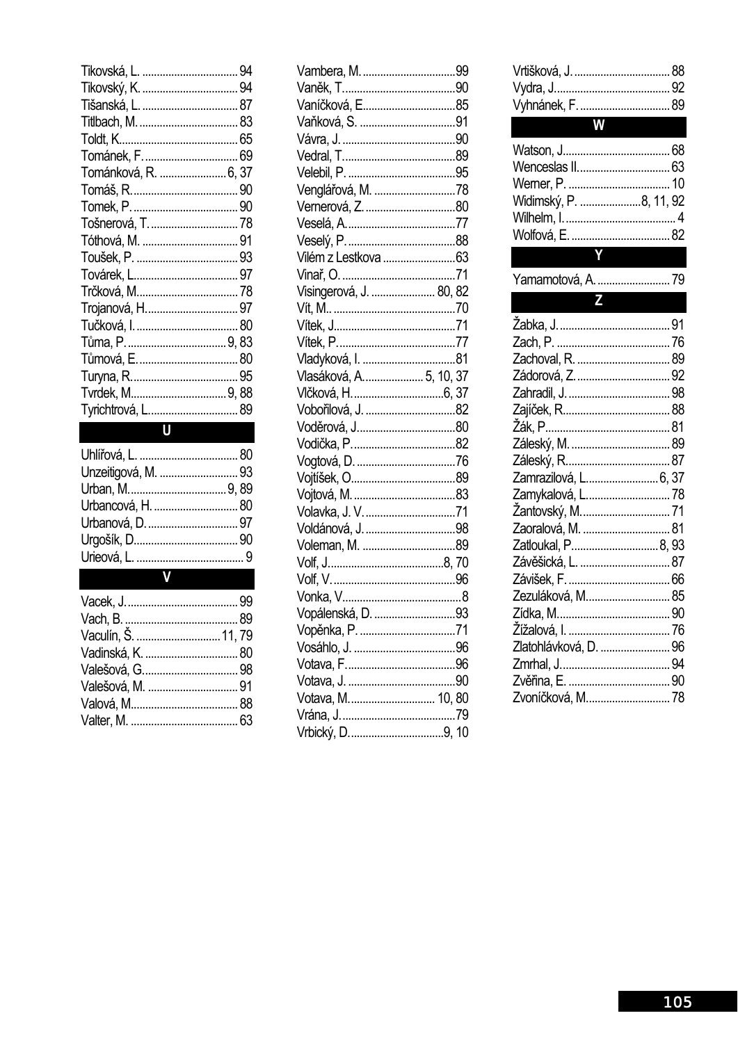Tikovská, L. ................................ 94
Tikovský, K. ................................ 94
Tišanská, L. ................................ 87
Titlbach, M. ................................ 83
Toldt, K. ................................ 65
Tománek, F. ................................ 69
Tománková, R. ................................ 6, 37
Tomáš, R. ................................ 90
Tomek, P. ................................ 90
Tošnerová, T. ................................ 78
Tóthová, M. ................................ 91
Toušek, P. ................................ 93
Továrek, L. ................................ 97
Trčková, M. ................................ 78
Trojanová, H. ................................ 97
Tučková, I. ................................ 80
Tůma, P. ................................ 9, 83
Tůmová, E. ................................ 80
Turyna, R. ................................ 95
Tvrdek, M. ................................ 9, 88
Tyrichtrová, L. ................................ 89

## U

Uhlířová, L. ................................ 80
Unzeitigová, M. ................................ 93
Urban, M. ................................ 9, 89
Urbancová, H. ................................ 80
Urbanová, D. ................................ 97
Urgošík, D. ................................ 90
Urieová, L. ................................ 9

## V

Vacek, J. ................................ 99
Vach, B. ................................ 89
Vaculín, Š. ................................ 11, 79
Vadinská, K. ................................ 80
Valešová, G. ................................ 98
Valešová, M. ................................ 91
Valová, M. ................................ 88
Valter, M. ................................ 63
Vambera, M. ................................ 99
Vaněk, T. ................................ 90
Vaníčková, E. ................................ 85
Vaňková, S. ................................ 91
Vávra, J. ................................ 90
Vedral, T. ................................ 89
Velebil, P. ................................ 95
Venglářová, M. ................................ 78
Vernerová, Z. ................................ 80
Veselá, A. ................................ 77
Veselý, P. ................................ 88
Vilém z Lestkova ................................ 63
Vinař, O. ................................ 71
Visingerová, J. ................................ 80, 82
Vít, M. ................................ 70
Vítek, J. ................................ 71
Vítek, P. ................................ 77
Vladyková, I. ................................ 81
Vlasáková, A. ................................ 5, 10, 37
Vlčková, H. ................................ 6, 37
Vobořilová, J. ................................ 82
Voděrová, J. ................................ 80
Vodička, P. ................................ 82
Vogtová, D. ................................ 76
Vojtíšek, O. ................................ 89
Vojtová, M. ................................ 83
Volavka, J. V. ................................ 71
Voldánová, J. ................................ 98
Voleman, M. ................................ 89
Volf, J. ................................ 8, 70
Volf, V. ................................ 96
Vonka, V. ................................ 8
Vopálenská, D. ................................ 93
Vopěnka, P. ................................ 71
Vosáhlo, J. ................................ 96
Votava, F. ................................ 96
Votava, J. ................................ 90
Votava, M. ................................ 10, 80
Vrána, J. ................................ 79
Vrbický, D. ................................ 9, 10
Vrtišková, J. ................................ 88
Vydra, J. ................................ 92
Vyhnánek, F. ................................ 89

## W

Watson, J. ................................ 68
Wenceslas II. ................................ 63
Werner, P. ................................ 10
Widimský, P. ................................ 8, 11, 92
Wilhelm, I. ................................ 4
Wolfová, E. ................................ 82

## Y

Yamamotová, A. ................................ 79

## Z

Žabka, J. ................................ 91
Zach, P. ................................ 76
Zachoval, R. ................................ 89
Zádorová, Z. ................................ 92
Zahradil, J. ................................ 98
Zajíček, R. ................................ 88
Žák, P. ................................ 81
Záleský, M. ................................ 89
Záleský, R. ................................ 87
Zamrazilová, L. ................................ 6, 37
Zamykalová, L. ................................ 78
Žantovský, M. ................................ 71
Zaoralová, M. ................................ 81
Zatloukal, P. ................................ 8, 93
Závěšická, L. ................................ 87
Závišek, F. ................................ 66
Zezuláková, M. ................................ 85
Zídka, M. ................................ 90
Žížalová, I. ................................ 76
Zlatohlávková, D. ................................ 96
Zmrhal, J. ................................ 94
Zvěřina, E. ................................ 90
Zvoníčková, M. ................................ 78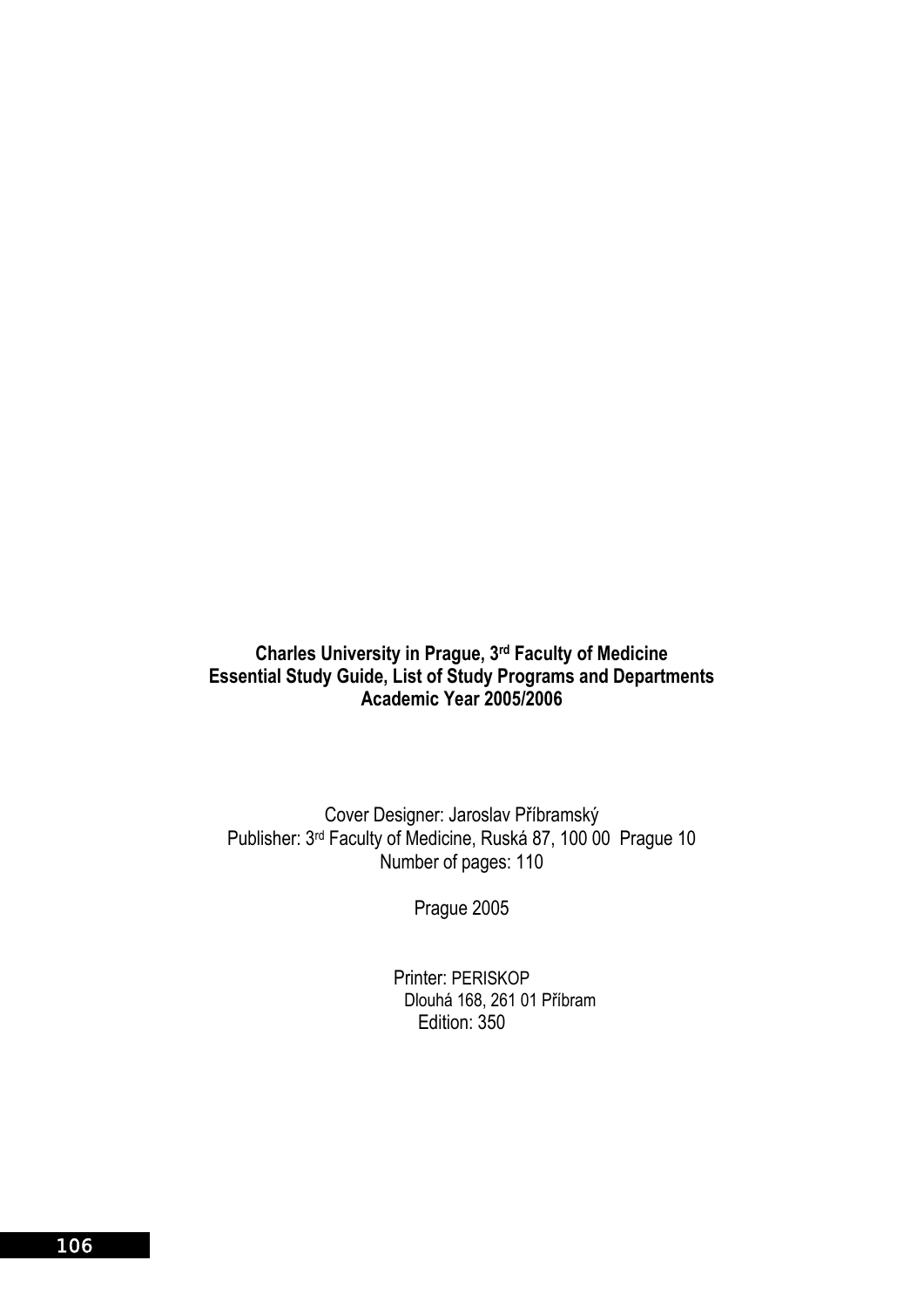**Charles University in Prague, 3rd Faculty of Medicine**
**Essential Study Guide, List of Study Programs and Departments**
**Academic Year 2005/2006**

Cover Designer: Jaroslav Příbramský
Publisher: 3rd Faculty of Medicine, Ruská 87, 100 00 Prague 10
Number of pages: 110

Prague 2005

Printer: PERISKOP
Dlouhá 168, 261 01 Příbram
Edition: 350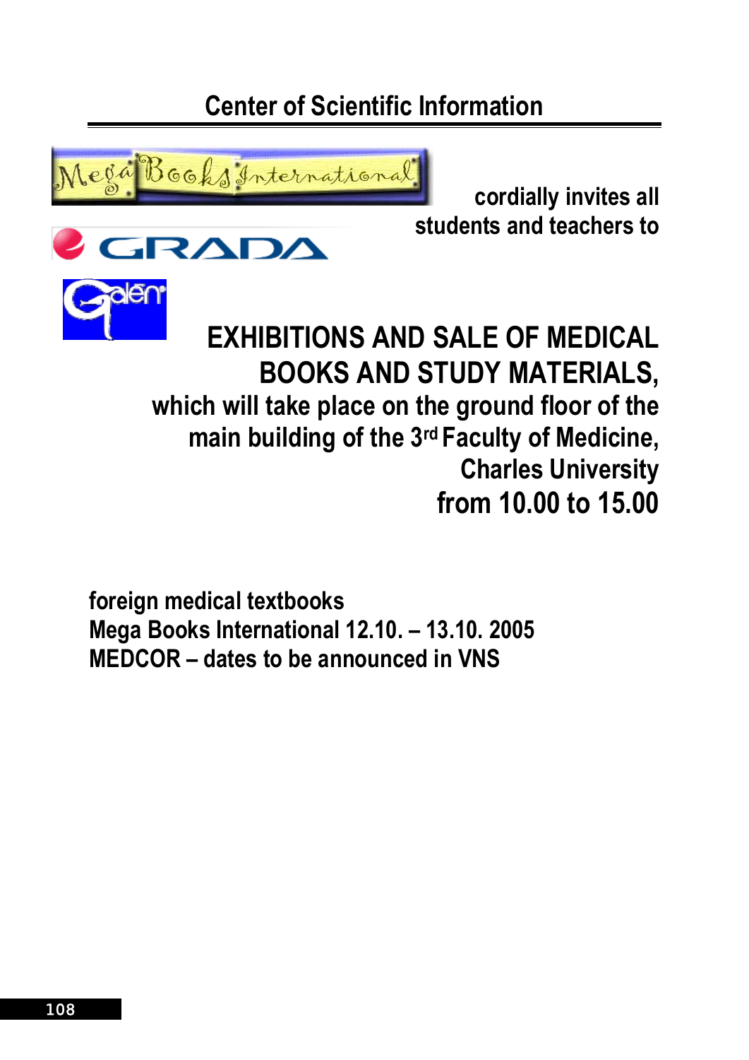## Center of Scientific Information

cordially invites all students and teachers to

**EXHIBITIONS AND SALE OF MEDICAL BOOKS AND STUDY MATERIALS,**

**which will take place on the ground floor of the main building of the 3rd Faculty of Medicine, Charles University**

**from 10.00 to 15.00**

**foreign medical textbooks**
**Mega Books International 12.10. – 13.10. 2005**
**MEDCOR – dates to be announced in VNS**